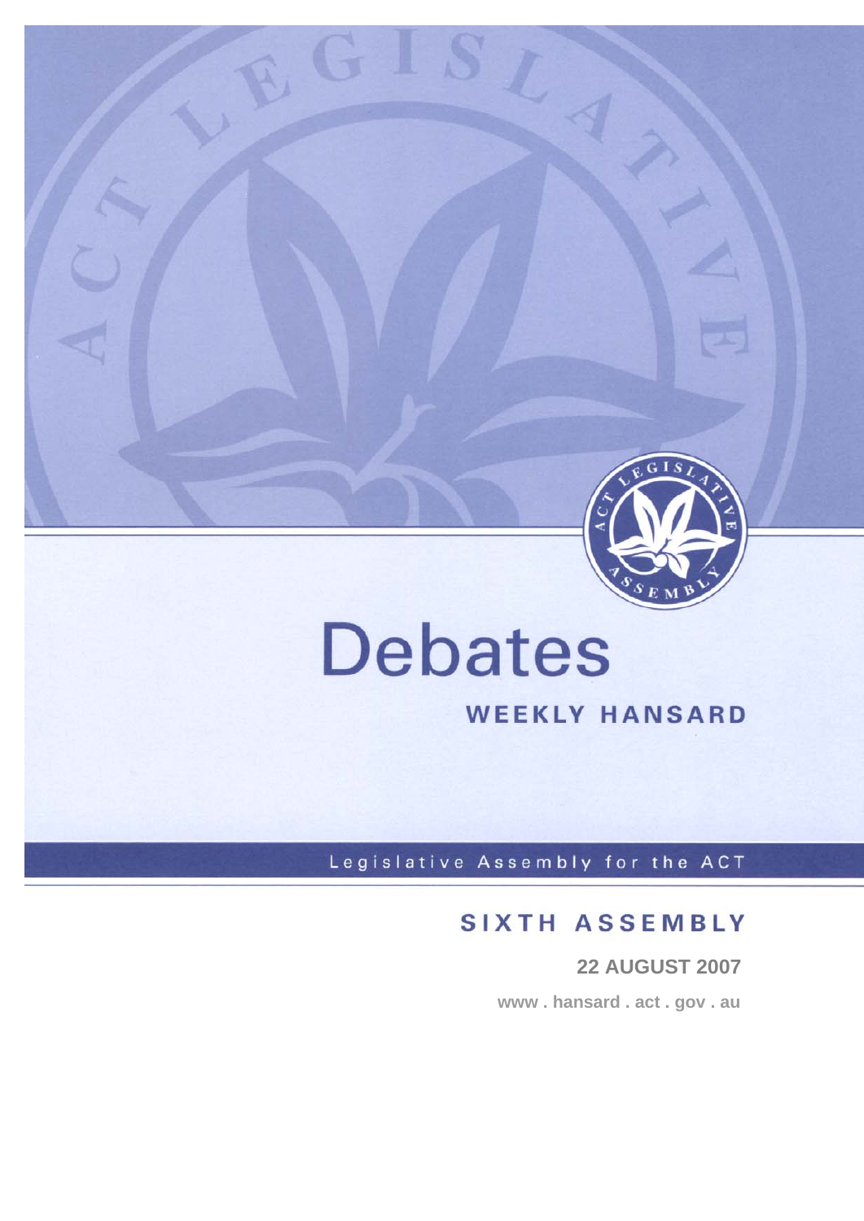# Debates

## WEEKLY HANSARD

Legislative Assembly for the ACT

## SIXTH ASSEMBLY

**22 AUGUST 2007**

**www . hansard . act . gov . au**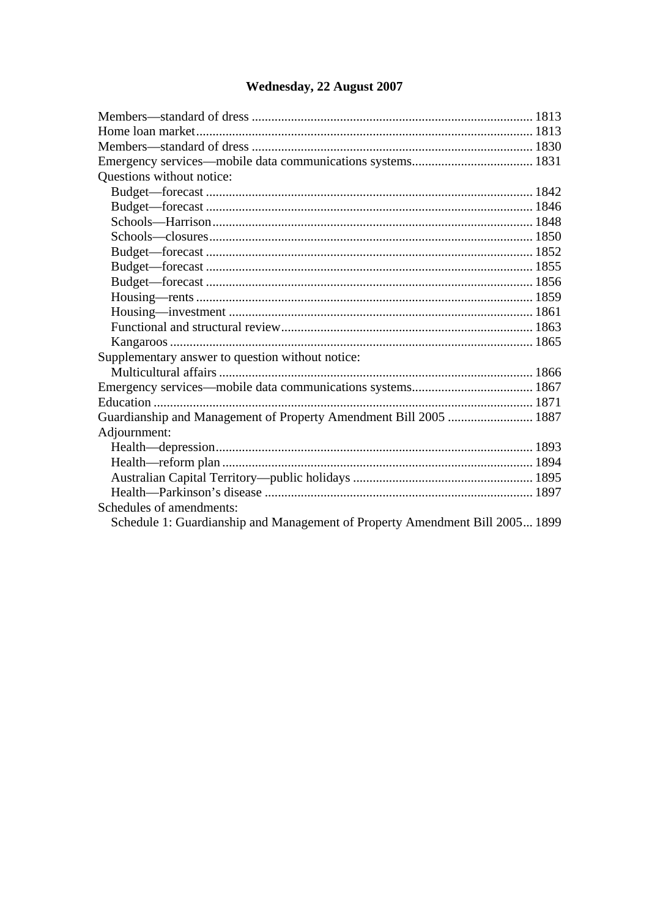# Wednesday, 22 August 2007

Members—standard of dress ..... 1813
Home loan market ..... 1813
Members—standard of dress ..... 1830
Emergency services—mobile data communications systems ..... 1831
Questions without notice:
- Budget—forecast ..... 1842
- Budget—forecast ..... 1846
- Schools—Harrison ..... 1848
- Schools—closures ..... 1850
- Budget—forecast ..... 1852
- Budget—forecast ..... 1855
- Budget—forecast ..... 1856
- Housing—rents ..... 1859
- Housing—investment ..... 1861
- Functional and structural review ..... 1863
- Kangaroos ..... 1865

Supplementary answer to question without notice:
- Multicultural affairs ..... 1866

Emergency services—mobile data communications systems ..... 1867
Education ..... 1871
Guardianship and Management of Property Amendment Bill 2005 ..... 1887
Adjournment:
- Health—depression ..... 1893
- Health—reform plan ..... 1894
- Australian Capital Territory—public holidays ..... 1895
- Health—Parkinson's disease ..... 1897

Schedules of amendments:
- Schedule 1: Guardianship and Management of Property Amendment Bill 2005 ..... 1899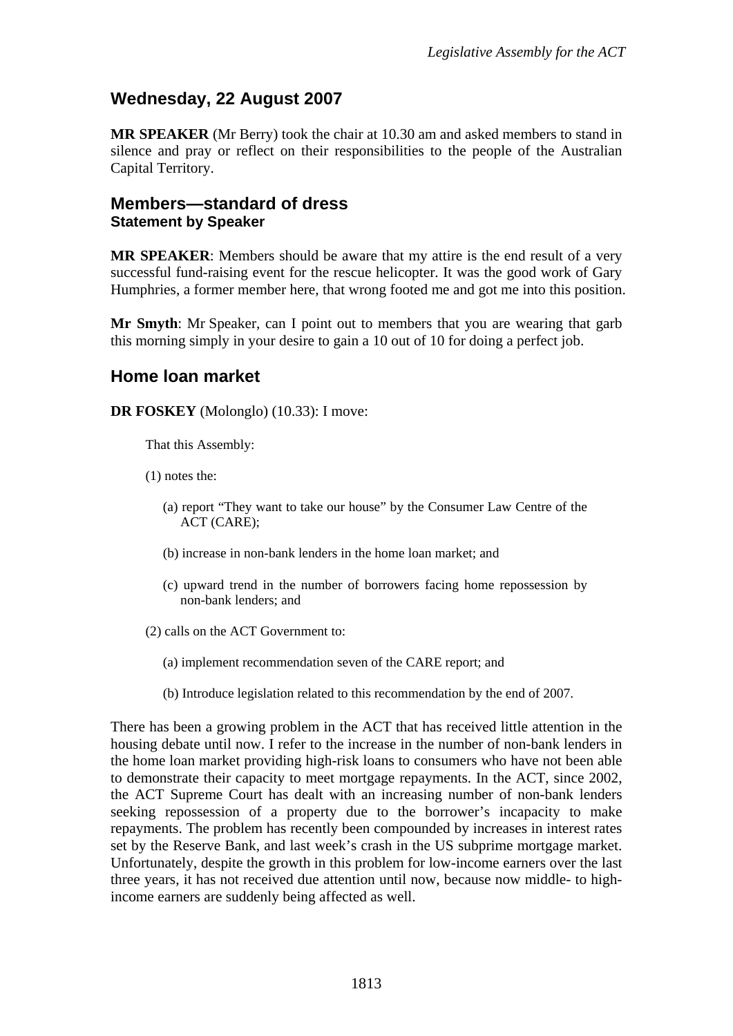## Wednesday, 22 August 2007

**MR SPEAKER** (Mr Berry) took the chair at 10.30 am and asked members to stand in silence and pray or reflect on their responsibilities to the people of the Australian Capital Territory.

## Members—standard of dress
### Statement by Speaker

**MR SPEAKER**: Members should be aware that my attire is the end result of a very successful fund-raising event for the rescue helicopter. It was the good work of Gary Humphries, a former member here, that wrong footed me and got me into this position.

**Mr Smyth**: Mr Speaker, can I point out to members that you are wearing that garb this morning simply in your desire to gain a 10 out of 10 for doing a perfect job.

## Home loan market

**DR FOSKEY** (Molonglo) (10.33): I move:

> That this Assembly:
>
> (1) notes the:
>
> (a) report "They want to take our house" by the Consumer Law Centre of the ACT (CARE);
>
> (b) increase in non-bank lenders in the home loan market; and
>
> (c) upward trend in the number of borrowers facing home repossession by non-bank lenders; and
>
> (2) calls on the ACT Government to:
>
> (a) implement recommendation seven of the CARE report; and
>
> (b) Introduce legislation related to this recommendation by the end of 2007.

There has been a growing problem in the ACT that has received little attention in the housing debate until now. I refer to the increase in the number of non-bank lenders in the home loan market providing high-risk loans to consumers who have not been able to demonstrate their capacity to meet mortgage repayments. In the ACT, since 2002, the ACT Supreme Court has dealt with an increasing number of non-bank lenders seeking repossession of a property due to the borrower's incapacity to make repayments. The problem has recently been compounded by increases in interest rates set by the Reserve Bank, and last week's crash in the US subprime mortgage market. Unfortunately, despite the growth in this problem for low-income earners over the last three years, it has not received due attention until now, because now middle- to high-income earners are suddenly being affected as well.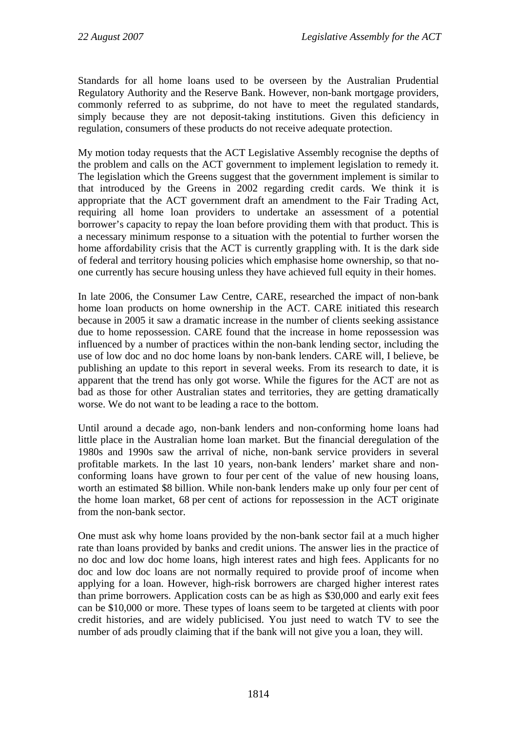Standards for all home loans used to be overseen by the Australian Prudential Regulatory Authority and the Reserve Bank. However, non-bank mortgage providers, commonly referred to as subprime, do not have to meet the regulated standards, simply because they are not deposit-taking institutions. Given this deficiency in regulation, consumers of these products do not receive adequate protection.

My motion today requests that the ACT Legislative Assembly recognise the depths of the problem and calls on the ACT government to implement legislation to remedy it. The legislation which the Greens suggest that the government implement is similar to that introduced by the Greens in 2002 regarding credit cards. We think it is appropriate that the ACT government draft an amendment to the Fair Trading Act, requiring all home loan providers to undertake an assessment of a potential borrower's capacity to repay the loan before providing them with that product. This is a necessary minimum response to a situation with the potential to further worsen the home affordability crisis that the ACT is currently grappling with. It is the dark side of federal and territory housing policies which emphasise home ownership, so that no-one currently has secure housing unless they have achieved full equity in their homes.

In late 2006, the Consumer Law Centre, CARE, researched the impact of non-bank home loan products on home ownership in the ACT. CARE initiated this research because in 2005 it saw a dramatic increase in the number of clients seeking assistance due to home repossession. CARE found that the increase in home repossession was influenced by a number of practices within the non-bank lending sector, including the use of low doc and no doc home loans by non-bank lenders. CARE will, I believe, be publishing an update to this report in several weeks. From its research to date, it is apparent that the trend has only got worse. While the figures for the ACT are not as bad as those for other Australian states and territories, they are getting dramatically worse. We do not want to be leading a race to the bottom.

Until around a decade ago, non-bank lenders and non-conforming home loans had little place in the Australian home loan market. But the financial deregulation of the 1980s and 1990s saw the arrival of niche, non-bank service providers in several profitable markets. In the last 10 years, non-bank lenders' market share and non-conforming loans have grown to four per cent of the value of new housing loans, worth an estimated $8 billion. While non-bank lenders make up only four per cent of the home loan market, 68 per cent of actions for repossession in the ACT originate from the non-bank sector.

One must ask why home loans provided by the non-bank sector fail at a much higher rate than loans provided by banks and credit unions. The answer lies in the practice of no doc and low doc home loans, high interest rates and high fees. Applicants for no doc and low doc loans are not normally required to provide proof of income when applying for a loan. However, high-risk borrowers are charged higher interest rates than prime borrowers. Application costs can be as high as $30,000 and early exit fees can be $10,000 or more. These types of loans seem to be targeted at clients with poor credit histories, and are widely publicised. You just need to watch TV to see the number of ads proudly claiming that if the bank will not give you a loan, they will.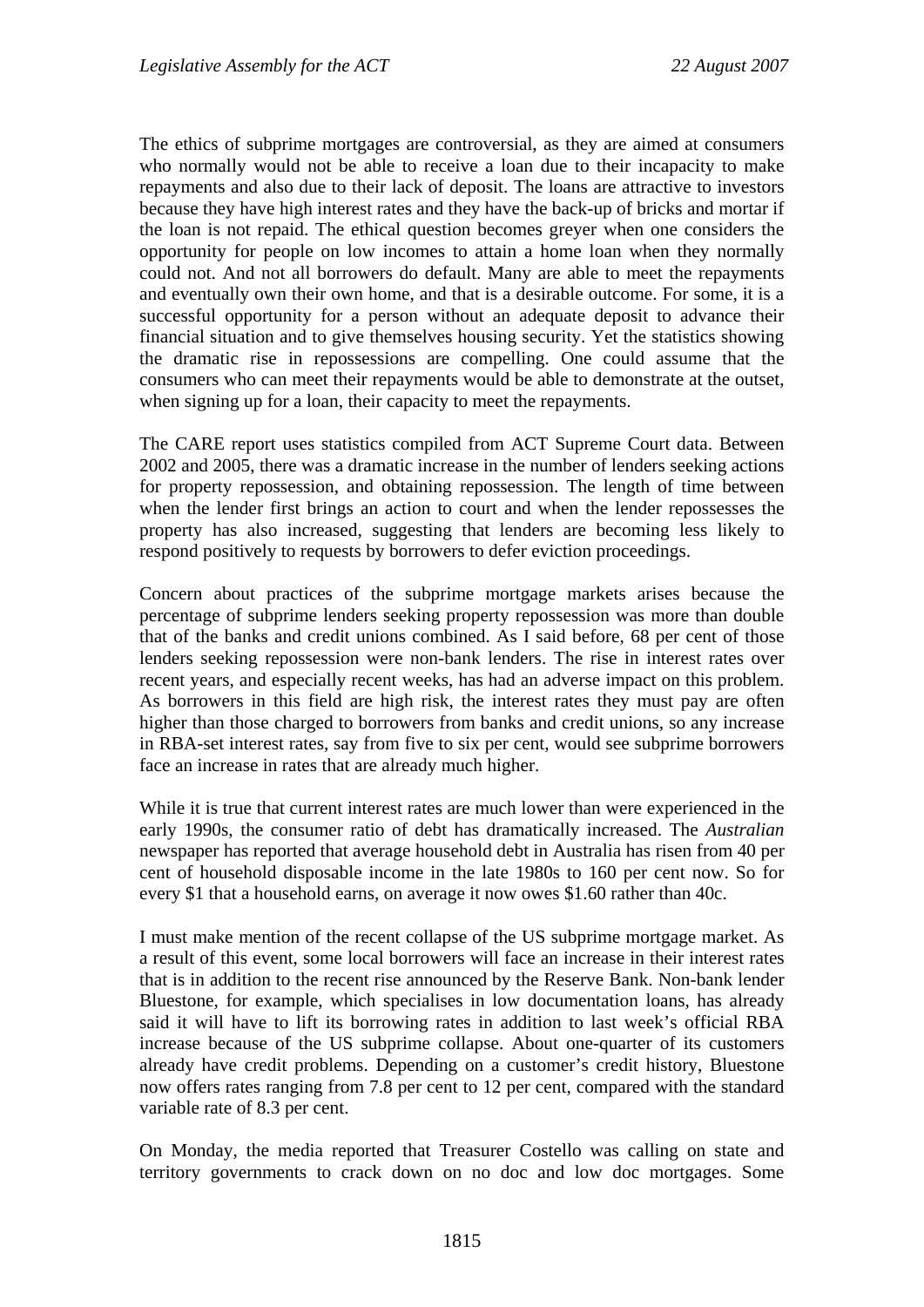The ethics of subprime mortgages are controversial, as they are aimed at consumers who normally would not be able to receive a loan due to their incapacity to make repayments and also due to their lack of deposit. The loans are attractive to investors because they have high interest rates and they have the back-up of bricks and mortar if the loan is not repaid. The ethical question becomes greyer when one considers the opportunity for people on low incomes to attain a home loan when they normally could not. And not all borrowers do default. Many are able to meet the repayments and eventually own their own home, and that is a desirable outcome. For some, it is a successful opportunity for a person without an adequate deposit to advance their financial situation and to give themselves housing security. Yet the statistics showing the dramatic rise in repossessions are compelling. One could assume that the consumers who can meet their repayments would be able to demonstrate at the outset, when signing up for a loan, their capacity to meet the repayments.

The CARE report uses statistics compiled from ACT Supreme Court data. Between 2002 and 2005, there was a dramatic increase in the number of lenders seeking actions for property repossession, and obtaining repossession. The length of time between when the lender first brings an action to court and when the lender repossesses the property has also increased, suggesting that lenders are becoming less likely to respond positively to requests by borrowers to defer eviction proceedings.

Concern about practices of the subprime mortgage markets arises because the percentage of subprime lenders seeking property repossession was more than double that of the banks and credit unions combined. As I said before, 68 per cent of those lenders seeking repossession were non-bank lenders. The rise in interest rates over recent years, and especially recent weeks, has had an adverse impact on this problem. As borrowers in this field are high risk, the interest rates they must pay are often higher than those charged to borrowers from banks and credit unions, so any increase in RBA-set interest rates, say from five to six per cent, would see subprime borrowers face an increase in rates that are already much higher.

While it is true that current interest rates are much lower than were experienced in the early 1990s, the consumer ratio of debt has dramatically increased. The *Australian* newspaper has reported that average household debt in Australia has risen from 40 per cent of household disposable income in the late 1980s to 160 per cent now. So for every $1 that a household earns, on average it now owes $1.60 rather than 40c.

I must make mention of the recent collapse of the US subprime mortgage market. As a result of this event, some local borrowers will face an increase in their interest rates that is in addition to the recent rise announced by the Reserve Bank. Non-bank lender Bluestone, for example, which specialises in low documentation loans, has already said it will have to lift its borrowing rates in addition to last week's official RBA increase because of the US subprime collapse. About one-quarter of its customers already have credit problems. Depending on a customer's credit history, Bluestone now offers rates ranging from 7.8 per cent to 12 per cent, compared with the standard variable rate of 8.3 per cent.

On Monday, the media reported that Treasurer Costello was calling on state and territory governments to crack down on no doc and low doc mortgages. Some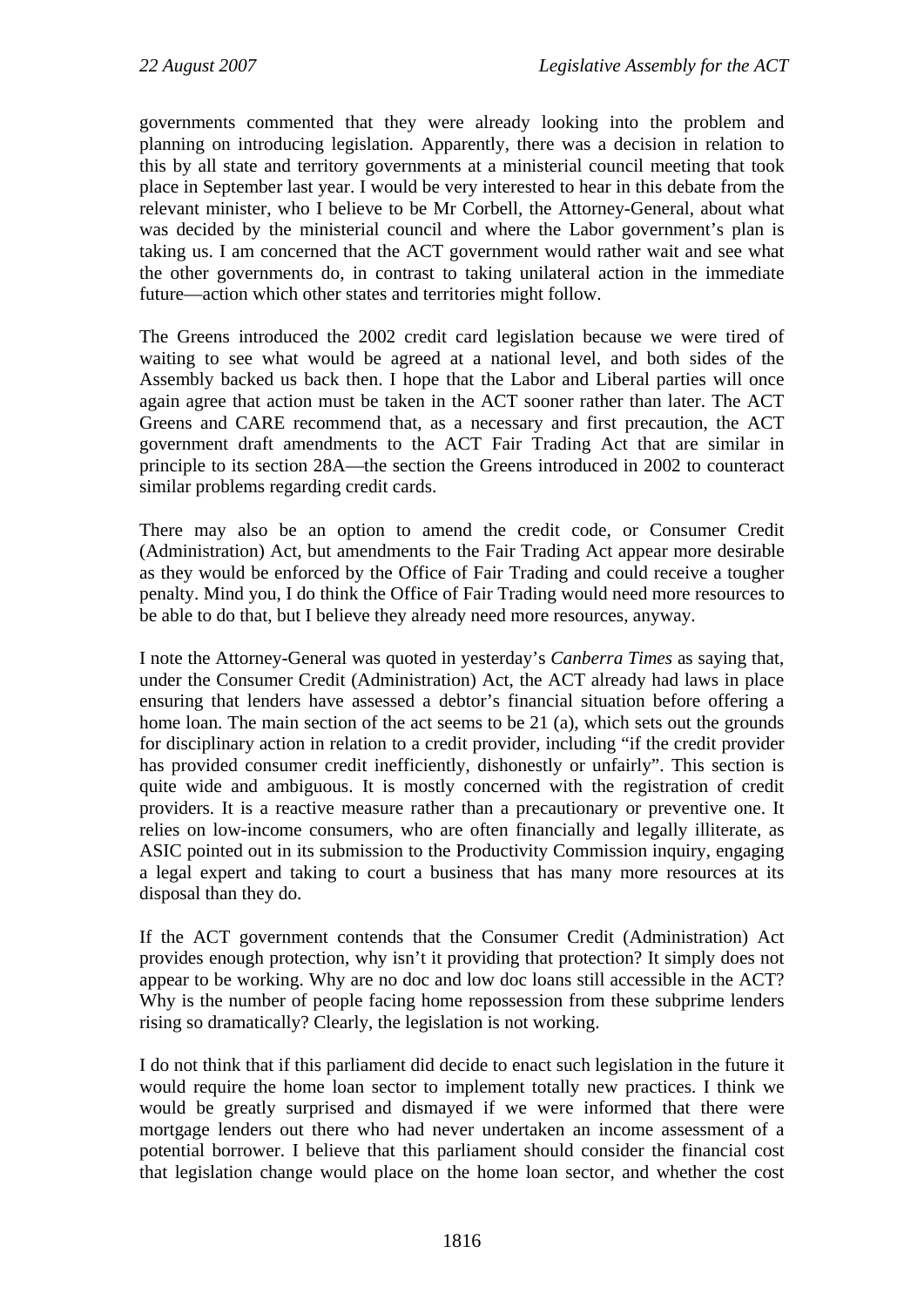governments commented that they were already looking into the problem and planning on introducing legislation. Apparently, there was a decision in relation to this by all state and territory governments at a ministerial council meeting that took place in September last year. I would be very interested to hear in this debate from the relevant minister, who I believe to be Mr Corbell, the Attorney-General, about what was decided by the ministerial council and where the Labor government's plan is taking us. I am concerned that the ACT government would rather wait and see what the other governments do, in contrast to taking unilateral action in the immediate future—action which other states and territories might follow.

The Greens introduced the 2002 credit card legislation because we were tired of waiting to see what would be agreed at a national level, and both sides of the Assembly backed us back then. I hope that the Labor and Liberal parties will once again agree that action must be taken in the ACT sooner rather than later. The ACT Greens and CARE recommend that, as a necessary and first precaution, the ACT government draft amendments to the ACT Fair Trading Act that are similar in principle to its section 28A—the section the Greens introduced in 2002 to counteract similar problems regarding credit cards.

There may also be an option to amend the credit code, or Consumer Credit (Administration) Act, but amendments to the Fair Trading Act appear more desirable as they would be enforced by the Office of Fair Trading and could receive a tougher penalty. Mind you, I do think the Office of Fair Trading would need more resources to be able to do that, but I believe they already need more resources, anyway.

I note the Attorney-General was quoted in yesterday's *Canberra Times* as saying that, under the Consumer Credit (Administration) Act, the ACT already had laws in place ensuring that lenders have assessed a debtor's financial situation before offering a home loan. The main section of the act seems to be 21 (a), which sets out the grounds for disciplinary action in relation to a credit provider, including "if the credit provider has provided consumer credit inefficiently, dishonestly or unfairly". This section is quite wide and ambiguous. It is mostly concerned with the registration of credit providers. It is a reactive measure rather than a precautionary or preventive one. It relies on low-income consumers, who are often financially and legally illiterate, as ASIC pointed out in its submission to the Productivity Commission inquiry, engaging a legal expert and taking to court a business that has many more resources at its disposal than they do.

If the ACT government contends that the Consumer Credit (Administration) Act provides enough protection, why isn't it providing that protection? It simply does not appear to be working. Why are no doc and low doc loans still accessible in the ACT? Why is the number of people facing home repossession from these subprime lenders rising so dramatically? Clearly, the legislation is not working.

I do not think that if this parliament did decide to enact such legislation in the future it would require the home loan sector to implement totally new practices. I think we would be greatly surprised and dismayed if we were informed that there were mortgage lenders out there who had never undertaken an income assessment of a potential borrower. I believe that this parliament should consider the financial cost that legislation change would place on the home loan sector, and whether the cost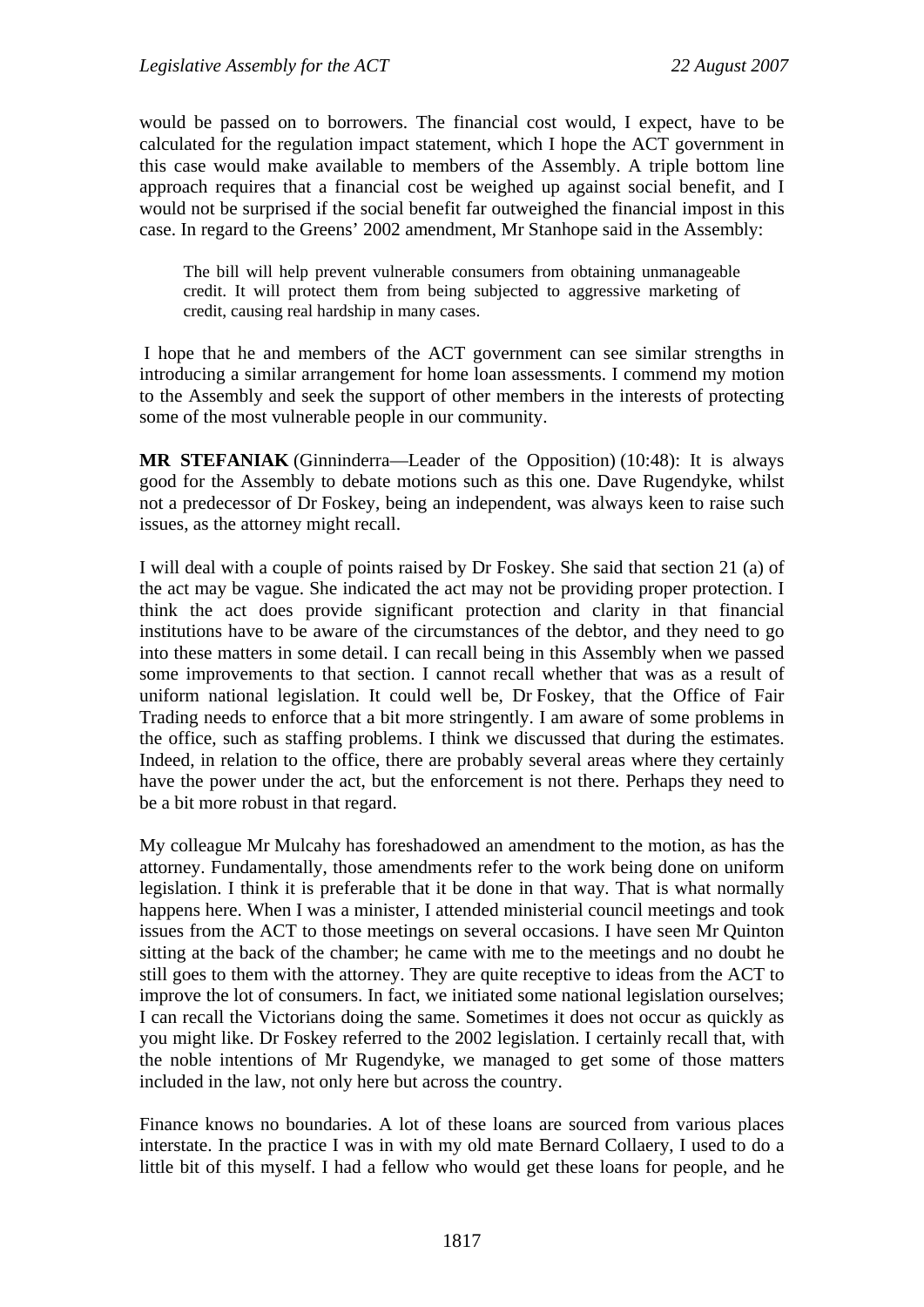would be passed on to borrowers. The financial cost would, I expect, have to be calculated for the regulation impact statement, which I hope the ACT government in this case would make available to members of the Assembly. A triple bottom line approach requires that a financial cost be weighed up against social benefit, and I would not be surprised if the social benefit far outweighed the financial impost in this case. In regard to the Greens' 2002 amendment, Mr Stanhope said in the Assembly:

> The bill will help prevent vulnerable consumers from obtaining unmanageable credit. It will protect them from being subjected to aggressive marketing of credit, causing real hardship in many cases.

I hope that he and members of the ACT government can see similar strengths in introducing a similar arrangement for home loan assessments. I commend my motion to the Assembly and seek the support of other members in the interests of protecting some of the most vulnerable people in our community.

**MR STEFANIAK** (Ginninderra—Leader of the Opposition) (10:48): It is always good for the Assembly to debate motions such as this one. Dave Rugendyke, whilst not a predecessor of Dr Foskey, being an independent, was always keen to raise such issues, as the attorney might recall.

I will deal with a couple of points raised by Dr Foskey. She said that section 21 (a) of the act may be vague. She indicated the act may not be providing proper protection. I think the act does provide significant protection and clarity in that financial institutions have to be aware of the circumstances of the debtor, and they need to go into these matters in some detail. I can recall being in this Assembly when we passed some improvements to that section. I cannot recall whether that was as a result of uniform national legislation. It could well be, Dr Foskey, that the Office of Fair Trading needs to enforce that a bit more stringently. I am aware of some problems in the office, such as staffing problems. I think we discussed that during the estimates. Indeed, in relation to the office, there are probably several areas where they certainly have the power under the act, but the enforcement is not there. Perhaps they need to be a bit more robust in that regard.

My colleague Mr Mulcahy has foreshadowed an amendment to the motion, as has the attorney. Fundamentally, those amendments refer to the work being done on uniform legislation. I think it is preferable that it be done in that way. That is what normally happens here. When I was a minister, I attended ministerial council meetings and took issues from the ACT to those meetings on several occasions. I have seen Mr Quinton sitting at the back of the chamber; he came with me to the meetings and no doubt he still goes to them with the attorney. They are quite receptive to ideas from the ACT to improve the lot of consumers. In fact, we initiated some national legislation ourselves; I can recall the Victorians doing the same. Sometimes it does not occur as quickly as you might like. Dr Foskey referred to the 2002 legislation. I certainly recall that, with the noble intentions of Mr Rugendyke, we managed to get some of those matters included in the law, not only here but across the country.

Finance knows no boundaries. A lot of these loans are sourced from various places interstate. In the practice I was in with my old mate Bernard Collaery, I used to do a little bit of this myself. I had a fellow who would get these loans for people, and he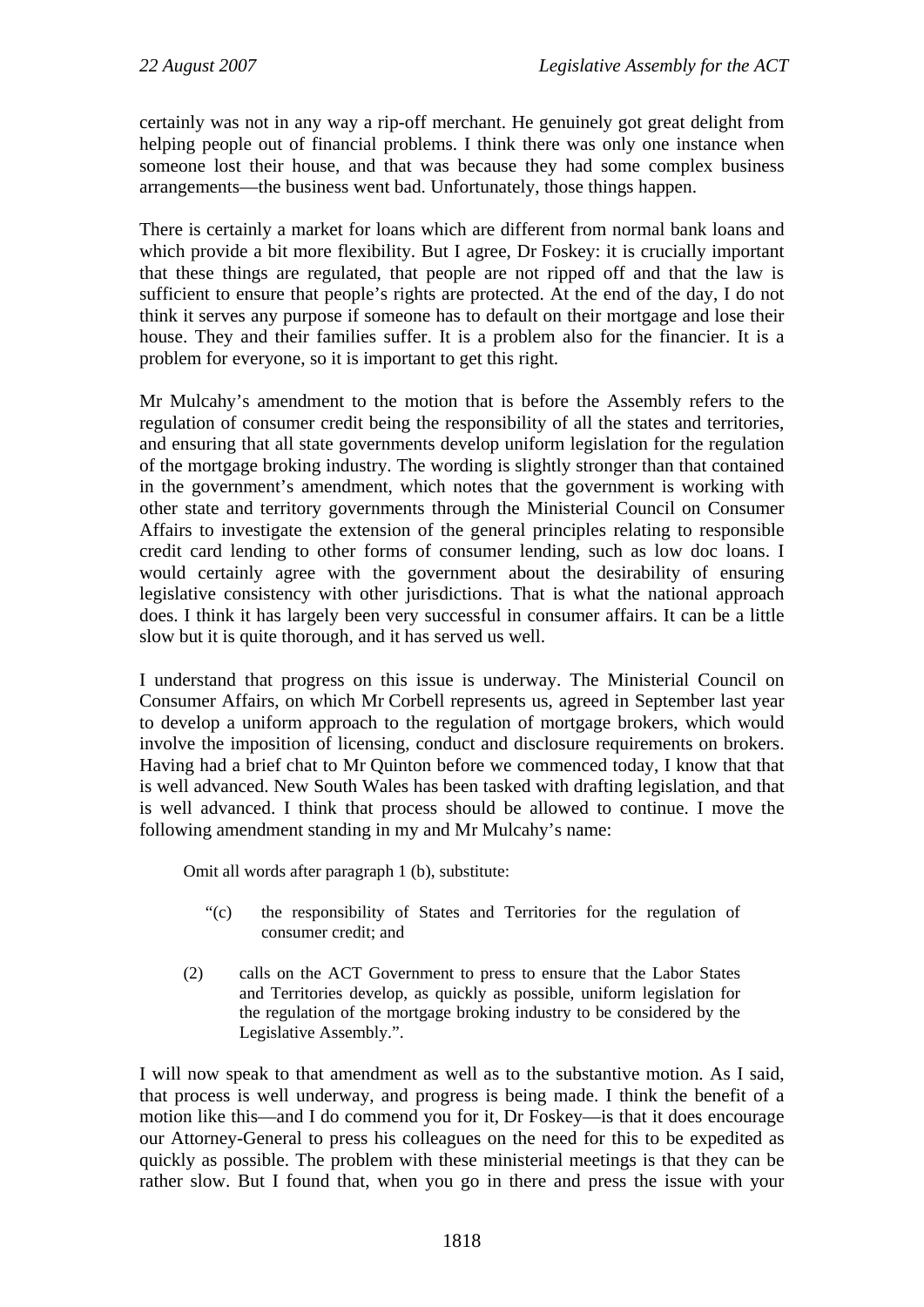certainly was not in any way a rip-off merchant. He genuinely got great delight from helping people out of financial problems. I think there was only one instance when someone lost their house, and that was because they had some complex business arrangements—the business went bad. Unfortunately, those things happen.

There is certainly a market for loans which are different from normal bank loans and which provide a bit more flexibility. But I agree, Dr Foskey: it is crucially important that these things are regulated, that people are not ripped off and that the law is sufficient to ensure that people's rights are protected. At the end of the day, I do not think it serves any purpose if someone has to default on their mortgage and lose their house. They and their families suffer. It is a problem also for the financier. It is a problem for everyone, so it is important to get this right.

Mr Mulcahy's amendment to the motion that is before the Assembly refers to the regulation of consumer credit being the responsibility of all the states and territories, and ensuring that all state governments develop uniform legislation for the regulation of the mortgage broking industry. The wording is slightly stronger than that contained in the government's amendment, which notes that the government is working with other state and territory governments through the Ministerial Council on Consumer Affairs to investigate the extension of the general principles relating to responsible credit card lending to other forms of consumer lending, such as low doc loans. I would certainly agree with the government about the desirability of ensuring legislative consistency with other jurisdictions. That is what the national approach does. I think it has largely been very successful in consumer affairs. It can be a little slow but it is quite thorough, and it has served us well.

I understand that progress on this issue is underway. The Ministerial Council on Consumer Affairs, on which Mr Corbell represents us, agreed in September last year to develop a uniform approach to the regulation of mortgage brokers, which would involve the imposition of licensing, conduct and disclosure requirements on brokers. Having had a brief chat to Mr Quinton before we commenced today, I know that that is well advanced. New South Wales has been tasked with drafting legislation, and that is well advanced. I think that process should be allowed to continue. I move the following amendment standing in my and Mr Mulcahy's name:

> Omit all words after paragraph 1 (b), substitute:
>
> "(c) the responsibility of States and Territories for the regulation of consumer credit; and
>
> (2) calls on the ACT Government to press to ensure that the Labor States and Territories develop, as quickly as possible, uniform legislation for the regulation of the mortgage broking industry to be considered by the Legislative Assembly.".

I will now speak to that amendment as well as to the substantive motion. As I said, that process is well underway, and progress is being made. I think the benefit of a motion like this—and I do commend you for it, Dr Foskey—is that it does encourage our Attorney-General to press his colleagues on the need for this to be expedited as quickly as possible. The problem with these ministerial meetings is that they can be rather slow. But I found that, when you go in there and press the issue with your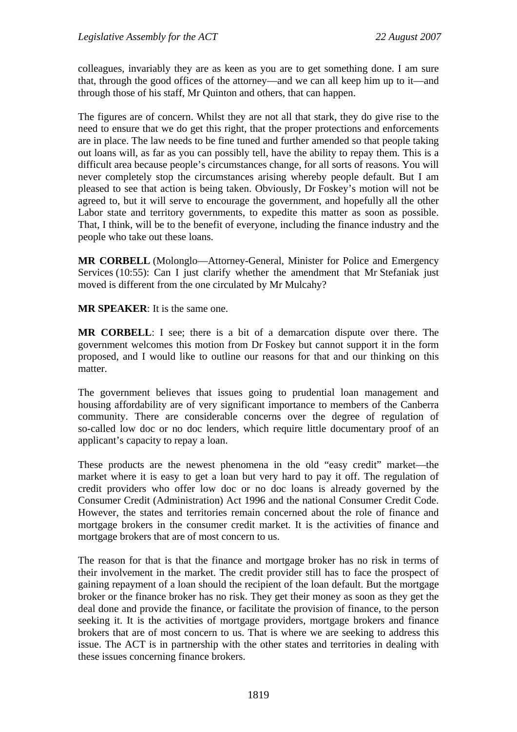colleagues, invariably they are as keen as you are to get something done. I am sure that, through the good offices of the attorney—and we can all keep him up to it—and through those of his staff, Mr Quinton and others, that can happen.

The figures are of concern. Whilst they are not all that stark, they do give rise to the need to ensure that we do get this right, that the proper protections and enforcements are in place. The law needs to be fine tuned and further amended so that people taking out loans will, as far as you can possibly tell, have the ability to repay them. This is a difficult area because people's circumstances change, for all sorts of reasons. You will never completely stop the circumstances arising whereby people default. But I am pleased to see that action is being taken. Obviously, Dr Foskey's motion will not be agreed to, but it will serve to encourage the government, and hopefully all the other Labor state and territory governments, to expedite this matter as soon as possible. That, I think, will be to the benefit of everyone, including the finance industry and the people who take out these loans.

**MR CORBELL** (Molonglo—Attorney-General, Minister for Police and Emergency Services (10:55): Can I just clarify whether the amendment that Mr Stefaniak just moved is different from the one circulated by Mr Mulcahy?

**MR SPEAKER**: It is the same one.

**MR CORBELL**: I see; there is a bit of a demarcation dispute over there. The government welcomes this motion from Dr Foskey but cannot support it in the form proposed, and I would like to outline our reasons for that and our thinking on this matter.

The government believes that issues going to prudential loan management and housing affordability are of very significant importance to members of the Canberra community. There are considerable concerns over the degree of regulation of so-called low doc or no doc lenders, which require little documentary proof of an applicant's capacity to repay a loan.

These products are the newest phenomena in the old "easy credit" market—the market where it is easy to get a loan but very hard to pay it off. The regulation of credit providers who offer low doc or no doc loans is already governed by the Consumer Credit (Administration) Act 1996 and the national Consumer Credit Code. However, the states and territories remain concerned about the role of finance and mortgage brokers in the consumer credit market. It is the activities of finance and mortgage brokers that are of most concern to us.

The reason for that is that the finance and mortgage broker has no risk in terms of their involvement in the market. The credit provider still has to face the prospect of gaining repayment of a loan should the recipient of the loan default. But the mortgage broker or the finance broker has no risk. They get their money as soon as they get the deal done and provide the finance, or facilitate the provision of finance, to the person seeking it. It is the activities of mortgage providers, mortgage brokers and finance brokers that are of most concern to us. That is where we are seeking to address this issue. The ACT is in partnership with the other states and territories in dealing with these issues concerning finance brokers.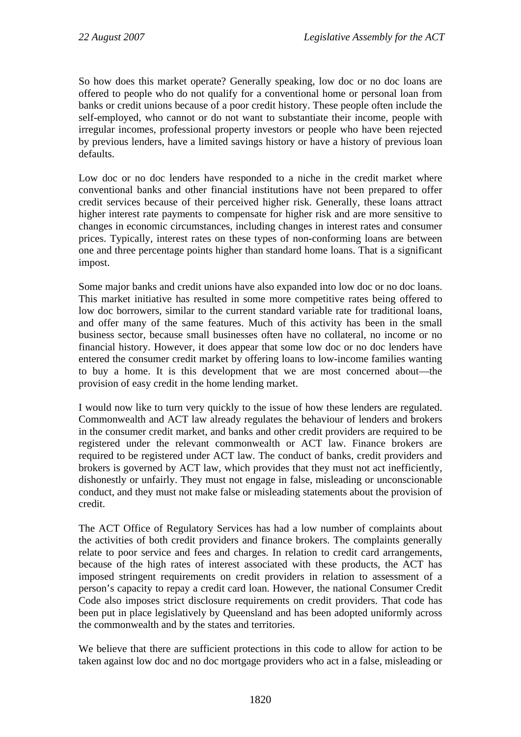So how does this market operate? Generally speaking, low doc or no doc loans are offered to people who do not qualify for a conventional home or personal loan from banks or credit unions because of a poor credit history. These people often include the self-employed, who cannot or do not want to substantiate their income, people with irregular incomes, professional property investors or people who have been rejected by previous lenders, have a limited savings history or have a history of previous loan defaults.

Low doc or no doc lenders have responded to a niche in the credit market where conventional banks and other financial institutions have not been prepared to offer credit services because of their perceived higher risk. Generally, these loans attract higher interest rate payments to compensate for higher risk and are more sensitive to changes in economic circumstances, including changes in interest rates and consumer prices. Typically, interest rates on these types of non-conforming loans are between one and three percentage points higher than standard home loans. That is a significant impost.

Some major banks and credit unions have also expanded into low doc or no doc loans. This market initiative has resulted in some more competitive rates being offered to low doc borrowers, similar to the current standard variable rate for traditional loans, and offer many of the same features. Much of this activity has been in the small business sector, because small businesses often have no collateral, no income or no financial history. However, it does appear that some low doc or no doc lenders have entered the consumer credit market by offering loans to low-income families wanting to buy a home. It is this development that we are most concerned about—the provision of easy credit in the home lending market.

I would now like to turn very quickly to the issue of how these lenders are regulated. Commonwealth and ACT law already regulates the behaviour of lenders and brokers in the consumer credit market, and banks and other credit providers are required to be registered under the relevant commonwealth or ACT law. Finance brokers are required to be registered under ACT law. The conduct of banks, credit providers and brokers is governed by ACT law, which provides that they must not act inefficiently, dishonestly or unfairly. They must not engage in false, misleading or unconscionable conduct, and they must not make false or misleading statements about the provision of credit.

The ACT Office of Regulatory Services has had a low number of complaints about the activities of both credit providers and finance brokers. The complaints generally relate to poor service and fees and charges. In relation to credit card arrangements, because of the high rates of interest associated with these products, the ACT has imposed stringent requirements on credit providers in relation to assessment of a person's capacity to repay a credit card loan. However, the national Consumer Credit Code also imposes strict disclosure requirements on credit providers. That code has been put in place legislatively by Queensland and has been adopted uniformly across the commonwealth and by the states and territories.

We believe that there are sufficient protections in this code to allow for action to be taken against low doc and no doc mortgage providers who act in a false, misleading or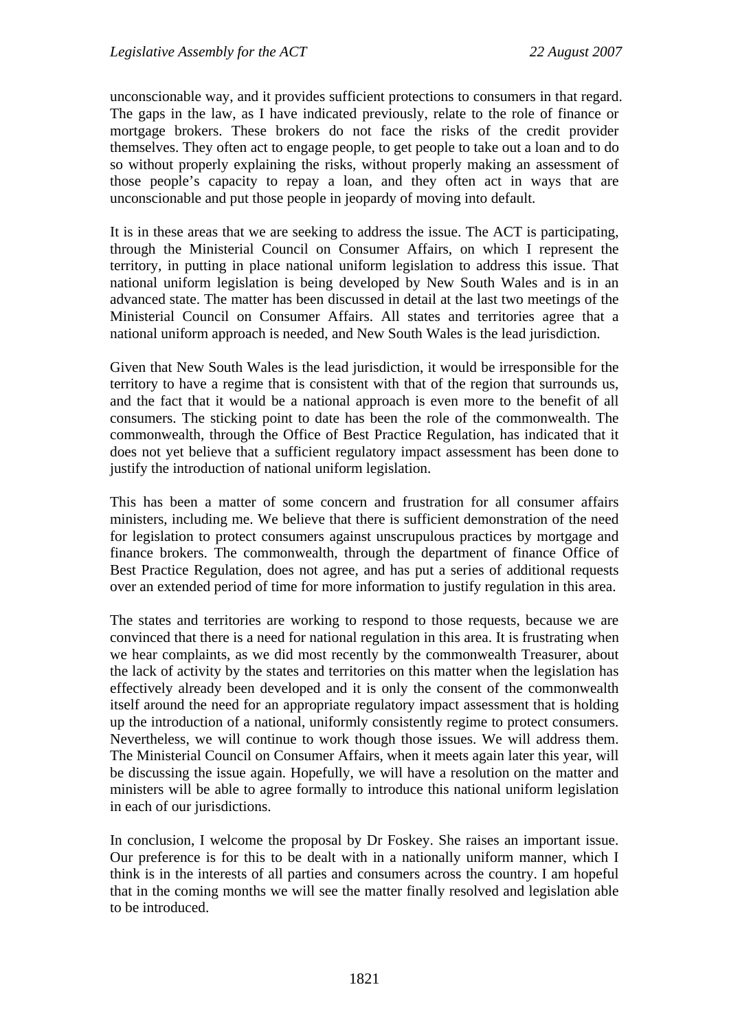unconscionable way, and it provides sufficient protections to consumers in that regard. The gaps in the law, as I have indicated previously, relate to the role of finance or mortgage brokers. These brokers do not face the risks of the credit provider themselves. They often act to engage people, to get people to take out a loan and to do so without properly explaining the risks, without properly making an assessment of those people's capacity to repay a loan, and they often act in ways that are unconscionable and put those people in jeopardy of moving into default.

It is in these areas that we are seeking to address the issue. The ACT is participating, through the Ministerial Council on Consumer Affairs, on which I represent the territory, in putting in place national uniform legislation to address this issue. That national uniform legislation is being developed by New South Wales and is in an advanced state. The matter has been discussed in detail at the last two meetings of the Ministerial Council on Consumer Affairs. All states and territories agree that a national uniform approach is needed, and New South Wales is the lead jurisdiction.

Given that New South Wales is the lead jurisdiction, it would be irresponsible for the territory to have a regime that is consistent with that of the region that surrounds us, and the fact that it would be a national approach is even more to the benefit of all consumers. The sticking point to date has been the role of the commonwealth. The commonwealth, through the Office of Best Practice Regulation, has indicated that it does not yet believe that a sufficient regulatory impact assessment has been done to justify the introduction of national uniform legislation.

This has been a matter of some concern and frustration for all consumer affairs ministers, including me. We believe that there is sufficient demonstration of the need for legislation to protect consumers against unscrupulous practices by mortgage and finance brokers. The commonwealth, through the department of finance Office of Best Practice Regulation, does not agree, and has put a series of additional requests over an extended period of time for more information to justify regulation in this area.

The states and territories are working to respond to those requests, because we are convinced that there is a need for national regulation in this area. It is frustrating when we hear complaints, as we did most recently by the commonwealth Treasurer, about the lack of activity by the states and territories on this matter when the legislation has effectively already been developed and it is only the consent of the commonwealth itself around the need for an appropriate regulatory impact assessment that is holding up the introduction of a national, uniformly consistently regime to protect consumers. Nevertheless, we will continue to work though those issues. We will address them. The Ministerial Council on Consumer Affairs, when it meets again later this year, will be discussing the issue again. Hopefully, we will have a resolution on the matter and ministers will be able to agree formally to introduce this national uniform legislation in each of our jurisdictions.

In conclusion, I welcome the proposal by Dr Foskey. She raises an important issue. Our preference is for this to be dealt with in a nationally uniform manner, which I think is in the interests of all parties and consumers across the country. I am hopeful that in the coming months we will see the matter finally resolved and legislation able to be introduced.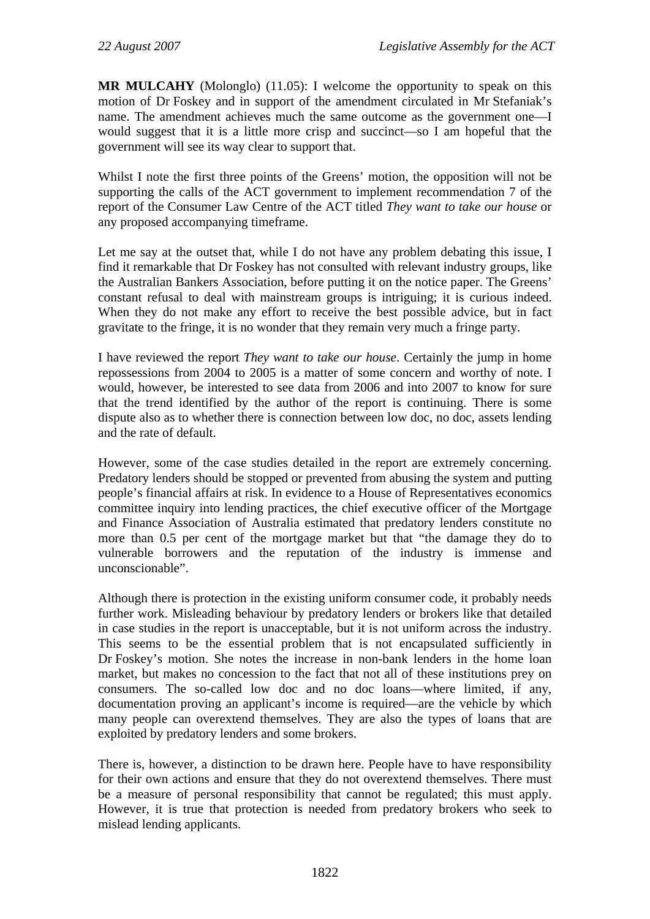**MR MULCAHY** (Molonglo) (11.05): I welcome the opportunity to speak on this motion of Dr Foskey and in support of the amendment circulated in Mr Stefaniak's name. The amendment achieves much the same outcome as the government one—I would suggest that it is a little more crisp and succinct—so I am hopeful that the government will see its way clear to support that.

Whilst I note the first three points of the Greens' motion, the opposition will not be supporting the calls of the ACT government to implement recommendation 7 of the report of the Consumer Law Centre of the ACT titled *They want to take our house* or any proposed accompanying timeframe.

Let me say at the outset that, while I do not have any problem debating this issue, I find it remarkable that Dr Foskey has not consulted with relevant industry groups, like the Australian Bankers Association, before putting it on the notice paper. The Greens' constant refusal to deal with mainstream groups is intriguing; it is curious indeed. When they do not make any effort to receive the best possible advice, but in fact gravitate to the fringe, it is no wonder that they remain very much a fringe party.

I have reviewed the report *They want to take our house*. Certainly the jump in home repossessions from 2004 to 2005 is a matter of some concern and worthy of note. I would, however, be interested to see data from 2006 and into 2007 to know for sure that the trend identified by the author of the report is continuing. There is some dispute also as to whether there is connection between low doc, no doc, assets lending and the rate of default.

However, some of the case studies detailed in the report are extremely concerning. Predatory lenders should be stopped or prevented from abusing the system and putting people's financial affairs at risk. In evidence to a House of Representatives economics committee inquiry into lending practices, the chief executive officer of the Mortgage and Finance Association of Australia estimated that predatory lenders constitute no more than 0.5 per cent of the mortgage market but that "the damage they do to vulnerable borrowers and the reputation of the industry is immense and unconscionable".

Although there is protection in the existing uniform consumer code, it probably needs further work. Misleading behaviour by predatory lenders or brokers like that detailed in case studies in the report is unacceptable, but it is not uniform across the industry. This seems to be the essential problem that is not encapsulated sufficiently in Dr Foskey's motion. She notes the increase in non-bank lenders in the home loan market, but makes no concession to the fact that not all of these institutions prey on consumers. The so-called low doc and no doc loans—where limited, if any, documentation proving an applicant's income is required—are the vehicle by which many people can overextend themselves. They are also the types of loans that are exploited by predatory lenders and some brokers.

There is, however, a distinction to be drawn here. People have to have responsibility for their own actions and ensure that they do not overextend themselves. There must be a measure of personal responsibility that cannot be regulated; this must apply. However, it is true that protection is needed from predatory brokers who seek to mislead lending applicants.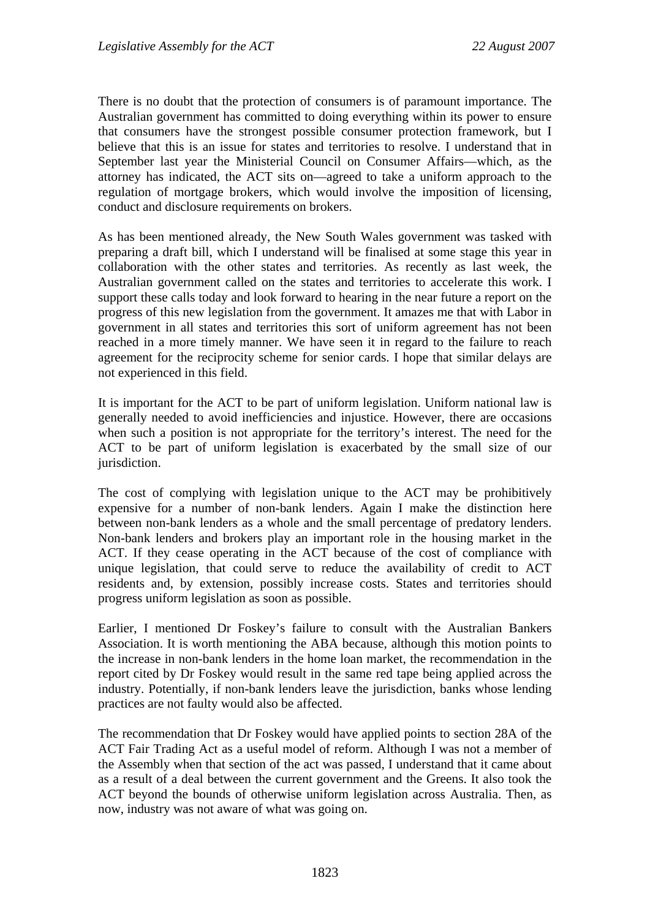There is no doubt that the protection of consumers is of paramount importance. The Australian government has committed to doing everything within its power to ensure that consumers have the strongest possible consumer protection framework, but I believe that this is an issue for states and territories to resolve. I understand that in September last year the Ministerial Council on Consumer Affairs—which, as the attorney has indicated, the ACT sits on—agreed to take a uniform approach to the regulation of mortgage brokers, which would involve the imposition of licensing, conduct and disclosure requirements on brokers.

As has been mentioned already, the New South Wales government was tasked with preparing a draft bill, which I understand will be finalised at some stage this year in collaboration with the other states and territories. As recently as last week, the Australian government called on the states and territories to accelerate this work. I support these calls today and look forward to hearing in the near future a report on the progress of this new legislation from the government. It amazes me that with Labor in government in all states and territories this sort of uniform agreement has not been reached in a more timely manner. We have seen it in regard to the failure to reach agreement for the reciprocity scheme for senior cards. I hope that similar delays are not experienced in this field.

It is important for the ACT to be part of uniform legislation. Uniform national law is generally needed to avoid inefficiencies and injustice. However, there are occasions when such a position is not appropriate for the territory's interest. The need for the ACT to be part of uniform legislation is exacerbated by the small size of our jurisdiction.

The cost of complying with legislation unique to the ACT may be prohibitively expensive for a number of non-bank lenders. Again I make the distinction here between non-bank lenders as a whole and the small percentage of predatory lenders. Non-bank lenders and brokers play an important role in the housing market in the ACT. If they cease operating in the ACT because of the cost of compliance with unique legislation, that could serve to reduce the availability of credit to ACT residents and, by extension, possibly increase costs. States and territories should progress uniform legislation as soon as possible.

Earlier, I mentioned Dr Foskey's failure to consult with the Australian Bankers Association. It is worth mentioning the ABA because, although this motion points to the increase in non-bank lenders in the home loan market, the recommendation in the report cited by Dr Foskey would result in the same red tape being applied across the industry. Potentially, if non-bank lenders leave the jurisdiction, banks whose lending practices are not faulty would also be affected.

The recommendation that Dr Foskey would have applied points to section 28A of the ACT Fair Trading Act as a useful model of reform. Although I was not a member of the Assembly when that section of the act was passed, I understand that it came about as a result of a deal between the current government and the Greens. It also took the ACT beyond the bounds of otherwise uniform legislation across Australia. Then, as now, industry was not aware of what was going on.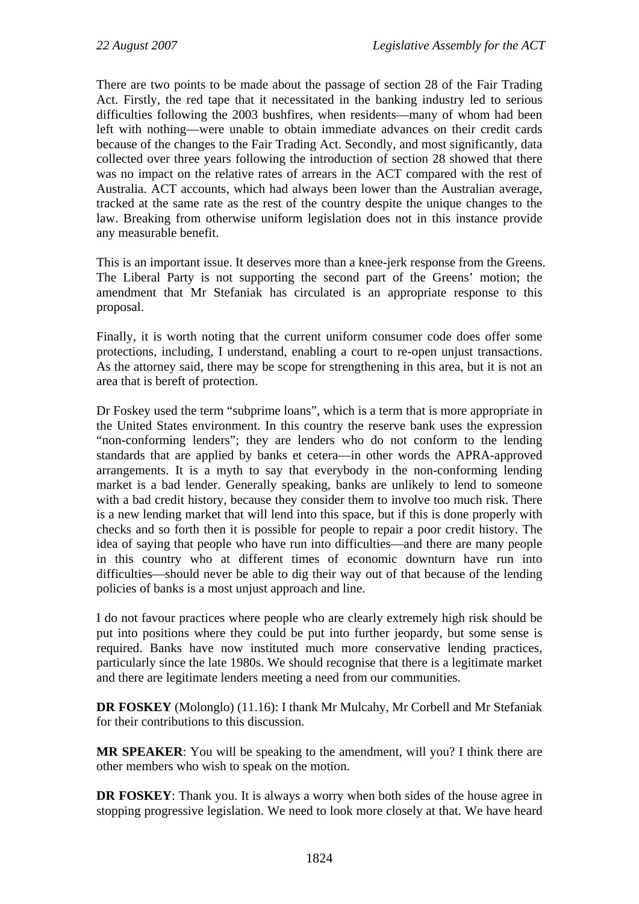There are two points to be made about the passage of section 28 of the Fair Trading Act. Firstly, the red tape that it necessitated in the banking industry led to serious difficulties following the 2003 bushfires, when residents—many of whom had been left with nothing—were unable to obtain immediate advances on their credit cards because of the changes to the Fair Trading Act. Secondly, and most significantly, data collected over three years following the introduction of section 28 showed that there was no impact on the relative rates of arrears in the ACT compared with the rest of Australia. ACT accounts, which had always been lower than the Australian average, tracked at the same rate as the rest of the country despite the unique changes to the law. Breaking from otherwise uniform legislation does not in this instance provide any measurable benefit.

This is an important issue. It deserves more than a knee-jerk response from the Greens. The Liberal Party is not supporting the second part of the Greens' motion; the amendment that Mr Stefaniak has circulated is an appropriate response to this proposal.

Finally, it is worth noting that the current uniform consumer code does offer some protections, including, I understand, enabling a court to re-open unjust transactions. As the attorney said, there may be scope for strengthening in this area, but it is not an area that is bereft of protection.

Dr Foskey used the term "subprime loans", which is a term that is more appropriate in the United States environment. In this country the reserve bank uses the expression "non-conforming lenders"; they are lenders who do not conform to the lending standards that are applied by banks et cetera—in other words the APRA-approved arrangements. It is a myth to say that everybody in the non-conforming lending market is a bad lender. Generally speaking, banks are unlikely to lend to someone with a bad credit history, because they consider them to involve too much risk. There is a new lending market that will lend into this space, but if this is done properly with checks and so forth then it is possible for people to repair a poor credit history. The idea of saying that people who have run into difficulties—and there are many people in this country who at different times of economic downturn have run into difficulties—should never be able to dig their way out of that because of the lending policies of banks is a most unjust approach and line.

I do not favour practices where people who are clearly extremely high risk should be put into positions where they could be put into further jeopardy, but some sense is required. Banks have now instituted much more conservative lending practices, particularly since the late 1980s. We should recognise that there is a legitimate market and there are legitimate lenders meeting a need from our communities.

**DR FOSKEY** (Molonglo) (11.16): I thank Mr Mulcahy, Mr Corbell and Mr Stefaniak for their contributions to this discussion.

**MR SPEAKER**: You will be speaking to the amendment, will you? I think there are other members who wish to speak on the motion.

**DR FOSKEY**: Thank you. It is always a worry when both sides of the house agree in stopping progressive legislation. We need to look more closely at that. We have heard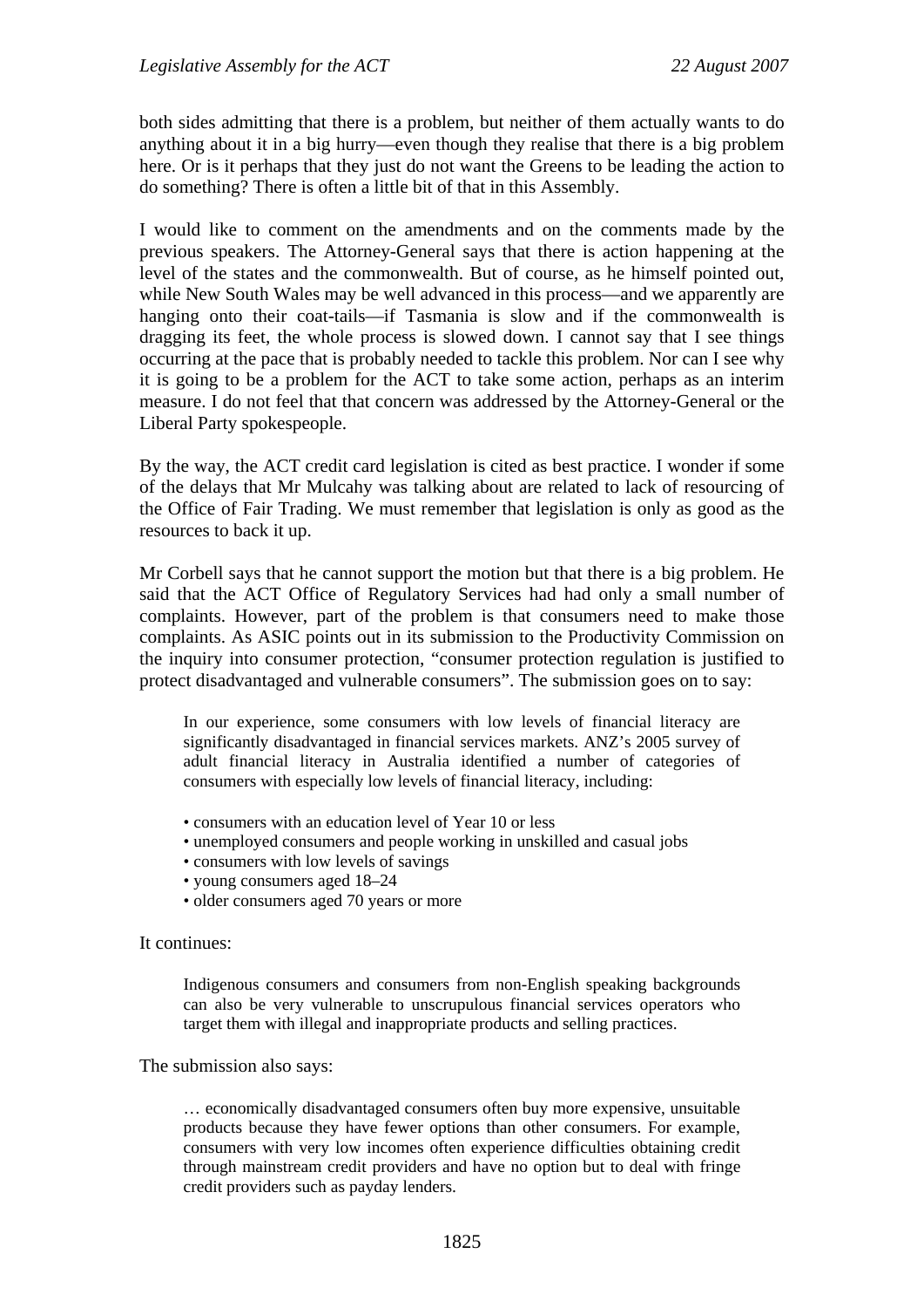both sides admitting that there is a problem, but neither of them actually wants to do anything about it in a big hurry—even though they realise that there is a big problem here. Or is it perhaps that they just do not want the Greens to be leading the action to do something? There is often a little bit of that in this Assembly.

I would like to comment on the amendments and on the comments made by the previous speakers. The Attorney-General says that there is action happening at the level of the states and the commonwealth. But of course, as he himself pointed out, while New South Wales may be well advanced in this process—and we apparently are hanging onto their coat-tails—if Tasmania is slow and if the commonwealth is dragging its feet, the whole process is slowed down. I cannot say that I see things occurring at the pace that is probably needed to tackle this problem. Nor can I see why it is going to be a problem for the ACT to take some action, perhaps as an interim measure. I do not feel that that concern was addressed by the Attorney-General or the Liberal Party spokespeople.

By the way, the ACT credit card legislation is cited as best practice. I wonder if some of the delays that Mr Mulcahy was talking about are related to lack of resourcing of the Office of Fair Trading. We must remember that legislation is only as good as the resources to back it up.

Mr Corbell says that he cannot support the motion but that there is a big problem. He said that the ACT Office of Regulatory Services had had only a small number of complaints. However, part of the problem is that consumers need to make those complaints. As ASIC points out in its submission to the Productivity Commission on the inquiry into consumer protection, "consumer protection regulation is justified to protect disadvantaged and vulnerable consumers". The submission goes on to say:

> In our experience, some consumers with low levels of financial literacy are significantly disadvantaged in financial services markets. ANZ's 2005 survey of adult financial literacy in Australia identified a number of categories of consumers with especially low levels of financial literacy, including:
>
> - consumers with an education level of Year 10 or less
> - unemployed consumers and people working in unskilled and casual jobs
> - consumers with low levels of savings
> - young consumers aged 18–24
> - older consumers aged 70 years or more

It continues:

> Indigenous consumers and consumers from non-English speaking backgrounds can also be very vulnerable to unscrupulous financial services operators who target them with illegal and inappropriate products and selling practices.

The submission also says:

> … economically disadvantaged consumers often buy more expensive, unsuitable products because they have fewer options than other consumers. For example, consumers with very low incomes often experience difficulties obtaining credit through mainstream credit providers and have no option but to deal with fringe credit providers such as payday lenders.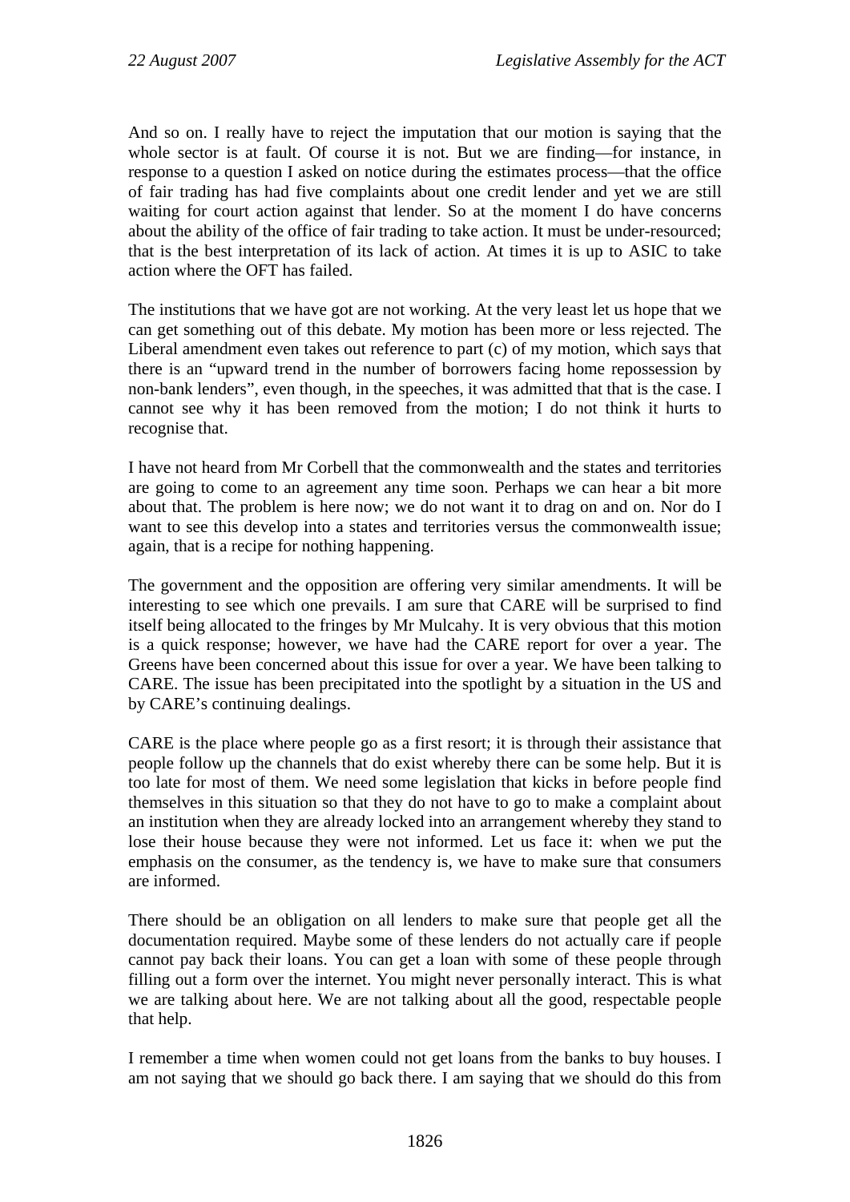And so on. I really have to reject the imputation that our motion is saying that the whole sector is at fault. Of course it is not. But we are finding—for instance, in response to a question I asked on notice during the estimates process—that the office of fair trading has had five complaints about one credit lender and yet we are still waiting for court action against that lender. So at the moment I do have concerns about the ability of the office of fair trading to take action. It must be under-resourced; that is the best interpretation of its lack of action. At times it is up to ASIC to take action where the OFT has failed.

The institutions that we have got are not working. At the very least let us hope that we can get something out of this debate. My motion has been more or less rejected. The Liberal amendment even takes out reference to part (c) of my motion, which says that there is an "upward trend in the number of borrowers facing home repossession by non-bank lenders", even though, in the speeches, it was admitted that that is the case. I cannot see why it has been removed from the motion; I do not think it hurts to recognise that.

I have not heard from Mr Corbell that the commonwealth and the states and territories are going to come to an agreement any time soon. Perhaps we can hear a bit more about that. The problem is here now; we do not want it to drag on and on. Nor do I want to see this develop into a states and territories versus the commonwealth issue; again, that is a recipe for nothing happening.

The government and the opposition are offering very similar amendments. It will be interesting to see which one prevails. I am sure that CARE will be surprised to find itself being allocated to the fringes by Mr Mulcahy. It is very obvious that this motion is a quick response; however, we have had the CARE report for over a year. The Greens have been concerned about this issue for over a year. We have been talking to CARE. The issue has been precipitated into the spotlight by a situation in the US and by CARE's continuing dealings.

CARE is the place where people go as a first resort; it is through their assistance that people follow up the channels that do exist whereby there can be some help. But it is too late for most of them. We need some legislation that kicks in before people find themselves in this situation so that they do not have to go to make a complaint about an institution when they are already locked into an arrangement whereby they stand to lose their house because they were not informed. Let us face it: when we put the emphasis on the consumer, as the tendency is, we have to make sure that consumers are informed.

There should be an obligation on all lenders to make sure that people get all the documentation required. Maybe some of these lenders do not actually care if people cannot pay back their loans. You can get a loan with some of these people through filling out a form over the internet. You might never personally interact. This is what we are talking about here. We are not talking about all the good, respectable people that help.

I remember a time when women could not get loans from the banks to buy houses. I am not saying that we should go back there. I am saying that we should do this from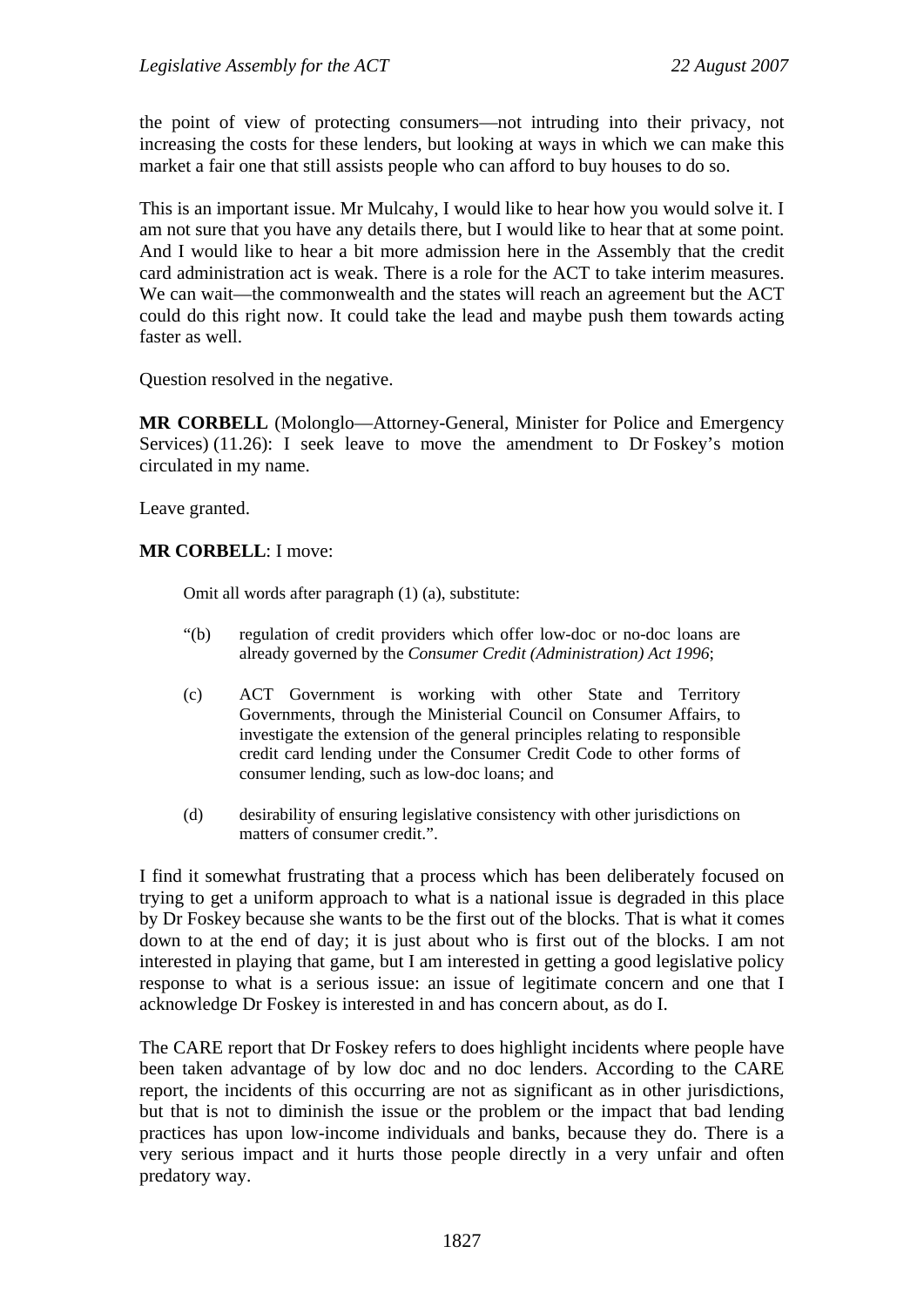the point of view of protecting consumers—not intruding into their privacy, not increasing the costs for these lenders, but looking at ways in which we can make this market a fair one that still assists people who can afford to buy houses to do so.

This is an important issue. Mr Mulcahy, I would like to hear how you would solve it. I am not sure that you have any details there, but I would like to hear that at some point. And I would like to hear a bit more admission here in the Assembly that the credit card administration act is weak. There is a role for the ACT to take interim measures. We can wait—the commonwealth and the states will reach an agreement but the ACT could do this right now. It could take the lead and maybe push them towards acting faster as well.

Question resolved in the negative.

**MR CORBELL** (Molonglo—Attorney-General, Minister for Police and Emergency Services) (11.26): I seek leave to move the amendment to Dr Foskey's motion circulated in my name.

Leave granted.

**MR CORBELL**: I move:

> Omit all words after paragraph (1) (a), substitute:
>
> "(b) regulation of credit providers which offer low-doc or no-doc loans are already governed by the *Consumer Credit (Administration) Act 1996*;
>
> (c) ACT Government is working with other State and Territory Governments, through the Ministerial Council on Consumer Affairs, to investigate the extension of the general principles relating to responsible credit card lending under the Consumer Credit Code to other forms of consumer lending, such as low-doc loans; and
>
> (d) desirability of ensuring legislative consistency with other jurisdictions on matters of consumer credit.".

I find it somewhat frustrating that a process which has been deliberately focused on trying to get a uniform approach to what is a national issue is degraded in this place by Dr Foskey because she wants to be the first out of the blocks. That is what it comes down to at the end of day; it is just about who is first out of the blocks. I am not interested in playing that game, but I am interested in getting a good legislative policy response to what is a serious issue: an issue of legitimate concern and one that I acknowledge Dr Foskey is interested in and has concern about, as do I.

The CARE report that Dr Foskey refers to does highlight incidents where people have been taken advantage of by low doc and no doc lenders. According to the CARE report, the incidents of this occurring are not as significant as in other jurisdictions, but that is not to diminish the issue or the problem or the impact that bad lending practices has upon low-income individuals and banks, because they do. There is a very serious impact and it hurts those people directly in a very unfair and often predatory way.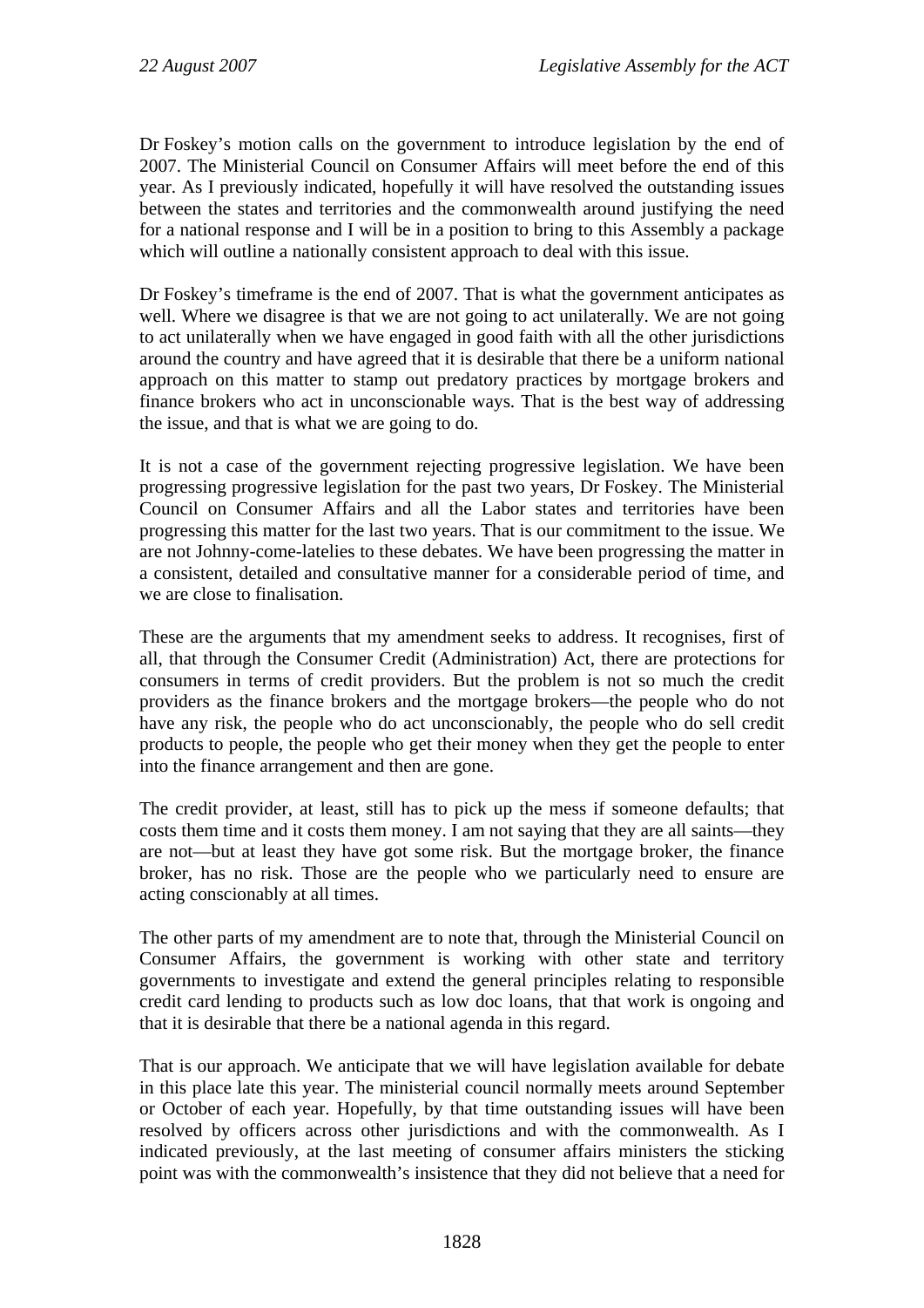Dr Foskey's motion calls on the government to introduce legislation by the end of 2007. The Ministerial Council on Consumer Affairs will meet before the end of this year. As I previously indicated, hopefully it will have resolved the outstanding issues between the states and territories and the commonwealth around justifying the need for a national response and I will be in a position to bring to this Assembly a package which will outline a nationally consistent approach to deal with this issue.

Dr Foskey's timeframe is the end of 2007. That is what the government anticipates as well. Where we disagree is that we are not going to act unilaterally. We are not going to act unilaterally when we have engaged in good faith with all the other jurisdictions around the country and have agreed that it is desirable that there be a uniform national approach on this matter to stamp out predatory practices by mortgage brokers and finance brokers who act in unconscionable ways. That is the best way of addressing the issue, and that is what we are going to do.

It is not a case of the government rejecting progressive legislation. We have been progressing progressive legislation for the past two years, Dr Foskey. The Ministerial Council on Consumer Affairs and all the Labor states and territories have been progressing this matter for the last two years. That is our commitment to the issue. We are not Johnny-come-latelies to these debates. We have been progressing the matter in a consistent, detailed and consultative manner for a considerable period of time, and we are close to finalisation.

These are the arguments that my amendment seeks to address. It recognises, first of all, that through the Consumer Credit (Administration) Act, there are protections for consumers in terms of credit providers. But the problem is not so much the credit providers as the finance brokers and the mortgage brokers—the people who do not have any risk, the people who do act unconscionably, the people who do sell credit products to people, the people who get their money when they get the people to enter into the finance arrangement and then are gone.

The credit provider, at least, still has to pick up the mess if someone defaults; that costs them time and it costs them money. I am not saying that they are all saints—they are not—but at least they have got some risk. But the mortgage broker, the finance broker, has no risk. Those are the people who we particularly need to ensure are acting conscionably at all times.

The other parts of my amendment are to note that, through the Ministerial Council on Consumer Affairs, the government is working with other state and territory governments to investigate and extend the general principles relating to responsible credit card lending to products such as low doc loans, that that work is ongoing and that it is desirable that there be a national agenda in this regard.

That is our approach. We anticipate that we will have legislation available for debate in this place late this year. The ministerial council normally meets around September or October of each year. Hopefully, by that time outstanding issues will have been resolved by officers across other jurisdictions and with the commonwealth. As I indicated previously, at the last meeting of consumer affairs ministers the sticking point was with the commonwealth's insistence that they did not believe that a need for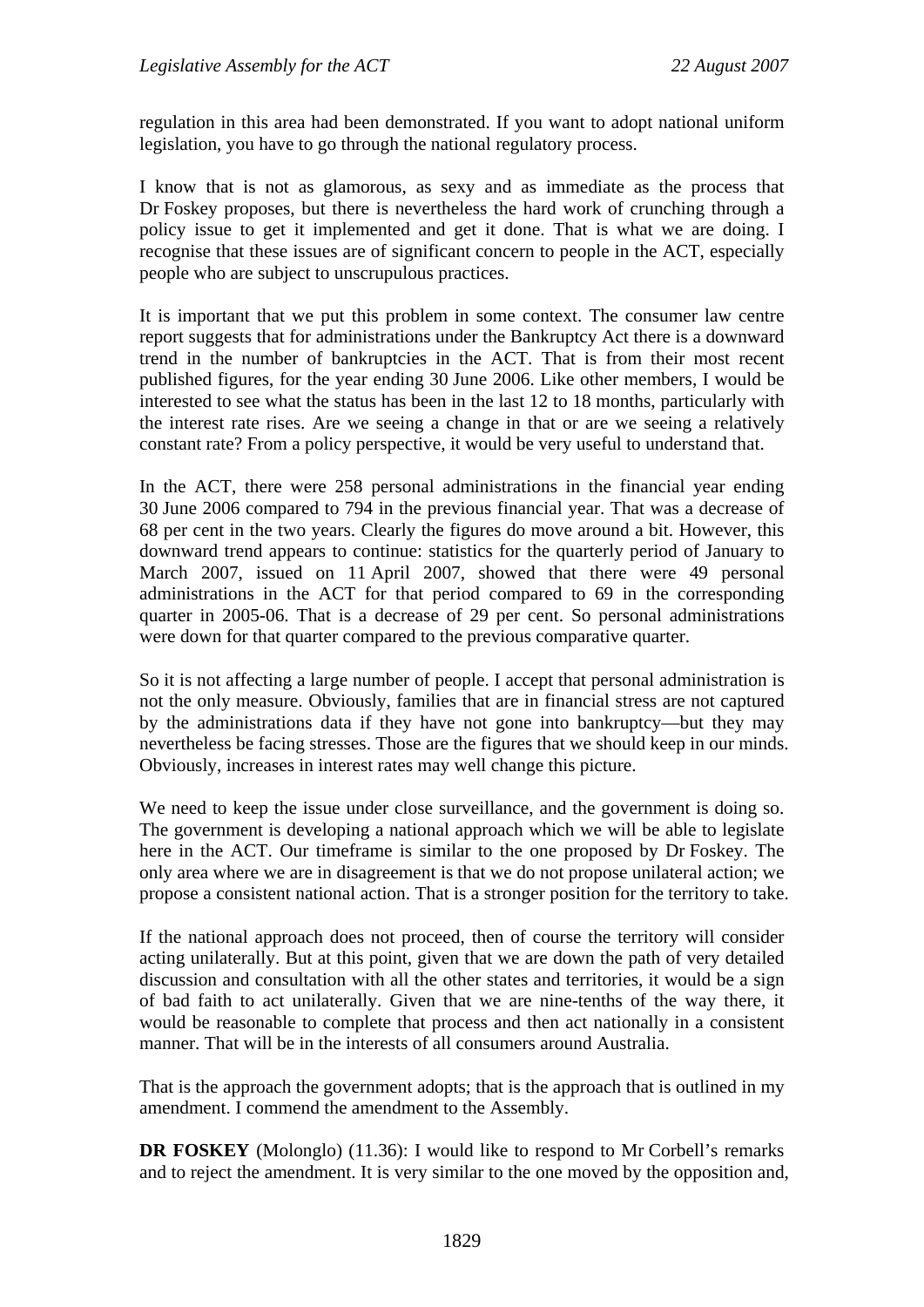regulation in this area had been demonstrated. If you want to adopt national uniform legislation, you have to go through the national regulatory process.

I know that is not as glamorous, as sexy and as immediate as the process that Dr Foskey proposes, but there is nevertheless the hard work of crunching through a policy issue to get it implemented and get it done. That is what we are doing. I recognise that these issues are of significant concern to people in the ACT, especially people who are subject to unscrupulous practices.

It is important that we put this problem in some context. The consumer law centre report suggests that for administrations under the Bankruptcy Act there is a downward trend in the number of bankruptcies in the ACT. That is from their most recent published figures, for the year ending 30 June 2006. Like other members, I would be interested to see what the status has been in the last 12 to 18 months, particularly with the interest rate rises. Are we seeing a change in that or are we seeing a relatively constant rate? From a policy perspective, it would be very useful to understand that.

In the ACT, there were 258 personal administrations in the financial year ending 30 June 2006 compared to 794 in the previous financial year. That was a decrease of 68 per cent in the two years. Clearly the figures do move around a bit. However, this downward trend appears to continue: statistics for the quarterly period of January to March 2007, issued on 11 April 2007, showed that there were 49 personal administrations in the ACT for that period compared to 69 in the corresponding quarter in 2005-06. That is a decrease of 29 per cent. So personal administrations were down for that quarter compared to the previous comparative quarter.

So it is not affecting a large number of people. I accept that personal administration is not the only measure. Obviously, families that are in financial stress are not captured by the administrations data if they have not gone into bankruptcy—but they may nevertheless be facing stresses. Those are the figures that we should keep in our minds. Obviously, increases in interest rates may well change this picture.

We need to keep the issue under close surveillance, and the government is doing so. The government is developing a national approach which we will be able to legislate here in the ACT. Our timeframe is similar to the one proposed by Dr Foskey. The only area where we are in disagreement is that we do not propose unilateral action; we propose a consistent national action. That is a stronger position for the territory to take.

If the national approach does not proceed, then of course the territory will consider acting unilaterally. But at this point, given that we are down the path of very detailed discussion and consultation with all the other states and territories, it would be a sign of bad faith to act unilaterally. Given that we are nine-tenths of the way there, it would be reasonable to complete that process and then act nationally in a consistent manner. That will be in the interests of all consumers around Australia.

That is the approach the government adopts; that is the approach that is outlined in my amendment. I commend the amendment to the Assembly.

**DR FOSKEY** (Molonglo) (11.36): I would like to respond to Mr Corbell's remarks and to reject the amendment. It is very similar to the one moved by the opposition and,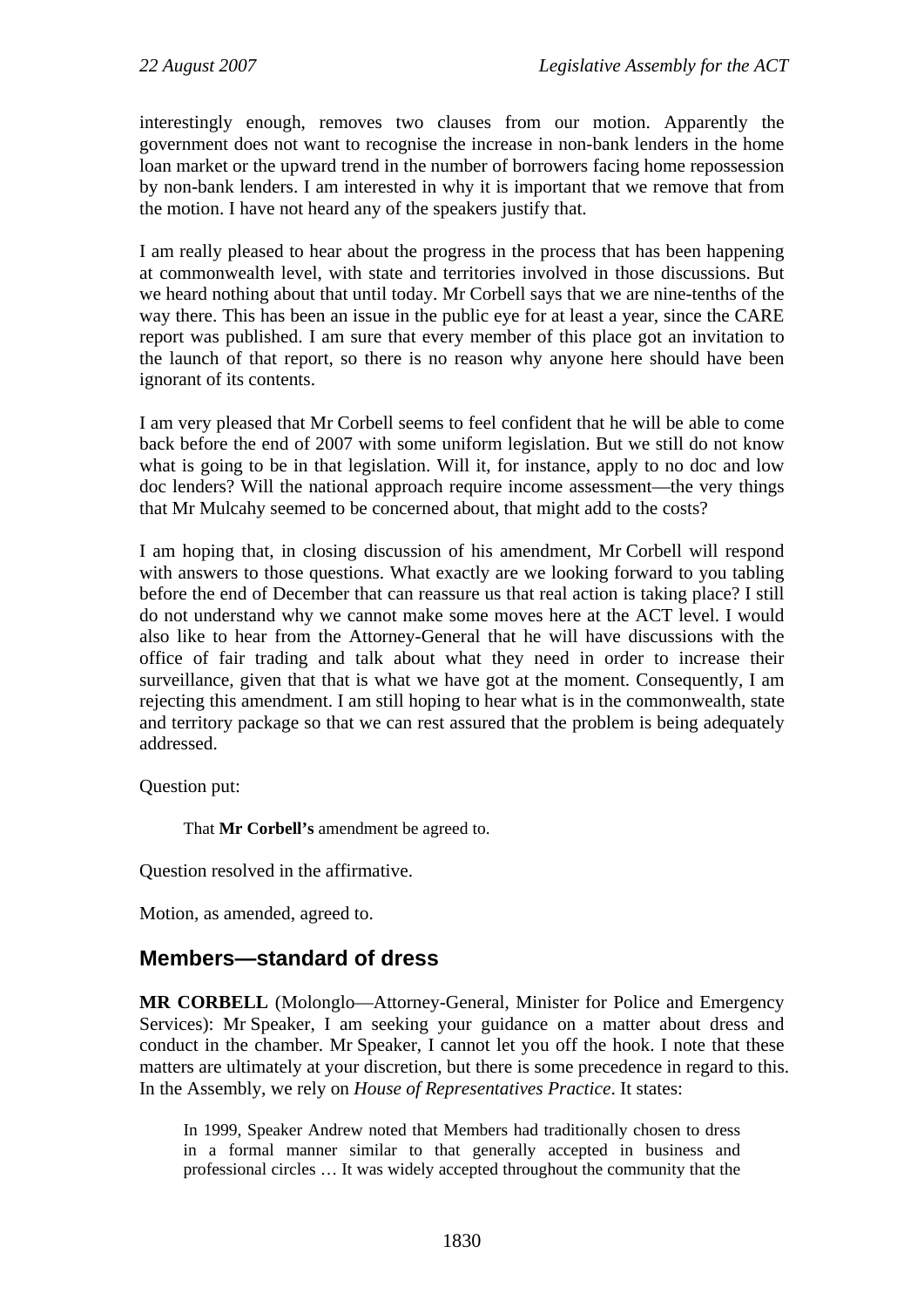interestingly enough, removes two clauses from our motion. Apparently the government does not want to recognise the increase in non-bank lenders in the home loan market or the upward trend in the number of borrowers facing home repossession by non-bank lenders. I am interested in why it is important that we remove that from the motion. I have not heard any of the speakers justify that.

I am really pleased to hear about the progress in the process that has been happening at commonwealth level, with state and territories involved in those discussions. But we heard nothing about that until today. Mr Corbell says that we are nine-tenths of the way there. This has been an issue in the public eye for at least a year, since the CARE report was published. I am sure that every member of this place got an invitation to the launch of that report, so there is no reason why anyone here should have been ignorant of its contents.

I am very pleased that Mr Corbell seems to feel confident that he will be able to come back before the end of 2007 with some uniform legislation. But we still do not know what is going to be in that legislation. Will it, for instance, apply to no doc and low doc lenders? Will the national approach require income assessment—the very things that Mr Mulcahy seemed to be concerned about, that might add to the costs?

I am hoping that, in closing discussion of his amendment, Mr Corbell will respond with answers to those questions. What exactly are we looking forward to you tabling before the end of December that can reassure us that real action is taking place? I still do not understand why we cannot make some moves here at the ACT level. I would also like to hear from the Attorney-General that he will have discussions with the office of fair trading and talk about what they need in order to increase their surveillance, given that that is what we have got at the moment. Consequently, I am rejecting this amendment. I am still hoping to hear what is in the commonwealth, state and territory package so that we can rest assured that the problem is being adequately addressed.

Question put:

> That **Mr Corbell's** amendment be agreed to.

Question resolved in the affirmative.

Motion, as amended, agreed to.

## Members—standard of dress

**MR CORBELL** (Molonglo—Attorney-General, Minister for Police and Emergency Services): Mr Speaker, I am seeking your guidance on a matter about dress and conduct in the chamber. Mr Speaker, I cannot let you off the hook. I note that these matters are ultimately at your discretion, but there is some precedence in regard to this. In the Assembly, we rely on *House of Representatives Practice*. It states:

> In 1999, Speaker Andrew noted that Members had traditionally chosen to dress in a formal manner similar to that generally accepted in business and professional circles … It was widely accepted throughout the community that the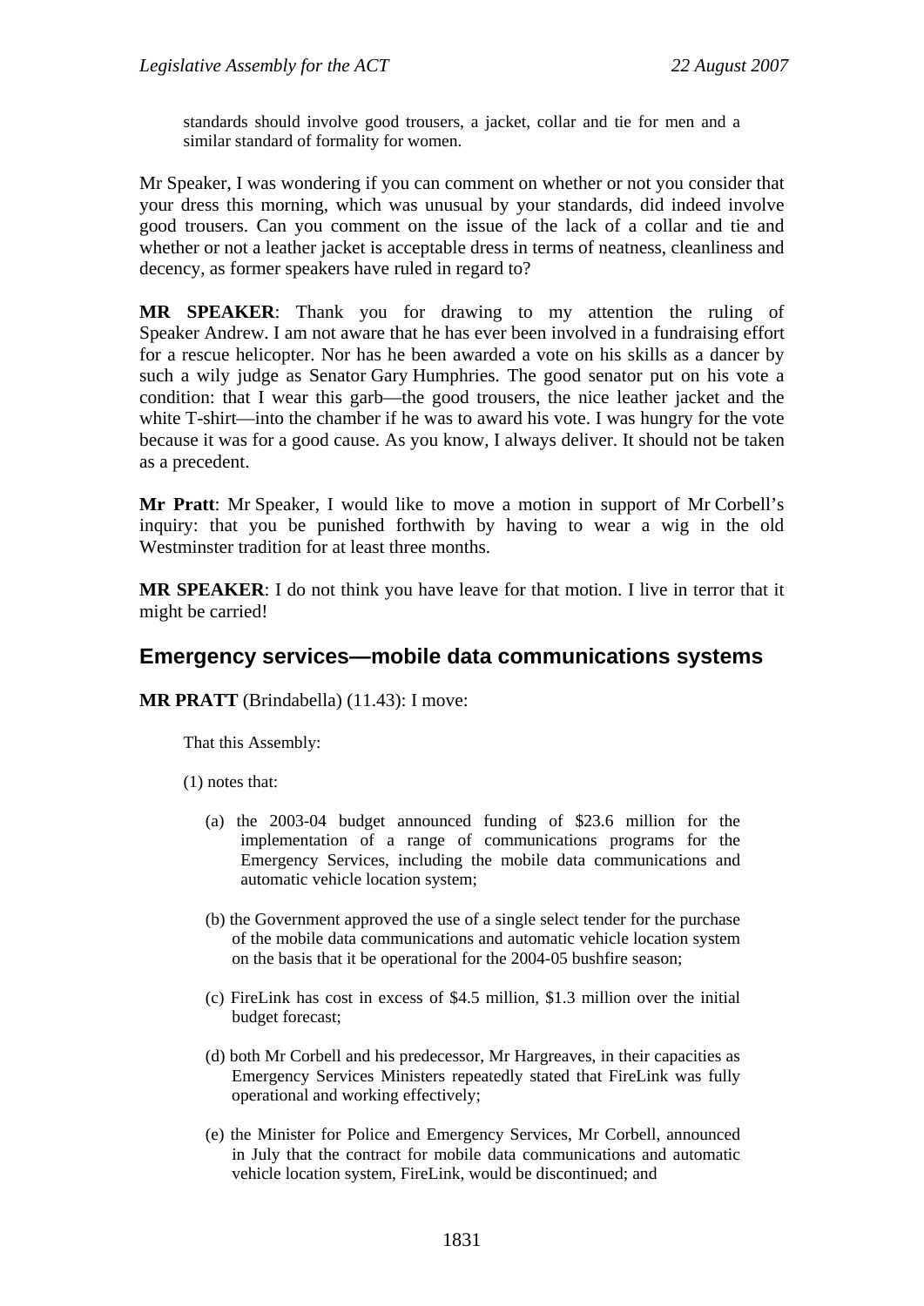> standards should involve good trousers, a jacket, collar and tie for men and a similar standard of formality for women.

Mr Speaker, I was wondering if you can comment on whether or not you consider that your dress this morning, which was unusual by your standards, did indeed involve good trousers. Can you comment on the issue of the lack of a collar and tie and whether or not a leather jacket is acceptable dress in terms of neatness, cleanliness and decency, as former speakers have ruled in regard to?

**MR SPEAKER**: Thank you for drawing to my attention the ruling of Speaker Andrew. I am not aware that he has ever been involved in a fundraising effort for a rescue helicopter. Nor has he been awarded a vote on his skills as a dancer by such a wily judge as Senator Gary Humphries. The good senator put on his vote a condition: that I wear this garb—the good trousers, the nice leather jacket and the white T-shirt—into the chamber if he was to award his vote. I was hungry for the vote because it was for a good cause. As you know, I always deliver. It should not be taken as a precedent.

**Mr Pratt**: Mr Speaker, I would like to move a motion in support of Mr Corbell's inquiry: that you be punished forthwith by having to wear a wig in the old Westminster tradition for at least three months.

**MR SPEAKER**: I do not think you have leave for that motion. I live in terror that it might be carried!

## Emergency services—mobile data communications systems

**MR PRATT** (Brindabella) (11.43): I move:

> That this Assembly:
>
> (1) notes that:
>
> (a) the 2003-04 budget announced funding of $23.6 million for the implementation of a range of communications programs for the Emergency Services, including the mobile data communications and automatic vehicle location system;
>
> (b) the Government approved the use of a single select tender for the purchase of the mobile data communications and automatic vehicle location system on the basis that it be operational for the 2004-05 bushfire season;
>
> (c) FireLink has cost in excess of $4.5 million, $1.3 million over the initial budget forecast;
>
> (d) both Mr Corbell and his predecessor, Mr Hargreaves, in their capacities as Emergency Services Ministers repeatedly stated that FireLink was fully operational and working effectively;
>
> (e) the Minister for Police and Emergency Services, Mr Corbell, announced in July that the contract for mobile data communications and automatic vehicle location system, FireLink, would be discontinued; and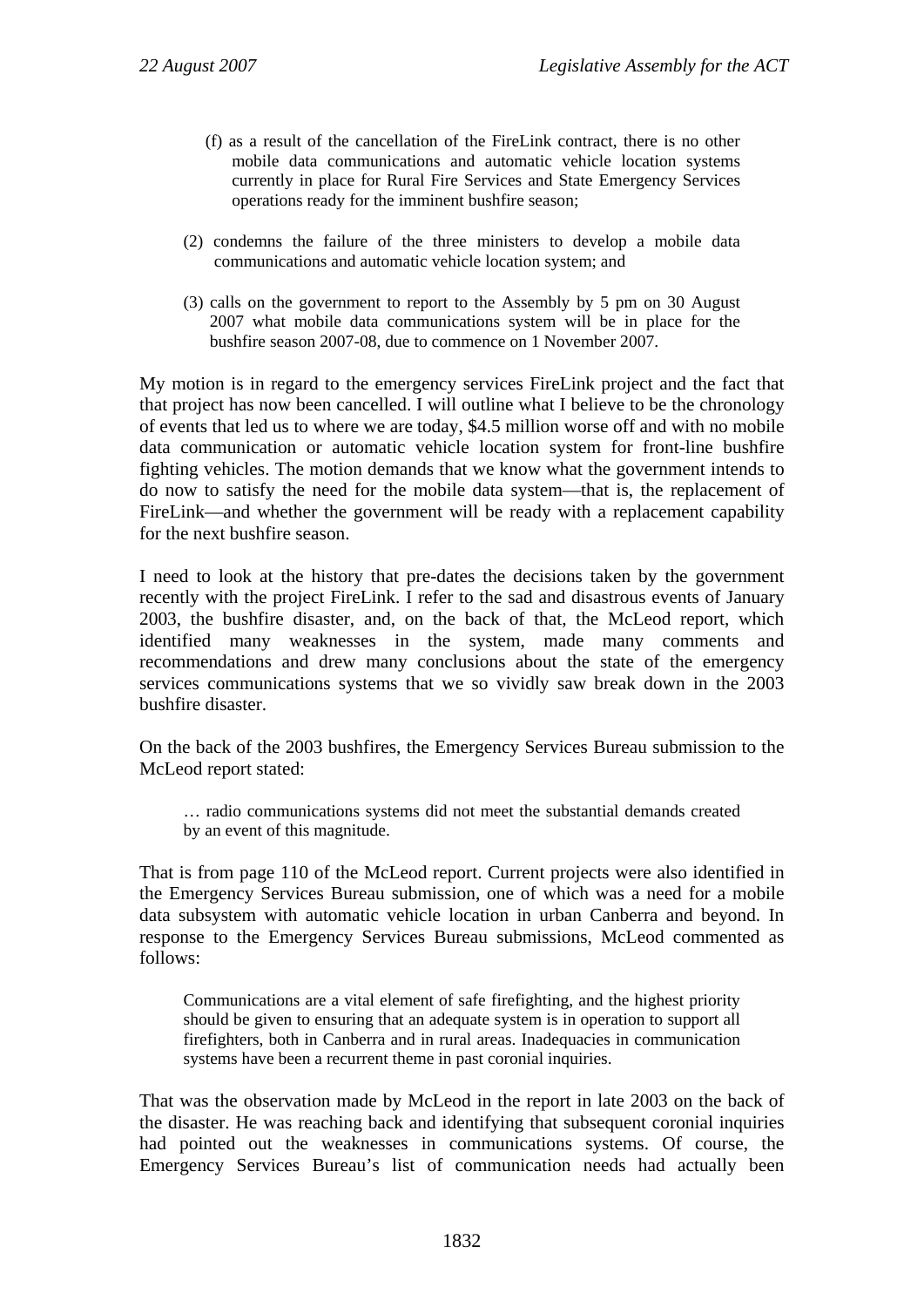(f) as a result of the cancellation of the FireLink contract, there is no other mobile data communications and automatic vehicle location systems currently in place for Rural Fire Services and State Emergency Services operations ready for the imminent bushfire season;

(2) condemns the failure of the three ministers to develop a mobile data communications and automatic vehicle location system; and

(3) calls on the government to report to the Assembly by 5 pm on 30 August 2007 what mobile data communications system will be in place for the bushfire season 2007-08, due to commence on 1 November 2007.

My motion is in regard to the emergency services FireLink project and the fact that that project has now been cancelled. I will outline what I believe to be the chronology of events that led us to where we are today, $4.5 million worse off and with no mobile data communication or automatic vehicle location system for front-line bushfire fighting vehicles. The motion demands that we know what the government intends to do now to satisfy the need for the mobile data system—that is, the replacement of FireLink—and whether the government will be ready with a replacement capability for the next bushfire season.

I need to look at the history that pre-dates the decisions taken by the government recently with the project FireLink. I refer to the sad and disastrous events of January 2003, the bushfire disaster, and, on the back of that, the McLeod report, which identified many weaknesses in the system, made many comments and recommendations and drew many conclusions about the state of the emergency services communications systems that we so vividly saw break down in the 2003 bushfire disaster.

On the back of the 2003 bushfires, the Emergency Services Bureau submission to the McLeod report stated:

> … radio communications systems did not meet the substantial demands created by an event of this magnitude.

That is from page 110 of the McLeod report. Current projects were also identified in the Emergency Services Bureau submission, one of which was a need for a mobile data subsystem with automatic vehicle location in urban Canberra and beyond. In response to the Emergency Services Bureau submissions, McLeod commented as follows:

> Communications are a vital element of safe firefighting, and the highest priority should be given to ensuring that an adequate system is in operation to support all firefighters, both in Canberra and in rural areas. Inadequacies in communication systems have been a recurrent theme in past coronial inquiries.

That was the observation made by McLeod in the report in late 2003 on the back of the disaster. He was reaching back and identifying that subsequent coronial inquiries had pointed out the weaknesses in communications systems. Of course, the Emergency Services Bureau's list of communication needs had actually been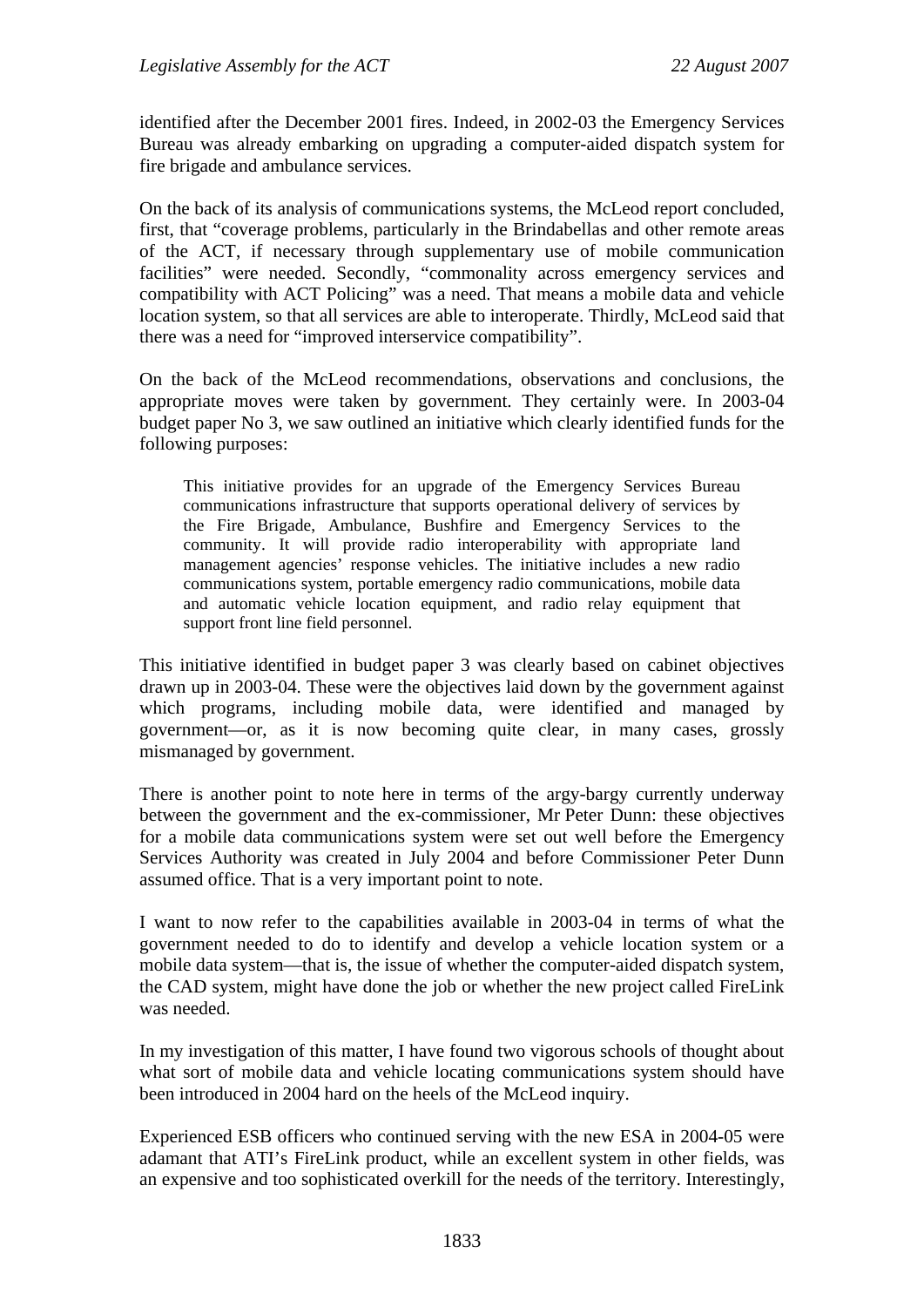identified after the December 2001 fires. Indeed, in 2002-03 the Emergency Services Bureau was already embarking on upgrading a computer-aided dispatch system for fire brigade and ambulance services.

On the back of its analysis of communications systems, the McLeod report concluded, first, that "coverage problems, particularly in the Brindabellas and other remote areas of the ACT, if necessary through supplementary use of mobile communication facilities" were needed. Secondly, "commonality across emergency services and compatibility with ACT Policing" was a need. That means a mobile data and vehicle location system, so that all services are able to interoperate. Thirdly, McLeod said that there was a need for "improved interservice compatibility".

On the back of the McLeod recommendations, observations and conclusions, the appropriate moves were taken by government. They certainly were. In 2003-04 budget paper No 3, we saw outlined an initiative which clearly identified funds for the following purposes:

> This initiative provides for an upgrade of the Emergency Services Bureau communications infrastructure that supports operational delivery of services by the Fire Brigade, Ambulance, Bushfire and Emergency Services to the community. It will provide radio interoperability with appropriate land management agencies' response vehicles. The initiative includes a new radio communications system, portable emergency radio communications, mobile data and automatic vehicle location equipment, and radio relay equipment that support front line field personnel.

This initiative identified in budget paper 3 was clearly based on cabinet objectives drawn up in 2003-04. These were the objectives laid down by the government against which programs, including mobile data, were identified and managed by government—or, as it is now becoming quite clear, in many cases, grossly mismanaged by government.

There is another point to note here in terms of the argy-bargy currently underway between the government and the ex-commissioner, Mr Peter Dunn: these objectives for a mobile data communications system were set out well before the Emergency Services Authority was created in July 2004 and before Commissioner Peter Dunn assumed office. That is a very important point to note.

I want to now refer to the capabilities available in 2003-04 in terms of what the government needed to do to identify and develop a vehicle location system or a mobile data system—that is, the issue of whether the computer-aided dispatch system, the CAD system, might have done the job or whether the new project called FireLink was needed.

In my investigation of this matter, I have found two vigorous schools of thought about what sort of mobile data and vehicle locating communications system should have been introduced in 2004 hard on the heels of the McLeod inquiry.

Experienced ESB officers who continued serving with the new ESA in 2004-05 were adamant that ATI's FireLink product, while an excellent system in other fields, was an expensive and too sophisticated overkill for the needs of the territory. Interestingly,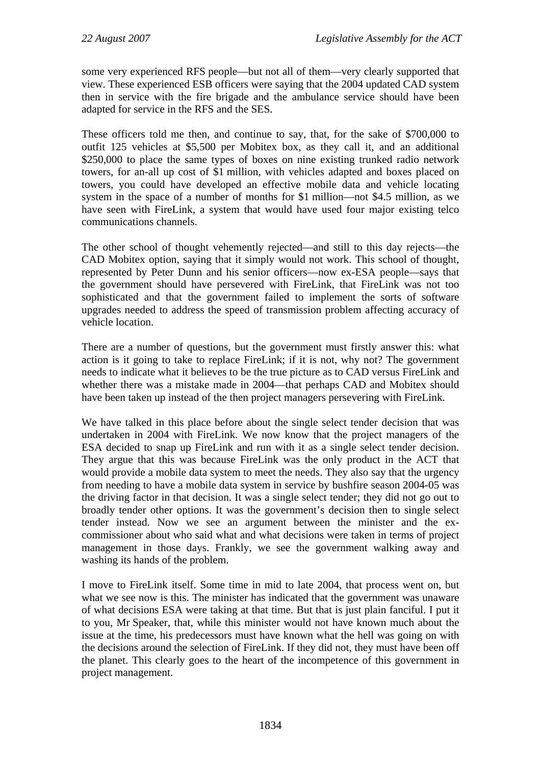some very experienced RFS people—but not all of them—very clearly supported that view. These experienced ESB officers were saying that the 2004 updated CAD system then in service with the fire brigade and the ambulance service should have been adapted for service in the RFS and the SES.

These officers told me then, and continue to say, that, for the sake of $700,000 to outfit 125 vehicles at $5,500 per Mobitex box, as they call it, and an additional $250,000 to place the same types of boxes on nine existing trunked radio network towers, for an-all up cost of $1 million, with vehicles adapted and boxes placed on towers, you could have developed an effective mobile data and vehicle locating system in the space of a number of months for $1 million—not $4.5 million, as we have seen with FireLink, a system that would have used four major existing telco communications channels.

The other school of thought vehemently rejected—and still to this day rejects—the CAD Mobitex option, saying that it simply would not work. This school of thought, represented by Peter Dunn and his senior officers—now ex-ESA people—says that the government should have persevered with FireLink, that FireLink was not too sophisticated and that the government failed to implement the sorts of software upgrades needed to address the speed of transmission problem affecting accuracy of vehicle location.

There are a number of questions, but the government must firstly answer this: what action is it going to take to replace FireLink; if it is not, why not? The government needs to indicate what it believes to be the true picture as to CAD versus FireLink and whether there was a mistake made in 2004—that perhaps CAD and Mobitex should have been taken up instead of the then project managers persevering with FireLink.

We have talked in this place before about the single select tender decision that was undertaken in 2004 with FireLink. We now know that the project managers of the ESA decided to snap up FireLink and run with it as a single select tender decision. They argue that this was because FireLink was the only product in the ACT that would provide a mobile data system to meet the needs. They also say that the urgency from needing to have a mobile data system in service by bushfire season 2004-05 was the driving factor in that decision. It was a single select tender; they did not go out to broadly tender other options. It was the government's decision then to single select tender instead. Now we see an argument between the minister and the ex-commissioner about who said what and what decisions were taken in terms of project management in those days. Frankly, we see the government walking away and washing its hands of the problem.

I move to FireLink itself. Some time in mid to late 2004, that process went on, but what we see now is this. The minister has indicated that the government was unaware of what decisions ESA were taking at that time. But that is just plain fanciful. I put it to you, Mr Speaker, that, while this minister would not have known much about the issue at the time, his predecessors must have known what the hell was going on with the decisions around the selection of FireLink. If they did not, they must have been off the planet. This clearly goes to the heart of the incompetence of this government in project management.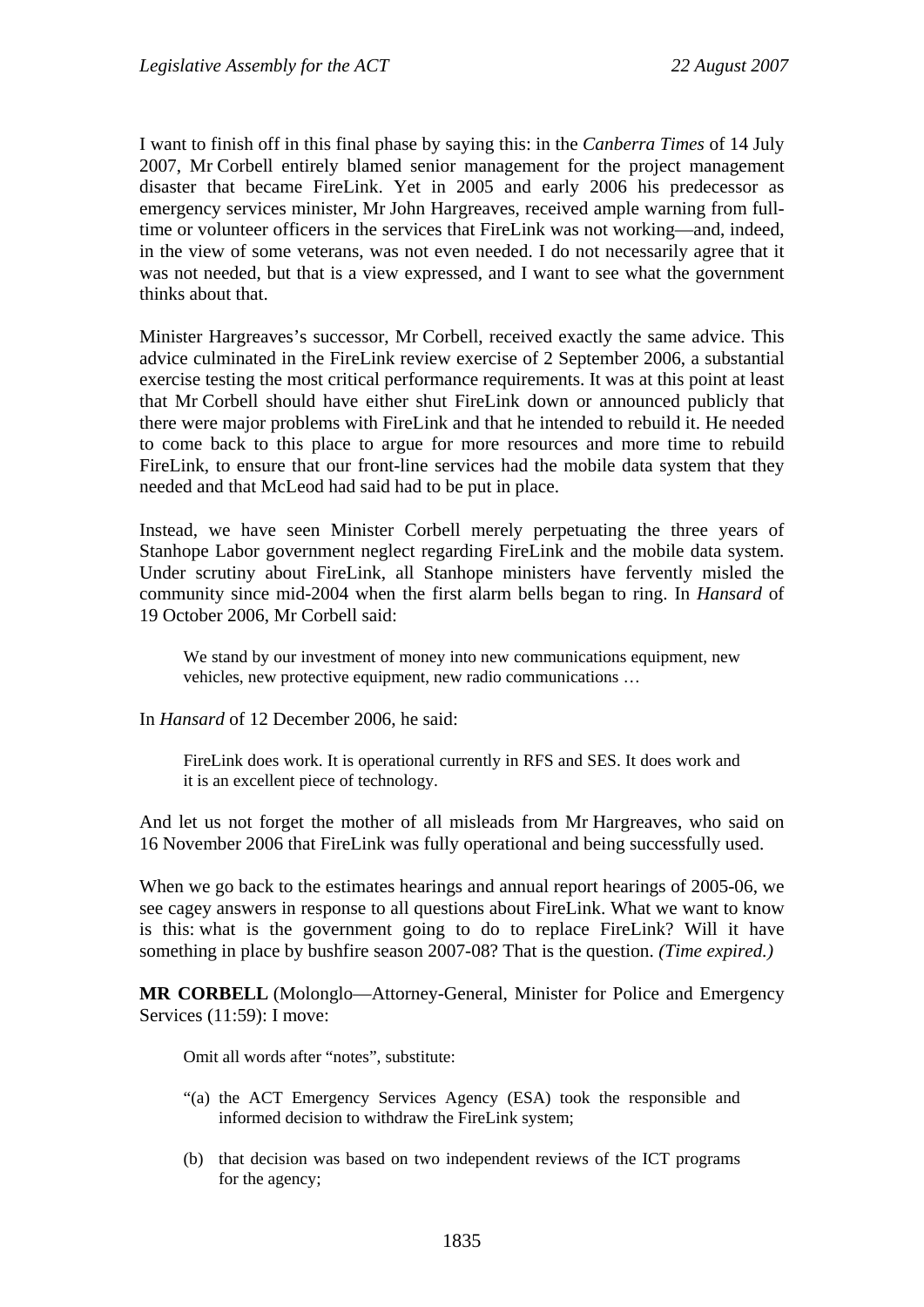I want to finish off in this final phase by saying this: in the *Canberra Times* of 14 July 2007, Mr Corbell entirely blamed senior management for the project management disaster that became FireLink. Yet in 2005 and early 2006 his predecessor as emergency services minister, Mr John Hargreaves, received ample warning from full-time or volunteer officers in the services that FireLink was not working—and, indeed, in the view of some veterans, was not even needed. I do not necessarily agree that it was not needed, but that is a view expressed, and I want to see what the government thinks about that.

Minister Hargreaves's successor, Mr Corbell, received exactly the same advice. This advice culminated in the FireLink review exercise of 2 September 2006, a substantial exercise testing the most critical performance requirements. It was at this point at least that Mr Corbell should have either shut FireLink down or announced publicly that there were major problems with FireLink and that he intended to rebuild it. He needed to come back to this place to argue for more resources and more time to rebuild FireLink, to ensure that our front-line services had the mobile data system that they needed and that McLeod had said had to be put in place.

Instead, we have seen Minister Corbell merely perpetuating the three years of Stanhope Labor government neglect regarding FireLink and the mobile data system. Under scrutiny about FireLink, all Stanhope ministers have fervently misled the community since mid-2004 when the first alarm bells began to ring. In *Hansard* of 19 October 2006, Mr Corbell said:

> We stand by our investment of money into new communications equipment, new vehicles, new protective equipment, new radio communications …

In *Hansard* of 12 December 2006, he said:

> FireLink does work. It is operational currently in RFS and SES. It does work and it is an excellent piece of technology.

And let us not forget the mother of all misleads from Mr Hargreaves, who said on 16 November 2006 that FireLink was fully operational and being successfully used.

When we go back to the estimates hearings and annual report hearings of 2005-06, we see cagey answers in response to all questions about FireLink. What we want to know is this: what is the government going to do to replace FireLink? Will it have something in place by bushfire season 2007-08? That is the question. *(Time expired.)*

**MR CORBELL** (Molonglo—Attorney-General, Minister for Police and Emergency Services (11:59): I move:

> Omit all words after "notes", substitute:
>
> "(a) the ACT Emergency Services Agency (ESA) took the responsible and informed decision to withdraw the FireLink system;
>
> (b) that decision was based on two independent reviews of the ICT programs for the agency;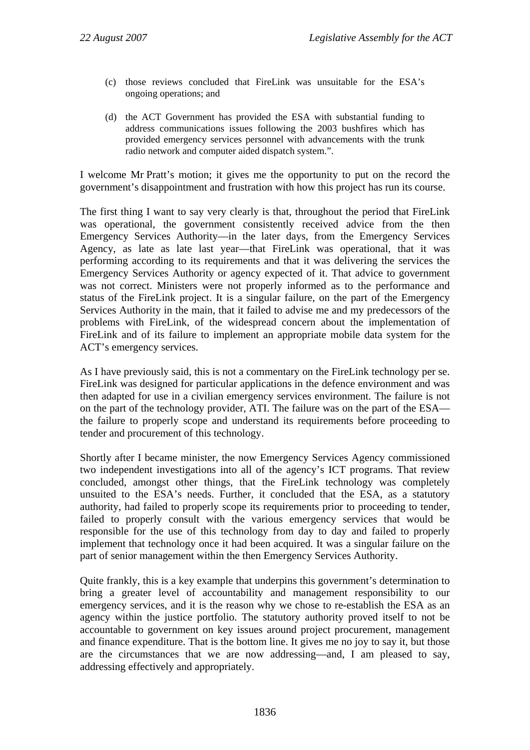(c) those reviews concluded that FireLink was unsuitable for the ESA's ongoing operations; and

(d) the ACT Government has provided the ESA with substantial funding to address communications issues following the 2003 bushfires which has provided emergency services personnel with advancements with the trunk radio network and computer aided dispatch system.".

I welcome Mr Pratt's motion; it gives me the opportunity to put on the record the government's disappointment and frustration with how this project has run its course.

The first thing I want to say very clearly is that, throughout the period that FireLink was operational, the government consistently received advice from the then Emergency Services Authority—in the later days, from the Emergency Services Agency, as late as late last year—that FireLink was operational, that it was performing according to its requirements and that it was delivering the services the Emergency Services Authority or agency expected of it. That advice to government was not correct. Ministers were not properly informed as to the performance and status of the FireLink project. It is a singular failure, on the part of the Emergency Services Authority in the main, that it failed to advise me and my predecessors of the problems with FireLink, of the widespread concern about the implementation of FireLink and of its failure to implement an appropriate mobile data system for the ACT's emergency services.

As I have previously said, this is not a commentary on the FireLink technology per se. FireLink was designed for particular applications in the defence environment and was then adapted for use in a civilian emergency services environment. The failure is not on the part of the technology provider, ATI. The failure was on the part of the ESA—the failure to properly scope and understand its requirements before proceeding to tender and procurement of this technology.

Shortly after I became minister, the now Emergency Services Agency commissioned two independent investigations into all of the agency's ICT programs. That review concluded, amongst other things, that the FireLink technology was completely unsuited to the ESA's needs. Further, it concluded that the ESA, as a statutory authority, had failed to properly scope its requirements prior to proceeding to tender, failed to properly consult with the various emergency services that would be responsible for the use of this technology from day to day and failed to properly implement that technology once it had been acquired. It was a singular failure on the part of senior management within the then Emergency Services Authority.

Quite frankly, this is a key example that underpins this government's determination to bring a greater level of accountability and management responsibility to our emergency services, and it is the reason why we chose to re-establish the ESA as an agency within the justice portfolio. The statutory authority proved itself to not be accountable to government on key issues around project procurement, management and finance expenditure. That is the bottom line. It gives me no joy to say it, but those are the circumstances that we are now addressing—and, I am pleased to say, addressing effectively and appropriately.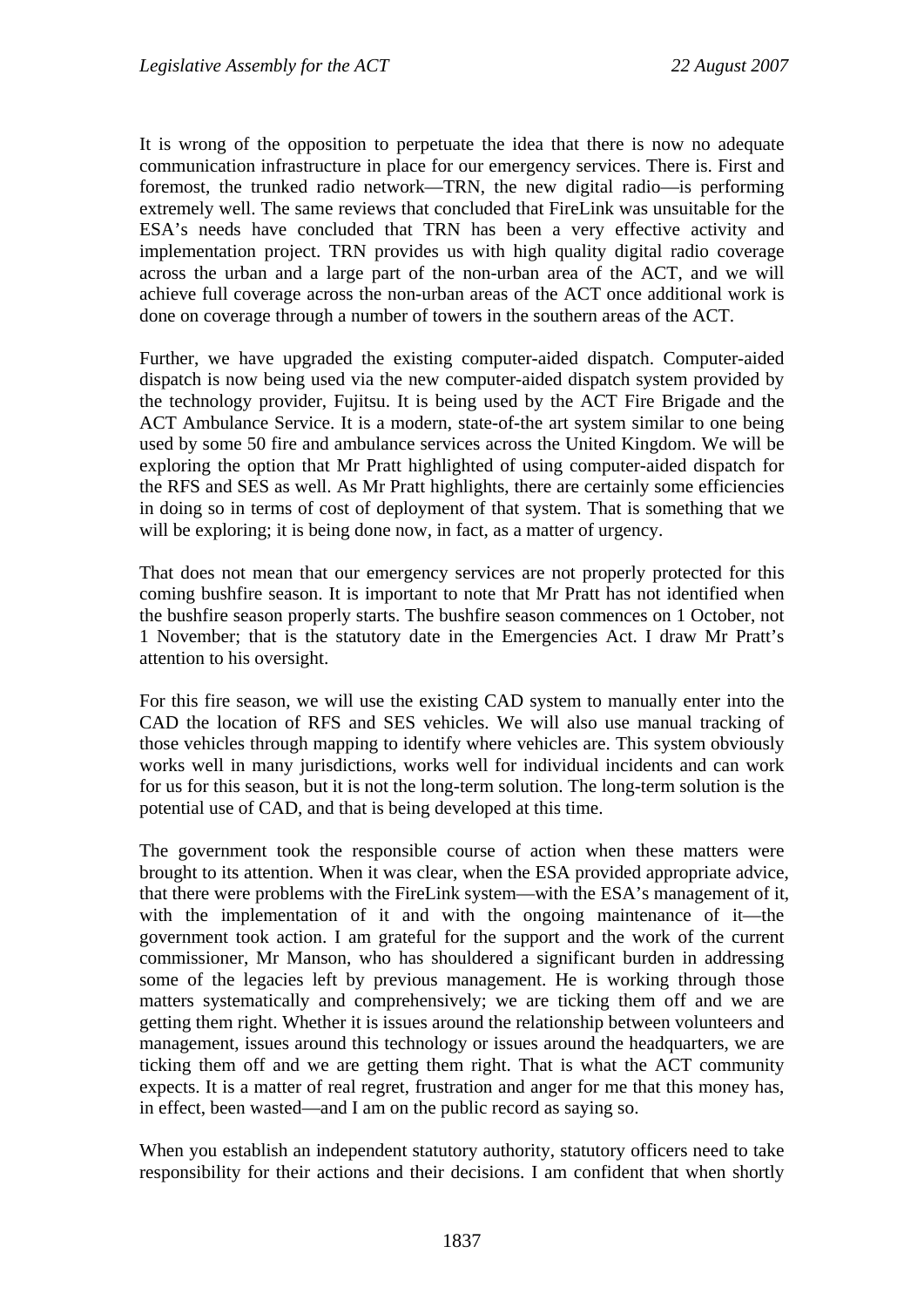It is wrong of the opposition to perpetuate the idea that there is now no adequate communication infrastructure in place for our emergency services. There is. First and foremost, the trunked radio network—TRN, the new digital radio—is performing extremely well. The same reviews that concluded that FireLink was unsuitable for the ESA's needs have concluded that TRN has been a very effective activity and implementation project. TRN provides us with high quality digital radio coverage across the urban and a large part of the non-urban area of the ACT, and we will achieve full coverage across the non-urban areas of the ACT once additional work is done on coverage through a number of towers in the southern areas of the ACT.

Further, we have upgraded the existing computer-aided dispatch. Computer-aided dispatch is now being used via the new computer-aided dispatch system provided by the technology provider, Fujitsu. It is being used by the ACT Fire Brigade and the ACT Ambulance Service. It is a modern, state-of-the art system similar to one being used by some 50 fire and ambulance services across the United Kingdom. We will be exploring the option that Mr Pratt highlighted of using computer-aided dispatch for the RFS and SES as well. As Mr Pratt highlights, there are certainly some efficiencies in doing so in terms of cost of deployment of that system. That is something that we will be exploring; it is being done now, in fact, as a matter of urgency.

That does not mean that our emergency services are not properly protected for this coming bushfire season. It is important to note that Mr Pratt has not identified when the bushfire season properly starts. The bushfire season commences on 1 October, not 1 November; that is the statutory date in the Emergencies Act. I draw Mr Pratt's attention to his oversight.

For this fire season, we will use the existing CAD system to manually enter into the CAD the location of RFS and SES vehicles. We will also use manual tracking of those vehicles through mapping to identify where vehicles are. This system obviously works well in many jurisdictions, works well for individual incidents and can work for us for this season, but it is not the long-term solution. The long-term solution is the potential use of CAD, and that is being developed at this time.

The government took the responsible course of action when these matters were brought to its attention. When it was clear, when the ESA provided appropriate advice, that there were problems with the FireLink system—with the ESA's management of it, with the implementation of it and with the ongoing maintenance of it—the government took action. I am grateful for the support and the work of the current commissioner, Mr Manson, who has shouldered a significant burden in addressing some of the legacies left by previous management. He is working through those matters systematically and comprehensively; we are ticking them off and we are getting them right. Whether it is issues around the relationship between volunteers and management, issues around this technology or issues around the headquarters, we are ticking them off and we are getting them right. That is what the ACT community expects. It is a matter of real regret, frustration and anger for me that this money has, in effect, been wasted—and I am on the public record as saying so.

When you establish an independent statutory authority, statutory officers need to take responsibility for their actions and their decisions. I am confident that when shortly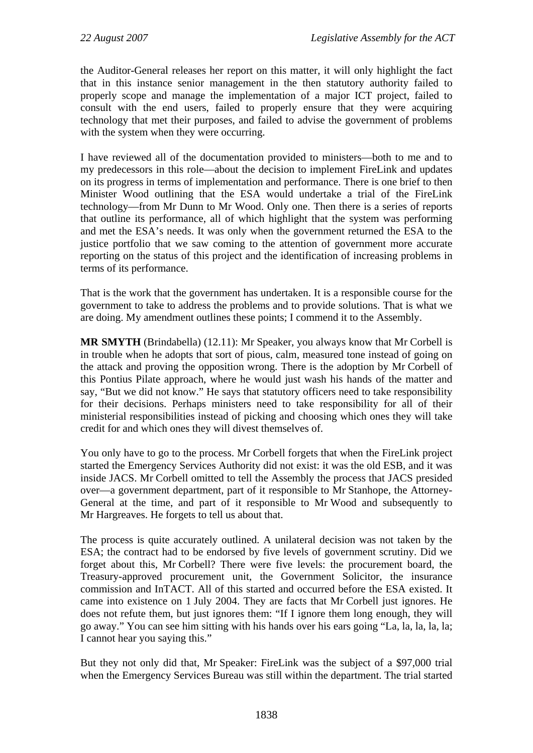the Auditor-General releases her report on this matter, it will only highlight the fact that in this instance senior management in the then statutory authority failed to properly scope and manage the implementation of a major ICT project, failed to consult with the end users, failed to properly ensure that they were acquiring technology that met their purposes, and failed to advise the government of problems with the system when they were occurring.

I have reviewed all of the documentation provided to ministers—both to me and to my predecessors in this role—about the decision to implement FireLink and updates on its progress in terms of implementation and performance. There is one brief to then Minister Wood outlining that the ESA would undertake a trial of the FireLink technology—from Mr Dunn to Mr Wood. Only one. Then there is a series of reports that outline its performance, all of which highlight that the system was performing and met the ESA's needs. It was only when the government returned the ESA to the justice portfolio that we saw coming to the attention of government more accurate reporting on the status of this project and the identification of increasing problems in terms of its performance.

That is the work that the government has undertaken. It is a responsible course for the government to take to address the problems and to provide solutions. That is what we are doing. My amendment outlines these points; I commend it to the Assembly.

**MR SMYTH** (Brindabella) (12.11): Mr Speaker, you always know that Mr Corbell is in trouble when he adopts that sort of pious, calm, measured tone instead of going on the attack and proving the opposition wrong. There is the adoption by Mr Corbell of this Pontius Pilate approach, where he would just wash his hands of the matter and say, "But we did not know." He says that statutory officers need to take responsibility for their decisions. Perhaps ministers need to take responsibility for all of their ministerial responsibilities instead of picking and choosing which ones they will take credit for and which ones they will divest themselves of.

You only have to go to the process. Mr Corbell forgets that when the FireLink project started the Emergency Services Authority did not exist: it was the old ESB, and it was inside JACS. Mr Corbell omitted to tell the Assembly the process that JACS presided over—a government department, part of it responsible to Mr Stanhope, the Attorney-General at the time, and part of it responsible to Mr Wood and subsequently to Mr Hargreaves. He forgets to tell us about that.

The process is quite accurately outlined. A unilateral decision was not taken by the ESA; the contract had to be endorsed by five levels of government scrutiny. Did we forget about this, Mr Corbell? There were five levels: the procurement board, the Treasury-approved procurement unit, the Government Solicitor, the insurance commission and InTACT. All of this started and occurred before the ESA existed. It came into existence on 1 July 2004. They are facts that Mr Corbell just ignores. He does not refute them, but just ignores them: "If I ignore them long enough, they will go away." You can see him sitting with his hands over his ears going "La, la, la, la, la; I cannot hear you saying this."

But they not only did that, Mr Speaker: FireLink was the subject of a $97,000 trial when the Emergency Services Bureau was still within the department. The trial started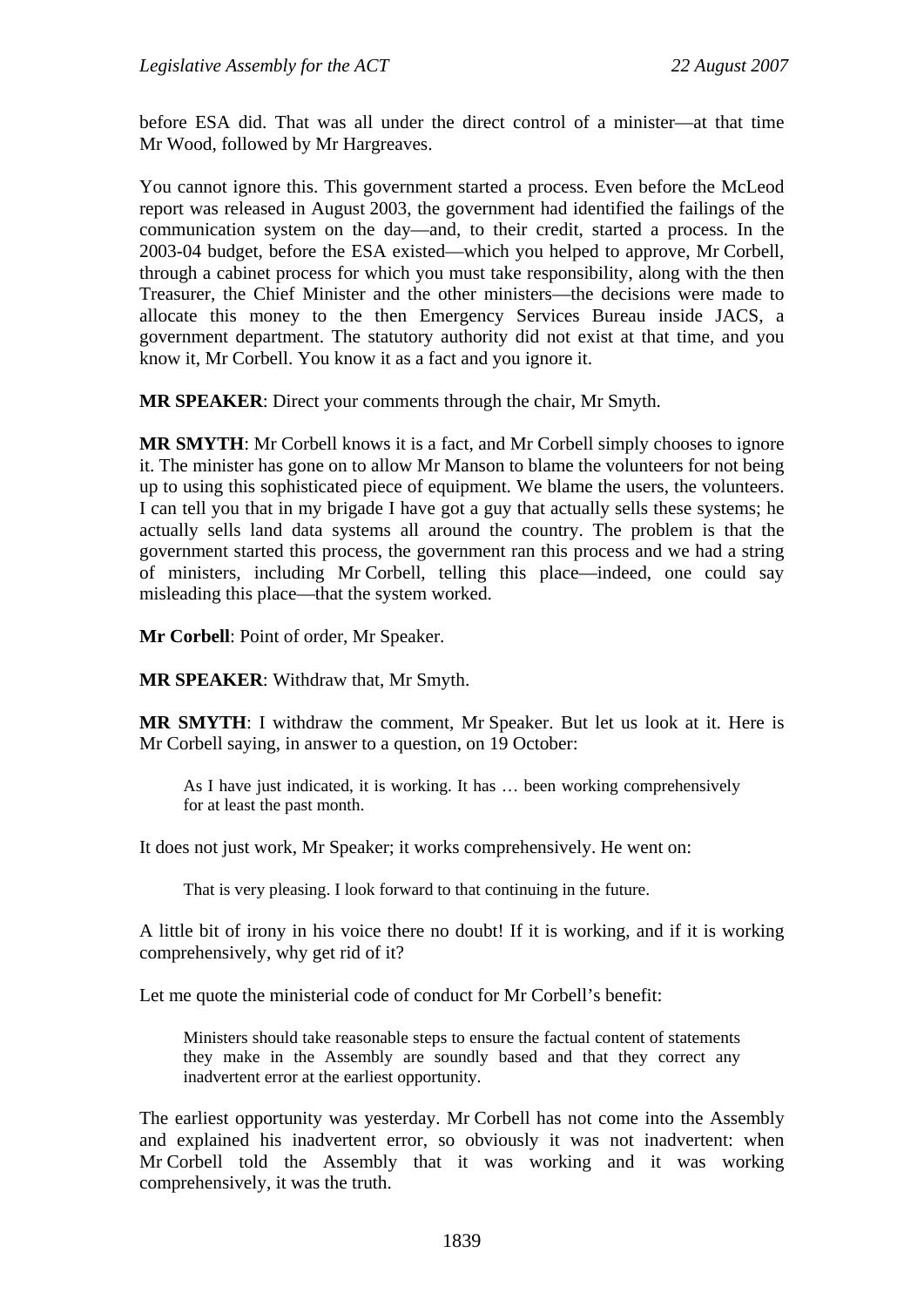before ESA did. That was all under the direct control of a minister—at that time Mr Wood, followed by Mr Hargreaves.

You cannot ignore this. This government started a process. Even before the McLeod report was released in August 2003, the government had identified the failings of the communication system on the day—and, to their credit, started a process. In the 2003-04 budget, before the ESA existed—which you helped to approve, Mr Corbell, through a cabinet process for which you must take responsibility, along with the then Treasurer, the Chief Minister and the other ministers—the decisions were made to allocate this money to the then Emergency Services Bureau inside JACS, a government department. The statutory authority did not exist at that time, and you know it, Mr Corbell. You know it as a fact and you ignore it.

**MR SPEAKER**: Direct your comments through the chair, Mr Smyth.

**MR SMYTH**: Mr Corbell knows it is a fact, and Mr Corbell simply chooses to ignore it. The minister has gone on to allow Mr Manson to blame the volunteers for not being up to using this sophisticated piece of equipment. We blame the users, the volunteers. I can tell you that in my brigade I have got a guy that actually sells these systems; he actually sells land data systems all around the country. The problem is that the government started this process, the government ran this process and we had a string of ministers, including Mr Corbell, telling this place—indeed, one could say misleading this place—that the system worked.

**Mr Corbell**: Point of order, Mr Speaker.

**MR SPEAKER**: Withdraw that, Mr Smyth.

**MR SMYTH**: I withdraw the comment, Mr Speaker. But let us look at it. Here is Mr Corbell saying, in answer to a question, on 19 October:

> As I have just indicated, it is working. It has … been working comprehensively for at least the past month.

It does not just work, Mr Speaker; it works comprehensively. He went on:

> That is very pleasing. I look forward to that continuing in the future.

A little bit of irony in his voice there no doubt! If it is working, and if it is working comprehensively, why get rid of it?

Let me quote the ministerial code of conduct for Mr Corbell's benefit:

> Ministers should take reasonable steps to ensure the factual content of statements they make in the Assembly are soundly based and that they correct any inadvertent error at the earliest opportunity.

The earliest opportunity was yesterday. Mr Corbell has not come into the Assembly and explained his inadvertent error, so obviously it was not inadvertent: when Mr Corbell told the Assembly that it was working and it was working comprehensively, it was the truth.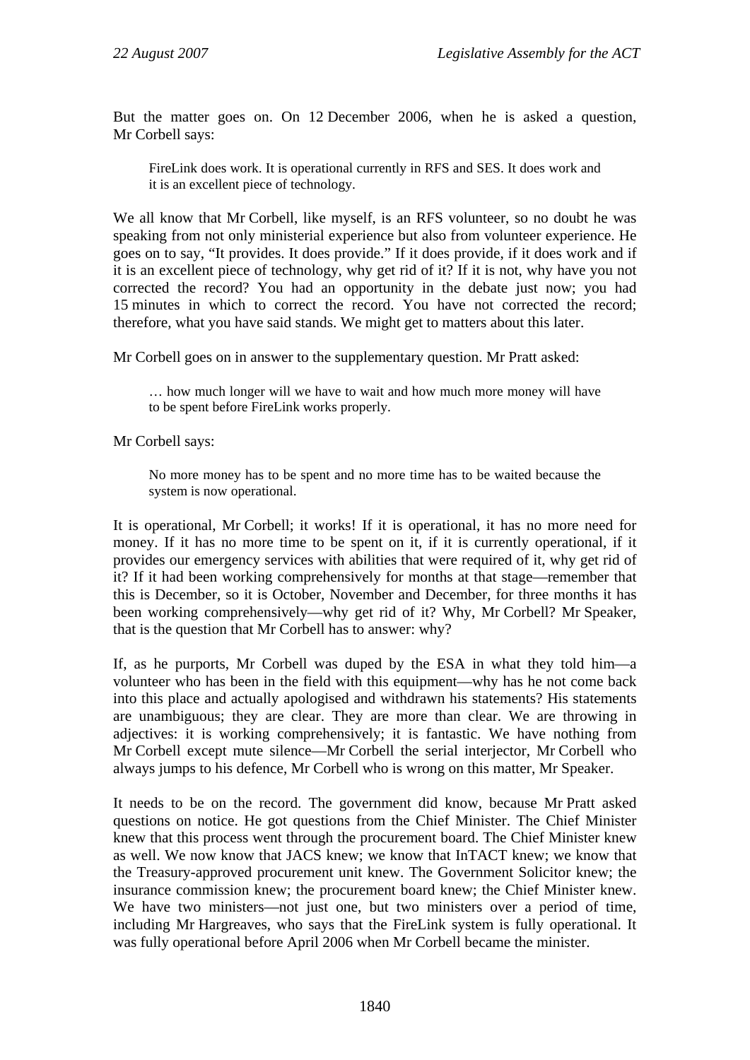But the matter goes on. On 12 December 2006, when he is asked a question, Mr Corbell says:

> FireLink does work. It is operational currently in RFS and SES. It does work and it is an excellent piece of technology.

We all know that Mr Corbell, like myself, is an RFS volunteer, so no doubt he was speaking from not only ministerial experience but also from volunteer experience. He goes on to say, "It provides. It does provide." If it does provide, if it does work and if it is an excellent piece of technology, why get rid of it? If it is not, why have you not corrected the record? You had an opportunity in the debate just now; you had 15 minutes in which to correct the record. You have not corrected the record; therefore, what you have said stands. We might get to matters about this later.

Mr Corbell goes on in answer to the supplementary question. Mr Pratt asked:

> … how much longer will we have to wait and how much more money will have to be spent before FireLink works properly.

Mr Corbell says:

> No more money has to be spent and no more time has to be waited because the system is now operational.

It is operational, Mr Corbell; it works! If it is operational, it has no more need for money. If it has no more time to be spent on it, if it is currently operational, if it provides our emergency services with abilities that were required of it, why get rid of it? If it had been working comprehensively for months at that stage—remember that this is December, so it is October, November and December, for three months it has been working comprehensively—why get rid of it? Why, Mr Corbell? Mr Speaker, that is the question that Mr Corbell has to answer: why?

If, as he purports, Mr Corbell was duped by the ESA in what they told him—a volunteer who has been in the field with this equipment—why has he not come back into this place and actually apologised and withdrawn his statements? His statements are unambiguous; they are clear. They are more than clear. We are throwing in adjectives: it is working comprehensively; it is fantastic. We have nothing from Mr Corbell except mute silence—Mr Corbell the serial interjector, Mr Corbell who always jumps to his defence, Mr Corbell who is wrong on this matter, Mr Speaker.

It needs to be on the record. The government did know, because Mr Pratt asked questions on notice. He got questions from the Chief Minister. The Chief Minister knew that this process went through the procurement board. The Chief Minister knew as well. We now know that JACS knew; we know that InTACT knew; we know that the Treasury-approved procurement unit knew. The Government Solicitor knew; the insurance commission knew; the procurement board knew; the Chief Minister knew. We have two ministers—not just one, but two ministers over a period of time, including Mr Hargreaves, who says that the FireLink system is fully operational. It was fully operational before April 2006 when Mr Corbell became the minister.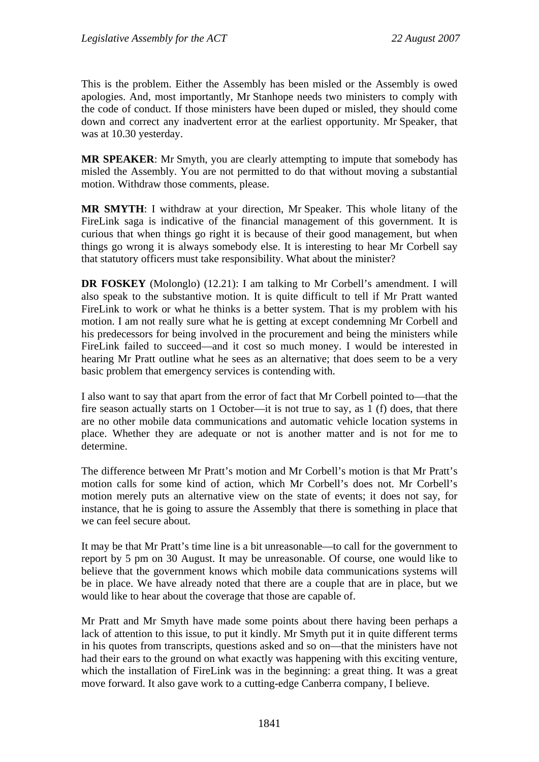This is the problem. Either the Assembly has been misled or the Assembly is owed apologies. And, most importantly, Mr Stanhope needs two ministers to comply with the code of conduct. If those ministers have been duped or misled, they should come down and correct any inadvertent error at the earliest opportunity. Mr Speaker, that was at 10.30 yesterday.

**MR SPEAKER**: Mr Smyth, you are clearly attempting to impute that somebody has misled the Assembly. You are not permitted to do that without moving a substantial motion. Withdraw those comments, please.

**MR SMYTH**: I withdraw at your direction, Mr Speaker. This whole litany of the FireLink saga is indicative of the financial management of this government. It is curious that when things go right it is because of their good management, but when things go wrong it is always somebody else. It is interesting to hear Mr Corbell say that statutory officers must take responsibility. What about the minister?

**DR FOSKEY** (Molonglo) (12.21): I am talking to Mr Corbell's amendment. I will also speak to the substantive motion. It is quite difficult to tell if Mr Pratt wanted FireLink to work or what he thinks is a better system. That is my problem with his motion. I am not really sure what he is getting at except condemning Mr Corbell and his predecessors for being involved in the procurement and being the ministers while FireLink failed to succeed—and it cost so much money. I would be interested in hearing Mr Pratt outline what he sees as an alternative; that does seem to be a very basic problem that emergency services is contending with.

I also want to say that apart from the error of fact that Mr Corbell pointed to—that the fire season actually starts on 1 October—it is not true to say, as 1 (f) does, that there are no other mobile data communications and automatic vehicle location systems in place. Whether they are adequate or not is another matter and is not for me to determine.

The difference between Mr Pratt's motion and Mr Corbell's motion is that Mr Pratt's motion calls for some kind of action, which Mr Corbell's does not. Mr Corbell's motion merely puts an alternative view on the state of events; it does not say, for instance, that he is going to assure the Assembly that there is something in place that we can feel secure about.

It may be that Mr Pratt's time line is a bit unreasonable—to call for the government to report by 5 pm on 30 August. It may be unreasonable. Of course, one would like to believe that the government knows which mobile data communications systems will be in place. We have already noted that there are a couple that are in place, but we would like to hear about the coverage that those are capable of.

Mr Pratt and Mr Smyth have made some points about there having been perhaps a lack of attention to this issue, to put it kindly. Mr Smyth put it in quite different terms in his quotes from transcripts, questions asked and so on—that the ministers have not had their ears to the ground on what exactly was happening with this exciting venture, which the installation of FireLink was in the beginning: a great thing. It was a great move forward. It also gave work to a cutting-edge Canberra company, I believe.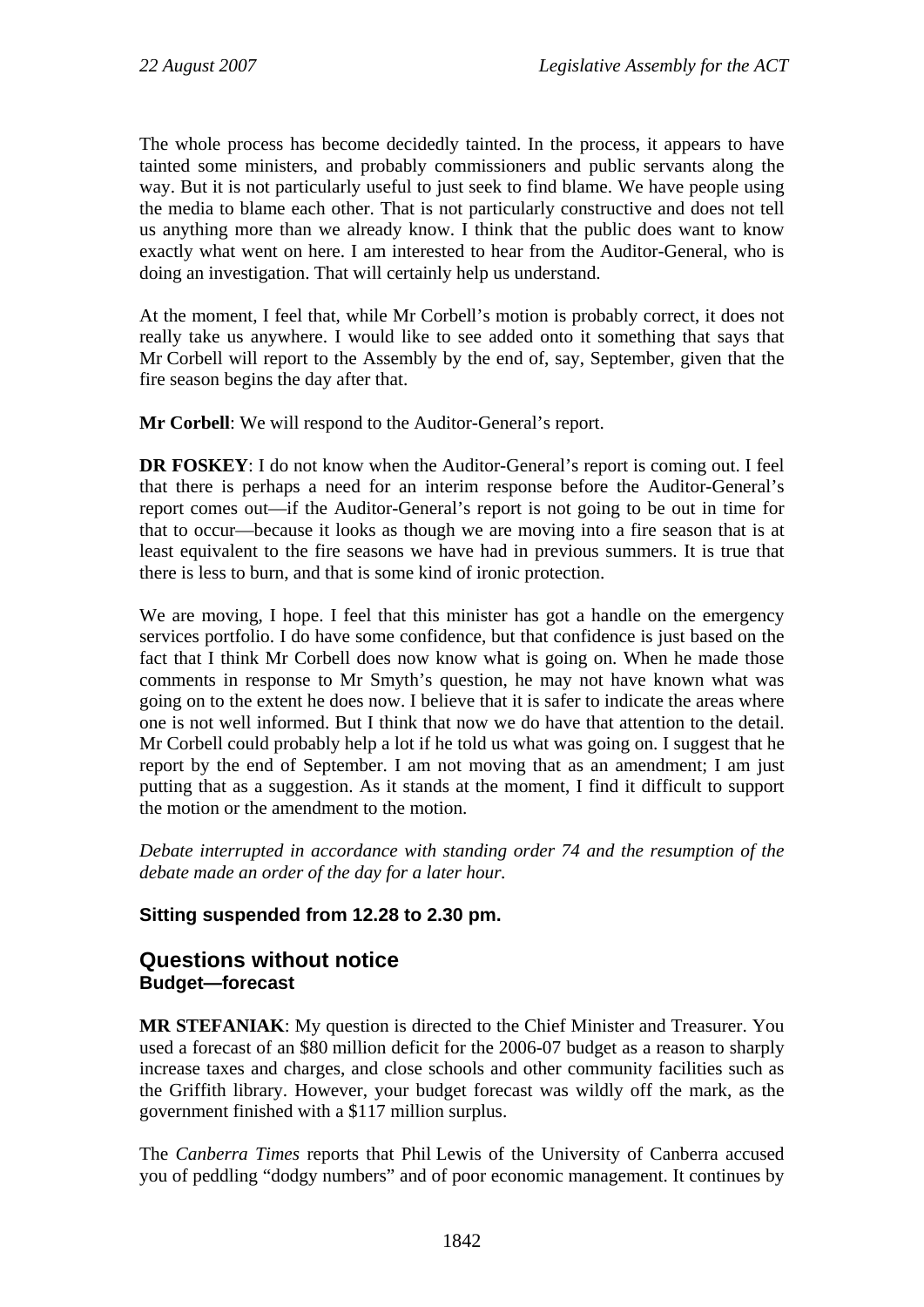The whole process has become decidedly tainted. In the process, it appears to have tainted some ministers, and probably commissioners and public servants along the way. But it is not particularly useful to just seek to find blame. We have people using the media to blame each other. That is not particularly constructive and does not tell us anything more than we already know. I think that the public does want to know exactly what went on here. I am interested to hear from the Auditor-General, who is doing an investigation. That will certainly help us understand.

At the moment, I feel that, while Mr Corbell's motion is probably correct, it does not really take us anywhere. I would like to see added onto it something that says that Mr Corbell will report to the Assembly by the end of, say, September, given that the fire season begins the day after that.

**Mr Corbell**: We will respond to the Auditor-General's report.

**DR FOSKEY**: I do not know when the Auditor-General's report is coming out. I feel that there is perhaps a need for an interim response before the Auditor-General's report comes out—if the Auditor-General's report is not going to be out in time for that to occur—because it looks as though we are moving into a fire season that is at least equivalent to the fire seasons we have had in previous summers. It is true that there is less to burn, and that is some kind of ironic protection.

We are moving, I hope. I feel that this minister has got a handle on the emergency services portfolio. I do have some confidence, but that confidence is just based on the fact that I think Mr Corbell does now know what is going on. When he made those comments in response to Mr Smyth's question, he may not have known what was going on to the extent he does now. I believe that it is safer to indicate the areas where one is not well informed. But I think that now we do have that attention to the detail. Mr Corbell could probably help a lot if he told us what was going on. I suggest that he report by the end of September. I am not moving that as an amendment; I am just putting that as a suggestion. As it stands at the moment, I find it difficult to support the motion or the amendment to the motion.

*Debate interrupted in accordance with standing order 74 and the resumption of the debate made an order of the day for a later hour.*

**Sitting suspended from 12.28 to 2.30 pm.**

## Questions without notice

### Budget—forecast

**MR STEFANIAK**: My question is directed to the Chief Minister and Treasurer. You used a forecast of an $80 million deficit for the 2006-07 budget as a reason to sharply increase taxes and charges, and close schools and other community facilities such as the Griffith library. However, your budget forecast was wildly off the mark, as the government finished with a $117 million surplus.

The *Canberra Times* reports that Phil Lewis of the University of Canberra accused you of peddling "dodgy numbers" and of poor economic management. It continues by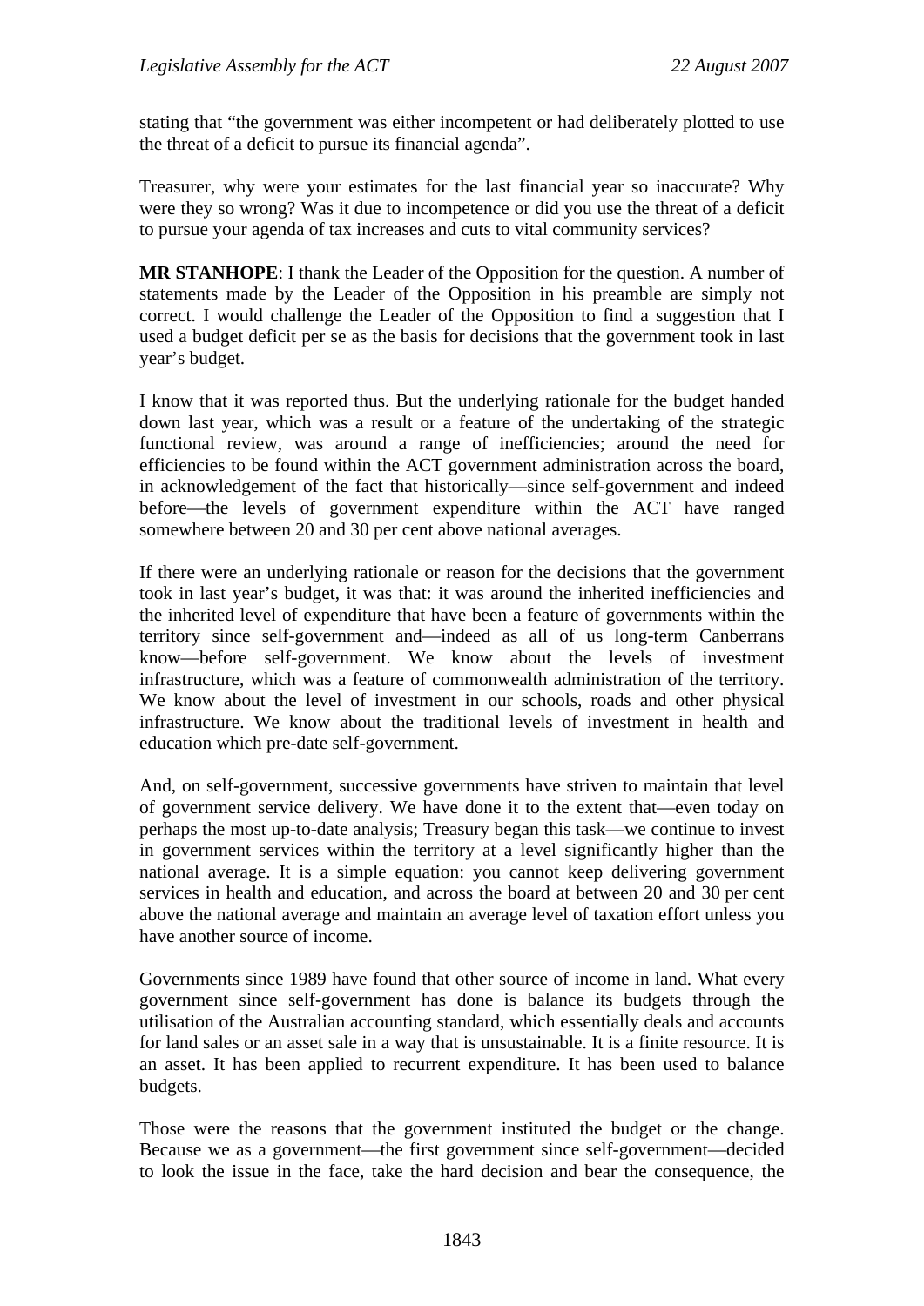stating that "the government was either incompetent or had deliberately plotted to use the threat of a deficit to pursue its financial agenda".

Treasurer, why were your estimates for the last financial year so inaccurate? Why were they so wrong? Was it due to incompetence or did you use the threat of a deficit to pursue your agenda of tax increases and cuts to vital community services?

**MR STANHOPE**: I thank the Leader of the Opposition for the question. A number of statements made by the Leader of the Opposition in his preamble are simply not correct. I would challenge the Leader of the Opposition to find a suggestion that I used a budget deficit per se as the basis for decisions that the government took in last year's budget.

I know that it was reported thus. But the underlying rationale for the budget handed down last year, which was a result or a feature of the undertaking of the strategic functional review, was around a range of inefficiencies; around the need for efficiencies to be found within the ACT government administration across the board, in acknowledgement of the fact that historically—since self-government and indeed before—the levels of government expenditure within the ACT have ranged somewhere between 20 and 30 per cent above national averages.

If there were an underlying rationale or reason for the decisions that the government took in last year's budget, it was that: it was around the inherited inefficiencies and the inherited level of expenditure that have been a feature of governments within the territory since self-government and—indeed as all of us long-term Canberrans know—before self-government. We know about the levels of investment infrastructure, which was a feature of commonwealth administration of the territory. We know about the level of investment in our schools, roads and other physical infrastructure. We know about the traditional levels of investment in health and education which pre-date self-government.

And, on self-government, successive governments have striven to maintain that level of government service delivery. We have done it to the extent that—even today on perhaps the most up-to-date analysis; Treasury began this task—we continue to invest in government services within the territory at a level significantly higher than the national average. It is a simple equation: you cannot keep delivering government services in health and education, and across the board at between 20 and 30 per cent above the national average and maintain an average level of taxation effort unless you have another source of income.

Governments since 1989 have found that other source of income in land. What every government since self-government has done is balance its budgets through the utilisation of the Australian accounting standard, which essentially deals and accounts for land sales or an asset sale in a way that is unsustainable. It is a finite resource. It is an asset. It has been applied to recurrent expenditure. It has been used to balance budgets.

Those were the reasons that the government instituted the budget or the change. Because we as a government—the first government since self-government—decided to look the issue in the face, take the hard decision and bear the consequence, the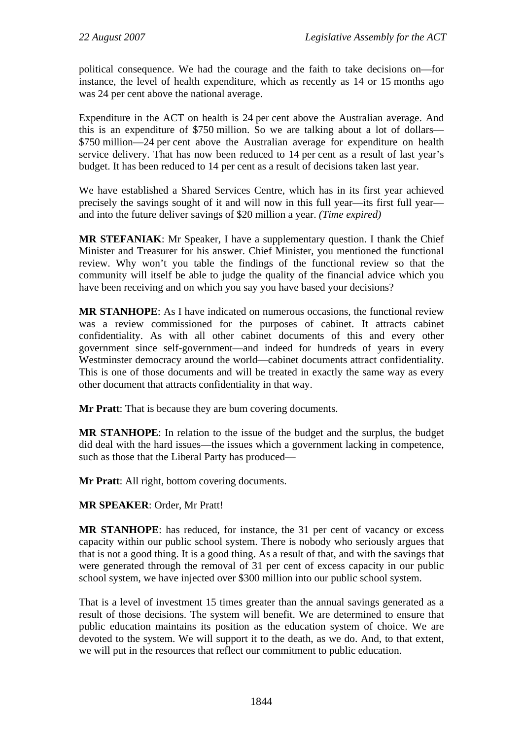political consequence. We had the courage and the faith to take decisions on—for instance, the level of health expenditure, which as recently as 14 or 15 months ago was 24 per cent above the national average.

Expenditure in the ACT on health is 24 per cent above the Australian average. And this is an expenditure of $750 million. So we are talking about a lot of dollars—$750 million—24 per cent above the Australian average for expenditure on health service delivery. That has now been reduced to 14 per cent as a result of last year's budget. It has been reduced to 14 per cent as a result of decisions taken last year.

We have established a Shared Services Centre, which has in its first year achieved precisely the savings sought of it and will now in this full year—its first full year—and into the future deliver savings of $20 million a year. *(Time expired)*

**MR STEFANIAK**: Mr Speaker, I have a supplementary question. I thank the Chief Minister and Treasurer for his answer. Chief Minister, you mentioned the functional review. Why won't you table the findings of the functional review so that the community will itself be able to judge the quality of the financial advice which you have been receiving and on which you say you have based your decisions?

**MR STANHOPE**: As I have indicated on numerous occasions, the functional review was a review commissioned for the purposes of cabinet. It attracts cabinet confidentiality. As with all other cabinet documents of this and every other government since self-government—and indeed for hundreds of years in every Westminster democracy around the world—cabinet documents attract confidentiality. This is one of those documents and will be treated in exactly the same way as every other document that attracts confidentiality in that way.

**Mr Pratt**: That is because they are bum covering documents.

**MR STANHOPE**: In relation to the issue of the budget and the surplus, the budget did deal with the hard issues—the issues which a government lacking in competence, such as those that the Liberal Party has produced—

**Mr Pratt**: All right, bottom covering documents.

**MR SPEAKER**: Order, Mr Pratt!

**MR STANHOPE**: has reduced, for instance, the 31 per cent of vacancy or excess capacity within our public school system. There is nobody who seriously argues that that is not a good thing. It is a good thing. As a result of that, and with the savings that were generated through the removal of 31 per cent of excess capacity in our public school system, we have injected over $300 million into our public school system.

That is a level of investment 15 times greater than the annual savings generated as a result of those decisions. The system will benefit. We are determined to ensure that public education maintains its position as the education system of choice. We are devoted to the system. We will support it to the death, as we do. And, to that extent, we will put in the resources that reflect our commitment to public education.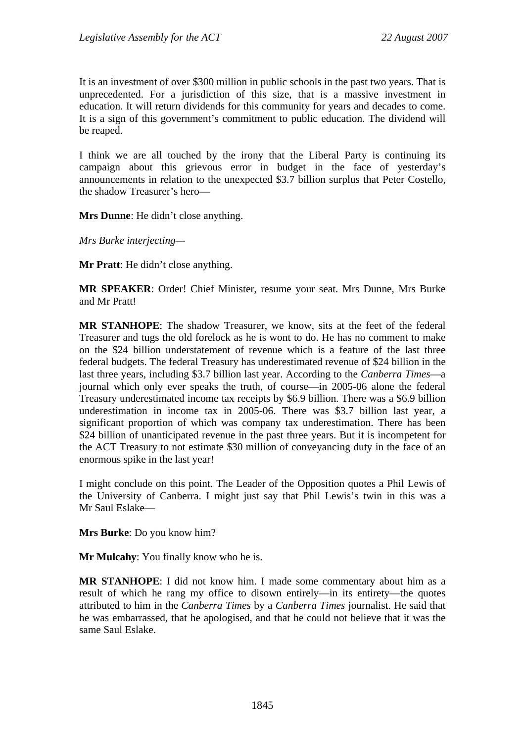It is an investment of over $300 million in public schools in the past two years. That is unprecedented. For a jurisdiction of this size, that is a massive investment in education. It will return dividends for this community for years and decades to come. It is a sign of this government's commitment to public education. The dividend will be reaped.

I think we are all touched by the irony that the Liberal Party is continuing its campaign about this grievous error in budget in the face of yesterday's announcements in relation to the unexpected $3.7 billion surplus that Peter Costello, the shadow Treasurer's hero—

**Mrs Dunne**: He didn't close anything.

*Mrs Burke interjecting*—

**Mr Pratt**: He didn't close anything.

**MR SPEAKER**: Order! Chief Minister, resume your seat. Mrs Dunne, Mrs Burke and Mr Pratt!

**MR STANHOPE**: The shadow Treasurer, we know, sits at the feet of the federal Treasurer and tugs the old forelock as he is wont to do. He has no comment to make on the $24 billion understatement of revenue which is a feature of the last three federal budgets. The federal Treasury has underestimated revenue of $24 billion in the last three years, including $3.7 billion last year. According to the *Canberra Times*—a journal which only ever speaks the truth, of course—in 2005-06 alone the federal Treasury underestimated income tax receipts by $6.9 billion. There was a $6.9 billion underestimation in income tax in 2005-06. There was $3.7 billion last year, a significant proportion of which was company tax underestimation. There has been $24 billion of unanticipated revenue in the past three years. But it is incompetent for the ACT Treasury to not estimate $30 million of conveyancing duty in the face of an enormous spike in the last year!

I might conclude on this point. The Leader of the Opposition quotes a Phil Lewis of the University of Canberra. I might just say that Phil Lewis's twin in this was a Mr Saul Eslake—

**Mrs Burke**: Do you know him?

**Mr Mulcahy**: You finally know who he is.

**MR STANHOPE**: I did not know him. I made some commentary about him as a result of which he rang my office to disown entirely—in its entirety—the quotes attributed to him in the *Canberra Times* by a *Canberra Times* journalist. He said that he was embarrassed, that he apologised, and that he could not believe that it was the same Saul Eslake.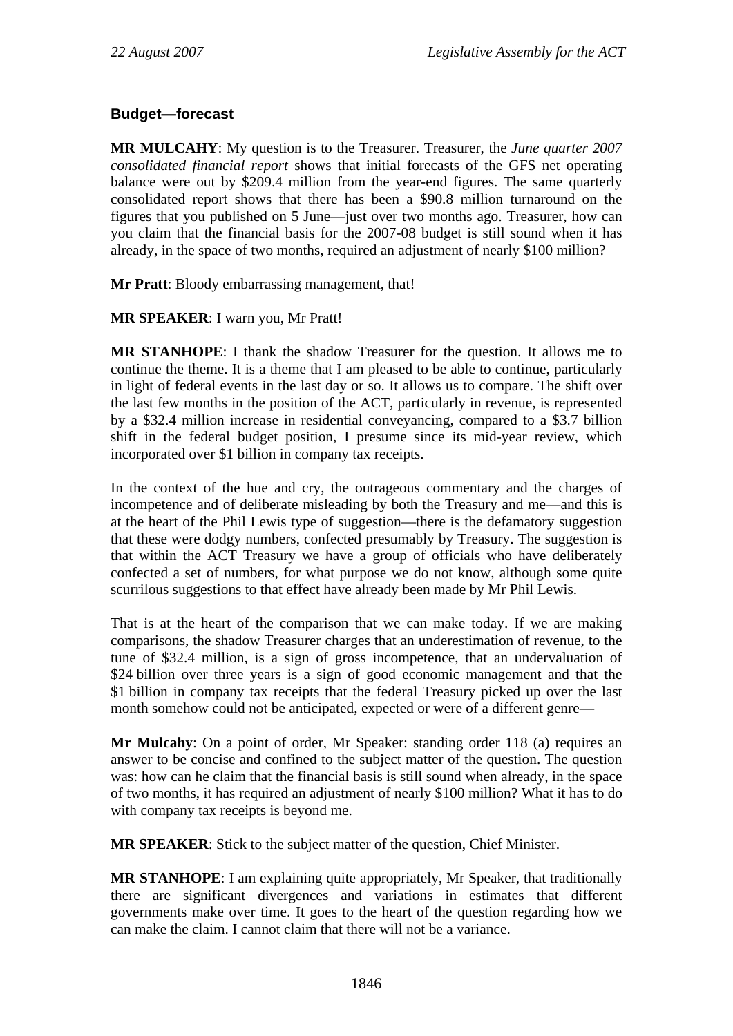### Budget—forecast

**MR MULCAHY**: My question is to the Treasurer. Treasurer, the *June quarter 2007 consolidated financial report* shows that initial forecasts of the GFS net operating balance were out by $209.4 million from the year-end figures. The same quarterly consolidated report shows that there has been a $90.8 million turnaround on the figures that you published on 5 June—just over two months ago. Treasurer, how can you claim that the financial basis for the 2007-08 budget is still sound when it has already, in the space of two months, required an adjustment of nearly $100 million?

**Mr Pratt**: Bloody embarrassing management, that!

**MR SPEAKER**: I warn you, Mr Pratt!

**MR STANHOPE**: I thank the shadow Treasurer for the question. It allows me to continue the theme. It is a theme that I am pleased to be able to continue, particularly in light of federal events in the last day or so. It allows us to compare. The shift over the last few months in the position of the ACT, particularly in revenue, is represented by a $32.4 million increase in residential conveyancing, compared to a $3.7 billion shift in the federal budget position, I presume since its mid-year review, which incorporated over $1 billion in company tax receipts.

In the context of the hue and cry, the outrageous commentary and the charges of incompetence and of deliberate misleading by both the Treasury and me—and this is at the heart of the Phil Lewis type of suggestion—there is the defamatory suggestion that these were dodgy numbers, confected presumably by Treasury. The suggestion is that within the ACT Treasury we have a group of officials who have deliberately confected a set of numbers, for what purpose we do not know, although some quite scurrilous suggestions to that effect have already been made by Mr Phil Lewis.

That is at the heart of the comparison that we can make today. If we are making comparisons, the shadow Treasurer charges that an underestimation of revenue, to the tune of $32.4 million, is a sign of gross incompetence, that an undervaluation of $24 billion over three years is a sign of good economic management and that the $1 billion in company tax receipts that the federal Treasury picked up over the last month somehow could not be anticipated, expected or were of a different genre—

**Mr Mulcahy**: On a point of order, Mr Speaker: standing order 118 (a) requires an answer to be concise and confined to the subject matter of the question. The question was: how can he claim that the financial basis is still sound when already, in the space of two months, it has required an adjustment of nearly $100 million? What it has to do with company tax receipts is beyond me.

**MR SPEAKER**: Stick to the subject matter of the question, Chief Minister.

**MR STANHOPE**: I am explaining quite appropriately, Mr Speaker, that traditionally there are significant divergences and variations in estimates that different governments make over time. It goes to the heart of the question regarding how we can make the claim. I cannot claim that there will not be a variance.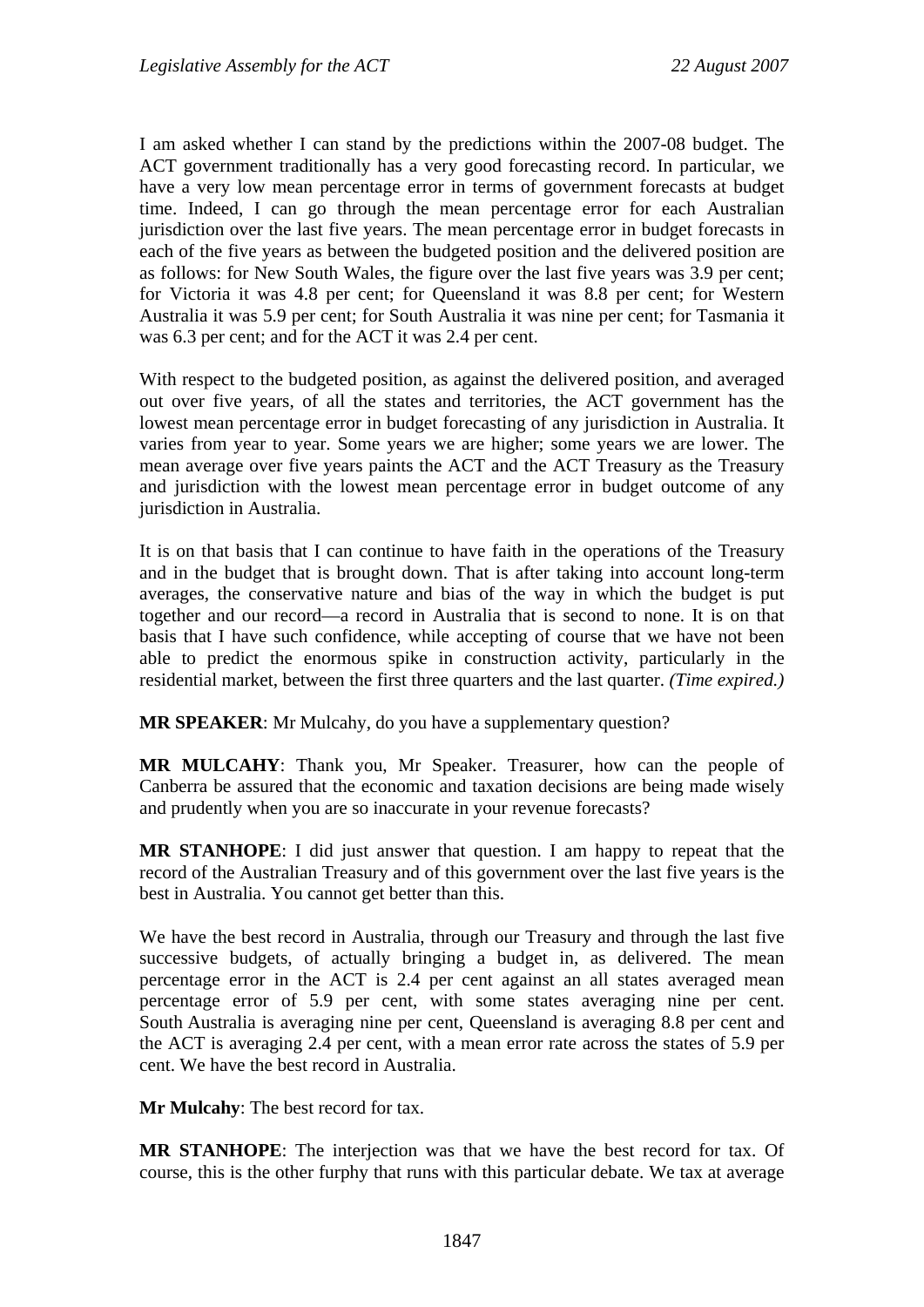I am asked whether I can stand by the predictions within the 2007-08 budget. The ACT government traditionally has a very good forecasting record. In particular, we have a very low mean percentage error in terms of government forecasts at budget time. Indeed, I can go through the mean percentage error for each Australian jurisdiction over the last five years. The mean percentage error in budget forecasts in each of the five years as between the budgeted position and the delivered position are as follows: for New South Wales, the figure over the last five years was 3.9 per cent; for Victoria it was 4.8 per cent; for Queensland it was 8.8 per cent; for Western Australia it was 5.9 per cent; for South Australia it was nine per cent; for Tasmania it was 6.3 per cent; and for the ACT it was 2.4 per cent.

With respect to the budgeted position, as against the delivered position, and averaged out over five years, of all the states and territories, the ACT government has the lowest mean percentage error in budget forecasting of any jurisdiction in Australia. It varies from year to year. Some years we are higher; some years we are lower. The mean average over five years paints the ACT and the ACT Treasury as the Treasury and jurisdiction with the lowest mean percentage error in budget outcome of any jurisdiction in Australia.

It is on that basis that I can continue to have faith in the operations of the Treasury and in the budget that is brought down. That is after taking into account long-term averages, the conservative nature and bias of the way in which the budget is put together and our record—a record in Australia that is second to none. It is on that basis that I have such confidence, while accepting of course that we have not been able to predict the enormous spike in construction activity, particularly in the residential market, between the first three quarters and the last quarter. *(Time expired.)*

**MR SPEAKER**: Mr Mulcahy, do you have a supplementary question?

**MR MULCAHY**: Thank you, Mr Speaker. Treasurer, how can the people of Canberra be assured that the economic and taxation decisions are being made wisely and prudently when you are so inaccurate in your revenue forecasts?

**MR STANHOPE**: I did just answer that question. I am happy to repeat that the record of the Australian Treasury and of this government over the last five years is the best in Australia. You cannot get better than this.

We have the best record in Australia, through our Treasury and through the last five successive budgets, of actually bringing a budget in, as delivered. The mean percentage error in the ACT is 2.4 per cent against an all states averaged mean percentage error of 5.9 per cent, with some states averaging nine per cent. South Australia is averaging nine per cent, Queensland is averaging 8.8 per cent and the ACT is averaging 2.4 per cent, with a mean error rate across the states of 5.9 per cent. We have the best record in Australia.

**Mr Mulcahy**: The best record for tax.

**MR STANHOPE**: The interjection was that we have the best record for tax. Of course, this is the other furphy that runs with this particular debate. We tax at average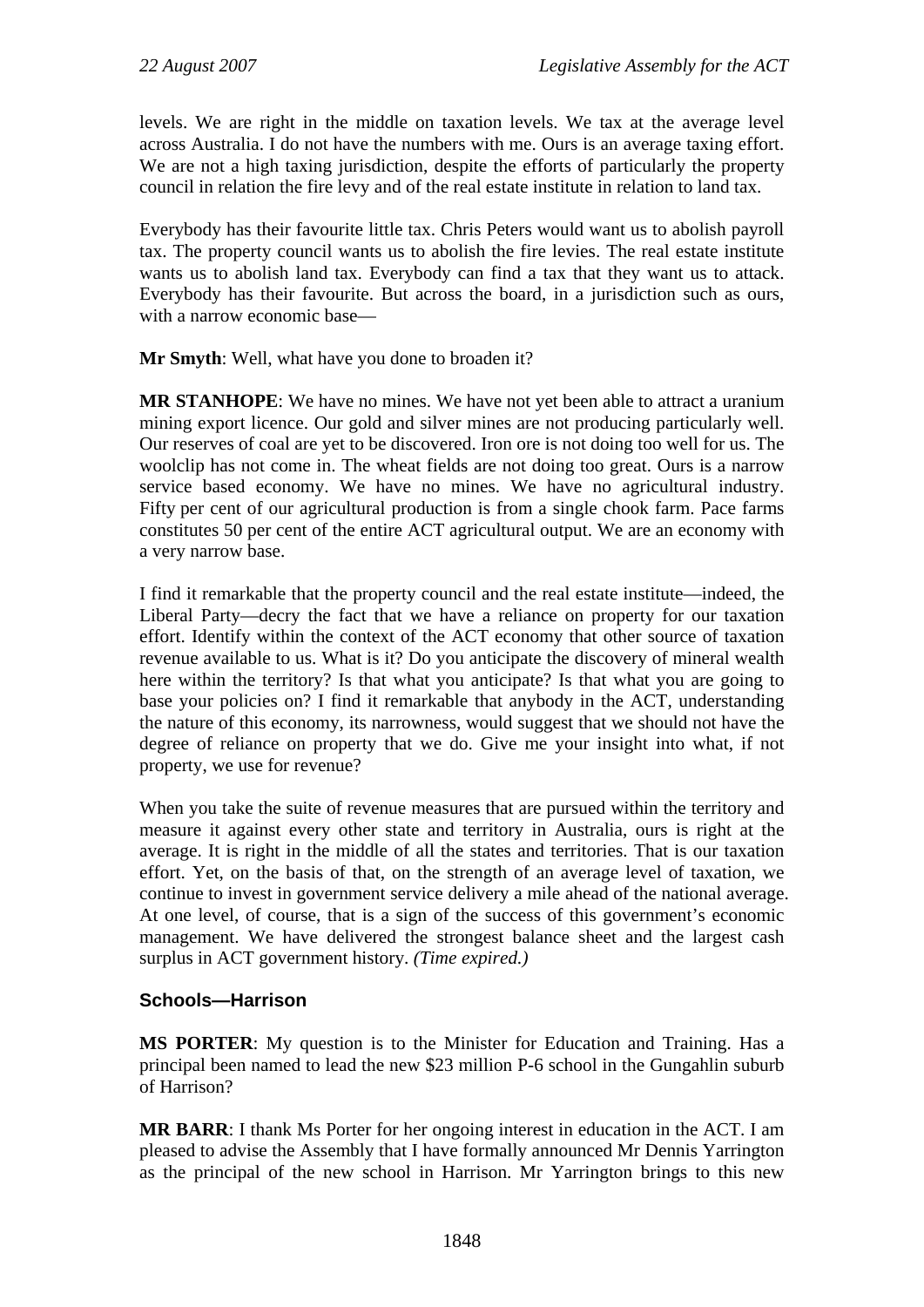levels. We are right in the middle on taxation levels. We tax at the average level across Australia. I do not have the numbers with me. Ours is an average taxing effort. We are not a high taxing jurisdiction, despite the efforts of particularly the property council in relation the fire levy and of the real estate institute in relation to land tax.

Everybody has their favourite little tax. Chris Peters would want us to abolish payroll tax. The property council wants us to abolish the fire levies. The real estate institute wants us to abolish land tax. Everybody can find a tax that they want us to attack. Everybody has their favourite. But across the board, in a jurisdiction such as ours, with a narrow economic base—

**Mr Smyth**: Well, what have you done to broaden it?

**MR STANHOPE**: We have no mines. We have not yet been able to attract a uranium mining export licence. Our gold and silver mines are not producing particularly well. Our reserves of coal are yet to be discovered. Iron ore is not doing too well for us. The woolclip has not come in. The wheat fields are not doing too great. Ours is a narrow service based economy. We have no mines. We have no agricultural industry. Fifty per cent of our agricultural production is from a single chook farm. Pace farms constitutes 50 per cent of the entire ACT agricultural output. We are an economy with a very narrow base.

I find it remarkable that the property council and the real estate institute—indeed, the Liberal Party—decry the fact that we have a reliance on property for our taxation effort. Identify within the context of the ACT economy that other source of taxation revenue available to us. What is it? Do you anticipate the discovery of mineral wealth here within the territory? Is that what you anticipate? Is that what you are going to base your policies on? I find it remarkable that anybody in the ACT, understanding the nature of this economy, its narrowness, would suggest that we should not have the degree of reliance on property that we do. Give me your insight into what, if not property, we use for revenue?

When you take the suite of revenue measures that are pursued within the territory and measure it against every other state and territory in Australia, ours is right at the average. It is right in the middle of all the states and territories. That is our taxation effort. Yet, on the basis of that, on the strength of an average level of taxation, we continue to invest in government service delivery a mile ahead of the national average. At one level, of course, that is a sign of the success of this government's economic management. We have delivered the strongest balance sheet and the largest cash surplus in ACT government history. *(Time expired.)*

### Schools—Harrison

**MS PORTER**: My question is to the Minister for Education and Training. Has a principal been named to lead the new $23 million P-6 school in the Gungahlin suburb of Harrison?

**MR BARR**: I thank Ms Porter for her ongoing interest in education in the ACT. I am pleased to advise the Assembly that I have formally announced Mr Dennis Yarrington as the principal of the new school in Harrison. Mr Yarrington brings to this new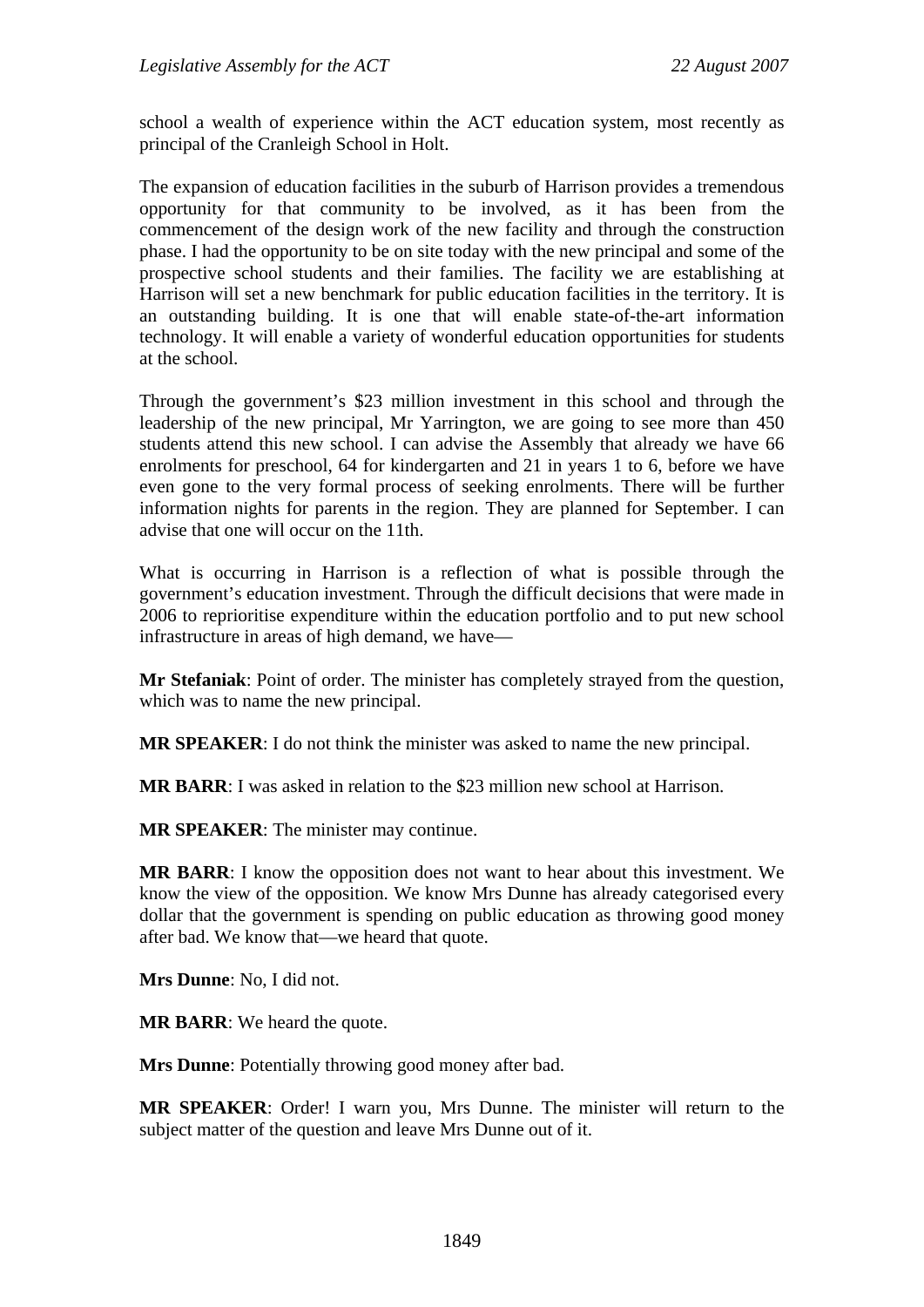school a wealth of experience within the ACT education system, most recently as principal of the Cranleigh School in Holt.

The expansion of education facilities in the suburb of Harrison provides a tremendous opportunity for that community to be involved, as it has been from the commencement of the design work of the new facility and through the construction phase. I had the opportunity to be on site today with the new principal and some of the prospective school students and their families. The facility we are establishing at Harrison will set a new benchmark for public education facilities in the territory. It is an outstanding building. It is one that will enable state-of-the-art information technology. It will enable a variety of wonderful education opportunities for students at the school.

Through the government's $23 million investment in this school and through the leadership of the new principal, Mr Yarrington, we are going to see more than 450 students attend this new school. I can advise the Assembly that already we have 66 enrolments for preschool, 64 for kindergarten and 21 in years 1 to 6, before we have even gone to the very formal process of seeking enrolments. There will be further information nights for parents in the region. They are planned for September. I can advise that one will occur on the 11th.

What is occurring in Harrison is a reflection of what is possible through the government's education investment. Through the difficult decisions that were made in 2006 to reprioritise expenditure within the education portfolio and to put new school infrastructure in areas of high demand, we have—

**Mr Stefaniak**: Point of order. The minister has completely strayed from the question, which was to name the new principal.

**MR SPEAKER**: I do not think the minister was asked to name the new principal.

**MR BARR**: I was asked in relation to the $23 million new school at Harrison.

**MR SPEAKER**: The minister may continue.

**MR BARR**: I know the opposition does not want to hear about this investment. We know the view of the opposition. We know Mrs Dunne has already categorised every dollar that the government is spending on public education as throwing good money after bad. We know that—we heard that quote.

**Mrs Dunne**: No, I did not.

**MR BARR**: We heard the quote.

**Mrs Dunne**: Potentially throwing good money after bad.

**MR SPEAKER**: Order! I warn you, Mrs Dunne. The minister will return to the subject matter of the question and leave Mrs Dunne out of it.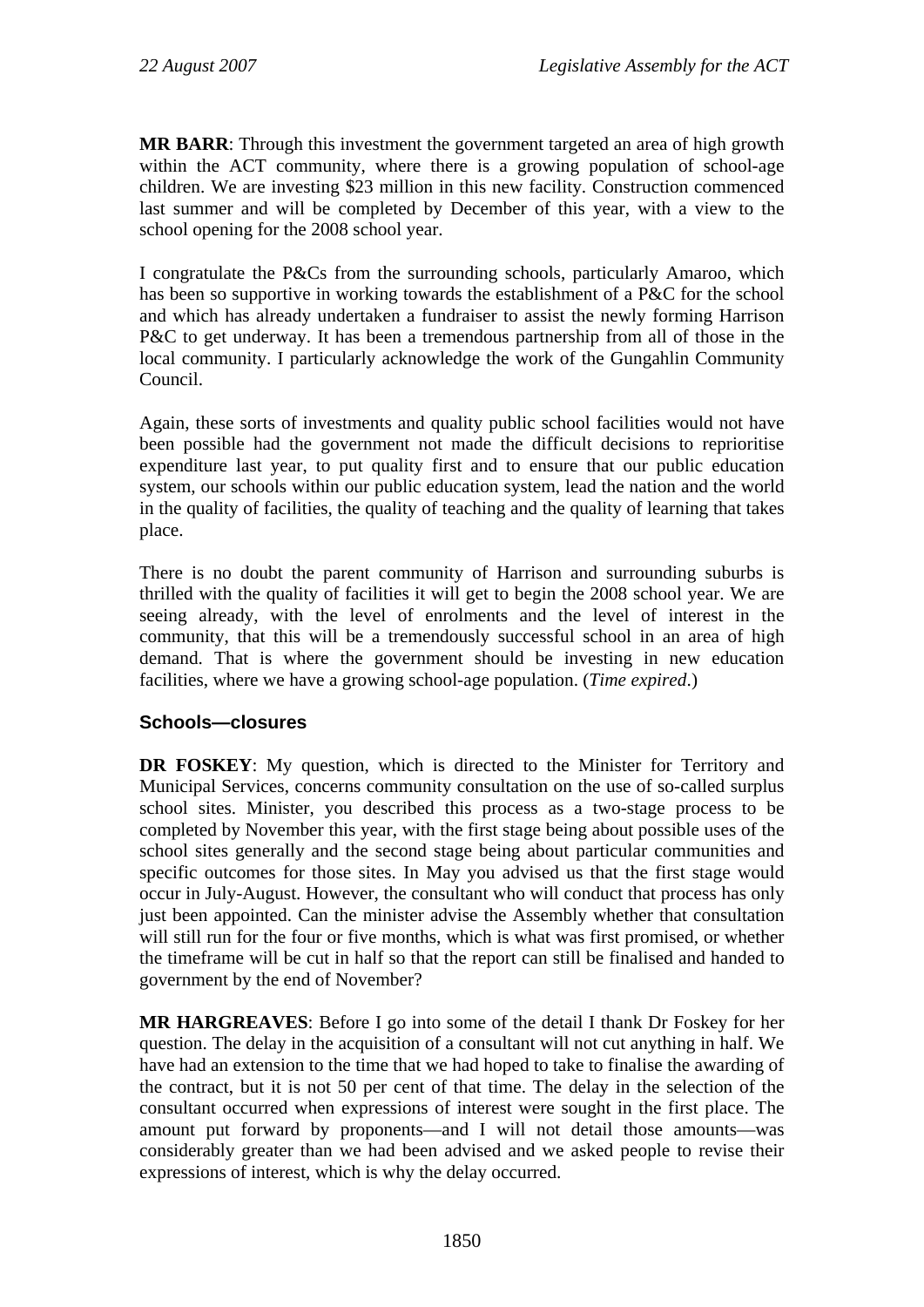**MR BARR**: Through this investment the government targeted an area of high growth within the ACT community, where there is a growing population of school-age children. We are investing $23 million in this new facility. Construction commenced last summer and will be completed by December of this year, with a view to the school opening for the 2008 school year.

I congratulate the P&Cs from the surrounding schools, particularly Amaroo, which has been so supportive in working towards the establishment of a P&C for the school and which has already undertaken a fundraiser to assist the newly forming Harrison P&C to get underway. It has been a tremendous partnership from all of those in the local community. I particularly acknowledge the work of the Gungahlin Community Council.

Again, these sorts of investments and quality public school facilities would not have been possible had the government not made the difficult decisions to reprioritise expenditure last year, to put quality first and to ensure that our public education system, our schools within our public education system, lead the nation and the world in the quality of facilities, the quality of teaching and the quality of learning that takes place.

There is no doubt the parent community of Harrison and surrounding suburbs is thrilled with the quality of facilities it will get to begin the 2008 school year. We are seeing already, with the level of enrolments and the level of interest in the community, that this will be a tremendously successful school in an area of high demand. That is where the government should be investing in new education facilities, where we have a growing school-age population. (*Time expired*.)

### Schools—closures

**DR FOSKEY**: My question, which is directed to the Minister for Territory and Municipal Services, concerns community consultation on the use of so-called surplus school sites. Minister, you described this process as a two-stage process to be completed by November this year, with the first stage being about possible uses of the school sites generally and the second stage being about particular communities and specific outcomes for those sites. In May you advised us that the first stage would occur in July-August. However, the consultant who will conduct that process has only just been appointed. Can the minister advise the Assembly whether that consultation will still run for the four or five months, which is what was first promised, or whether the timeframe will be cut in half so that the report can still be finalised and handed to government by the end of November?

**MR HARGREAVES**: Before I go into some of the detail I thank Dr Foskey for her question. The delay in the acquisition of a consultant will not cut anything in half. We have had an extension to the time that we had hoped to take to finalise the awarding of the contract, but it is not 50 per cent of that time. The delay in the selection of the consultant occurred when expressions of interest were sought in the first place. The amount put forward by proponents—and I will not detail those amounts—was considerably greater than we had been advised and we asked people to revise their expressions of interest, which is why the delay occurred.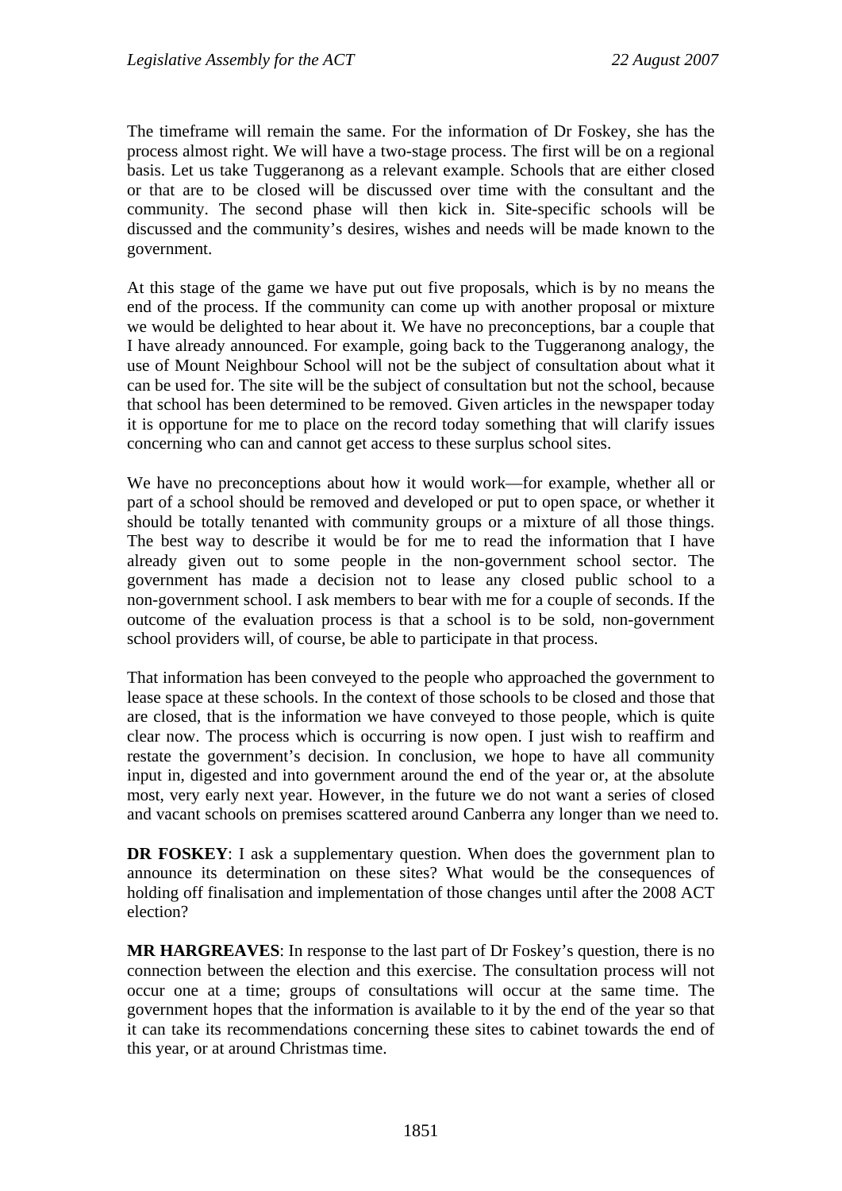The timeframe will remain the same. For the information of Dr Foskey, she has the process almost right. We will have a two-stage process. The first will be on a regional basis. Let us take Tuggeranong as a relevant example. Schools that are either closed or that are to be closed will be discussed over time with the consultant and the community. The second phase will then kick in. Site-specific schools will be discussed and the community's desires, wishes and needs will be made known to the government.

At this stage of the game we have put out five proposals, which is by no means the end of the process. If the community can come up with another proposal or mixture we would be delighted to hear about it. We have no preconceptions, bar a couple that I have already announced. For example, going back to the Tuggeranong analogy, the use of Mount Neighbour School will not be the subject of consultation about what it can be used for. The site will be the subject of consultation but not the school, because that school has been determined to be removed. Given articles in the newspaper today it is opportune for me to place on the record today something that will clarify issues concerning who can and cannot get access to these surplus school sites.

We have no preconceptions about how it would work—for example, whether all or part of a school should be removed and developed or put to open space, or whether it should be totally tenanted with community groups or a mixture of all those things. The best way to describe it would be for me to read the information that I have already given out to some people in the non-government school sector. The government has made a decision not to lease any closed public school to a non-government school. I ask members to bear with me for a couple of seconds. If the outcome of the evaluation process is that a school is to be sold, non-government school providers will, of course, be able to participate in that process.

That information has been conveyed to the people who approached the government to lease space at these schools. In the context of those schools to be closed and those that are closed, that is the information we have conveyed to those people, which is quite clear now. The process which is occurring is now open. I just wish to reaffirm and restate the government's decision. In conclusion, we hope to have all community input in, digested and into government around the end of the year or, at the absolute most, very early next year. However, in the future we do not want a series of closed and vacant schools on premises scattered around Canberra any longer than we need to.

**DR FOSKEY**: I ask a supplementary question. When does the government plan to announce its determination on these sites? What would be the consequences of holding off finalisation and implementation of those changes until after the 2008 ACT election?

**MR HARGREAVES**: In response to the last part of Dr Foskey's question, there is no connection between the election and this exercise. The consultation process will not occur one at a time; groups of consultations will occur at the same time. The government hopes that the information is available to it by the end of the year so that it can take its recommendations concerning these sites to cabinet towards the end of this year, or at around Christmas time.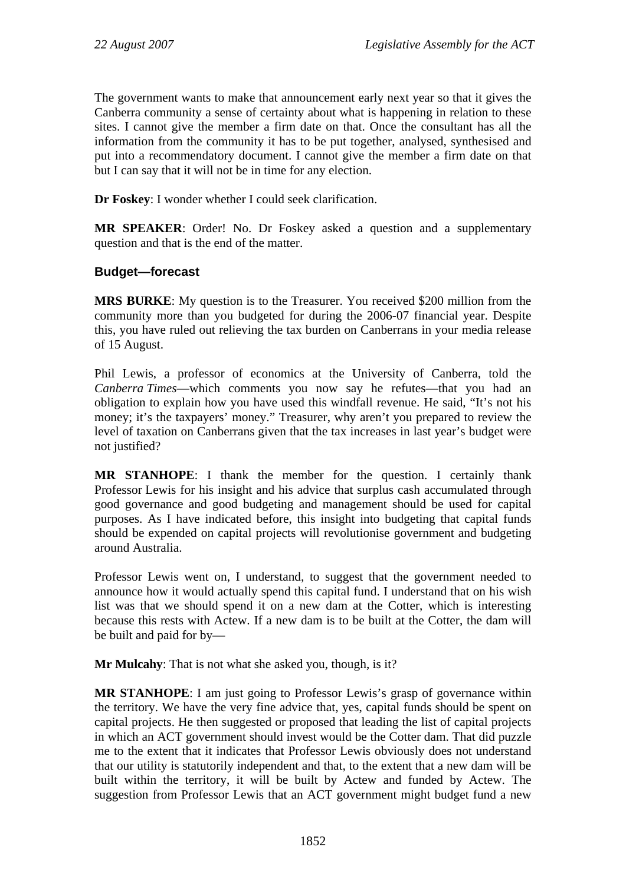The government wants to make that announcement early next year so that it gives the Canberra community a sense of certainty about what is happening in relation to these sites. I cannot give the member a firm date on that. Once the consultant has all the information from the community it has to be put together, analysed, synthesised and put into a recommendatory document. I cannot give the member a firm date on that but I can say that it will not be in time for any election.

**Dr Foskey**: I wonder whether I could seek clarification.

**MR SPEAKER**: Order! No. Dr Foskey asked a question and a supplementary question and that is the end of the matter.

### Budget—forecast

**MRS BURKE**: My question is to the Treasurer. You received $200 million from the community more than you budgeted for during the 2006-07 financial year. Despite this, you have ruled out relieving the tax burden on Canberrans in your media release of 15 August.

Phil Lewis, a professor of economics at the University of Canberra, told the *Canberra Times*—which comments you now say he refutes—that you had an obligation to explain how you have used this windfall revenue. He said, "It's not his money; it's the taxpayers' money." Treasurer, why aren't you prepared to review the level of taxation on Canberrans given that the tax increases in last year's budget were not justified?

**MR STANHOPE**: I thank the member for the question. I certainly thank Professor Lewis for his insight and his advice that surplus cash accumulated through good governance and good budgeting and management should be used for capital purposes. As I have indicated before, this insight into budgeting that capital funds should be expended on capital projects will revolutionise government and budgeting around Australia.

Professor Lewis went on, I understand, to suggest that the government needed to announce how it would actually spend this capital fund. I understand that on his wish list was that we should spend it on a new dam at the Cotter, which is interesting because this rests with Actew. If a new dam is to be built at the Cotter, the dam will be built and paid for by—

**Mr Mulcahy**: That is not what she asked you, though, is it?

**MR STANHOPE**: I am just going to Professor Lewis's grasp of governance within the territory. We have the very fine advice that, yes, capital funds should be spent on capital projects. He then suggested or proposed that leading the list of capital projects in which an ACT government should invest would be the Cotter dam. That did puzzle me to the extent that it indicates that Professor Lewis obviously does not understand that our utility is statutorily independent and that, to the extent that a new dam will be built within the territory, it will be built by Actew and funded by Actew. The suggestion from Professor Lewis that an ACT government might budget fund a new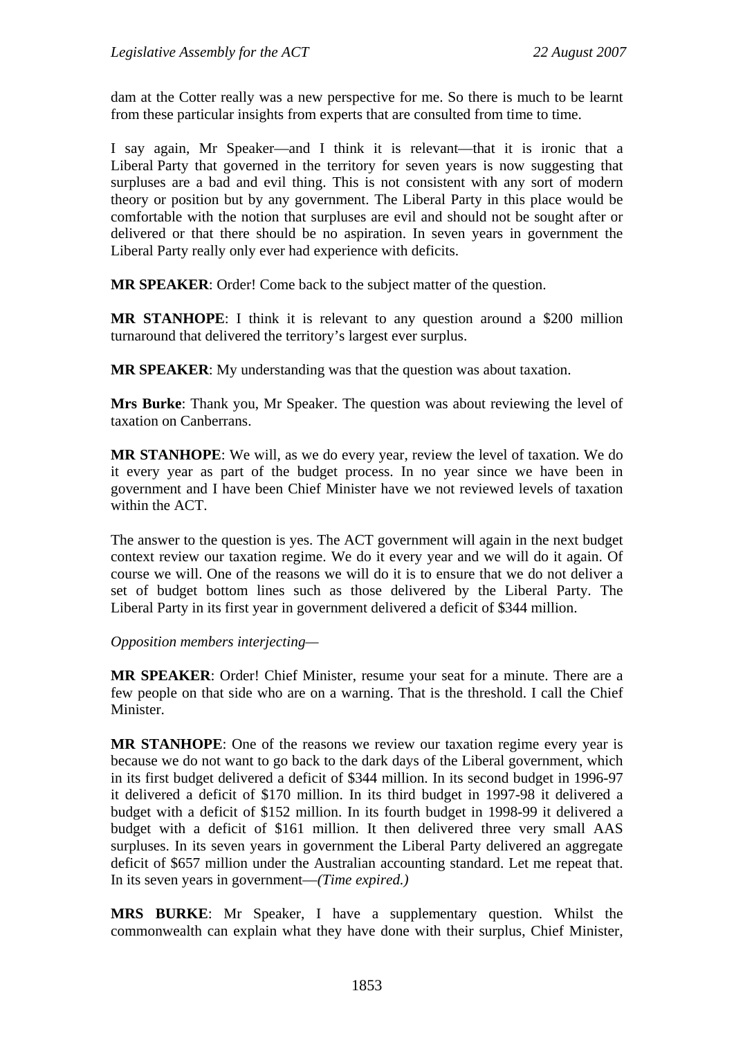dam at the Cotter really was a new perspective for me. So there is much to be learnt from these particular insights from experts that are consulted from time to time.

I say again, Mr Speaker—and I think it is relevant—that it is ironic that a Liberal Party that governed in the territory for seven years is now suggesting that surpluses are a bad and evil thing. This is not consistent with any sort of modern theory or position but by any government. The Liberal Party in this place would be comfortable with the notion that surpluses are evil and should not be sought after or delivered or that there should be no aspiration. In seven years in government the Liberal Party really only ever had experience with deficits.

**MR SPEAKER**: Order! Come back to the subject matter of the question.

**MR STANHOPE**: I think it is relevant to any question around a $200 million turnaround that delivered the territory's largest ever surplus.

**MR SPEAKER**: My understanding was that the question was about taxation.

**Mrs Burke**: Thank you, Mr Speaker. The question was about reviewing the level of taxation on Canberrans.

**MR STANHOPE**: We will, as we do every year, review the level of taxation. We do it every year as part of the budget process. In no year since we have been in government and I have been Chief Minister have we not reviewed levels of taxation within the ACT.

The answer to the question is yes. The ACT government will again in the next budget context review our taxation regime. We do it every year and we will do it again. Of course we will. One of the reasons we will do it is to ensure that we do not deliver a set of budget bottom lines such as those delivered by the Liberal Party. The Liberal Party in its first year in government delivered a deficit of $344 million.

*Opposition members interjecting*—

**MR SPEAKER**: Order! Chief Minister, resume your seat for a minute. There are a few people on that side who are on a warning. That is the threshold. I call the Chief Minister.

**MR STANHOPE**: One of the reasons we review our taxation regime every year is because we do not want to go back to the dark days of the Liberal government, which in its first budget delivered a deficit of $344 million. In its second budget in 1996-97 it delivered a deficit of $170 million. In its third budget in 1997-98 it delivered a budget with a deficit of $152 million. In its fourth budget in 1998-99 it delivered a budget with a deficit of $161 million. It then delivered three very small AAS surpluses. In its seven years in government the Liberal Party delivered an aggregate deficit of $657 million under the Australian accounting standard. Let me repeat that. In its seven years in government—*(Time expired.)*

**MRS BURKE**: Mr Speaker, I have a supplementary question. Whilst the commonwealth can explain what they have done with their surplus, Chief Minister,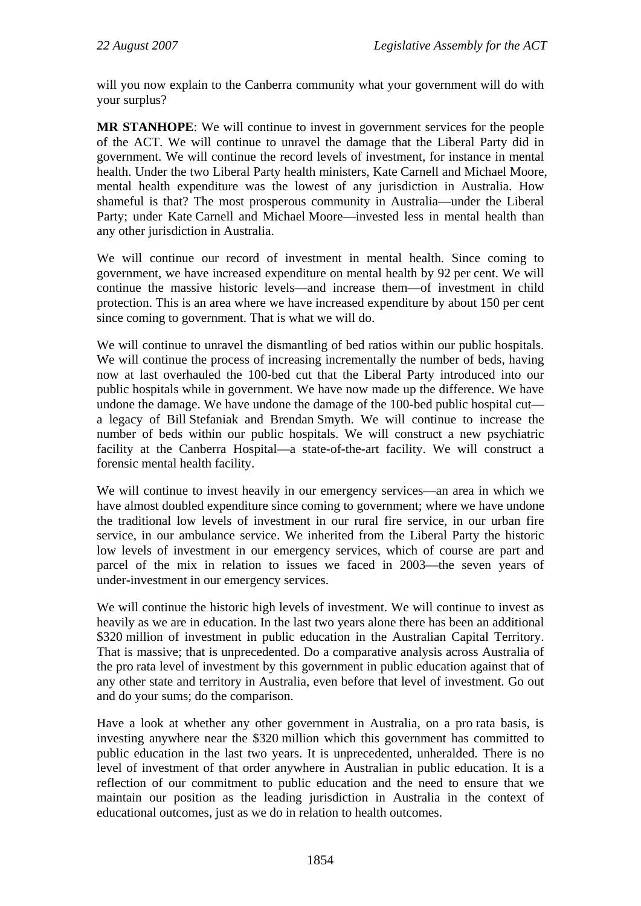will you now explain to the Canberra community what your government will do with your surplus?

**MR STANHOPE**: We will continue to invest in government services for the people of the ACT. We will continue to unravel the damage that the Liberal Party did in government. We will continue the record levels of investment, for instance in mental health. Under the two Liberal Party health ministers, Kate Carnell and Michael Moore, mental health expenditure was the lowest of any jurisdiction in Australia. How shameful is that? The most prosperous community in Australia—under the Liberal Party; under Kate Carnell and Michael Moore—invested less in mental health than any other jurisdiction in Australia.

We will continue our record of investment in mental health. Since coming to government, we have increased expenditure on mental health by 92 per cent. We will continue the massive historic levels—and increase them—of investment in child protection. This is an area where we have increased expenditure by about 150 per cent since coming to government. That is what we will do.

We will continue to unravel the dismantling of bed ratios within our public hospitals. We will continue the process of increasing incrementally the number of beds, having now at last overhauled the 100-bed cut that the Liberal Party introduced into our public hospitals while in government. We have now made up the difference. We have undone the damage. We have undone the damage of the 100-bed public hospital cut—a legacy of Bill Stefaniak and Brendan Smyth. We will continue to increase the number of beds within our public hospitals. We will construct a new psychiatric facility at the Canberra Hospital—a state-of-the-art facility. We will construct a forensic mental health facility.

We will continue to invest heavily in our emergency services—an area in which we have almost doubled expenditure since coming to government; where we have undone the traditional low levels of investment in our rural fire service, in our urban fire service, in our ambulance service. We inherited from the Liberal Party the historic low levels of investment in our emergency services, which of course are part and parcel of the mix in relation to issues we faced in 2003—the seven years of under-investment in our emergency services.

We will continue the historic high levels of investment. We will continue to invest as heavily as we are in education. In the last two years alone there has been an additional \$320 million of investment in public education in the Australian Capital Territory. That is massive; that is unprecedented. Do a comparative analysis across Australia of the pro rata level of investment by this government in public education against that of any other state and territory in Australia, even before that level of investment. Go out and do your sums; do the comparison.

Have a look at whether any other government in Australia, on a pro rata basis, is investing anywhere near the \$320 million which this government has committed to public education in the last two years. It is unprecedented, unheralded. There is no level of investment of that order anywhere in Australian in public education. It is a reflection of our commitment to public education and the need to ensure that we maintain our position as the leading jurisdiction in Australia in the context of educational outcomes, just as we do in relation to health outcomes.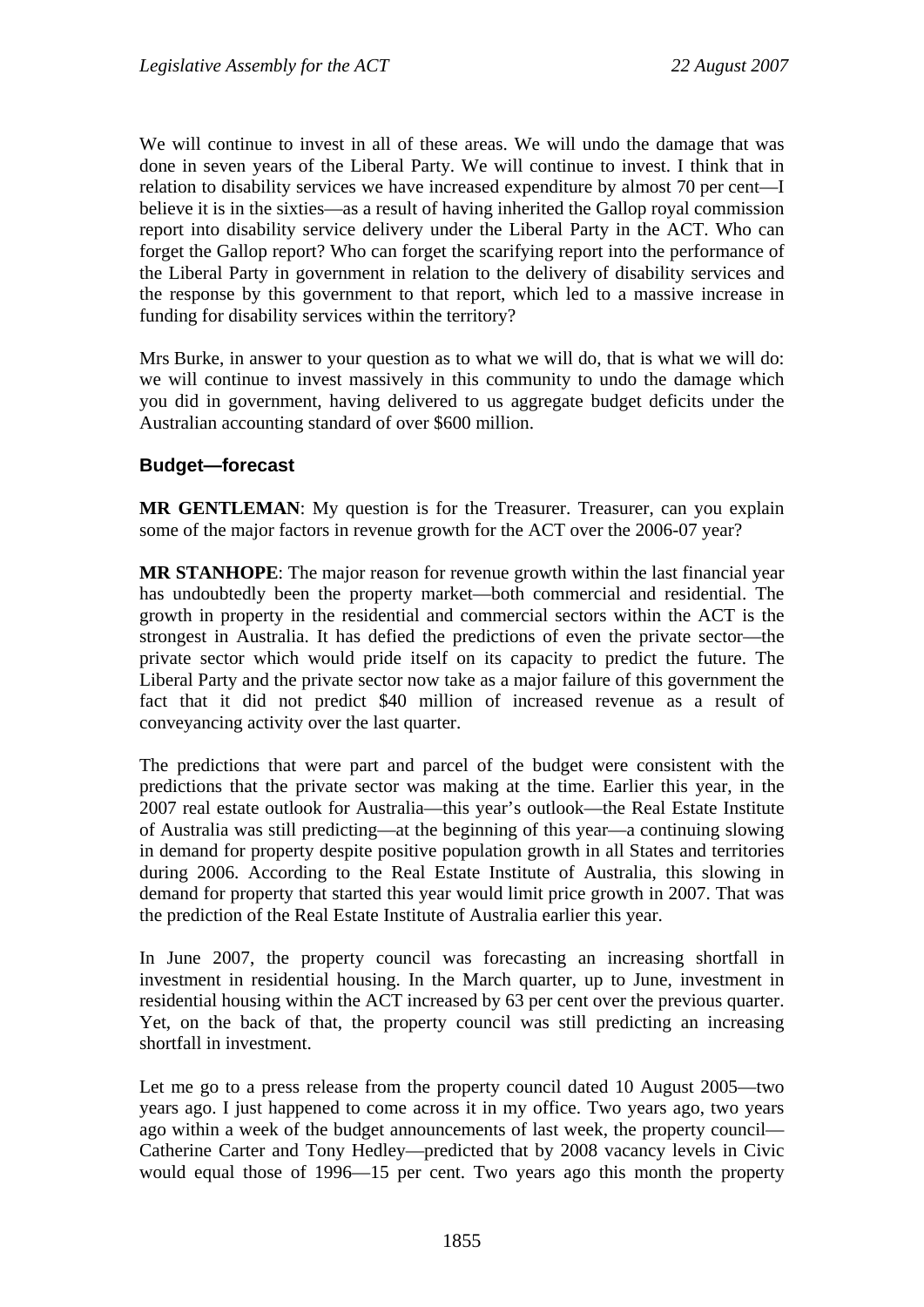We will continue to invest in all of these areas. We will undo the damage that was done in seven years of the Liberal Party. We will continue to invest. I think that in relation to disability services we have increased expenditure by almost 70 per cent—I believe it is in the sixties—as a result of having inherited the Gallop royal commission report into disability service delivery under the Liberal Party in the ACT. Who can forget the Gallop report? Who can forget the scarifying report into the performance of the Liberal Party in government in relation to the delivery of disability services and the response by this government to that report, which led to a massive increase in funding for disability services within the territory?

Mrs Burke, in answer to your question as to what we will do, that is what we will do: we will continue to invest massively in this community to undo the damage which you did in government, having delivered to us aggregate budget deficits under the Australian accounting standard of over $600 million.

### Budget—forecast

**MR GENTLEMAN**: My question is for the Treasurer. Treasurer, can you explain some of the major factors in revenue growth for the ACT over the 2006-07 year?

**MR STANHOPE**: The major reason for revenue growth within the last financial year has undoubtedly been the property market—both commercial and residential. The growth in property in the residential and commercial sectors within the ACT is the strongest in Australia. It has defied the predictions of even the private sector—the private sector which would pride itself on its capacity to predict the future. The Liberal Party and the private sector now take as a major failure of this government the fact that it did not predict $40 million of increased revenue as a result of conveyancing activity over the last quarter.

The predictions that were part and parcel of the budget were consistent with the predictions that the private sector was making at the time. Earlier this year, in the 2007 real estate outlook for Australia—this year's outlook—the Real Estate Institute of Australia was still predicting—at the beginning of this year—a continuing slowing in demand for property despite positive population growth in all States and territories during 2006. According to the Real Estate Institute of Australia, this slowing in demand for property that started this year would limit price growth in 2007. That was the prediction of the Real Estate Institute of Australia earlier this year.

In June 2007, the property council was forecasting an increasing shortfall in investment in residential housing. In the March quarter, up to June, investment in residential housing within the ACT increased by 63 per cent over the previous quarter. Yet, on the back of that, the property council was still predicting an increasing shortfall in investment.

Let me go to a press release from the property council dated 10 August 2005—two years ago. I just happened to come across it in my office. Two years ago, two years ago within a week of the budget announcements of last week, the property council—Catherine Carter and Tony Hedley—predicted that by 2008 vacancy levels in Civic would equal those of 1996—15 per cent. Two years ago this month the property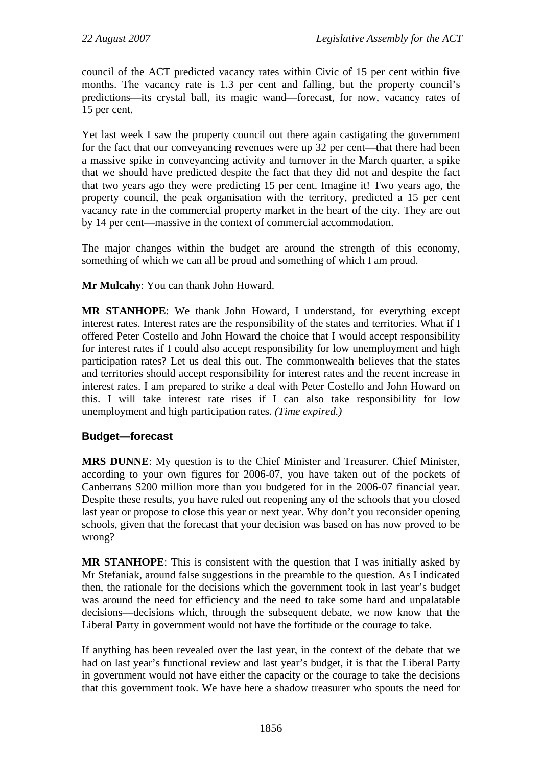council of the ACT predicted vacancy rates within Civic of 15 per cent within five months. The vacancy rate is 1.3 per cent and falling, but the property council's predictions—its crystal ball, its magic wand—forecast, for now, vacancy rates of 15 per cent.

Yet last week I saw the property council out there again castigating the government for the fact that our conveyancing revenues were up 32 per cent—that there had been a massive spike in conveyancing activity and turnover in the March quarter, a spike that we should have predicted despite the fact that they did not and despite the fact that two years ago they were predicting 15 per cent. Imagine it! Two years ago, the property council, the peak organisation with the territory, predicted a 15 per cent vacancy rate in the commercial property market in the heart of the city. They are out by 14 per cent—massive in the context of commercial accommodation.

The major changes within the budget are around the strength of this economy, something of which we can all be proud and something of which I am proud.

**Mr Mulcahy**: You can thank John Howard.

**MR STANHOPE**: We thank John Howard, I understand, for everything except interest rates. Interest rates are the responsibility of the states and territories. What if I offered Peter Costello and John Howard the choice that I would accept responsibility for interest rates if I could also accept responsibility for low unemployment and high participation rates? Let us deal this out. The commonwealth believes that the states and territories should accept responsibility for interest rates and the recent increase in interest rates. I am prepared to strike a deal with Peter Costello and John Howard on this. I will take interest rate rises if I can also take responsibility for low unemployment and high participation rates. *(Time expired.)*

## Budget—forecast

**MRS DUNNE**: My question is to the Chief Minister and Treasurer. Chief Minister, according to your own figures for 2006-07, you have taken out of the pockets of Canberrans $200 million more than you budgeted for in the 2006-07 financial year. Despite these results, you have ruled out reopening any of the schools that you closed last year or propose to close this year or next year. Why don't you reconsider opening schools, given that the forecast that your decision was based on has now proved to be wrong?

**MR STANHOPE**: This is consistent with the question that I was initially asked by Mr Stefaniak, around false suggestions in the preamble to the question. As I indicated then, the rationale for the decisions which the government took in last year's budget was around the need for efficiency and the need to take some hard and unpalatable decisions—decisions which, through the subsequent debate, we now know that the Liberal Party in government would not have the fortitude or the courage to take.

If anything has been revealed over the last year, in the context of the debate that we had on last year's functional review and last year's budget, it is that the Liberal Party in government would not have either the capacity or the courage to take the decisions that this government took. We have here a shadow treasurer who spouts the need for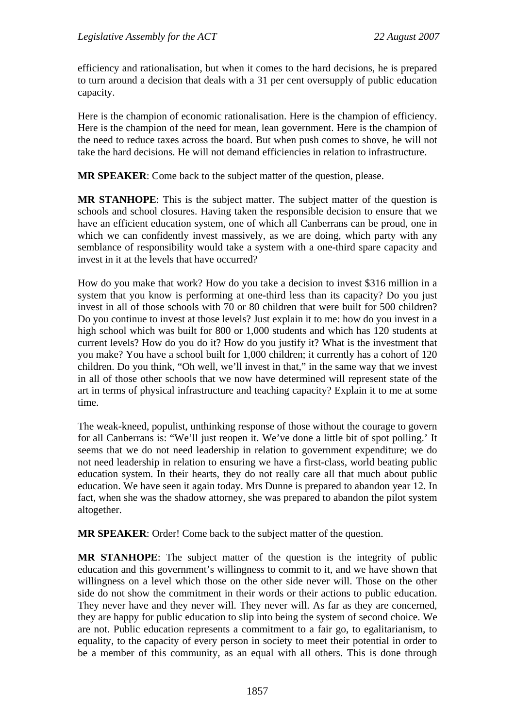efficiency and rationalisation, but when it comes to the hard decisions, he is prepared to turn around a decision that deals with a 31 per cent oversupply of public education capacity.

Here is the champion of economic rationalisation. Here is the champion of efficiency. Here is the champion of the need for mean, lean government. Here is the champion of the need to reduce taxes across the board. But when push comes to shove, he will not take the hard decisions. He will not demand efficiencies in relation to infrastructure.

**MR SPEAKER**: Come back to the subject matter of the question, please.

**MR STANHOPE**: This is the subject matter. The subject matter of the question is schools and school closures. Having taken the responsible decision to ensure that we have an efficient education system, one of which all Canberrans can be proud, one in which we can confidently invest massively, as we are doing, which party with any semblance of responsibility would take a system with a one-third spare capacity and invest in it at the levels that have occurred?

How do you make that work? How do you take a decision to invest $316 million in a system that you know is performing at one-third less than its capacity? Do you just invest in all of those schools with 70 or 80 children that were built for 500 children? Do you continue to invest at those levels? Just explain it to me: how do you invest in a high school which was built for 800 or 1,000 students and which has 120 students at current levels? How do you do it? How do you justify it? What is the investment that you make? You have a school built for 1,000 children; it currently has a cohort of 120 children. Do you think, "Oh well, we'll invest in that," in the same way that we invest in all of those other schools that we now have determined will represent state of the art in terms of physical infrastructure and teaching capacity? Explain it to me at some time.

The weak-kneed, populist, unthinking response of those without the courage to govern for all Canberrans is: "We'll just reopen it. We've done a little bit of spot polling.' It seems that we do not need leadership in relation to government expenditure; we do not need leadership in relation to ensuring we have a first-class, world beating public education system. In their hearts, they do not really care all that much about public education. We have seen it again today. Mrs Dunne is prepared to abandon year 12. In fact, when she was the shadow attorney, she was prepared to abandon the pilot system altogether.

**MR SPEAKER**: Order! Come back to the subject matter of the question.

**MR STANHOPE**: The subject matter of the question is the integrity of public education and this government's willingness to commit to it, and we have shown that willingness on a level which those on the other side never will. Those on the other side do not show the commitment in their words or their actions to public education. They never have and they never will. They never will. As far as they are concerned, they are happy for public education to slip into being the system of second choice. We are not. Public education represents a commitment to a fair go, to egalitarianism, to equality, to the capacity of every person in society to meet their potential in order to be a member of this community, as an equal with all others. This is done through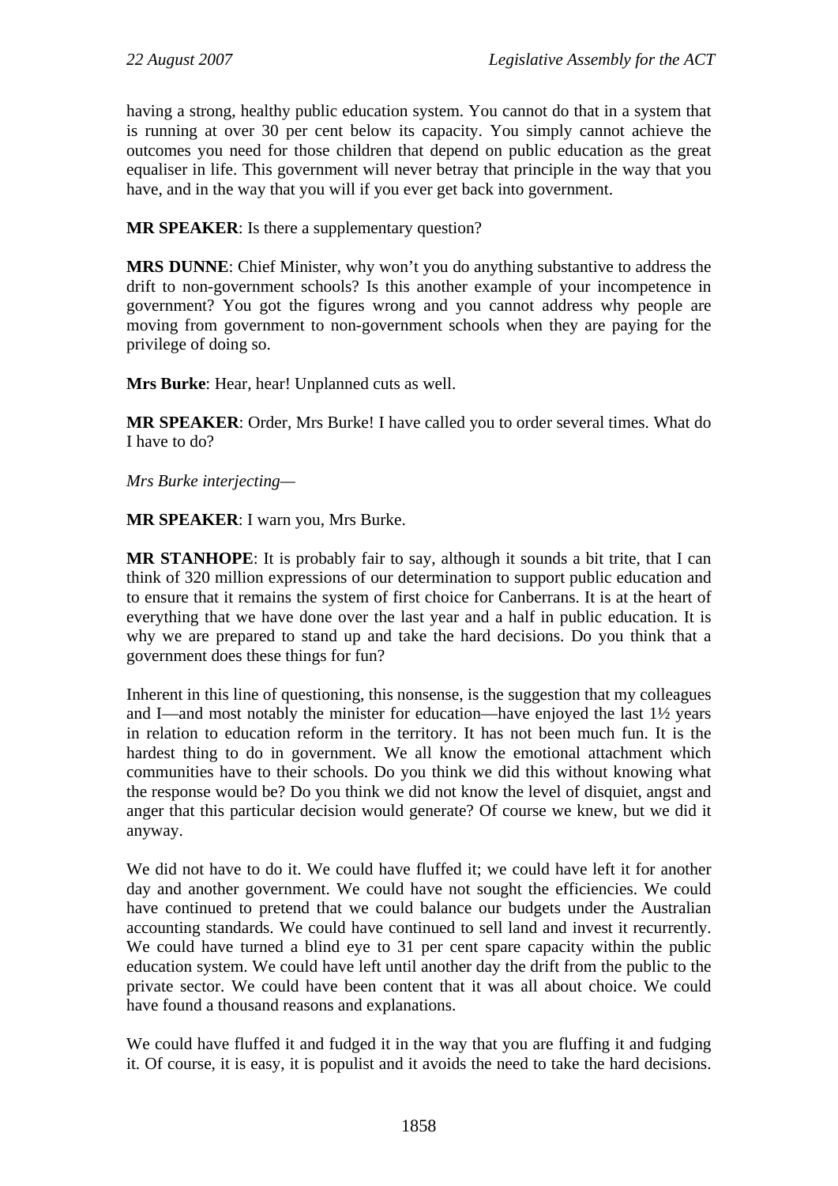having a strong, healthy public education system. You cannot do that in a system that is running at over 30 per cent below its capacity. You simply cannot achieve the outcomes you need for those children that depend on public education as the great equaliser in life. This government will never betray that principle in the way that you have, and in the way that you will if you ever get back into government.

**MR SPEAKER**: Is there a supplementary question?

**MRS DUNNE**: Chief Minister, why won't you do anything substantive to address the drift to non-government schools? Is this another example of your incompetence in government? You got the figures wrong and you cannot address why people are moving from government to non-government schools when they are paying for the privilege of doing so.

**Mrs Burke**: Hear, hear! Unplanned cuts as well.

**MR SPEAKER**: Order, Mrs Burke! I have called you to order several times. What do I have to do?

*Mrs Burke interjecting—*

**MR SPEAKER**: I warn you, Mrs Burke.

**MR STANHOPE**: It is probably fair to say, although it sounds a bit trite, that I can think of 320 million expressions of our determination to support public education and to ensure that it remains the system of first choice for Canberrans. It is at the heart of everything that we have done over the last year and a half in public education. It is why we are prepared to stand up and take the hard decisions. Do you think that a government does these things for fun?

Inherent in this line of questioning, this nonsense, is the suggestion that my colleagues and I—and most notably the minister for education—have enjoyed the last 1½ years in relation to education reform in the territory. It has not been much fun. It is the hardest thing to do in government. We all know the emotional attachment which communities have to their schools. Do you think we did this without knowing what the response would be? Do you think we did not know the level of disquiet, angst and anger that this particular decision would generate? Of course we knew, but we did it anyway.

We did not have to do it. We could have fluffed it; we could have left it for another day and another government. We could have not sought the efficiencies. We could have continued to pretend that we could balance our budgets under the Australian accounting standards. We could have continued to sell land and invest it recurrently. We could have turned a blind eye to 31 per cent spare capacity within the public education system. We could have left until another day the drift from the public to the private sector. We could have been content that it was all about choice. We could have found a thousand reasons and explanations.

We could have fluffed it and fudged it in the way that you are fluffing it and fudging it. Of course, it is easy, it is populist and it avoids the need to take the hard decisions.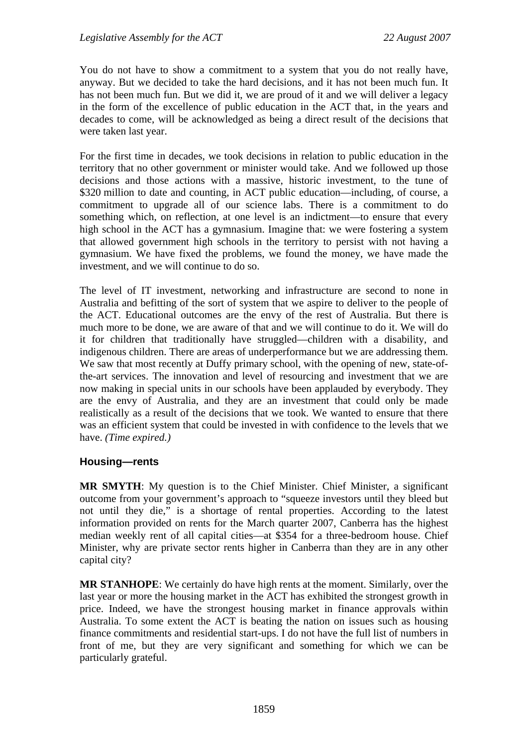You do not have to show a commitment to a system that you do not really have, anyway. But we decided to take the hard decisions, and it has not been much fun. It has not been much fun. But we did it, we are proud of it and we will deliver a legacy in the form of the excellence of public education in the ACT that, in the years and decades to come, will be acknowledged as being a direct result of the decisions that were taken last year.

For the first time in decades, we took decisions in relation to public education in the territory that no other government or minister would take. And we followed up those decisions and those actions with a massive, historic investment, to the tune of $320 million to date and counting, in ACT public education—including, of course, a commitment to upgrade all of our science labs. There is a commitment to do something which, on reflection, at one level is an indictment—to ensure that every high school in the ACT has a gymnasium. Imagine that: we were fostering a system that allowed government high schools in the territory to persist with not having a gymnasium. We have fixed the problems, we found the money, we have made the investment, and we will continue to do so.

The level of IT investment, networking and infrastructure are second to none in Australia and befitting of the sort of system that we aspire to deliver to the people of the ACT. Educational outcomes are the envy of the rest of Australia. But there is much more to be done, we are aware of that and we will continue to do it. We will do it for children that traditionally have struggled—children with a disability, and indigenous children. There are areas of underperformance but we are addressing them. We saw that most recently at Duffy primary school, with the opening of new, state-of-the-art services. The innovation and level of resourcing and investment that we are now making in special units in our schools have been applauded by everybody. They are the envy of Australia, and they are an investment that could only be made realistically as a result of the decisions that we took. We wanted to ensure that there was an efficient system that could be invested in with confidence to the levels that we have. *(Time expired.)*

### Housing—rents

**MR SMYTH**: My question is to the Chief Minister. Chief Minister, a significant outcome from your government's approach to "squeeze investors until they bleed but not until they die," is a shortage of rental properties. According to the latest information provided on rents for the March quarter 2007, Canberra has the highest median weekly rent of all capital cities—at $354 for a three-bedroom house. Chief Minister, why are private sector rents higher in Canberra than they are in any other capital city?

**MR STANHOPE**: We certainly do have high rents at the moment. Similarly, over the last year or more the housing market in the ACT has exhibited the strongest growth in price. Indeed, we have the strongest housing market in finance approvals within Australia. To some extent the ACT is beating the nation on issues such as housing finance commitments and residential start-ups. I do not have the full list of numbers in front of me, but they are very significant and something for which we can be particularly grateful.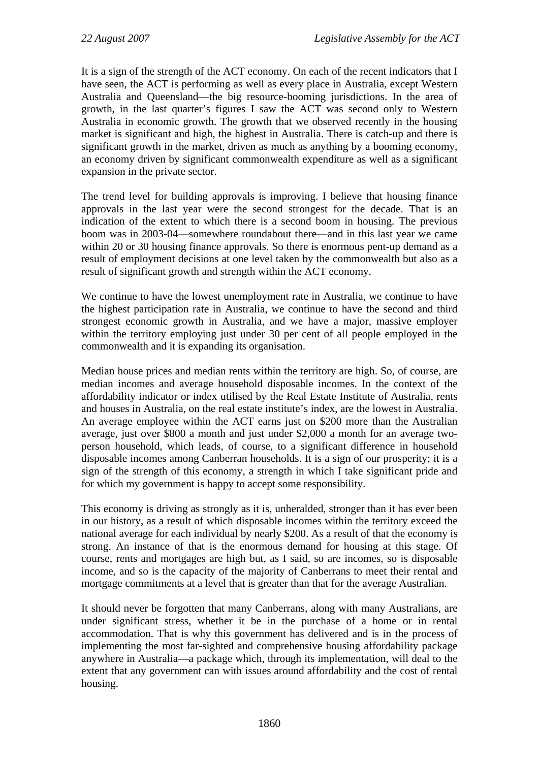It is a sign of the strength of the ACT economy. On each of the recent indicators that I have seen, the ACT is performing as well as every place in Australia, except Western Australia and Queensland—the big resource-booming jurisdictions. In the area of growth, in the last quarter's figures I saw the ACT was second only to Western Australia in economic growth. The growth that we observed recently in the housing market is significant and high, the highest in Australia. There is catch-up and there is significant growth in the market, driven as much as anything by a booming economy, an economy driven by significant commonwealth expenditure as well as a significant expansion in the private sector.

The trend level for building approvals is improving. I believe that housing finance approvals in the last year were the second strongest for the decade. That is an indication of the extent to which there is a second boom in housing. The previous boom was in 2003-04—somewhere roundabout there—and in this last year we came within 20 or 30 housing finance approvals. So there is enormous pent-up demand as a result of employment decisions at one level taken by the commonwealth but also as a result of significant growth and strength within the ACT economy.

We continue to have the lowest unemployment rate in Australia, we continue to have the highest participation rate in Australia, we continue to have the second and third strongest economic growth in Australia, and we have a major, massive employer within the territory employing just under 30 per cent of all people employed in the commonwealth and it is expanding its organisation.

Median house prices and median rents within the territory are high. So, of course, are median incomes and average household disposable incomes. In the context of the affordability indicator or index utilised by the Real Estate Institute of Australia, rents and houses in Australia, on the real estate institute's index, are the lowest in Australia. An average employee within the ACT earns just on $200 more than the Australian average, just over $800 a month and just under $2,000 a month for an average two-person household, which leads, of course, to a significant difference in household disposable incomes among Canberran households. It is a sign of our prosperity; it is a sign of the strength of this economy, a strength in which I take significant pride and for which my government is happy to accept some responsibility.

This economy is driving as strongly as it is, unheralded, stronger than it has ever been in our history, as a result of which disposable incomes within the territory exceed the national average for each individual by nearly $200. As a result of that the economy is strong. An instance of that is the enormous demand for housing at this stage. Of course, rents and mortgages are high but, as I said, so are incomes, so is disposable income, and so is the capacity of the majority of Canberrans to meet their rental and mortgage commitments at a level that is greater than that for the average Australian.

It should never be forgotten that many Canberrans, along with many Australians, are under significant stress, whether it be in the purchase of a home or in rental accommodation. That is why this government has delivered and is in the process of implementing the most far-sighted and comprehensive housing affordability package anywhere in Australia—a package which, through its implementation, will deal to the extent that any government can with issues around affordability and the cost of rental housing.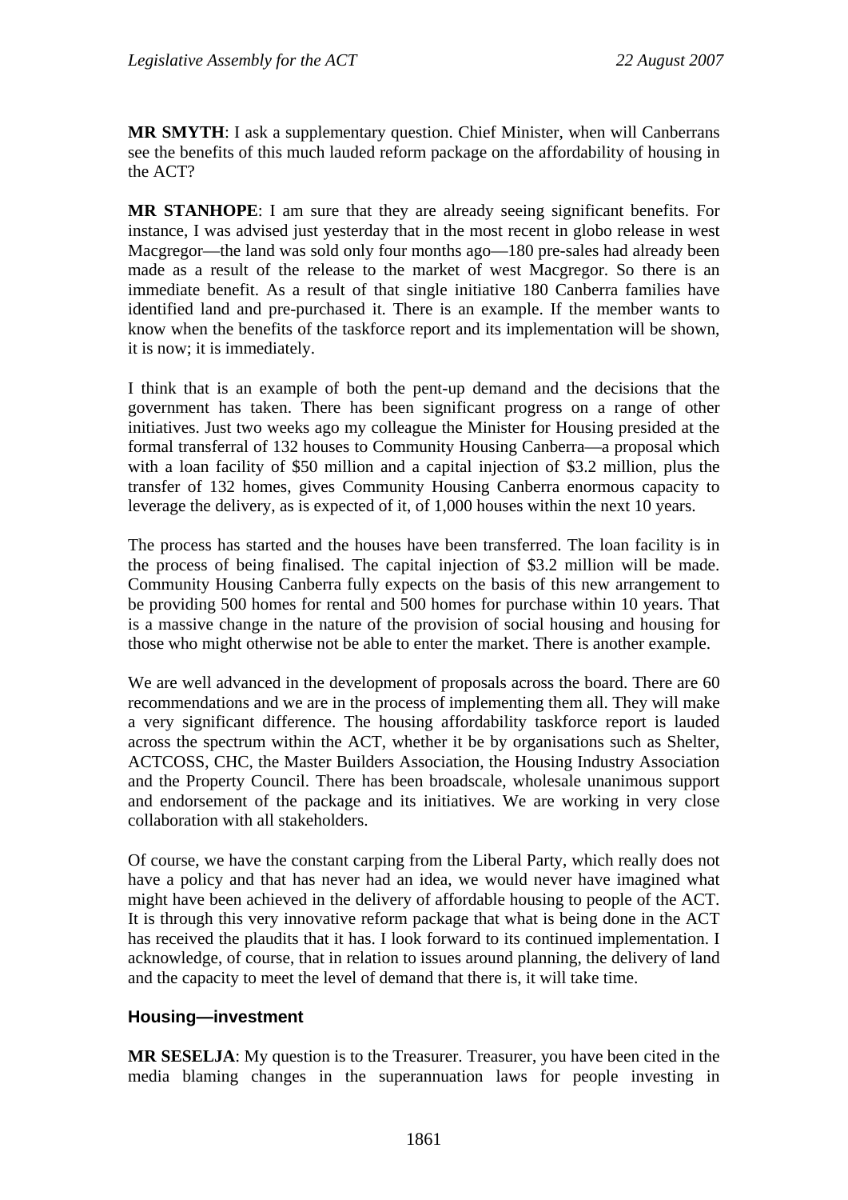**MR SMYTH**: I ask a supplementary question. Chief Minister, when will Canberrans see the benefits of this much lauded reform package on the affordability of housing in the ACT?

**MR STANHOPE**: I am sure that they are already seeing significant benefits. For instance, I was advised just yesterday that in the most recent in globo release in west Macgregor—the land was sold only four months ago—180 pre-sales had already been made as a result of the release to the market of west Macgregor. So there is an immediate benefit. As a result of that single initiative 180 Canberra families have identified land and pre-purchased it. There is an example. If the member wants to know when the benefits of the taskforce report and its implementation will be shown, it is now; it is immediately.

I think that is an example of both the pent-up demand and the decisions that the government has taken. There has been significant progress on a range of other initiatives. Just two weeks ago my colleague the Minister for Housing presided at the formal transferral of 132 houses to Community Housing Canberra—a proposal which with a loan facility of $50 million and a capital injection of $3.2 million, plus the transfer of 132 homes, gives Community Housing Canberra enormous capacity to leverage the delivery, as is expected of it, of 1,000 houses within the next 10 years.

The process has started and the houses have been transferred. The loan facility is in the process of being finalised. The capital injection of $3.2 million will be made. Community Housing Canberra fully expects on the basis of this new arrangement to be providing 500 homes for rental and 500 homes for purchase within 10 years. That is a massive change in the nature of the provision of social housing and housing for those who might otherwise not be able to enter the market. There is another example.

We are well advanced in the development of proposals across the board. There are 60 recommendations and we are in the process of implementing them all. They will make a very significant difference. The housing affordability taskforce report is lauded across the spectrum within the ACT, whether it be by organisations such as Shelter, ACTCOSS, CHC, the Master Builders Association, the Housing Industry Association and the Property Council. There has been broadscale, wholesale unanimous support and endorsement of the package and its initiatives. We are working in very close collaboration with all stakeholders.

Of course, we have the constant carping from the Liberal Party, which really does not have a policy and that has never had an idea, we would never have imagined what might have been achieved in the delivery of affordable housing to people of the ACT. It is through this very innovative reform package that what is being done in the ACT has received the plaudits that it has. I look forward to its continued implementation. I acknowledge, of course, that in relation to issues around planning, the delivery of land and the capacity to meet the level of demand that there is, it will take time.

## Housing—investment

**MR SESELJA**: My question is to the Treasurer. Treasurer, you have been cited in the media blaming changes in the superannuation laws for people investing in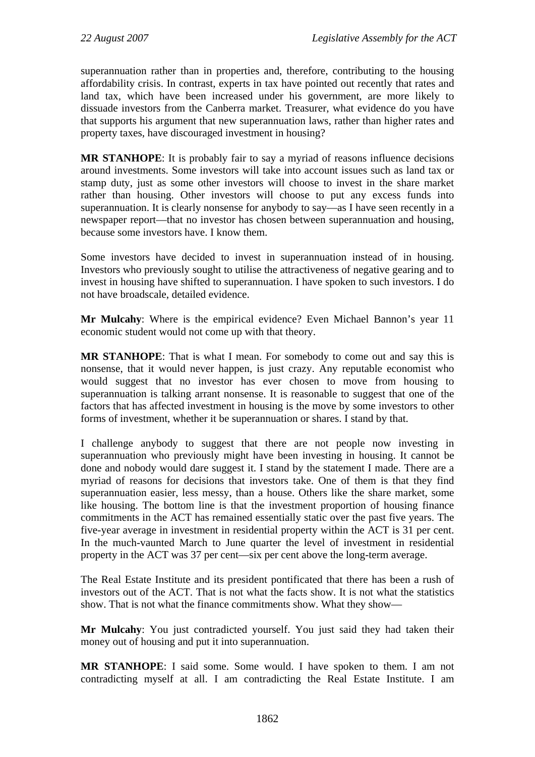superannuation rather than in properties and, therefore, contributing to the housing affordability crisis. In contrast, experts in tax have pointed out recently that rates and land tax, which have been increased under his government, are more likely to dissuade investors from the Canberra market. Treasurer, what evidence do you have that supports his argument that new superannuation laws, rather than higher rates and property taxes, have discouraged investment in housing?

**MR STANHOPE**: It is probably fair to say a myriad of reasons influence decisions around investments. Some investors will take into account issues such as land tax or stamp duty, just as some other investors will choose to invest in the share market rather than housing. Other investors will choose to put any excess funds into superannuation. It is clearly nonsense for anybody to say—as I have seen recently in a newspaper report—that no investor has chosen between superannuation and housing, because some investors have. I know them.

Some investors have decided to invest in superannuation instead of in housing. Investors who previously sought to utilise the attractiveness of negative gearing and to invest in housing have shifted to superannuation. I have spoken to such investors. I do not have broadscale, detailed evidence.

**Mr Mulcahy**: Where is the empirical evidence? Even Michael Bannon's year 11 economic student would not come up with that theory.

**MR STANHOPE**: That is what I mean. For somebody to come out and say this is nonsense, that it would never happen, is just crazy. Any reputable economist who would suggest that no investor has ever chosen to move from housing to superannuation is talking arrant nonsense. It is reasonable to suggest that one of the factors that has affected investment in housing is the move by some investors to other forms of investment, whether it be superannuation or shares. I stand by that.

I challenge anybody to suggest that there are not people now investing in superannuation who previously might have been investing in housing. It cannot be done and nobody would dare suggest it. I stand by the statement I made. There are a myriad of reasons for decisions that investors take. One of them is that they find superannuation easier, less messy, than a house. Others like the share market, some like housing. The bottom line is that the investment proportion of housing finance commitments in the ACT has remained essentially static over the past five years. The five-year average in investment in residential property within the ACT is 31 per cent. In the much-vaunted March to June quarter the level of investment in residential property in the ACT was 37 per cent—six per cent above the long-term average.

The Real Estate Institute and its president pontificated that there has been a rush of investors out of the ACT. That is not what the facts show. It is not what the statistics show. That is not what the finance commitments show. What they show—

**Mr Mulcahy**: You just contradicted yourself. You just said they had taken their money out of housing and put it into superannuation.

**MR STANHOPE**: I said some. Some would. I have spoken to them. I am not contradicting myself at all. I am contradicting the Real Estate Institute. I am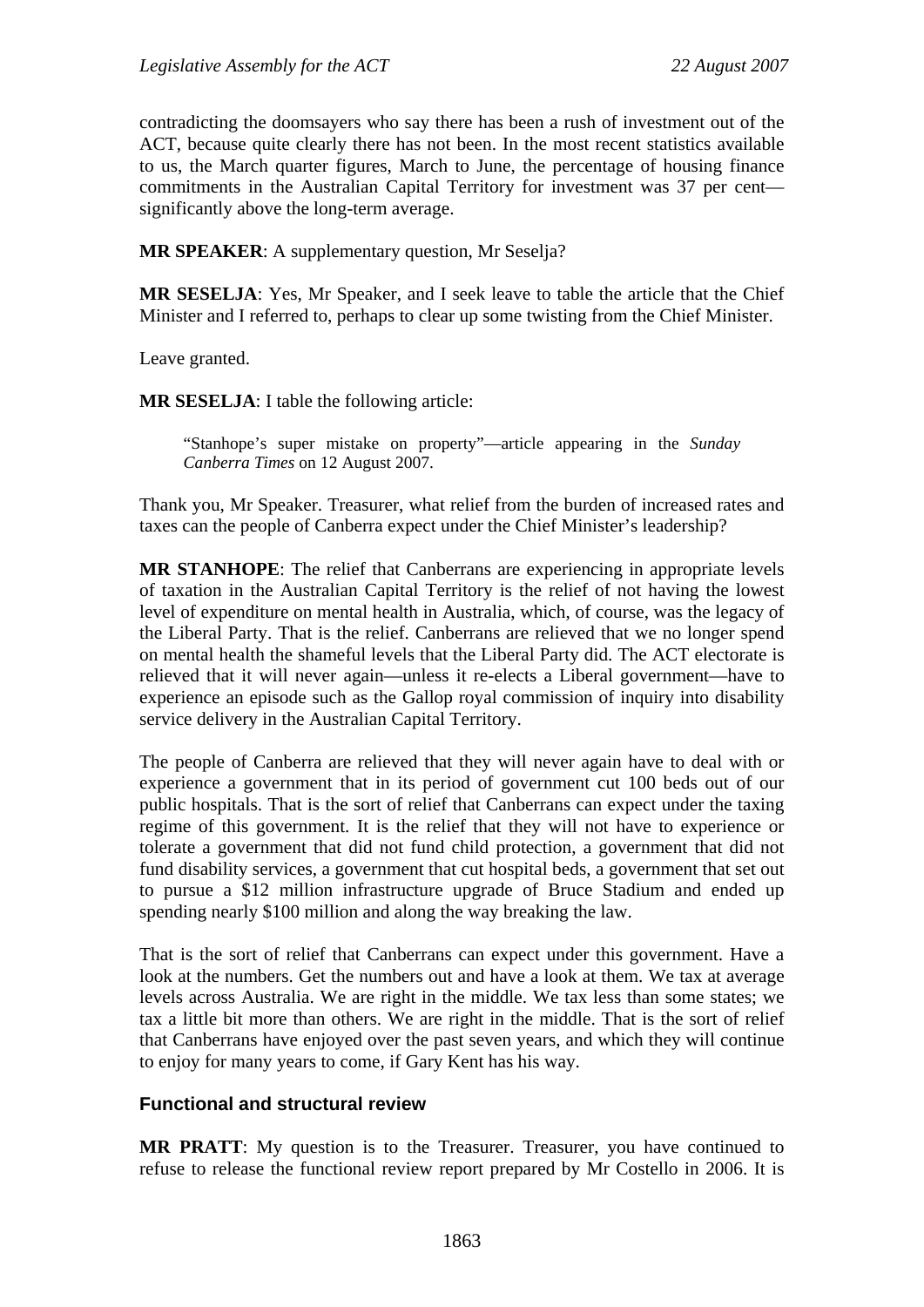contradicting the doomsayers who say there has been a rush of investment out of the ACT, because quite clearly there has not been. In the most recent statistics available to us, the March quarter figures, March to June, the percentage of housing finance commitments in the Australian Capital Territory for investment was 37 per cent—significantly above the long-term average.

**MR SPEAKER**: A supplementary question, Mr Seselja?

**MR SESELJA**: Yes, Mr Speaker, and I seek leave to table the article that the Chief Minister and I referred to, perhaps to clear up some twisting from the Chief Minister.

Leave granted.

**MR SESELJA**: I table the following article:

> "Stanhope's super mistake on property"—article appearing in the *Sunday Canberra Times* on 12 August 2007.

Thank you, Mr Speaker. Treasurer, what relief from the burden of increased rates and taxes can the people of Canberra expect under the Chief Minister's leadership?

**MR STANHOPE**: The relief that Canberrans are experiencing in appropriate levels of taxation in the Australian Capital Territory is the relief of not having the lowest level of expenditure on mental health in Australia, which, of course, was the legacy of the Liberal Party. That is the relief. Canberrans are relieved that we no longer spend on mental health the shameful levels that the Liberal Party did. The ACT electorate is relieved that it will never again—unless it re-elects a Liberal government—have to experience an episode such as the Gallop royal commission of inquiry into disability service delivery in the Australian Capital Territory.

The people of Canberra are relieved that they will never again have to deal with or experience a government that in its period of government cut 100 beds out of our public hospitals. That is the sort of relief that Canberrans can expect under the taxing regime of this government. It is the relief that they will not have to experience or tolerate a government that did not fund child protection, a government that did not fund disability services, a government that cut hospital beds, a government that set out to pursue a $12 million infrastructure upgrade of Bruce Stadium and ended up spending nearly $100 million and along the way breaking the law.

That is the sort of relief that Canberrans can expect under this government. Have a look at the numbers. Get the numbers out and have a look at them. We tax at average levels across Australia. We are right in the middle. We tax less than some states; we tax a little bit more than others. We are right in the middle. That is the sort of relief that Canberrans have enjoyed over the past seven years, and which they will continue to enjoy for many years to come, if Gary Kent has his way.

## Functional and structural review

**MR PRATT**: My question is to the Treasurer. Treasurer, you have continued to refuse to release the functional review report prepared by Mr Costello in 2006. It is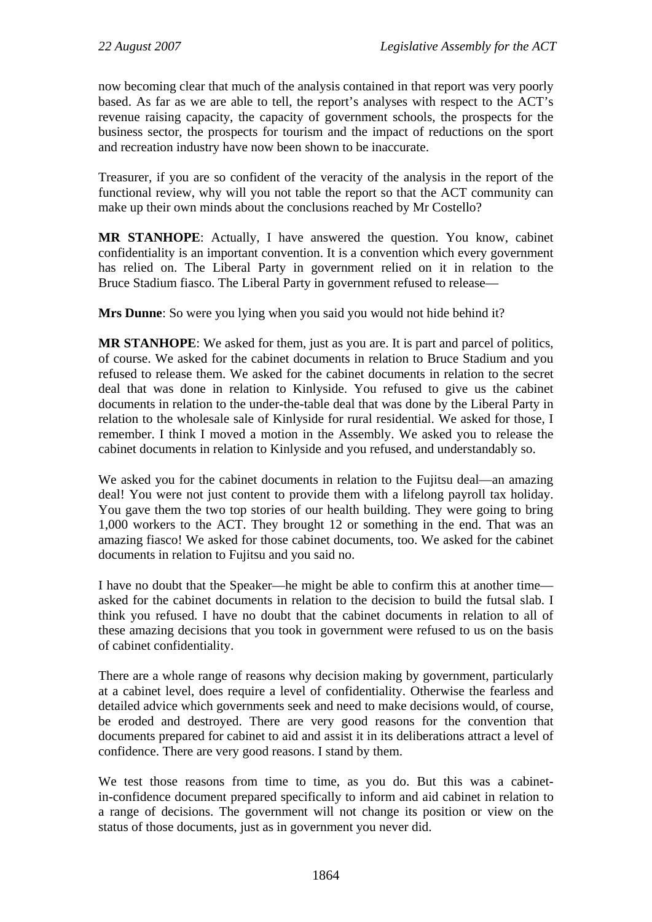now becoming clear that much of the analysis contained in that report was very poorly based. As far as we are able to tell, the report's analyses with respect to the ACT's revenue raising capacity, the capacity of government schools, the prospects for the business sector, the prospects for tourism and the impact of reductions on the sport and recreation industry have now been shown to be inaccurate.

Treasurer, if you are so confident of the veracity of the analysis in the report of the functional review, why will you not table the report so that the ACT community can make up their own minds about the conclusions reached by Mr Costello?

**MR STANHOPE**: Actually, I have answered the question. You know, cabinet confidentiality is an important convention. It is a convention which every government has relied on. The Liberal Party in government relied on it in relation to the Bruce Stadium fiasco. The Liberal Party in government refused to release—

**Mrs Dunne**: So were you lying when you said you would not hide behind it?

**MR STANHOPE**: We asked for them, just as you are. It is part and parcel of politics, of course. We asked for the cabinet documents in relation to Bruce Stadium and you refused to release them. We asked for the cabinet documents in relation to the secret deal that was done in relation to Kinlyside. You refused to give us the cabinet documents in relation to the under-the-table deal that was done by the Liberal Party in relation to the wholesale sale of Kinlyside for rural residential. We asked for those, I remember. I think I moved a motion in the Assembly. We asked you to release the cabinet documents in relation to Kinlyside and you refused, and understandably so.

We asked you for the cabinet documents in relation to the Fujitsu deal—an amazing deal! You were not just content to provide them with a lifelong payroll tax holiday. You gave them the two top stories of our health building. They were going to bring 1,000 workers to the ACT. They brought 12 or something in the end. That was an amazing fiasco! We asked for those cabinet documents, too. We asked for the cabinet documents in relation to Fujitsu and you said no.

I have no doubt that the Speaker—he might be able to confirm this at another time—asked for the cabinet documents in relation to the decision to build the futsal slab. I think you refused. I have no doubt that the cabinet documents in relation to all of these amazing decisions that you took in government were refused to us on the basis of cabinet confidentiality.

There are a whole range of reasons why decision making by government, particularly at a cabinet level, does require a level of confidentiality. Otherwise the fearless and detailed advice which governments seek and need to make decisions would, of course, be eroded and destroyed. There are very good reasons for the convention that documents prepared for cabinet to aid and assist it in its deliberations attract a level of confidence. There are very good reasons. I stand by them.

We test those reasons from time to time, as you do. But this was a cabinet-in-confidence document prepared specifically to inform and aid cabinet in relation to a range of decisions. The government will not change its position or view on the status of those documents, just as in government you never did.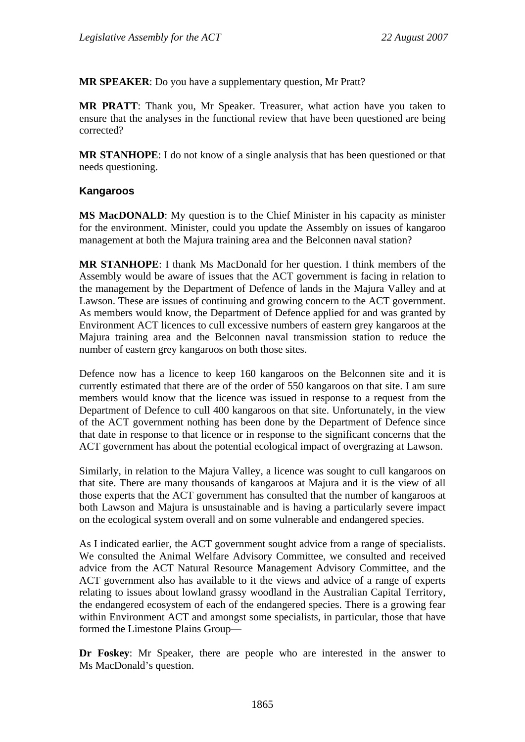**MR SPEAKER**: Do you have a supplementary question, Mr Pratt?

**MR PRATT**: Thank you, Mr Speaker. Treasurer, what action have you taken to ensure that the analyses in the functional review that have been questioned are being corrected?

**MR STANHOPE**: I do not know of a single analysis that has been questioned or that needs questioning.

### Kangaroos

**MS MacDONALD**: My question is to the Chief Minister in his capacity as minister for the environment. Minister, could you update the Assembly on issues of kangaroo management at both the Majura training area and the Belconnen naval station?

**MR STANHOPE**: I thank Ms MacDonald for her question. I think members of the Assembly would be aware of issues that the ACT government is facing in relation to the management by the Department of Defence of lands in the Majura Valley and at Lawson. These are issues of continuing and growing concern to the ACT government. As members would know, the Department of Defence applied for and was granted by Environment ACT licences to cull excessive numbers of eastern grey kangaroos at the Majura training area and the Belconnen naval transmission station to reduce the number of eastern grey kangaroos on both those sites.

Defence now has a licence to keep 160 kangaroos on the Belconnen site and it is currently estimated that there are of the order of 550 kangaroos on that site. I am sure members would know that the licence was issued in response to a request from the Department of Defence to cull 400 kangaroos on that site. Unfortunately, in the view of the ACT government nothing has been done by the Department of Defence since that date in response to that licence or in response to the significant concerns that the ACT government has about the potential ecological impact of overgrazing at Lawson.

Similarly, in relation to the Majura Valley, a licence was sought to cull kangaroos on that site. There are many thousands of kangaroos at Majura and it is the view of all those experts that the ACT government has consulted that the number of kangaroos at both Lawson and Majura is unsustainable and is having a particularly severe impact on the ecological system overall and on some vulnerable and endangered species.

As I indicated earlier, the ACT government sought advice from a range of specialists. We consulted the Animal Welfare Advisory Committee, we consulted and received advice from the ACT Natural Resource Management Advisory Committee, and the ACT government also has available to it the views and advice of a range of experts relating to issues about lowland grassy woodland in the Australian Capital Territory, the endangered ecosystem of each of the endangered species. There is a growing fear within Environment ACT and amongst some specialists, in particular, those that have formed the Limestone Plains Group—

**Dr Foskey**: Mr Speaker, there are people who are interested in the answer to Ms MacDonald's question.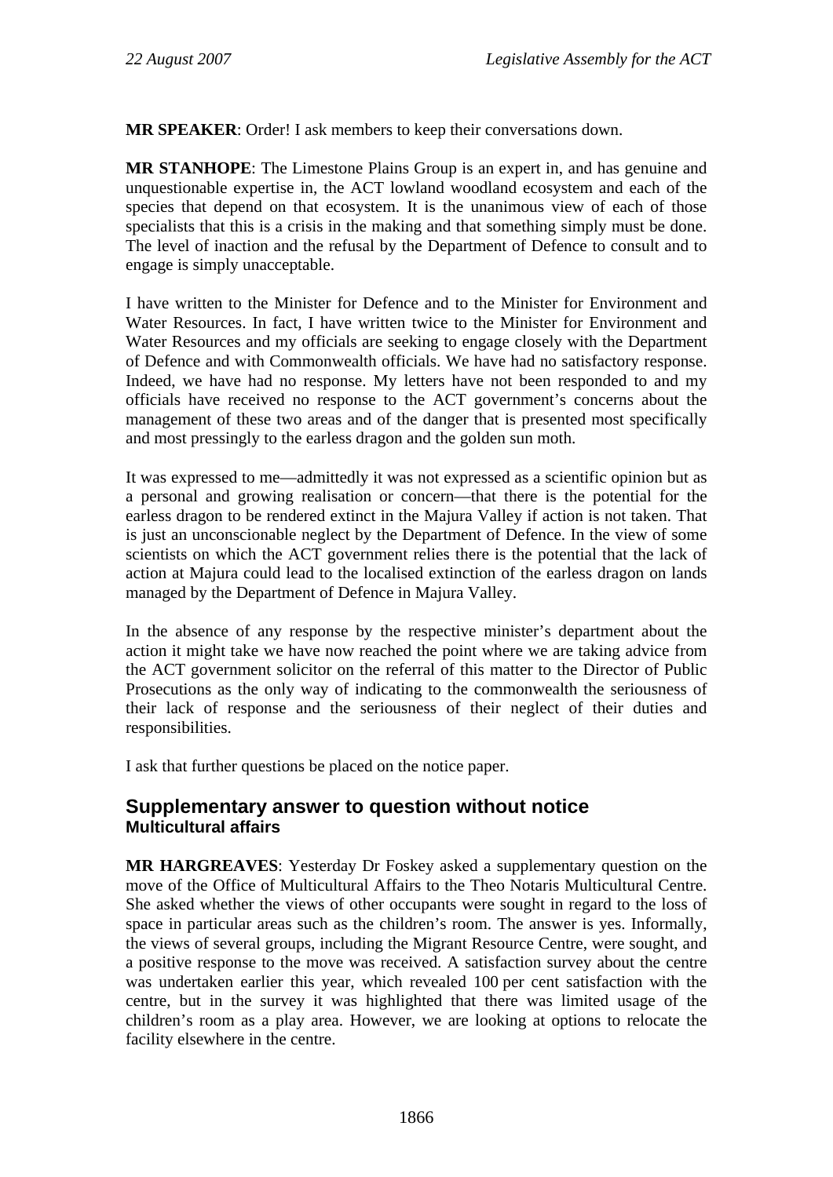**MR SPEAKER**: Order! I ask members to keep their conversations down.

**MR STANHOPE**: The Limestone Plains Group is an expert in, and has genuine and unquestionable expertise in, the ACT lowland woodland ecosystem and each of the species that depend on that ecosystem. It is the unanimous view of each of those specialists that this is a crisis in the making and that something simply must be done. The level of inaction and the refusal by the Department of Defence to consult and to engage is simply unacceptable.

I have written to the Minister for Defence and to the Minister for Environment and Water Resources. In fact, I have written twice to the Minister for Environment and Water Resources and my officials are seeking to engage closely with the Department of Defence and with Commonwealth officials. We have had no satisfactory response. Indeed, we have had no response. My letters have not been responded to and my officials have received no response to the ACT government's concerns about the management of these two areas and of the danger that is presented most specifically and most pressingly to the earless dragon and the golden sun moth.

It was expressed to me—admittedly it was not expressed as a scientific opinion but as a personal and growing realisation or concern—that there is the potential for the earless dragon to be rendered extinct in the Majura Valley if action is not taken. That is just an unconscionable neglect by the Department of Defence. In the view of some scientists on which the ACT government relies there is the potential that the lack of action at Majura could lead to the localised extinction of the earless dragon on lands managed by the Department of Defence in Majura Valley.

In the absence of any response by the respective minister's department about the action it might take we have now reached the point where we are taking advice from the ACT government solicitor on the referral of this matter to the Director of Public Prosecutions as the only way of indicating to the commonwealth the seriousness of their lack of response and the seriousness of their neglect of their duties and responsibilities.

I ask that further questions be placed on the notice paper.

## Supplementary answer to question without notice
### Multicultural affairs

**MR HARGREAVES**: Yesterday Dr Foskey asked a supplementary question on the move of the Office of Multicultural Affairs to the Theo Notaris Multicultural Centre. She asked whether the views of other occupants were sought in regard to the loss of space in particular areas such as the children's room. The answer is yes. Informally, the views of several groups, including the Migrant Resource Centre, were sought, and a positive response to the move was received. A satisfaction survey about the centre was undertaken earlier this year, which revealed 100 per cent satisfaction with the centre, but in the survey it was highlighted that there was limited usage of the children's room as a play area. However, we are looking at options to relocate the facility elsewhere in the centre.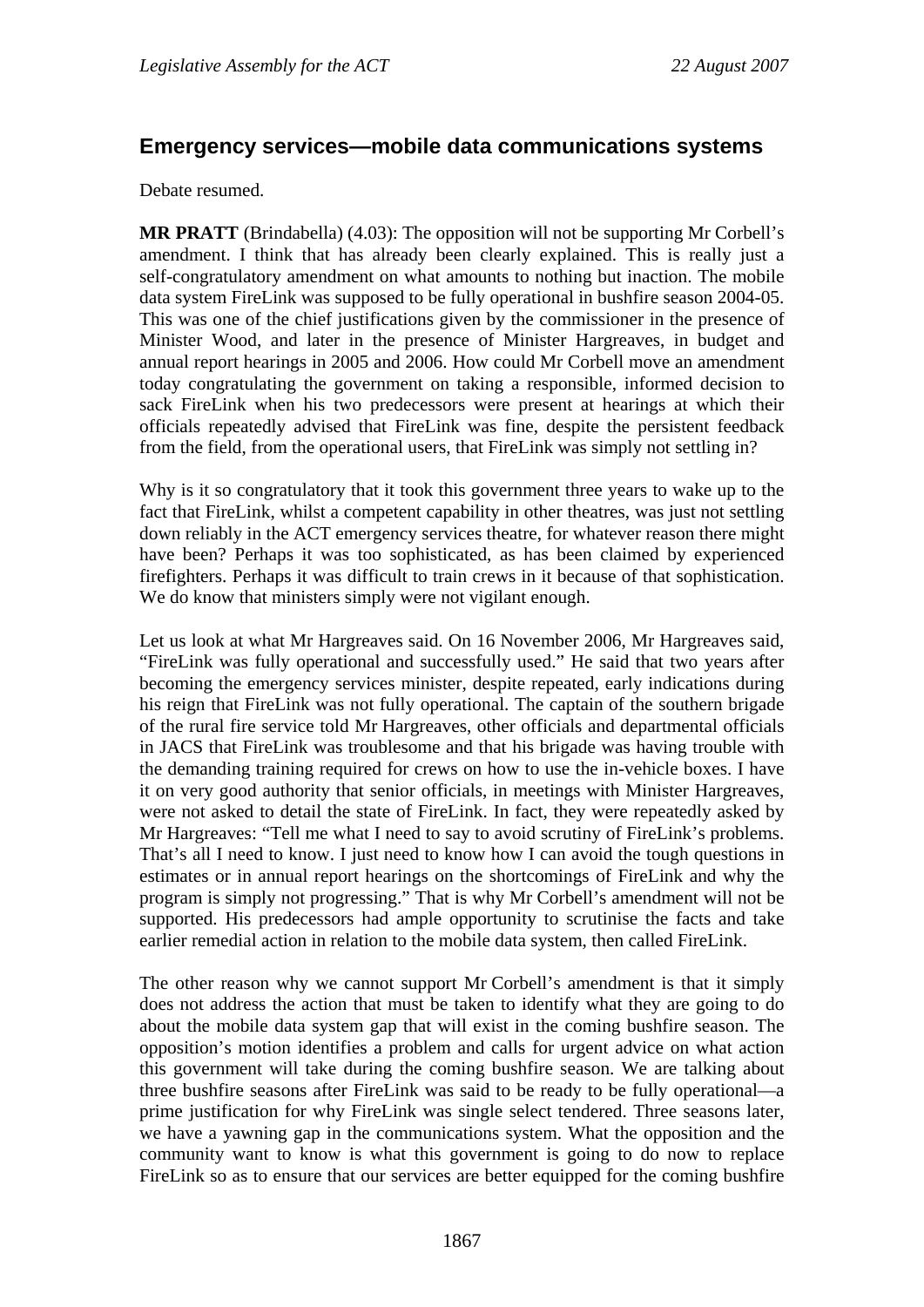## Emergency services—mobile data communications systems

Debate resumed.

**MR PRATT** (Brindabella) (4.03): The opposition will not be supporting Mr Corbell's amendment. I think that has already been clearly explained. This is really just a self-congratulatory amendment on what amounts to nothing but inaction. The mobile data system FireLink was supposed to be fully operational in bushfire season 2004-05. This was one of the chief justifications given by the commissioner in the presence of Minister Wood, and later in the presence of Minister Hargreaves, in budget and annual report hearings in 2005 and 2006. How could Mr Corbell move an amendment today congratulating the government on taking a responsible, informed decision to sack FireLink when his two predecessors were present at hearings at which their officials repeatedly advised that FireLink was fine, despite the persistent feedback from the field, from the operational users, that FireLink was simply not settling in?

Why is it so congratulatory that it took this government three years to wake up to the fact that FireLink, whilst a competent capability in other theatres, was just not settling down reliably in the ACT emergency services theatre, for whatever reason there might have been? Perhaps it was too sophisticated, as has been claimed by experienced firefighters. Perhaps it was difficult to train crews in it because of that sophistication. We do know that ministers simply were not vigilant enough.

Let us look at what Mr Hargreaves said. On 16 November 2006, Mr Hargreaves said, "FireLink was fully operational and successfully used." He said that two years after becoming the emergency services minister, despite repeated, early indications during his reign that FireLink was not fully operational. The captain of the southern brigade of the rural fire service told Mr Hargreaves, other officials and departmental officials in JACS that FireLink was troublesome and that his brigade was having trouble with the demanding training required for crews on how to use the in-vehicle boxes. I have it on very good authority that senior officials, in meetings with Minister Hargreaves, were not asked to detail the state of FireLink. In fact, they were repeatedly asked by Mr Hargreaves: "Tell me what I need to say to avoid scrutiny of FireLink's problems. That's all I need to know. I just need to know how I can avoid the tough questions in estimates or in annual report hearings on the shortcomings of FireLink and why the program is simply not progressing." That is why Mr Corbell's amendment will not be supported. His predecessors had ample opportunity to scrutinise the facts and take earlier remedial action in relation to the mobile data system, then called FireLink.

The other reason why we cannot support Mr Corbell's amendment is that it simply does not address the action that must be taken to identify what they are going to do about the mobile data system gap that will exist in the coming bushfire season. The opposition's motion identifies a problem and calls for urgent advice on what action this government will take during the coming bushfire season. We are talking about three bushfire seasons after FireLink was said to be ready to be fully operational—a prime justification for why FireLink was single select tendered. Three seasons later, we have a yawning gap in the communications system. What the opposition and the community want to know is what this government is going to do now to replace FireLink so as to ensure that our services are better equipped for the coming bushfire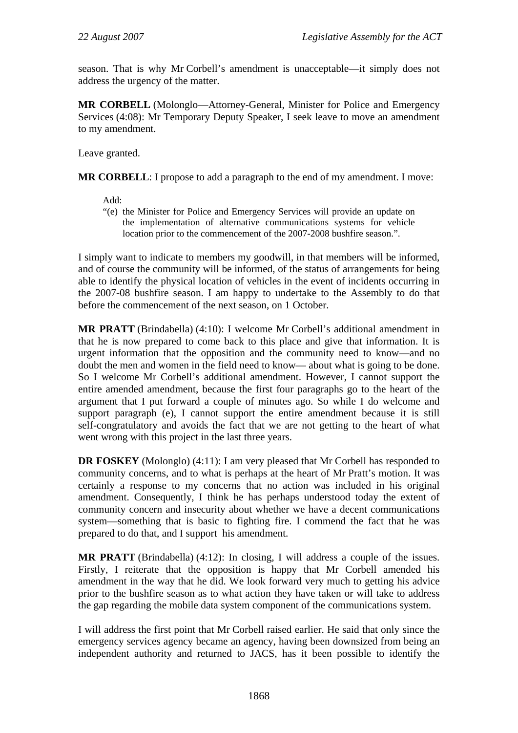season. That is why Mr Corbell's amendment is unacceptable—it simply does not address the urgency of the matter.

**MR CORBELL** (Molonglo—Attorney-General, Minister for Police and Emergency Services (4:08): Mr Temporary Deputy Speaker, I seek leave to move an amendment to my amendment.

Leave granted.

**MR CORBELL**: I propose to add a paragraph to the end of my amendment. I move:

> Add:
>
> "(e) the Minister for Police and Emergency Services will provide an update on the implementation of alternative communications systems for vehicle location prior to the commencement of the 2007-2008 bushfire season.".

I simply want to indicate to members my goodwill, in that members will be informed, and of course the community will be informed, of the status of arrangements for being able to identify the physical location of vehicles in the event of incidents occurring in the 2007-08 bushfire season. I am happy to undertake to the Assembly to do that before the commencement of the next season, on 1 October.

**MR PRATT** (Brindabella) (4:10): I welcome Mr Corbell's additional amendment in that he is now prepared to come back to this place and give that information. It is urgent information that the opposition and the community need to know—and no doubt the men and women in the field need to know— about what is going to be done. So I welcome Mr Corbell's additional amendment. However, I cannot support the entire amended amendment, because the first four paragraphs go to the heart of the argument that I put forward a couple of minutes ago. So while I do welcome and support paragraph (e), I cannot support the entire amendment because it is still self-congratulatory and avoids the fact that we are not getting to the heart of what went wrong with this project in the last three years.

**DR FOSKEY** (Molonglo) (4:11): I am very pleased that Mr Corbell has responded to community concerns, and to what is perhaps at the heart of Mr Pratt's motion. It was certainly a response to my concerns that no action was included in his original amendment. Consequently, I think he has perhaps understood today the extent of community concern and insecurity about whether we have a decent communications system—something that is basic to fighting fire. I commend the fact that he was prepared to do that, and I support his amendment.

**MR PRATT** (Brindabella) (4:12): In closing, I will address a couple of the issues. Firstly, I reiterate that the opposition is happy that Mr Corbell amended his amendment in the way that he did. We look forward very much to getting his advice prior to the bushfire season as to what action they have taken or will take to address the gap regarding the mobile data system component of the communications system.

I will address the first point that Mr Corbell raised earlier. He said that only since the emergency services agency became an agency, having been downsized from being an independent authority and returned to JACS, has it been possible to identify the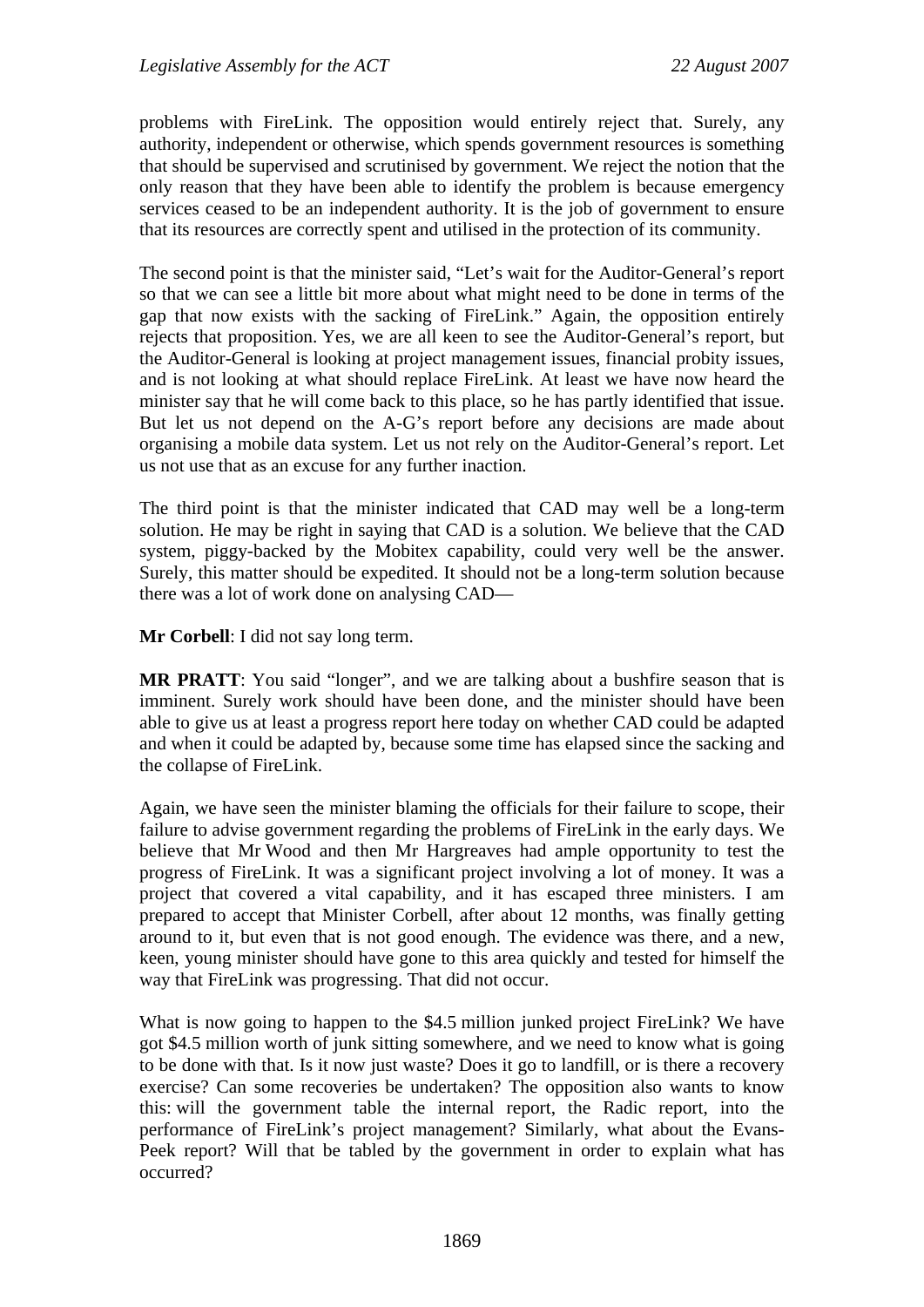problems with FireLink. The opposition would entirely reject that. Surely, any authority, independent or otherwise, which spends government resources is something that should be supervised and scrutinised by government. We reject the notion that the only reason that they have been able to identify the problem is because emergency services ceased to be an independent authority. It is the job of government to ensure that its resources are correctly spent and utilised in the protection of its community.

The second point is that the minister said, "Let's wait for the Auditor-General's report so that we can see a little bit more about what might need to be done in terms of the gap that now exists with the sacking of FireLink." Again, the opposition entirely rejects that proposition. Yes, we are all keen to see the Auditor-General's report, but the Auditor-General is looking at project management issues, financial probity issues, and is not looking at what should replace FireLink. At least we have now heard the minister say that he will come back to this place, so he has partly identified that issue. But let us not depend on the A-G's report before any decisions are made about organising a mobile data system. Let us not rely on the Auditor-General's report. Let us not use that as an excuse for any further inaction.

The third point is that the minister indicated that CAD may well be a long-term solution. He may be right in saying that CAD is a solution. We believe that the CAD system, piggy-backed by the Mobitex capability, could very well be the answer. Surely, this matter should be expedited. It should not be a long-term solution because there was a lot of work done on analysing CAD—

**Mr Corbell**: I did not say long term.

**MR PRATT**: You said "longer", and we are talking about a bushfire season that is imminent. Surely work should have been done, and the minister should have been able to give us at least a progress report here today on whether CAD could be adapted and when it could be adapted by, because some time has elapsed since the sacking and the collapse of FireLink.

Again, we have seen the minister blaming the officials for their failure to scope, their failure to advise government regarding the problems of FireLink in the early days. We believe that Mr Wood and then Mr Hargreaves had ample opportunity to test the progress of FireLink. It was a significant project involving a lot of money. It was a project that covered a vital capability, and it has escaped three ministers. I am prepared to accept that Minister Corbell, after about 12 months, was finally getting around to it, but even that is not good enough. The evidence was there, and a new, keen, young minister should have gone to this area quickly and tested for himself the way that FireLink was progressing. That did not occur.

What is now going to happen to the $4.5 million junked project FireLink? We have got $4.5 million worth of junk sitting somewhere, and we need to know what is going to be done with that. Is it now just waste? Does it go to landfill, or is there a recovery exercise? Can some recoveries be undertaken? The opposition also wants to know this: will the government table the internal report, the Radic report, into the performance of FireLink's project management? Similarly, what about the Evans-Peek report? Will that be tabled by the government in order to explain what has occurred?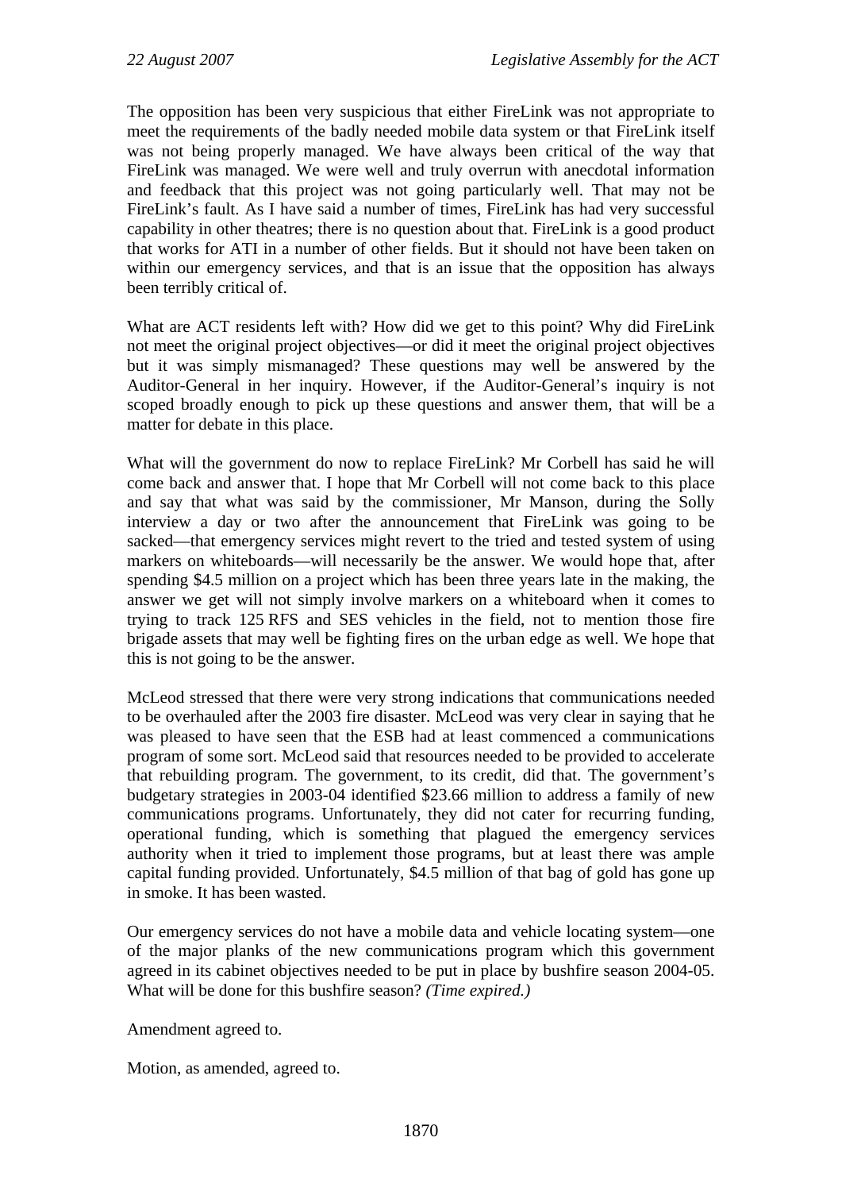The opposition has been very suspicious that either FireLink was not appropriate to meet the requirements of the badly needed mobile data system or that FireLink itself was not being properly managed. We have always been critical of the way that FireLink was managed. We were well and truly overrun with anecdotal information and feedback that this project was not going particularly well. That may not be FireLink's fault. As I have said a number of times, FireLink has had very successful capability in other theatres; there is no question about that. FireLink is a good product that works for ATI in a number of other fields. But it should not have been taken on within our emergency services, and that is an issue that the opposition has always been terribly critical of.

What are ACT residents left with? How did we get to this point? Why did FireLink not meet the original project objectives—or did it meet the original project objectives but it was simply mismanaged? These questions may well be answered by the Auditor-General in her inquiry. However, if the Auditor-General's inquiry is not scoped broadly enough to pick up these questions and answer them, that will be a matter for debate in this place.

What will the government do now to replace FireLink? Mr Corbell has said he will come back and answer that. I hope that Mr Corbell will not come back to this place and say that what was said by the commissioner, Mr Manson, during the Solly interview a day or two after the announcement that FireLink was going to be sacked—that emergency services might revert to the tried and tested system of using markers on whiteboards—will necessarily be the answer. We would hope that, after spending $4.5 million on a project which has been three years late in the making, the answer we get will not simply involve markers on a whiteboard when it comes to trying to track 125 RFS and SES vehicles in the field, not to mention those fire brigade assets that may well be fighting fires on the urban edge as well. We hope that this is not going to be the answer.

McLeod stressed that there were very strong indications that communications needed to be overhauled after the 2003 fire disaster. McLeod was very clear in saying that he was pleased to have seen that the ESB had at least commenced a communications program of some sort. McLeod said that resources needed to be provided to accelerate that rebuilding program. The government, to its credit, did that. The government's budgetary strategies in 2003-04 identified $23.66 million to address a family of new communications programs. Unfortunately, they did not cater for recurring funding, operational funding, which is something that plagued the emergency services authority when it tried to implement those programs, but at least there was ample capital funding provided. Unfortunately, $4.5 million of that bag of gold has gone up in smoke. It has been wasted.

Our emergency services do not have a mobile data and vehicle locating system—one of the major planks of the new communications program which this government agreed in its cabinet objectives needed to be put in place by bushfire season 2004-05. What will be done for this bushfire season? *(Time expired.)*

Amendment agreed to.

Motion, as amended, agreed to.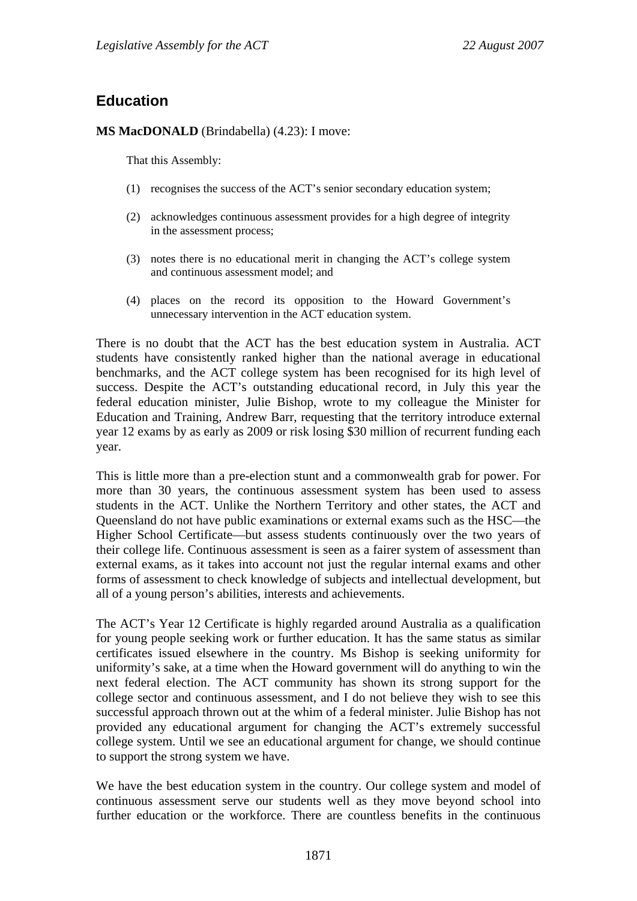## Education

**MS MacDONALD** (Brindabella) (4.23): I move:

That this Assembly:

(1) recognises the success of the ACT's senior secondary education system;

(2) acknowledges continuous assessment provides for a high degree of integrity in the assessment process;

(3) notes there is no educational merit in changing the ACT's college system and continuous assessment model; and

(4) places on the record its opposition to the Howard Government's unnecessary intervention in the ACT education system.

There is no doubt that the ACT has the best education system in Australia. ACT students have consistently ranked higher than the national average in educational benchmarks, and the ACT college system has been recognised for its high level of success. Despite the ACT's outstanding educational record, in July this year the federal education minister, Julie Bishop, wrote to my colleague the Minister for Education and Training, Andrew Barr, requesting that the territory introduce external year 12 exams by as early as 2009 or risk losing $30 million of recurrent funding each year.

This is little more than a pre-election stunt and a commonwealth grab for power. For more than 30 years, the continuous assessment system has been used to assess students in the ACT. Unlike the Northern Territory and other states, the ACT and Queensland do not have public examinations or external exams such as the HSC—the Higher School Certificate—but assess students continuously over the two years of their college life. Continuous assessment is seen as a fairer system of assessment than external exams, as it takes into account not just the regular internal exams and other forms of assessment to check knowledge of subjects and intellectual development, but all of a young person's abilities, interests and achievements.

The ACT's Year 12 Certificate is highly regarded around Australia as a qualification for young people seeking work or further education. It has the same status as similar certificates issued elsewhere in the country. Ms Bishop is seeking uniformity for uniformity's sake, at a time when the Howard government will do anything to win the next federal election. The ACT community has shown its strong support for the college sector and continuous assessment, and I do not believe they wish to see this successful approach thrown out at the whim of a federal minister. Julie Bishop has not provided any educational argument for changing the ACT's extremely successful college system. Until we see an educational argument for change, we should continue to support the strong system we have.

We have the best education system in the country. Our college system and model of continuous assessment serve our students well as they move beyond school into further education or the workforce. There are countless benefits in the continuous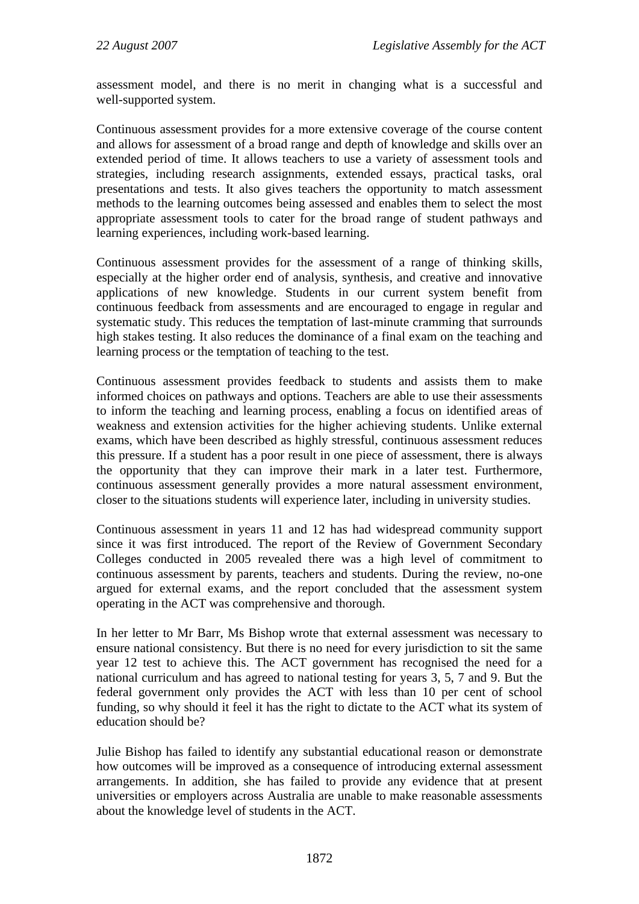assessment model, and there is no merit in changing what is a successful and well-supported system.

Continuous assessment provides for a more extensive coverage of the course content and allows for assessment of a broad range and depth of knowledge and skills over an extended period of time. It allows teachers to use a variety of assessment tools and strategies, including research assignments, extended essays, practical tasks, oral presentations and tests. It also gives teachers the opportunity to match assessment methods to the learning outcomes being assessed and enables them to select the most appropriate assessment tools to cater for the broad range of student pathways and learning experiences, including work-based learning.

Continuous assessment provides for the assessment of a range of thinking skills, especially at the higher order end of analysis, synthesis, and creative and innovative applications of new knowledge. Students in our current system benefit from continuous feedback from assessments and are encouraged to engage in regular and systematic study. This reduces the temptation of last-minute cramming that surrounds high stakes testing. It also reduces the dominance of a final exam on the teaching and learning process or the temptation of teaching to the test.

Continuous assessment provides feedback to students and assists them to make informed choices on pathways and options. Teachers are able to use their assessments to inform the teaching and learning process, enabling a focus on identified areas of weakness and extension activities for the higher achieving students. Unlike external exams, which have been described as highly stressful, continuous assessment reduces this pressure. If a student has a poor result in one piece of assessment, there is always the opportunity that they can improve their mark in a later test. Furthermore, continuous assessment generally provides a more natural assessment environment, closer to the situations students will experience later, including in university studies.

Continuous assessment in years 11 and 12 has had widespread community support since it was first introduced. The report of the Review of Government Secondary Colleges conducted in 2005 revealed there was a high level of commitment to continuous assessment by parents, teachers and students. During the review, no-one argued for external exams, and the report concluded that the assessment system operating in the ACT was comprehensive and thorough.

In her letter to Mr Barr, Ms Bishop wrote that external assessment was necessary to ensure national consistency. But there is no need for every jurisdiction to sit the same year 12 test to achieve this. The ACT government has recognised the need for a national curriculum and has agreed to national testing for years 3, 5, 7 and 9. But the federal government only provides the ACT with less than 10 per cent of school funding, so why should it feel it has the right to dictate to the ACT what its system of education should be?

Julie Bishop has failed to identify any substantial educational reason or demonstrate how outcomes will be improved as a consequence of introducing external assessment arrangements. In addition, she has failed to provide any evidence that at present universities or employers across Australia are unable to make reasonable assessments about the knowledge level of students in the ACT.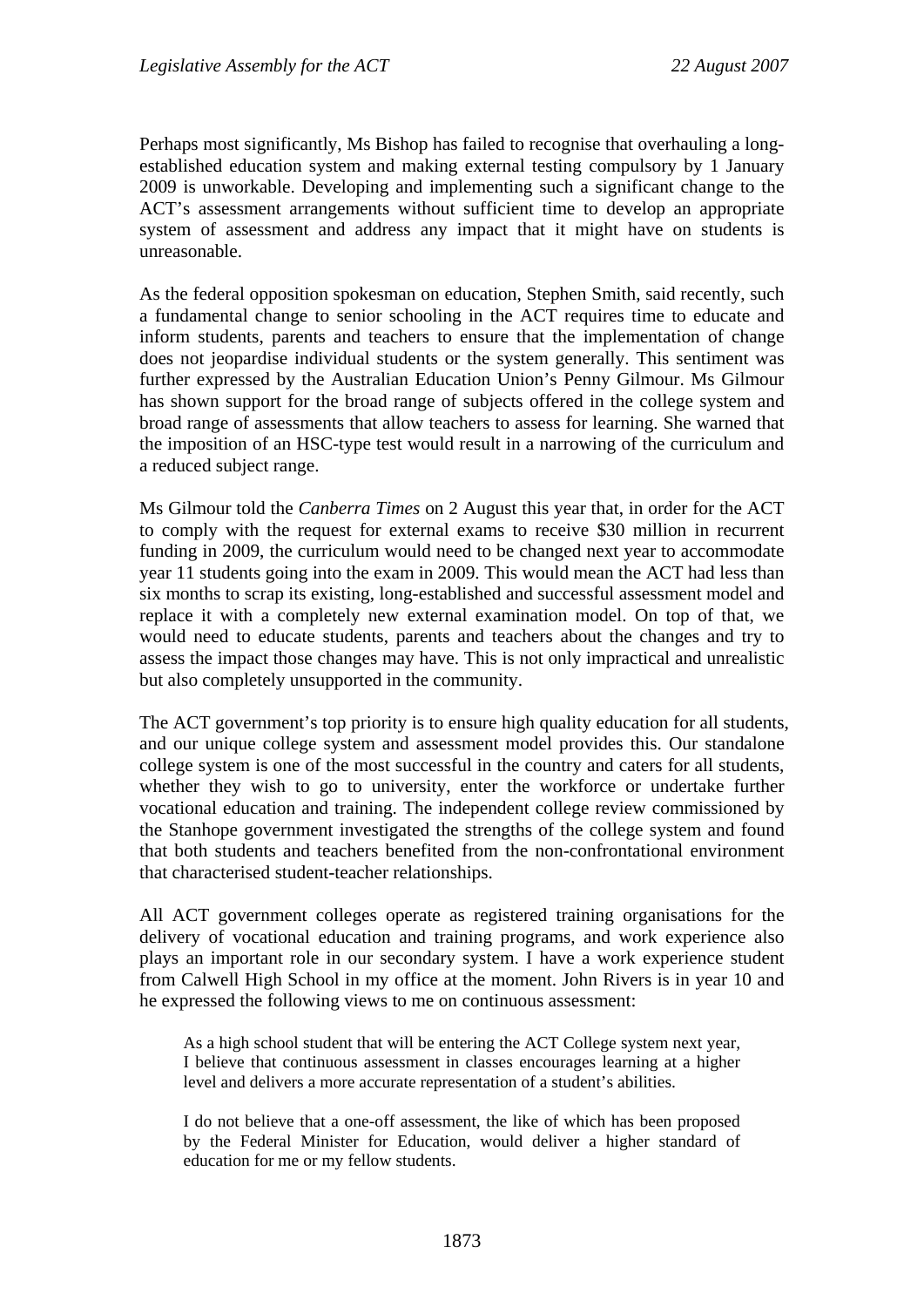Perhaps most significantly, Ms Bishop has failed to recognise that overhauling a long-established education system and making external testing compulsory by 1 January 2009 is unworkable. Developing and implementing such a significant change to the ACT's assessment arrangements without sufficient time to develop an appropriate system of assessment and address any impact that it might have on students is unreasonable.

As the federal opposition spokesman on education, Stephen Smith, said recently, such a fundamental change to senior schooling in the ACT requires time to educate and inform students, parents and teachers to ensure that the implementation of change does not jeopardise individual students or the system generally. This sentiment was further expressed by the Australian Education Union's Penny Gilmour. Ms Gilmour has shown support for the broad range of subjects offered in the college system and broad range of assessments that allow teachers to assess for learning. She warned that the imposition of an HSC-type test would result in a narrowing of the curriculum and a reduced subject range.

Ms Gilmour told the *Canberra Times* on 2 August this year that, in order for the ACT to comply with the request for external exams to receive $30 million in recurrent funding in 2009, the curriculum would need to be changed next year to accommodate year 11 students going into the exam in 2009. This would mean the ACT had less than six months to scrap its existing, long-established and successful assessment model and replace it with a completely new external examination model. On top of that, we would need to educate students, parents and teachers about the changes and try to assess the impact those changes may have. This is not only impractical and unrealistic but also completely unsupported in the community.

The ACT government's top priority is to ensure high quality education for all students, and our unique college system and assessment model provides this. Our standalone college system is one of the most successful in the country and caters for all students, whether they wish to go to university, enter the workforce or undertake further vocational education and training. The independent college review commissioned by the Stanhope government investigated the strengths of the college system and found that both students and teachers benefited from the non-confrontational environment that characterised student-teacher relationships.

All ACT government colleges operate as registered training organisations for the delivery of vocational education and training programs, and work experience also plays an important role in our secondary system. I have a work experience student from Calwell High School in my office at the moment. John Rivers is in year 10 and he expressed the following views to me on continuous assessment:

> As a high school student that will be entering the ACT College system next year, I believe that continuous assessment in classes encourages learning at a higher level and delivers a more accurate representation of a student's abilities.
>
> I do not believe that a one-off assessment, the like of which has been proposed by the Federal Minister for Education, would deliver a higher standard of education for me or my fellow students.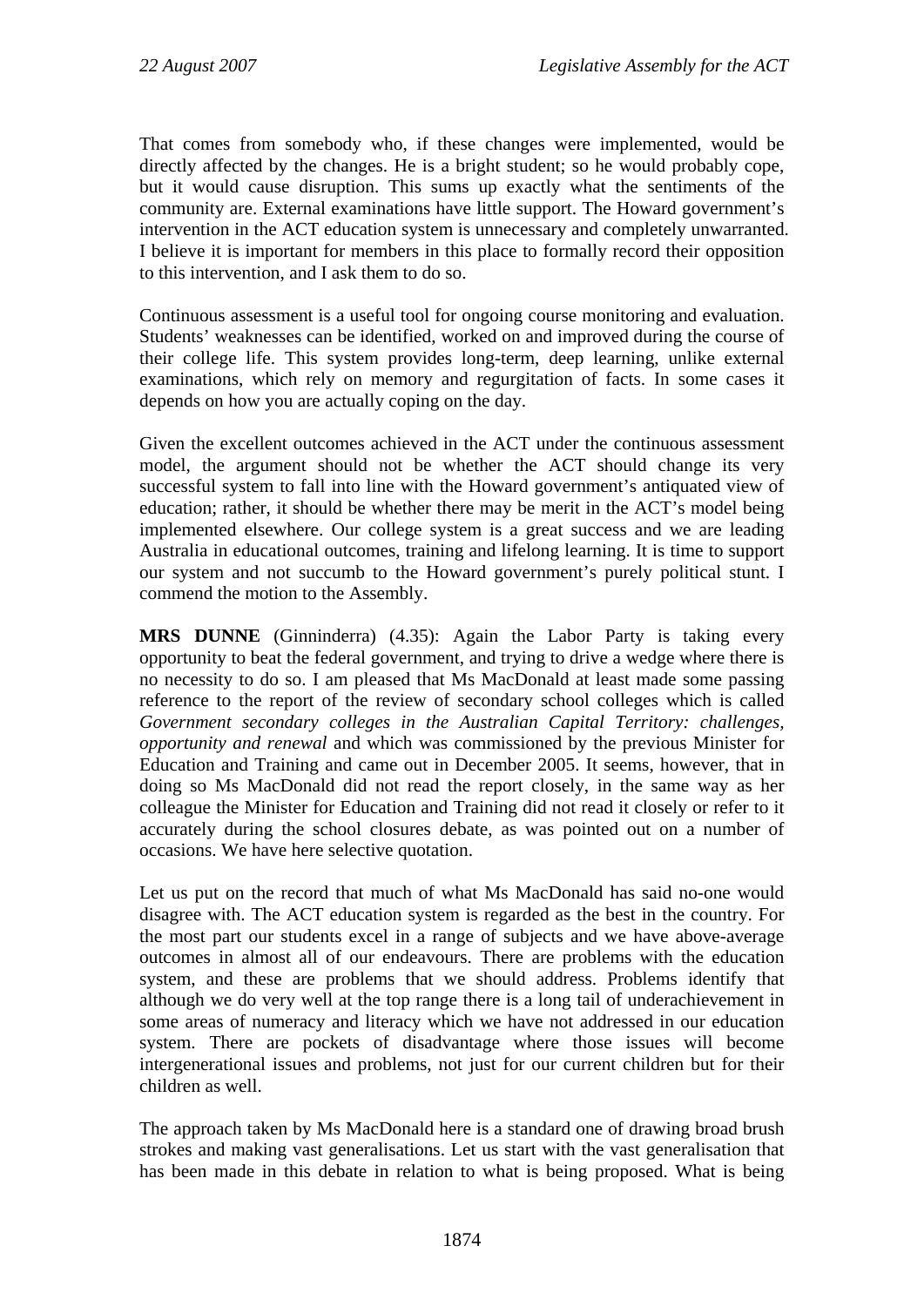That comes from somebody who, if these changes were implemented, would be directly affected by the changes. He is a bright student; so he would probably cope, but it would cause disruption. This sums up exactly what the sentiments of the community are. External examinations have little support. The Howard government's intervention in the ACT education system is unnecessary and completely unwarranted. I believe it is important for members in this place to formally record their opposition to this intervention, and I ask them to do so.

Continuous assessment is a useful tool for ongoing course monitoring and evaluation. Students' weaknesses can be identified, worked on and improved during the course of their college life. This system provides long-term, deep learning, unlike external examinations, which rely on memory and regurgitation of facts. In some cases it depends on how you are actually coping on the day.

Given the excellent outcomes achieved in the ACT under the continuous assessment model, the argument should not be whether the ACT should change its very successful system to fall into line with the Howard government's antiquated view of education; rather, it should be whether there may be merit in the ACT's model being implemented elsewhere. Our college system is a great success and we are leading Australia in educational outcomes, training and lifelong learning. It is time to support our system and not succumb to the Howard government's purely political stunt. I commend the motion to the Assembly.

**MRS DUNNE** (Ginninderra) (4.35): Again the Labor Party is taking every opportunity to beat the federal government, and trying to drive a wedge where there is no necessity to do so. I am pleased that Ms MacDonald at least made some passing reference to the report of the review of secondary school colleges which is called *Government secondary colleges in the Australian Capital Territory: challenges, opportunity and renewal* and which was commissioned by the previous Minister for Education and Training and came out in December 2005. It seems, however, that in doing so Ms MacDonald did not read the report closely, in the same way as her colleague the Minister for Education and Training did not read it closely or refer to it accurately during the school closures debate, as was pointed out on a number of occasions. We have here selective quotation.

Let us put on the record that much of what Ms MacDonald has said no-one would disagree with. The ACT education system is regarded as the best in the country. For the most part our students excel in a range of subjects and we have above-average outcomes in almost all of our endeavours. There are problems with the education system, and these are problems that we should address. Problems identify that although we do very well at the top range there is a long tail of underachievement in some areas of numeracy and literacy which we have not addressed in our education system. There are pockets of disadvantage where those issues will become intergenerational issues and problems, not just for our current children but for their children as well.

The approach taken by Ms MacDonald here is a standard one of drawing broad brush strokes and making vast generalisations. Let us start with the vast generalisation that has been made in this debate in relation to what is being proposed. What is being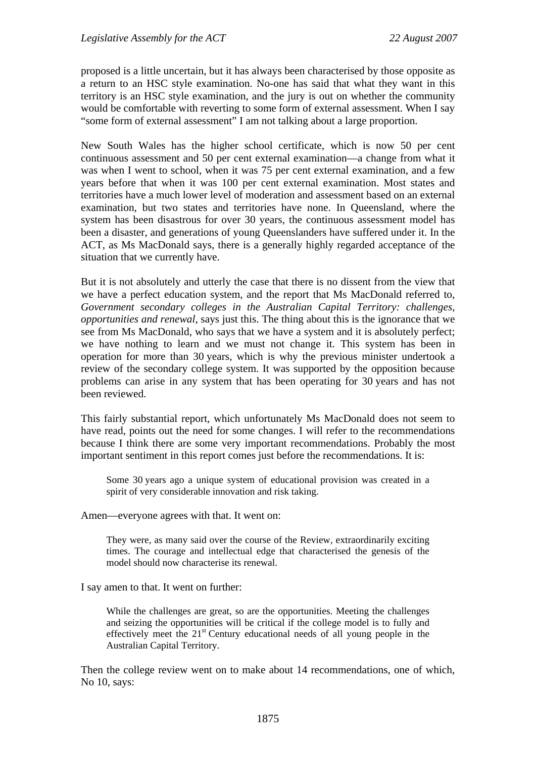proposed is a little uncertain, but it has always been characterised by those opposite as a return to an HSC style examination. No-one has said that what they want in this territory is an HSC style examination, and the jury is out on whether the community would be comfortable with reverting to some form of external assessment. When I say "some form of external assessment" I am not talking about a large proportion.

New South Wales has the higher school certificate, which is now 50 per cent continuous assessment and 50 per cent external examination—a change from what it was when I went to school, when it was 75 per cent external examination, and a few years before that when it was 100 per cent external examination. Most states and territories have a much lower level of moderation and assessment based on an external examination, but two states and territories have none. In Queensland, where the system has been disastrous for over 30 years, the continuous assessment model has been a disaster, and generations of young Queenslanders have suffered under it. In the ACT, as Ms MacDonald says, there is a generally highly regarded acceptance of the situation that we currently have.

But it is not absolutely and utterly the case that there is no dissent from the view that we have a perfect education system, and the report that Ms MacDonald referred to, *Government secondary colleges in the Australian Capital Territory: challenges, opportunities and renewal*, says just this. The thing about this is the ignorance that we see from Ms MacDonald, who says that we have a system and it is absolutely perfect; we have nothing to learn and we must not change it. This system has been in operation for more than 30 years, which is why the previous minister undertook a review of the secondary college system. It was supported by the opposition because problems can arise in any system that has been operating for 30 years and has not been reviewed.

This fairly substantial report, which unfortunately Ms MacDonald does not seem to have read, points out the need for some changes. I will refer to the recommendations because I think there are some very important recommendations. Probably the most important sentiment in this report comes just before the recommendations. It is:

> Some 30 years ago a unique system of educational provision was created in a spirit of very considerable innovation and risk taking.

Amen—everyone agrees with that. It went on:

> They were, as many said over the course of the Review, extraordinarily exciting times. The courage and intellectual edge that characterised the genesis of the model should now characterise its renewal.

I say amen to that. It went on further:

> While the challenges are great, so are the opportunities. Meeting the challenges and seizing the opportunities will be critical if the college model is to fully and effectively meet the 21st Century educational needs of all young people in the Australian Capital Territory.

Then the college review went on to make about 14 recommendations, one of which, No 10, says: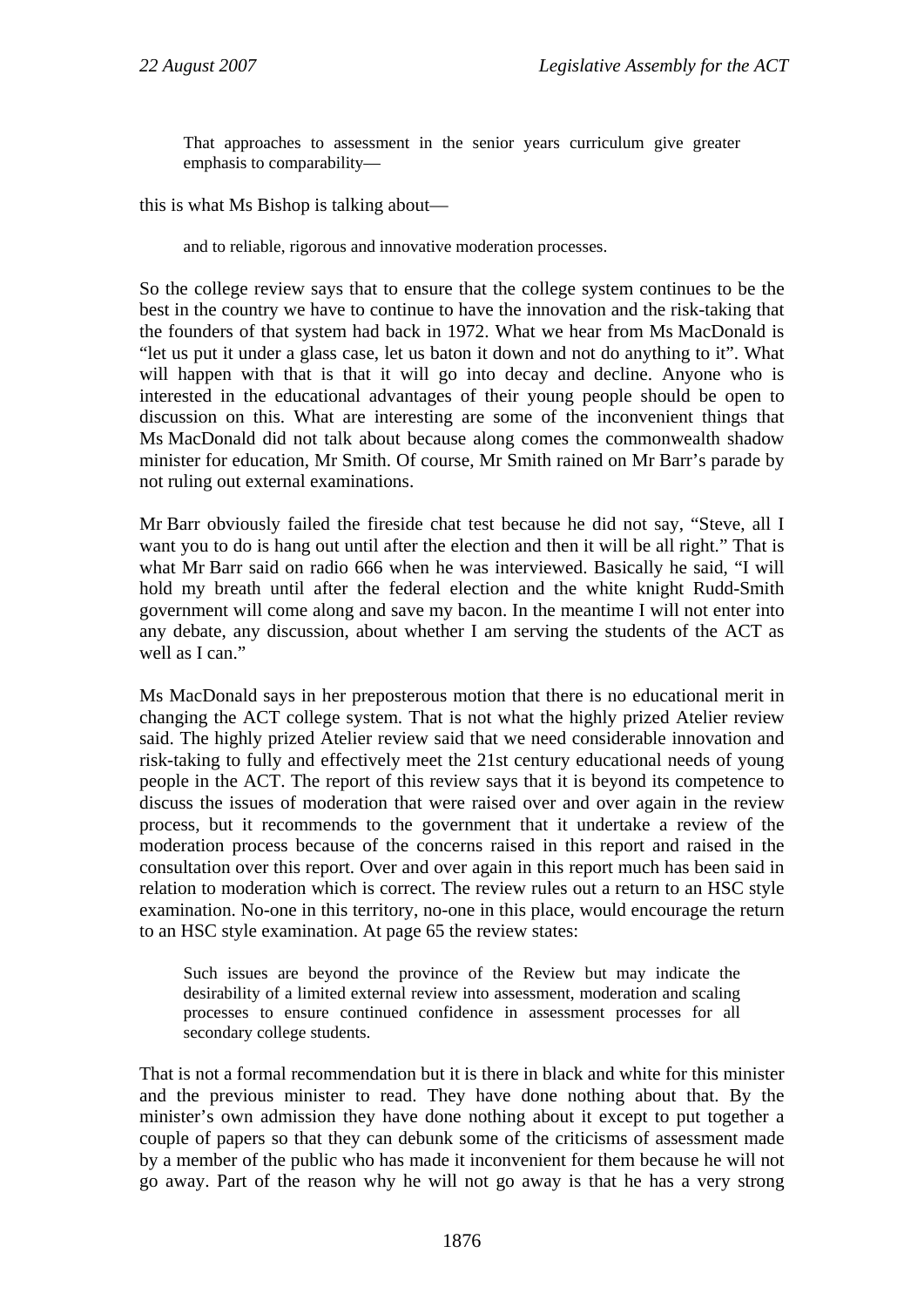> That approaches to assessment in the senior years curriculum give greater emphasis to comparability—

this is what Ms Bishop is talking about—

> and to reliable, rigorous and innovative moderation processes.

So the college review says that to ensure that the college system continues to be the best in the country we have to continue to have the innovation and the risk-taking that the founders of that system had back in 1972. What we hear from Ms MacDonald is "let us put it under a glass case, let us baton it down and not do anything to it". What will happen with that is that it will go into decay and decline. Anyone who is interested in the educational advantages of their young people should be open to discussion on this. What are interesting are some of the inconvenient things that Ms MacDonald did not talk about because along comes the commonwealth shadow minister for education, Mr Smith. Of course, Mr Smith rained on Mr Barr's parade by not ruling out external examinations.

Mr Barr obviously failed the fireside chat test because he did not say, "Steve, all I want you to do is hang out until after the election and then it will be all right." That is what Mr Barr said on radio 666 when he was interviewed. Basically he said, "I will hold my breath until after the federal election and the white knight Rudd-Smith government will come along and save my bacon. In the meantime I will not enter into any debate, any discussion, about whether I am serving the students of the ACT as well as I can."

Ms MacDonald says in her preposterous motion that there is no educational merit in changing the ACT college system. That is not what the highly prized Atelier review said. The highly prized Atelier review said that we need considerable innovation and risk-taking to fully and effectively meet the 21st century educational needs of young people in the ACT. The report of this review says that it is beyond its competence to discuss the issues of moderation that were raised over and over again in the review process, but it recommends to the government that it undertake a review of the moderation process because of the concerns raised in this report and raised in the consultation over this report. Over and over again in this report much has been said in relation to moderation which is correct. The review rules out a return to an HSC style examination. No-one in this territory, no-one in this place, would encourage the return to an HSC style examination. At page 65 the review states:

> Such issues are beyond the province of the Review but may indicate the desirability of a limited external review into assessment, moderation and scaling processes to ensure continued confidence in assessment processes for all secondary college students.

That is not a formal recommendation but it is there in black and white for this minister and the previous minister to read. They have done nothing about that. By the minister's own admission they have done nothing about it except to put together a couple of papers so that they can debunk some of the criticisms of assessment made by a member of the public who has made it inconvenient for them because he will not go away. Part of the reason why he will not go away is that he has a very strong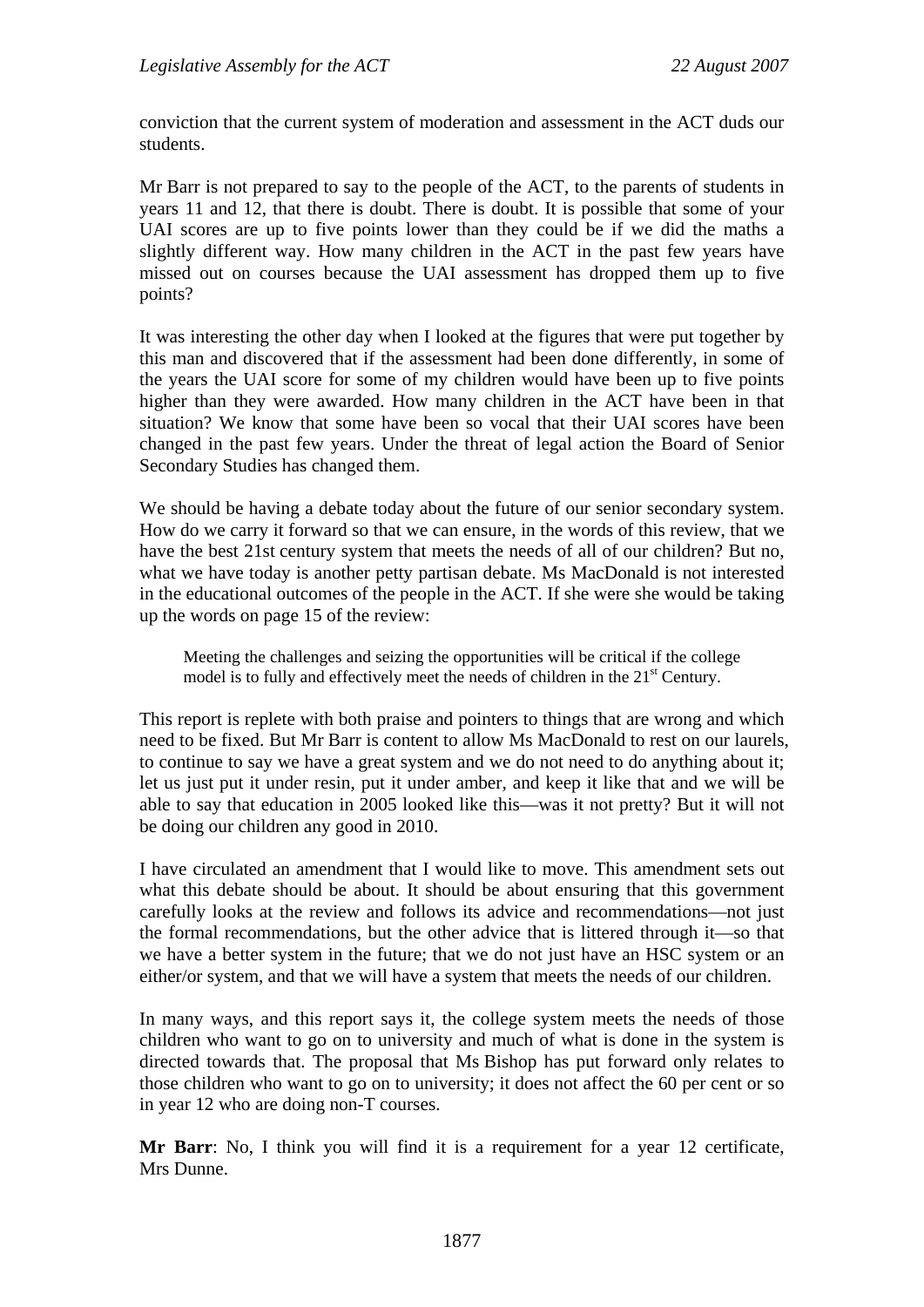conviction that the current system of moderation and assessment in the ACT duds our students.

Mr Barr is not prepared to say to the people of the ACT, to the parents of students in years 11 and 12, that there is doubt. There is doubt. It is possible that some of your UAI scores are up to five points lower than they could be if we did the maths a slightly different way. How many children in the ACT in the past few years have missed out on courses because the UAI assessment has dropped them up to five points?

It was interesting the other day when I looked at the figures that were put together by this man and discovered that if the assessment had been done differently, in some of the years the UAI score for some of my children would have been up to five points higher than they were awarded. How many children in the ACT have been in that situation? We know that some have been so vocal that their UAI scores have been changed in the past few years. Under the threat of legal action the Board of Senior Secondary Studies has changed them.

We should be having a debate today about the future of our senior secondary system. How do we carry it forward so that we can ensure, in the words of this review, that we have the best 21st century system that meets the needs of all of our children? But no, what we have today is another petty partisan debate. Ms MacDonald is not interested in the educational outcomes of the people in the ACT. If she were she would be taking up the words on page 15 of the review:

> Meeting the challenges and seizing the opportunities will be critical if the college model is to fully and effectively meet the needs of children in the 21st Century.

This report is replete with both praise and pointers to things that are wrong and which need to be fixed. But Mr Barr is content to allow Ms MacDonald to rest on our laurels, to continue to say we have a great system and we do not need to do anything about it; let us just put it under resin, put it under amber, and keep it like that and we will be able to say that education in 2005 looked like this—was it not pretty? But it will not be doing our children any good in 2010.

I have circulated an amendment that I would like to move. This amendment sets out what this debate should be about. It should be about ensuring that this government carefully looks at the review and follows its advice and recommendations—not just the formal recommendations, but the other advice that is littered through it—so that we have a better system in the future; that we do not just have an HSC system or an either/or system, and that we will have a system that meets the needs of our children.

In many ways, and this report says it, the college system meets the needs of those children who want to go on to university and much of what is done in the system is directed towards that. The proposal that Ms Bishop has put forward only relates to those children who want to go on to university; it does not affect the 60 per cent or so in year 12 who are doing non-T courses.

**Mr Barr**: No, I think you will find it is a requirement for a year 12 certificate, Mrs Dunne.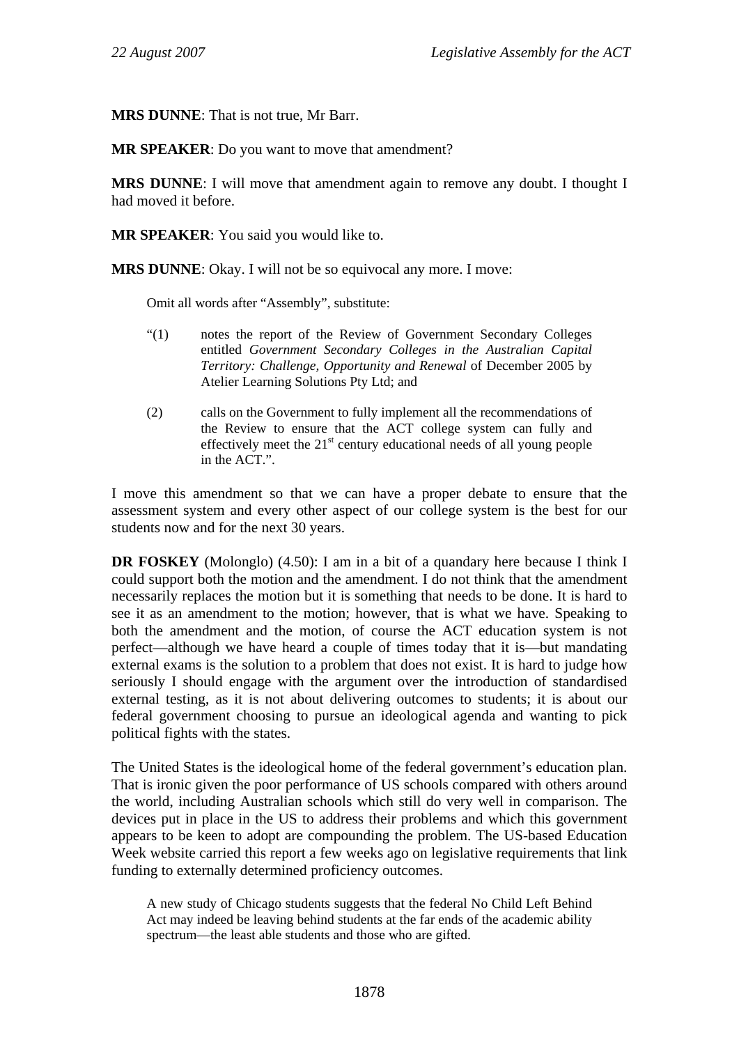**MRS DUNNE**: That is not true, Mr Barr.

**MR SPEAKER**: Do you want to move that amendment?

**MRS DUNNE**: I will move that amendment again to remove any doubt. I thought I had moved it before.

**MR SPEAKER**: You said you would like to.

**MRS DUNNE**: Okay. I will not be so equivocal any more. I move:

> Omit all words after "Assembly", substitute:
>
> "(1) notes the report of the Review of Government Secondary Colleges entitled *Government Secondary Colleges in the Australian Capital Territory: Challenge, Opportunity and Renewal* of December 2005 by Atelier Learning Solutions Pty Ltd; and
>
> (2) calls on the Government to fully implement all the recommendations of the Review to ensure that the ACT college system can fully and effectively meet the 21st century educational needs of all young people in the ACT.".

I move this amendment so that we can have a proper debate to ensure that the assessment system and every other aspect of our college system is the best for our students now and for the next 30 years.

**DR FOSKEY** (Molonglo) (4.50): I am in a bit of a quandary here because I think I could support both the motion and the amendment. I do not think that the amendment necessarily replaces the motion but it is something that needs to be done. It is hard to see it as an amendment to the motion; however, that is what we have. Speaking to both the amendment and the motion, of course the ACT education system is not perfect—although we have heard a couple of times today that it is—but mandating external exams is the solution to a problem that does not exist. It is hard to judge how seriously I should engage with the argument over the introduction of standardised external testing, as it is not about delivering outcomes to students; it is about our federal government choosing to pursue an ideological agenda and wanting to pick political fights with the states.

The United States is the ideological home of the federal government's education plan. That is ironic given the poor performance of US schools compared with others around the world, including Australian schools which still do very well in comparison. The devices put in place in the US to address their problems and which this government appears to be keen to adopt are compounding the problem. The US-based Education Week website carried this report a few weeks ago on legislative requirements that link funding to externally determined proficiency outcomes.

> A new study of Chicago students suggests that the federal No Child Left Behind Act may indeed be leaving behind students at the far ends of the academic ability spectrum—the least able students and those who are gifted.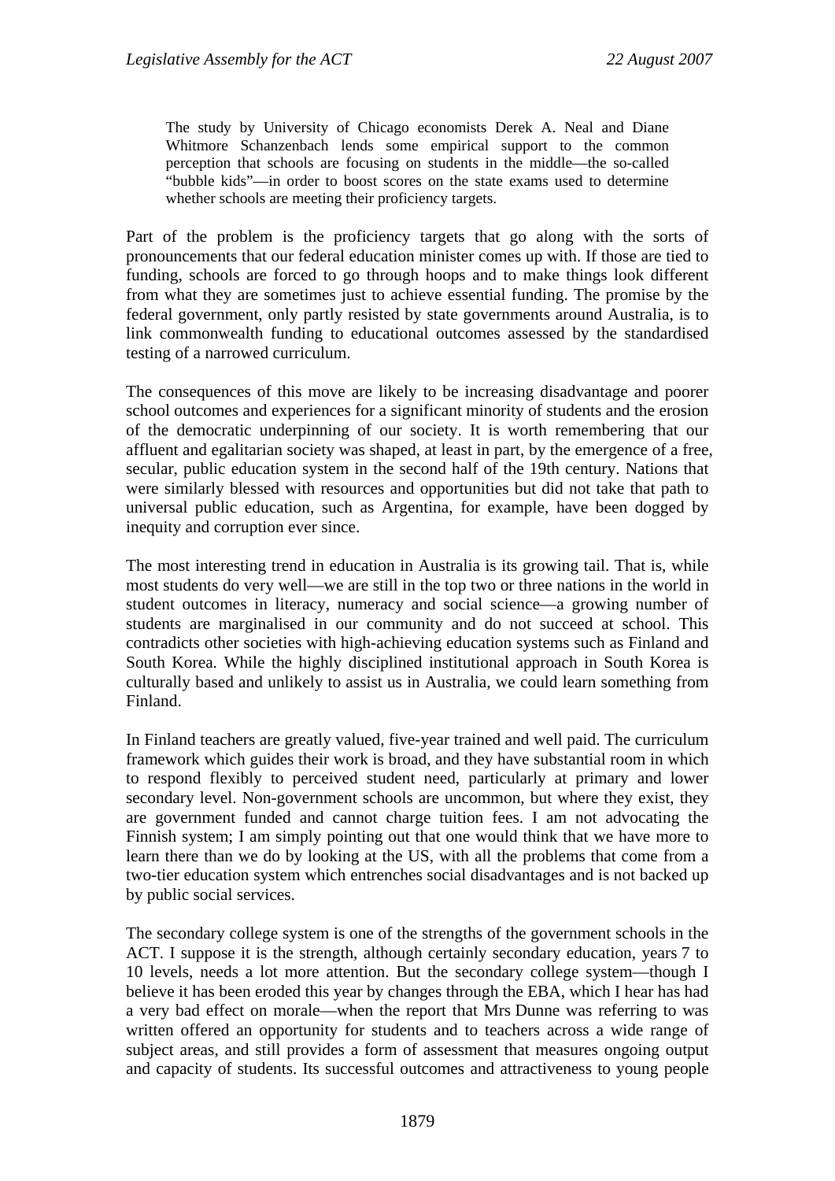> The study by University of Chicago economists Derek A. Neal and Diane Whitmore Schanzenbach lends some empirical support to the common perception that schools are focusing on students in the middle—the so-called "bubble kids"—in order to boost scores on the state exams used to determine whether schools are meeting their proficiency targets.

Part of the problem is the proficiency targets that go along with the sorts of pronouncements that our federal education minister comes up with. If those are tied to funding, schools are forced to go through hoops and to make things look different from what they are sometimes just to achieve essential funding. The promise by the federal government, only partly resisted by state governments around Australia, is to link commonwealth funding to educational outcomes assessed by the standardised testing of a narrowed curriculum.

The consequences of this move are likely to be increasing disadvantage and poorer school outcomes and experiences for a significant minority of students and the erosion of the democratic underpinning of our society. It is worth remembering that our affluent and egalitarian society was shaped, at least in part, by the emergence of a free, secular, public education system in the second half of the 19th century. Nations that were similarly blessed with resources and opportunities but did not take that path to universal public education, such as Argentina, for example, have been dogged by inequity and corruption ever since.

The most interesting trend in education in Australia is its growing tail. That is, while most students do very well—we are still in the top two or three nations in the world in student outcomes in literacy, numeracy and social science—a growing number of students are marginalised in our community and do not succeed at school. This contradicts other societies with high-achieving education systems such as Finland and South Korea. While the highly disciplined institutional approach in South Korea is culturally based and unlikely to assist us in Australia, we could learn something from Finland.

In Finland teachers are greatly valued, five-year trained and well paid. The curriculum framework which guides their work is broad, and they have substantial room in which to respond flexibly to perceived student need, particularly at primary and lower secondary level. Non-government schools are uncommon, but where they exist, they are government funded and cannot charge tuition fees. I am not advocating the Finnish system; I am simply pointing out that one would think that we have more to learn there than we do by looking at the US, with all the problems that come from a two-tier education system which entrenches social disadvantages and is not backed up by public social services.

The secondary college system is one of the strengths of the government schools in the ACT. I suppose it is the strength, although certainly secondary education, years 7 to 10 levels, needs a lot more attention. But the secondary college system—though I believe it has been eroded this year by changes through the EBA, which I hear has had a very bad effect on morale—when the report that Mrs Dunne was referring to was written offered an opportunity for students and to teachers across a wide range of subject areas, and still provides a form of assessment that measures ongoing output and capacity of students. Its successful outcomes and attractiveness to young people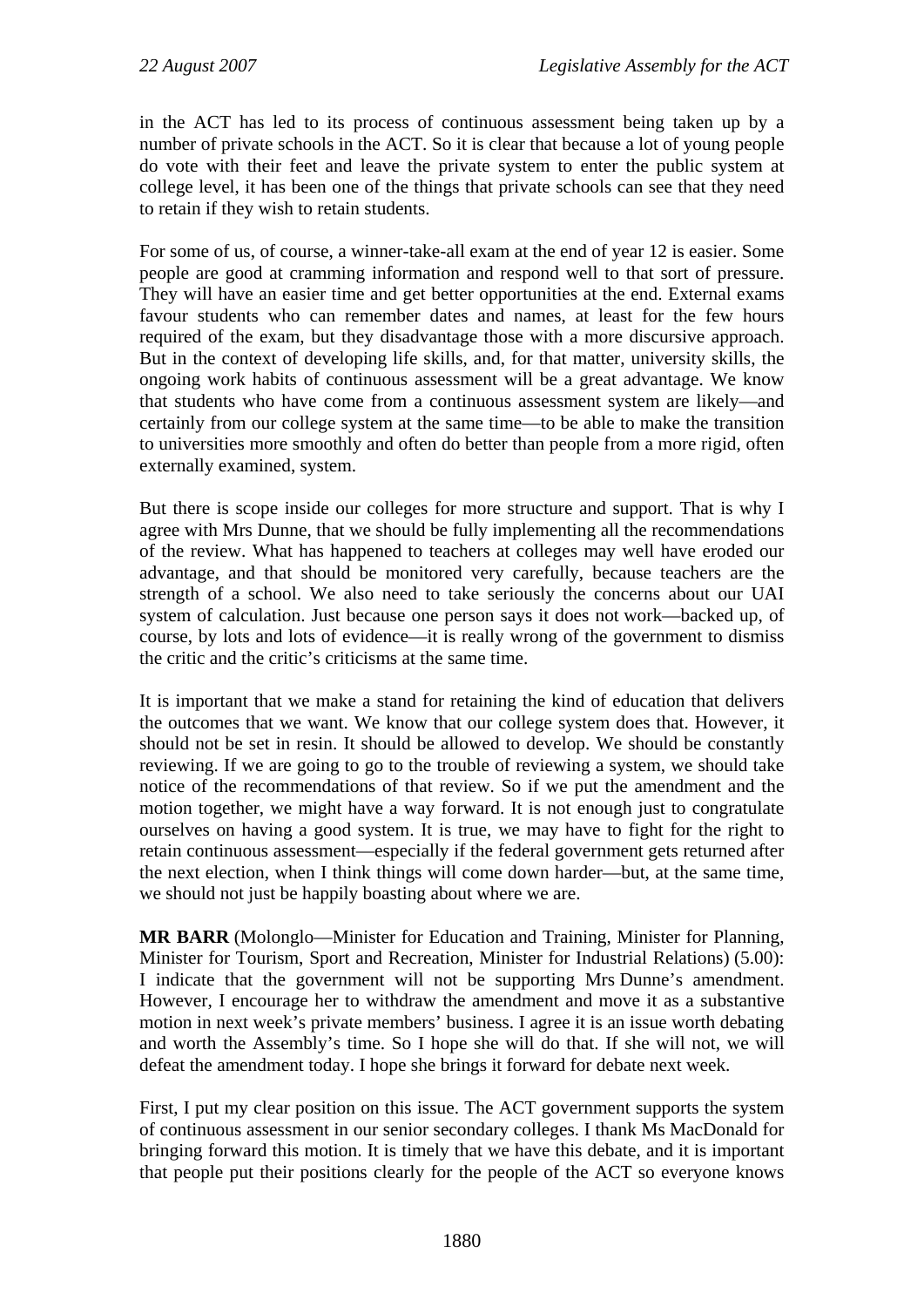in the ACT has led to its process of continuous assessment being taken up by a number of private schools in the ACT. So it is clear that because a lot of young people do vote with their feet and leave the private system to enter the public system at college level, it has been one of the things that private schools can see that they need to retain if they wish to retain students.

For some of us, of course, a winner-take-all exam at the end of year 12 is easier. Some people are good at cramming information and respond well to that sort of pressure. They will have an easier time and get better opportunities at the end. External exams favour students who can remember dates and names, at least for the few hours required of the exam, but they disadvantage those with a more discursive approach. But in the context of developing life skills, and, for that matter, university skills, the ongoing work habits of continuous assessment will be a great advantage. We know that students who have come from a continuous assessment system are likely—and certainly from our college system at the same time—to be able to make the transition to universities more smoothly and often do better than people from a more rigid, often externally examined, system.

But there is scope inside our colleges for more structure and support. That is why I agree with Mrs Dunne, that we should be fully implementing all the recommendations of the review. What has happened to teachers at colleges may well have eroded our advantage, and that should be monitored very carefully, because teachers are the strength of a school. We also need to take seriously the concerns about our UAI system of calculation. Just because one person says it does not work—backed up, of course, by lots and lots of evidence—it is really wrong of the government to dismiss the critic and the critic's criticisms at the same time.

It is important that we make a stand for retaining the kind of education that delivers the outcomes that we want. We know that our college system does that. However, it should not be set in resin. It should be allowed to develop. We should be constantly reviewing. If we are going to go to the trouble of reviewing a system, we should take notice of the recommendations of that review. So if we put the amendment and the motion together, we might have a way forward. It is not enough just to congratulate ourselves on having a good system. It is true, we may have to fight for the right to retain continuous assessment—especially if the federal government gets returned after the next election, when I think things will come down harder—but, at the same time, we should not just be happily boasting about where we are.

**MR BARR** (Molonglo—Minister for Education and Training, Minister for Planning, Minister for Tourism, Sport and Recreation, Minister for Industrial Relations) (5.00): I indicate that the government will not be supporting Mrs Dunne's amendment. However, I encourage her to withdraw the amendment and move it as a substantive motion in next week's private members' business. I agree it is an issue worth debating and worth the Assembly's time. So I hope she will do that. If she will not, we will defeat the amendment today. I hope she brings it forward for debate next week.

First, I put my clear position on this issue. The ACT government supports the system of continuous assessment in our senior secondary colleges. I thank Ms MacDonald for bringing forward this motion. It is timely that we have this debate, and it is important that people put their positions clearly for the people of the ACT so everyone knows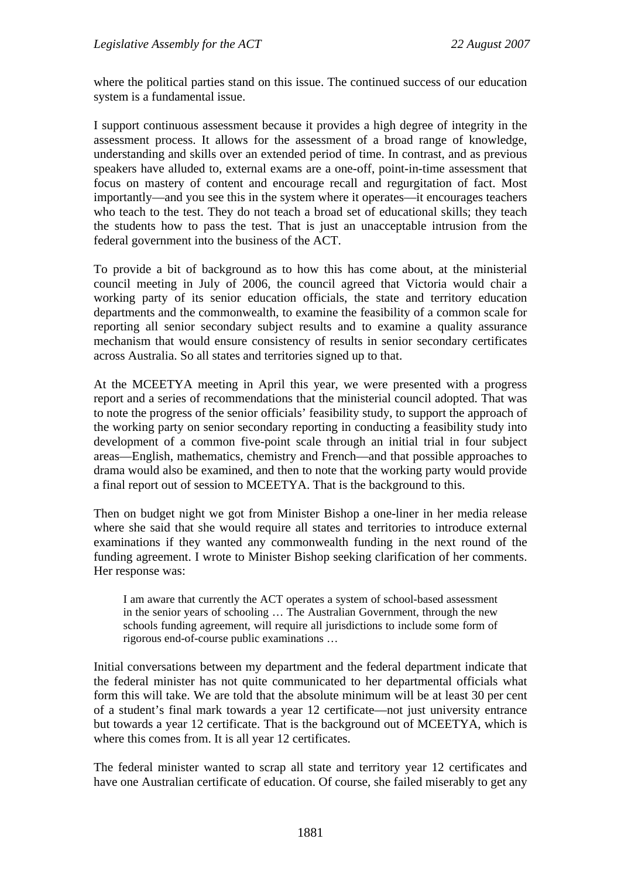where the political parties stand on this issue. The continued success of our education system is a fundamental issue.

I support continuous assessment because it provides a high degree of integrity in the assessment process. It allows for the assessment of a broad range of knowledge, understanding and skills over an extended period of time. In contrast, and as previous speakers have alluded to, external exams are a one-off, point-in-time assessment that focus on mastery of content and encourage recall and regurgitation of fact. Most importantly—and you see this in the system where it operates—it encourages teachers who teach to the test. They do not teach a broad set of educational skills; they teach the students how to pass the test. That is just an unacceptable intrusion from the federal government into the business of the ACT.

To provide a bit of background as to how this has come about, at the ministerial council meeting in July of 2006, the council agreed that Victoria would chair a working party of its senior education officials, the state and territory education departments and the commonwealth, to examine the feasibility of a common scale for reporting all senior secondary subject results and to examine a quality assurance mechanism that would ensure consistency of results in senior secondary certificates across Australia. So all states and territories signed up to that.

At the MCEETYA meeting in April this year, we were presented with a progress report and a series of recommendations that the ministerial council adopted. That was to note the progress of the senior officials' feasibility study, to support the approach of the working party on senior secondary reporting in conducting a feasibility study into development of a common five-point scale through an initial trial in four subject areas—English, mathematics, chemistry and French—and that possible approaches to drama would also be examined, and then to note that the working party would provide a final report out of session to MCEETYA. That is the background to this.

Then on budget night we got from Minister Bishop a one-liner in her media release where she said that she would require all states and territories to introduce external examinations if they wanted any commonwealth funding in the next round of the funding agreement. I wrote to Minister Bishop seeking clarification of her comments. Her response was:

> I am aware that currently the ACT operates a system of school-based assessment in the senior years of schooling … The Australian Government, through the new schools funding agreement, will require all jurisdictions to include some form of rigorous end-of-course public examinations …

Initial conversations between my department and the federal department indicate that the federal minister has not quite communicated to her departmental officials what form this will take. We are told that the absolute minimum will be at least 30 per cent of a student's final mark towards a year 12 certificate—not just university entrance but towards a year 12 certificate. That is the background out of MCEETYA, which is where this comes from. It is all year 12 certificates.

The federal minister wanted to scrap all state and territory year 12 certificates and have one Australian certificate of education. Of course, she failed miserably to get any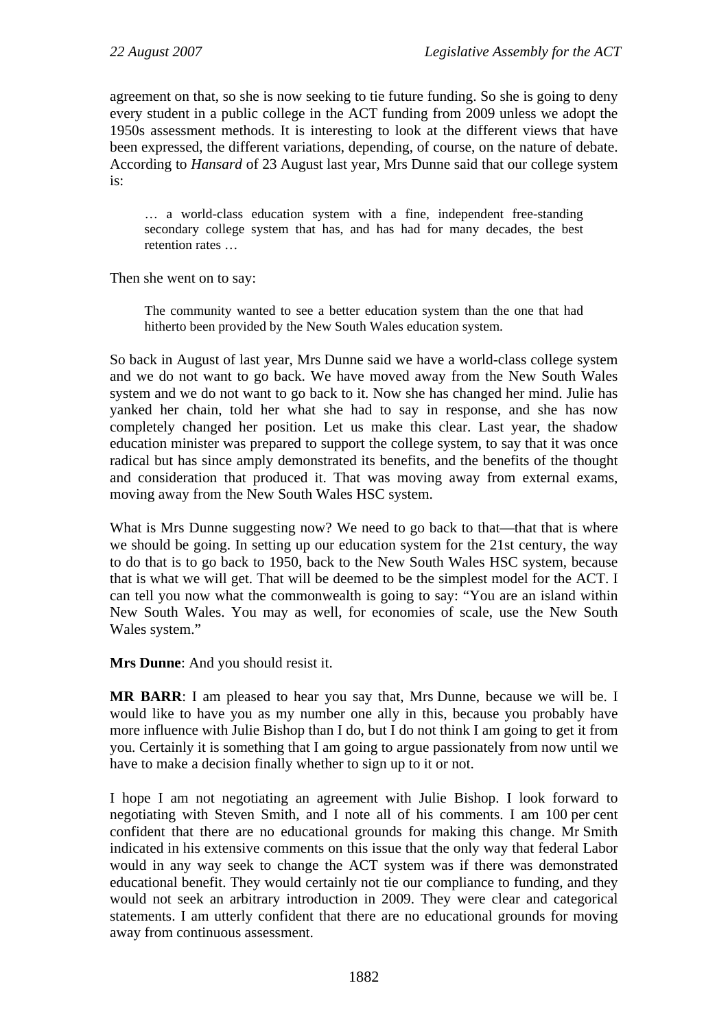agreement on that, so she is now seeking to tie future funding. So she is going to deny every student in a public college in the ACT funding from 2009 unless we adopt the 1950s assessment methods. It is interesting to look at the different views that have been expressed, the different variations, depending, of course, on the nature of debate. According to *Hansard* of 23 August last year, Mrs Dunne said that our college system is:

> … a world-class education system with a fine, independent free-standing secondary college system that has, and has had for many decades, the best retention rates …

Then she went on to say:

> The community wanted to see a better education system than the one that had hitherto been provided by the New South Wales education system.

So back in August of last year, Mrs Dunne said we have a world-class college system and we do not want to go back. We have moved away from the New South Wales system and we do not want to go back to it. Now she has changed her mind. Julie has yanked her chain, told her what she had to say in response, and she has now completely changed her position. Let us make this clear. Last year, the shadow education minister was prepared to support the college system, to say that it was once radical but has since amply demonstrated its benefits, and the benefits of the thought and consideration that produced it. That was moving away from external exams, moving away from the New South Wales HSC system.

What is Mrs Dunne suggesting now? We need to go back to that—that that is where we should be going. In setting up our education system for the 21st century, the way to do that is to go back to 1950, back to the New South Wales HSC system, because that is what we will get. That will be deemed to be the simplest model for the ACT. I can tell you now what the commonwealth is going to say: "You are an island within New South Wales. You may as well, for economies of scale, use the New South Wales system."

**Mrs Dunne**: And you should resist it.

**MR BARR**: I am pleased to hear you say that, Mrs Dunne, because we will be. I would like to have you as my number one ally in this, because you probably have more influence with Julie Bishop than I do, but I do not think I am going to get it from you. Certainly it is something that I am going to argue passionately from now until we have to make a decision finally whether to sign up to it or not.

I hope I am not negotiating an agreement with Julie Bishop. I look forward to negotiating with Steven Smith, and I note all of his comments. I am 100 per cent confident that there are no educational grounds for making this change. Mr Smith indicated in his extensive comments on this issue that the only way that federal Labor would in any way seek to change the ACT system was if there was demonstrated educational benefit. They would certainly not tie our compliance to funding, and they would not seek an arbitrary introduction in 2009. They were clear and categorical statements. I am utterly confident that there are no educational grounds for moving away from continuous assessment.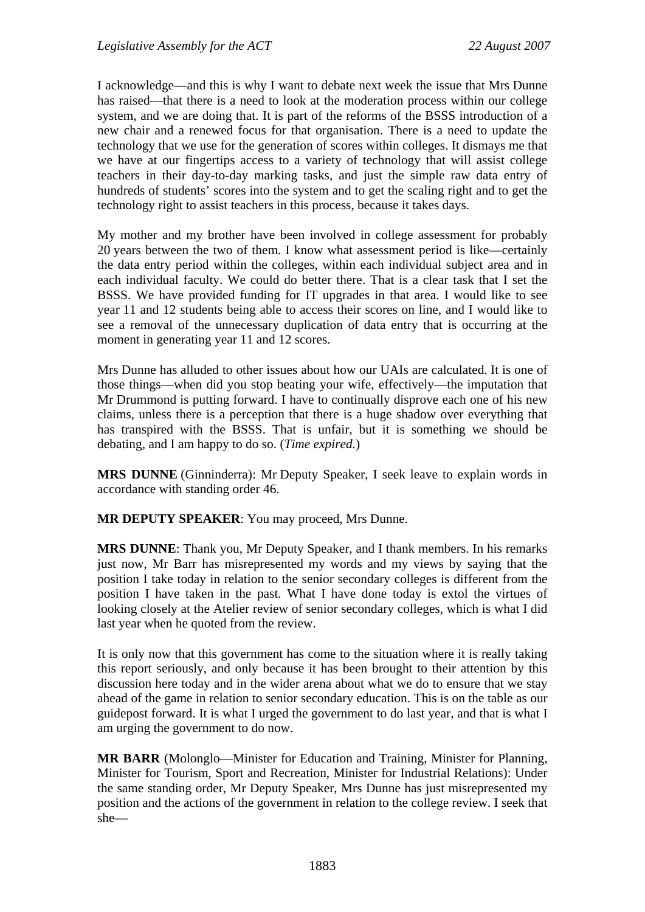I acknowledge—and this is why I want to debate next week the issue that Mrs Dunne has raised—that there is a need to look at the moderation process within our college system, and we are doing that. It is part of the reforms of the BSSS introduction of a new chair and a renewed focus for that organisation. There is a need to update the technology that we use for the generation of scores within colleges. It dismays me that we have at our fingertips access to a variety of technology that will assist college teachers in their day-to-day marking tasks, and just the simple raw data entry of hundreds of students' scores into the system and to get the scaling right and to get the technology right to assist teachers in this process, because it takes days.

My mother and my brother have been involved in college assessment for probably 20 years between the two of them. I know what assessment period is like—certainly the data entry period within the colleges, within each individual subject area and in each individual faculty. We could do better there. That is a clear task that I set the BSSS. We have provided funding for IT upgrades in that area. I would like to see year 11 and 12 students being able to access their scores on line, and I would like to see a removal of the unnecessary duplication of data entry that is occurring at the moment in generating year 11 and 12 scores.

Mrs Dunne has alluded to other issues about how our UAIs are calculated. It is one of those things—when did you stop beating your wife, effectively—the imputation that Mr Drummond is putting forward. I have to continually disprove each one of his new claims, unless there is a perception that there is a huge shadow over everything that has transpired with the BSSS. That is unfair, but it is something we should be debating, and I am happy to do so. (*Time expired.*)

**MRS DUNNE** (Ginninderra): Mr Deputy Speaker, I seek leave to explain words in accordance with standing order 46.

**MR DEPUTY SPEAKER**: You may proceed, Mrs Dunne.

**MRS DUNNE**: Thank you, Mr Deputy Speaker, and I thank members. In his remarks just now, Mr Barr has misrepresented my words and my views by saying that the position I take today in relation to the senior secondary colleges is different from the position I have taken in the past. What I have done today is extol the virtues of looking closely at the Atelier review of senior secondary colleges, which is what I did last year when he quoted from the review.

It is only now that this government has come to the situation where it is really taking this report seriously, and only because it has been brought to their attention by this discussion here today and in the wider arena about what we do to ensure that we stay ahead of the game in relation to senior secondary education. This is on the table as our guidepost forward. It is what I urged the government to do last year, and that is what I am urging the government to do now.

**MR BARR** (Molonglo—Minister for Education and Training, Minister for Planning, Minister for Tourism, Sport and Recreation, Minister for Industrial Relations): Under the same standing order, Mr Deputy Speaker, Mrs Dunne has just misrepresented my position and the actions of the government in relation to the college review. I seek that she—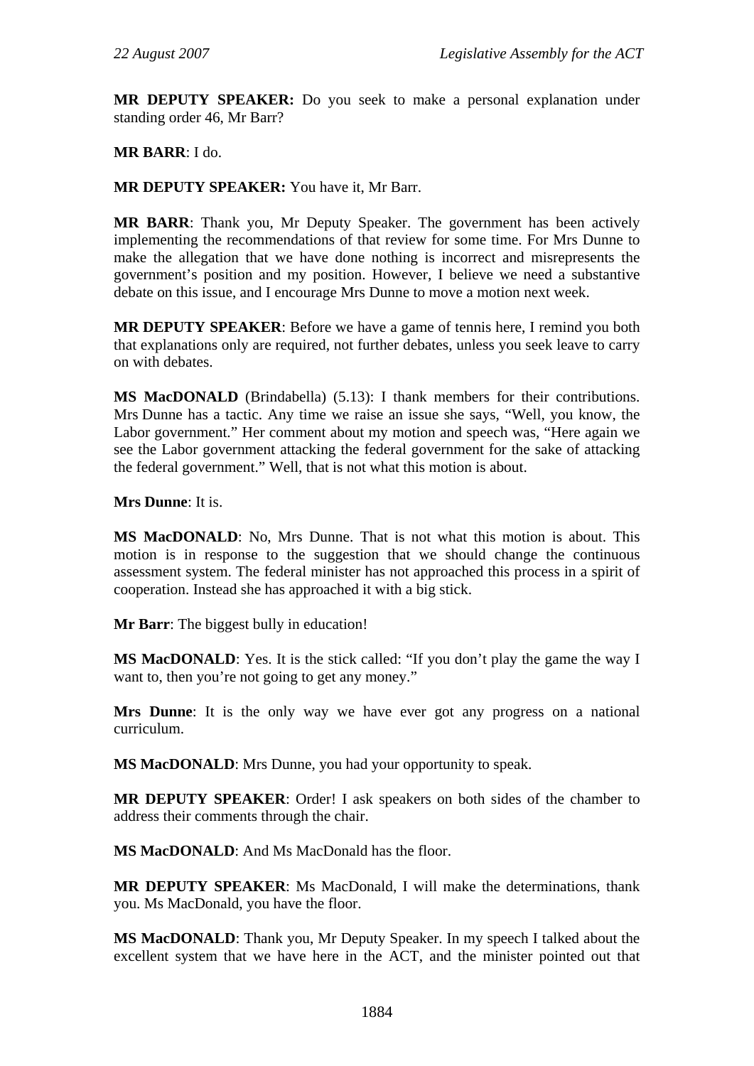**MR DEPUTY SPEAKER:** Do you seek to make a personal explanation under standing order 46, Mr Barr?

**MR BARR**: I do.

**MR DEPUTY SPEAKER:** You have it, Mr Barr.

**MR BARR**: Thank you, Mr Deputy Speaker. The government has been actively implementing the recommendations of that review for some time. For Mrs Dunne to make the allegation that we have done nothing is incorrect and misrepresents the government's position and my position. However, I believe we need a substantive debate on this issue, and I encourage Mrs Dunne to move a motion next week.

**MR DEPUTY SPEAKER**: Before we have a game of tennis here, I remind you both that explanations only are required, not further debates, unless you seek leave to carry on with debates.

**MS MacDONALD** (Brindabella) (5.13): I thank members for their contributions. Mrs Dunne has a tactic. Any time we raise an issue she says, "Well, you know, the Labor government." Her comment about my motion and speech was, "Here again we see the Labor government attacking the federal government for the sake of attacking the federal government." Well, that is not what this motion is about.

**Mrs Dunne**: It is.

**MS MacDONALD**: No, Mrs Dunne. That is not what this motion is about. This motion is in response to the suggestion that we should change the continuous assessment system. The federal minister has not approached this process in a spirit of cooperation. Instead she has approached it with a big stick.

**Mr Barr**: The biggest bully in education!

**MS MacDONALD**: Yes. It is the stick called: "If you don't play the game the way I want to, then you're not going to get any money."

**Mrs Dunne**: It is the only way we have ever got any progress on a national curriculum.

**MS MacDONALD**: Mrs Dunne, you had your opportunity to speak.

**MR DEPUTY SPEAKER**: Order! I ask speakers on both sides of the chamber to address their comments through the chair.

**MS MacDONALD**: And Ms MacDonald has the floor.

**MR DEPUTY SPEAKER**: Ms MacDonald, I will make the determinations, thank you. Ms MacDonald, you have the floor.

**MS MacDONALD**: Thank you, Mr Deputy Speaker. In my speech I talked about the excellent system that we have here in the ACT, and the minister pointed out that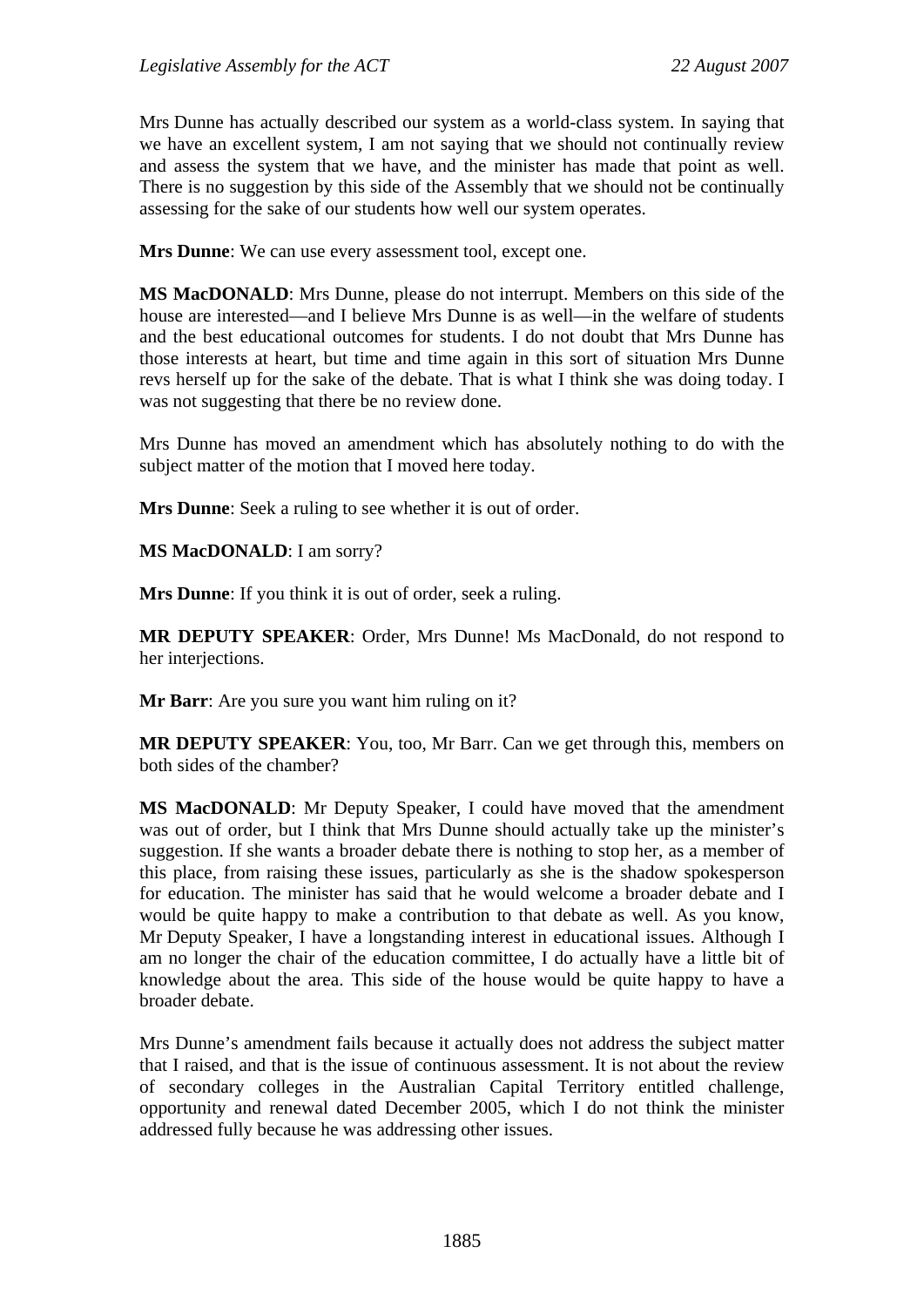Mrs Dunne has actually described our system as a world-class system. In saying that we have an excellent system, I am not saying that we should not continually review and assess the system that we have, and the minister has made that point as well. There is no suggestion by this side of the Assembly that we should not be continually assessing for the sake of our students how well our system operates.

**Mrs Dunne**: We can use every assessment tool, except one.

**MS MacDONALD**: Mrs Dunne, please do not interrupt. Members on this side of the house are interested—and I believe Mrs Dunne is as well—in the welfare of students and the best educational outcomes for students. I do not doubt that Mrs Dunne has those interests at heart, but time and time again in this sort of situation Mrs Dunne revs herself up for the sake of the debate. That is what I think she was doing today. I was not suggesting that there be no review done.

Mrs Dunne has moved an amendment which has absolutely nothing to do with the subject matter of the motion that I moved here today.

**Mrs Dunne**: Seek a ruling to see whether it is out of order.

**MS MacDONALD**: I am sorry?

**Mrs Dunne**: If you think it is out of order, seek a ruling.

**MR DEPUTY SPEAKER**: Order, Mrs Dunne! Ms MacDonald, do not respond to her interjections.

**Mr Barr**: Are you sure you want him ruling on it?

**MR DEPUTY SPEAKER**: You, too, Mr Barr. Can we get through this, members on both sides of the chamber?

**MS MacDONALD**: Mr Deputy Speaker, I could have moved that the amendment was out of order, but I think that Mrs Dunne should actually take up the minister's suggestion. If she wants a broader debate there is nothing to stop her, as a member of this place, from raising these issues, particularly as she is the shadow spokesperson for education. The minister has said that he would welcome a broader debate and I would be quite happy to make a contribution to that debate as well. As you know, Mr Deputy Speaker, I have a longstanding interest in educational issues. Although I am no longer the chair of the education committee, I do actually have a little bit of knowledge about the area. This side of the house would be quite happy to have a broader debate.

Mrs Dunne's amendment fails because it actually does not address the subject matter that I raised, and that is the issue of continuous assessment. It is not about the review of secondary colleges in the Australian Capital Territory entitled challenge, opportunity and renewal dated December 2005, which I do not think the minister addressed fully because he was addressing other issues.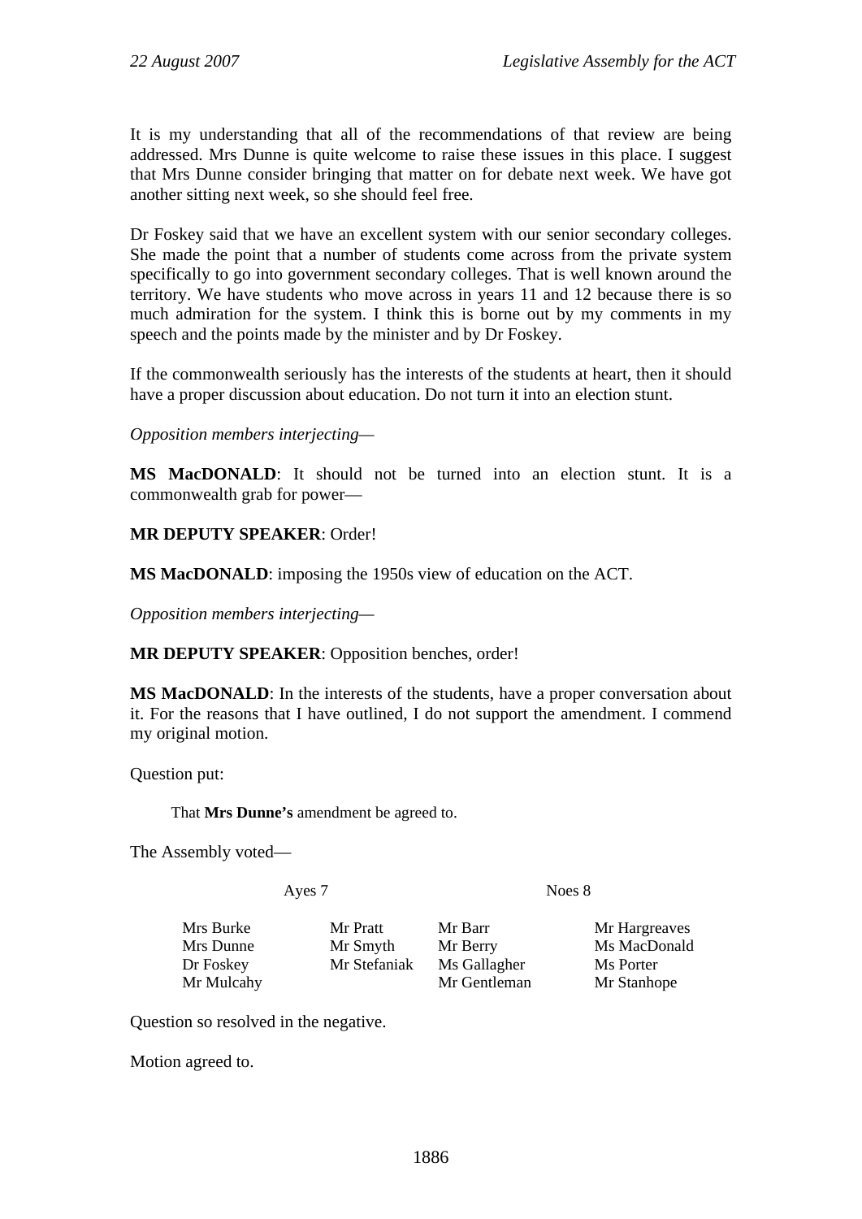It is my understanding that all of the recommendations of that review are being addressed. Mrs Dunne is quite welcome to raise these issues in this place. I suggest that Mrs Dunne consider bringing that matter on for debate next week. We have got another sitting next week, so she should feel free.

Dr Foskey said that we have an excellent system with our senior secondary colleges. She made the point that a number of students come across from the private system specifically to go into government secondary colleges. That is well known around the territory. We have students who move across in years 11 and 12 because there is so much admiration for the system. I think this is borne out by my comments in my speech and the points made by the minister and by Dr Foskey.

If the commonwealth seriously has the interests of the students at heart, then it should have a proper discussion about education. Do not turn it into an election stunt.

*Opposition members interjecting*—

**MS MacDONALD**: It should not be turned into an election stunt. It is a commonwealth grab for power—

**MR DEPUTY SPEAKER**: Order!

**MS MacDONALD**: imposing the 1950s view of education on the ACT.

*Opposition members interjecting*—

**MR DEPUTY SPEAKER**: Opposition benches, order!

**MS MacDONALD**: In the interests of the students, have a proper conversation about it. For the reasons that I have outlined, I do not support the amendment. I commend my original motion.

Question put:

> That **Mrs Dunne's** amendment be agreed to.

The Assembly voted—

| Ayes 7 | | Noes 8 | |
|---|---|---|---|
| Mrs Burke | Mr Pratt | Mr Barr | Mr Hargreaves |
| Mrs Dunne | Mr Smyth | Mr Berry | Ms MacDonald |
| Dr Foskey | Mr Stefaniak | Ms Gallagher | Ms Porter |
| Mr Mulcahy | | Mr Gentleman | Mr Stanhope |

Question so resolved in the negative.

Motion agreed to.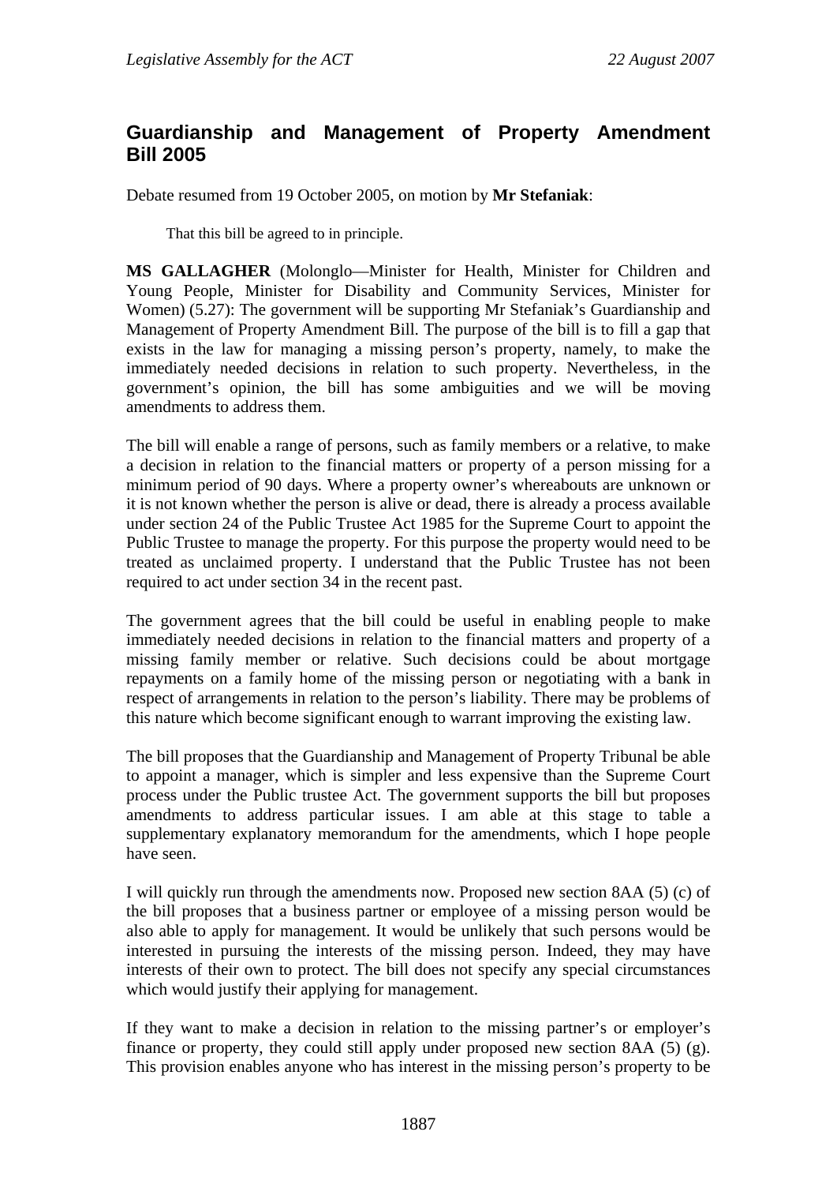## Guardianship and Management of Property Amendment Bill 2005

Debate resumed from 19 October 2005, on motion by **Mr Stefaniak**:

That this bill be agreed to in principle.

**MS GALLAGHER** (Molonglo—Minister for Health, Minister for Children and Young People, Minister for Disability and Community Services, Minister for Women) (5.27): The government will be supporting Mr Stefaniak's Guardianship and Management of Property Amendment Bill. The purpose of the bill is to fill a gap that exists in the law for managing a missing person's property, namely, to make the immediately needed decisions in relation to such property. Nevertheless, in the government's opinion, the bill has some ambiguities and we will be moving amendments to address them.

The bill will enable a range of persons, such as family members or a relative, to make a decision in relation to the financial matters or property of a person missing for a minimum period of 90 days. Where a property owner's whereabouts are unknown or it is not known whether the person is alive or dead, there is already a process available under section 24 of the Public Trustee Act 1985 for the Supreme Court to appoint the Public Trustee to manage the property. For this purpose the property would need to be treated as unclaimed property. I understand that the Public Trustee has not been required to act under section 34 in the recent past.

The government agrees that the bill could be useful in enabling people to make immediately needed decisions in relation to the financial matters and property of a missing family member or relative. Such decisions could be about mortgage repayments on a family home of the missing person or negotiating with a bank in respect of arrangements in relation to the person's liability. There may be problems of this nature which become significant enough to warrant improving the existing law.

The bill proposes that the Guardianship and Management of Property Tribunal be able to appoint a manager, which is simpler and less expensive than the Supreme Court process under the Public trustee Act. The government supports the bill but proposes amendments to address particular issues. I am able at this stage to table a supplementary explanatory memorandum for the amendments, which I hope people have seen.

I will quickly run through the amendments now. Proposed new section 8AA (5) (c) of the bill proposes that a business partner or employee of a missing person would be also able to apply for management. It would be unlikely that such persons would be interested in pursuing the interests of the missing person. Indeed, they may have interests of their own to protect. The bill does not specify any special circumstances which would justify their applying for management.

If they want to make a decision in relation to the missing partner's or employer's finance or property, they could still apply under proposed new section 8AA (5) (g). This provision enables anyone who has interest in the missing person's property to be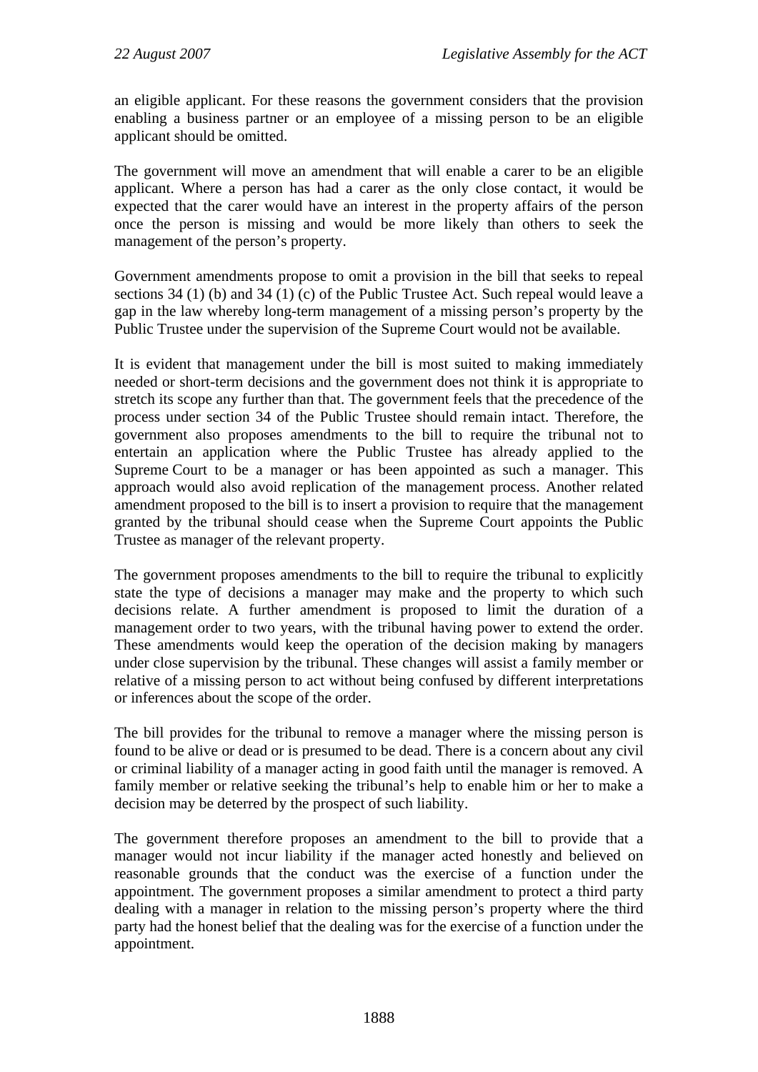an eligible applicant. For these reasons the government considers that the provision enabling a business partner or an employee of a missing person to be an eligible applicant should be omitted.

The government will move an amendment that will enable a carer to be an eligible applicant. Where a person has had a carer as the only close contact, it would be expected that the carer would have an interest in the property affairs of the person once the person is missing and would be more likely than others to seek the management of the person's property.

Government amendments propose to omit a provision in the bill that seeks to repeal sections 34 (1) (b) and 34 (1) (c) of the Public Trustee Act. Such repeal would leave a gap in the law whereby long-term management of a missing person's property by the Public Trustee under the supervision of the Supreme Court would not be available.

It is evident that management under the bill is most suited to making immediately needed or short-term decisions and the government does not think it is appropriate to stretch its scope any further than that. The government feels that the precedence of the process under section 34 of the Public Trustee should remain intact. Therefore, the government also proposes amendments to the bill to require the tribunal not to entertain an application where the Public Trustee has already applied to the Supreme Court to be a manager or has been appointed as such a manager. This approach would also avoid replication of the management process. Another related amendment proposed to the bill is to insert a provision to require that the management granted by the tribunal should cease when the Supreme Court appoints the Public Trustee as manager of the relevant property.

The government proposes amendments to the bill to require the tribunal to explicitly state the type of decisions a manager may make and the property to which such decisions relate. A further amendment is proposed to limit the duration of a management order to two years, with the tribunal having power to extend the order. These amendments would keep the operation of the decision making by managers under close supervision by the tribunal. These changes will assist a family member or relative of a missing person to act without being confused by different interpretations or inferences about the scope of the order.

The bill provides for the tribunal to remove a manager where the missing person is found to be alive or dead or is presumed to be dead. There is a concern about any civil or criminal liability of a manager acting in good faith until the manager is removed. A family member or relative seeking the tribunal's help to enable him or her to make a decision may be deterred by the prospect of such liability.

The government therefore proposes an amendment to the bill to provide that a manager would not incur liability if the manager acted honestly and believed on reasonable grounds that the conduct was the exercise of a function under the appointment. The government proposes a similar amendment to protect a third party dealing with a manager in relation to the missing person's property where the third party had the honest belief that the dealing was for the exercise of a function under the appointment.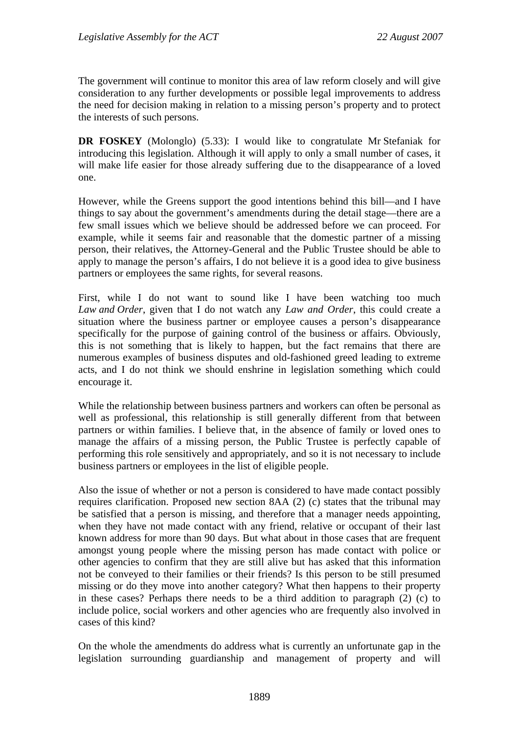The government will continue to monitor this area of law reform closely and will give consideration to any further developments or possible legal improvements to address the need for decision making in relation to a missing person's property and to protect the interests of such persons.

**DR FOSKEY** (Molonglo) (5.33): I would like to congratulate Mr Stefaniak for introducing this legislation. Although it will apply to only a small number of cases, it will make life easier for those already suffering due to the disappearance of a loved one.

However, while the Greens support the good intentions behind this bill—and I have things to say about the government's amendments during the detail stage—there are a few small issues which we believe should be addressed before we can proceed. For example, while it seems fair and reasonable that the domestic partner of a missing person, their relatives, the Attorney-General and the Public Trustee should be able to apply to manage the person's affairs, I do not believe it is a good idea to give business partners or employees the same rights, for several reasons.

First, while I do not want to sound like I have been watching too much *Law and Order*, given that I do not watch any *Law and Order*, this could create a situation where the business partner or employee causes a person's disappearance specifically for the purpose of gaining control of the business or affairs. Obviously, this is not something that is likely to happen, but the fact remains that there are numerous examples of business disputes and old-fashioned greed leading to extreme acts, and I do not think we should enshrine in legislation something which could encourage it.

While the relationship between business partners and workers can often be personal as well as professional, this relationship is still generally different from that between partners or within families. I believe that, in the absence of family or loved ones to manage the affairs of a missing person, the Public Trustee is perfectly capable of performing this role sensitively and appropriately, and so it is not necessary to include business partners or employees in the list of eligible people.

Also the issue of whether or not a person is considered to have made contact possibly requires clarification. Proposed new section 8AA (2) (c) states that the tribunal may be satisfied that a person is missing, and therefore that a manager needs appointing, when they have not made contact with any friend, relative or occupant of their last known address for more than 90 days. But what about in those cases that are frequent amongst young people where the missing person has made contact with police or other agencies to confirm that they are still alive but has asked that this information not be conveyed to their families or their friends? Is this person to be still presumed missing or do they move into another category? What then happens to their property in these cases? Perhaps there needs to be a third addition to paragraph (2) (c) to include police, social workers and other agencies who are frequently also involved in cases of this kind?

On the whole the amendments do address what is currently an unfortunate gap in the legislation surrounding guardianship and management of property and will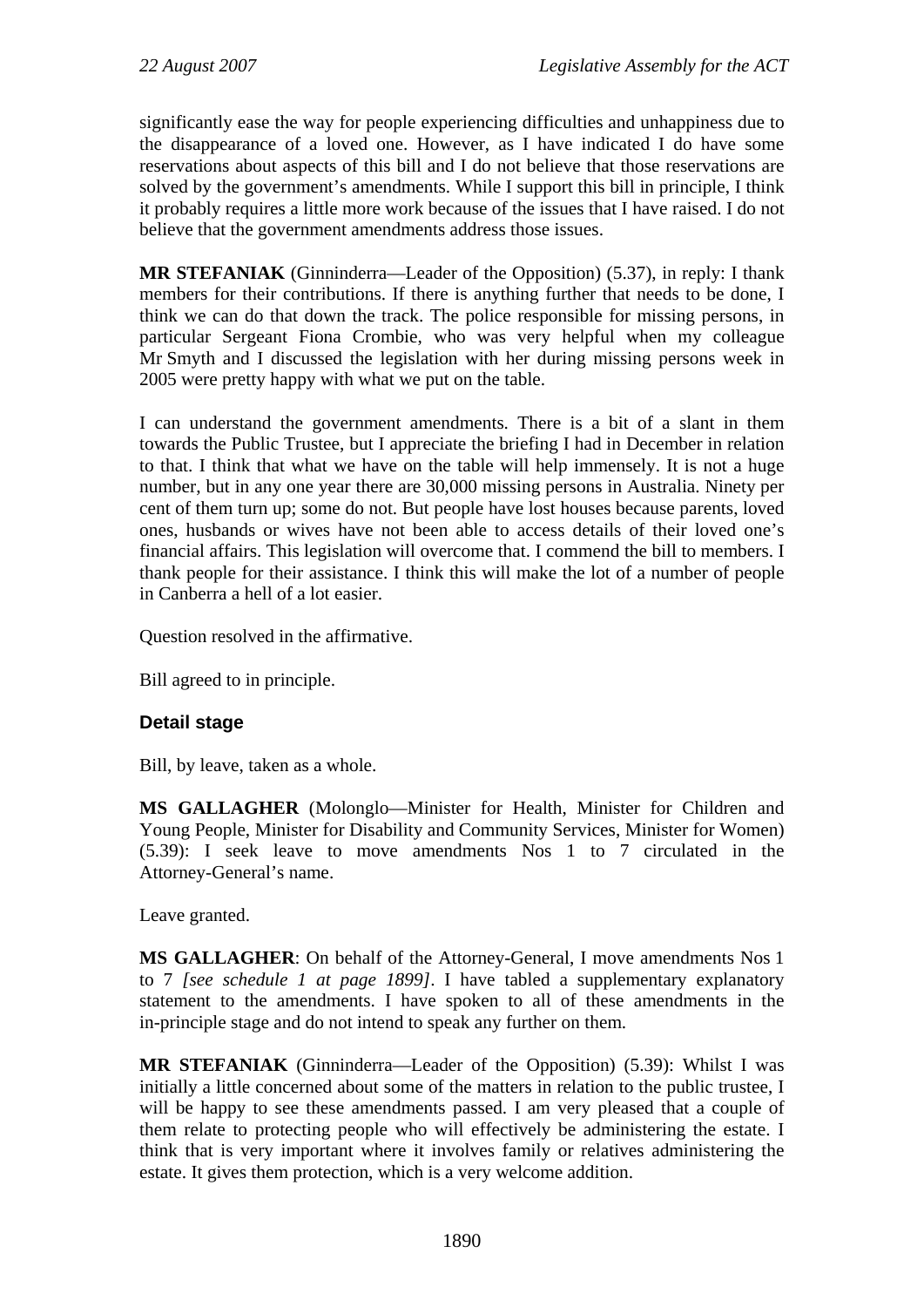significantly ease the way for people experiencing difficulties and unhappiness due to the disappearance of a loved one. However, as I have indicated I do have some reservations about aspects of this bill and I do not believe that those reservations are solved by the government's amendments. While I support this bill in principle, I think it probably requires a little more work because of the issues that I have raised. I do not believe that the government amendments address those issues.

**MR STEFANIAK** (Ginninderra—Leader of the Opposition) (5.37), in reply: I thank members for their contributions. If there is anything further that needs to be done, I think we can do that down the track. The police responsible for missing persons, in particular Sergeant Fiona Crombie, who was very helpful when my colleague Mr Smyth and I discussed the legislation with her during missing persons week in 2005 were pretty happy with what we put on the table.

I can understand the government amendments. There is a bit of a slant in them towards the Public Trustee, but I appreciate the briefing I had in December in relation to that. I think that what we have on the table will help immensely. It is not a huge number, but in any one year there are 30,000 missing persons in Australia. Ninety per cent of them turn up; some do not. But people have lost houses because parents, loved ones, husbands or wives have not been able to access details of their loved one's financial affairs. This legislation will overcome that. I commend the bill to members. I thank people for their assistance. I think this will make the lot of a number of people in Canberra a hell of a lot easier.

Question resolved in the affirmative.

Bill agreed to in principle.

### Detail stage

Bill, by leave, taken as a whole.

**MS GALLAGHER** (Molonglo—Minister for Health, Minister for Children and Young People, Minister for Disability and Community Services, Minister for Women) (5.39): I seek leave to move amendments Nos 1 to 7 circulated in the Attorney-General's name.

Leave granted.

**MS GALLAGHER**: On behalf of the Attorney-General, I move amendments Nos 1 to 7 *[see schedule 1 at page 1899]*. I have tabled a supplementary explanatory statement to the amendments. I have spoken to all of these amendments in the in-principle stage and do not intend to speak any further on them.

**MR STEFANIAK** (Ginninderra—Leader of the Opposition) (5.39): Whilst I was initially a little concerned about some of the matters in relation to the public trustee, I will be happy to see these amendments passed. I am very pleased that a couple of them relate to protecting people who will effectively be administering the estate. I think that is very important where it involves family or relatives administering the estate. It gives them protection, which is a very welcome addition.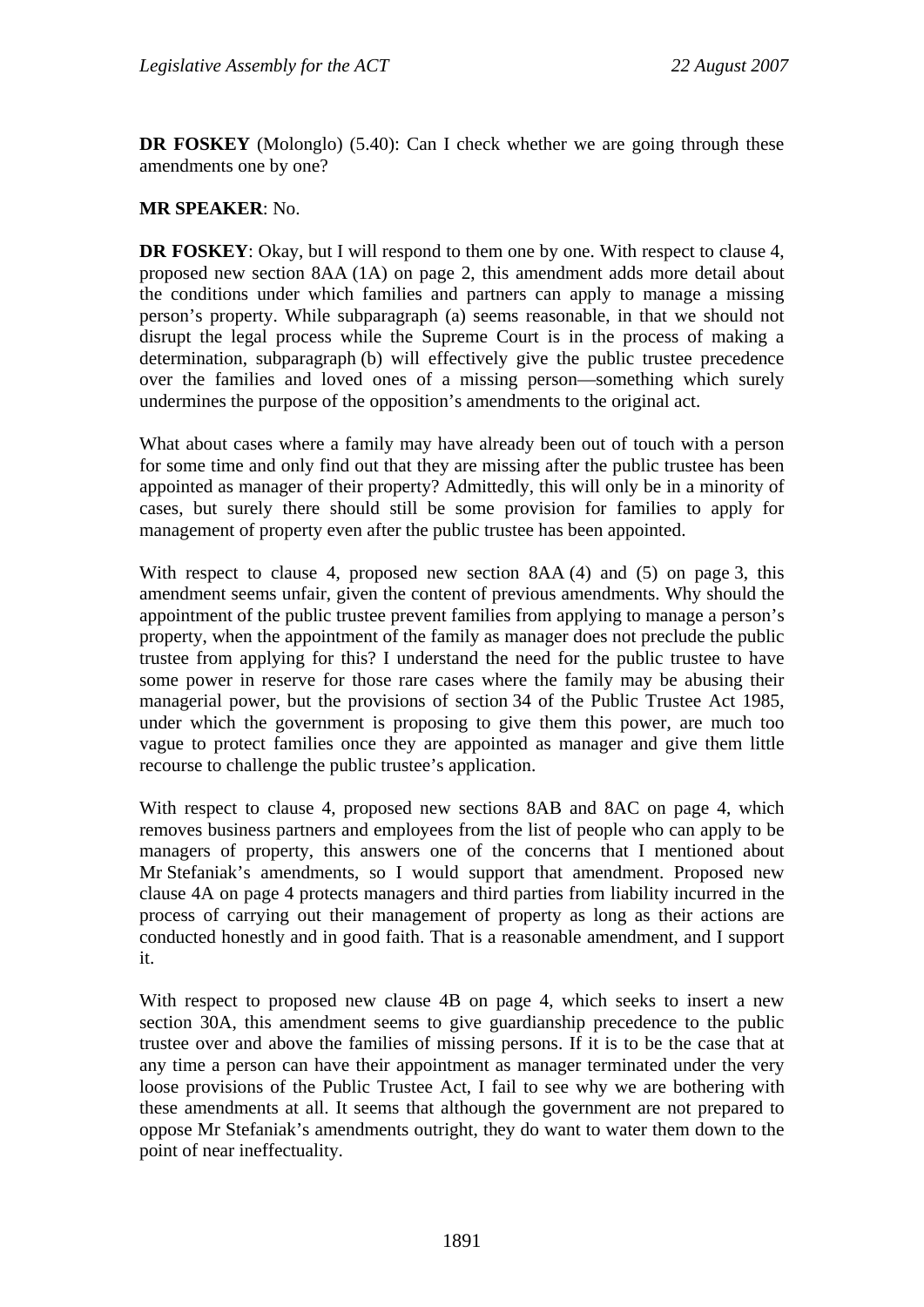**DR FOSKEY** (Molonglo) (5.40): Can I check whether we are going through these amendments one by one?

**MR SPEAKER**: No.

**DR FOSKEY**: Okay, but I will respond to them one by one. With respect to clause 4, proposed new section 8AA (1A) on page 2, this amendment adds more detail about the conditions under which families and partners can apply to manage a missing person's property. While subparagraph (a) seems reasonable, in that we should not disrupt the legal process while the Supreme Court is in the process of making a determination, subparagraph (b) will effectively give the public trustee precedence over the families and loved ones of a missing person—something which surely undermines the purpose of the opposition's amendments to the original act.

What about cases where a family may have already been out of touch with a person for some time and only find out that they are missing after the public trustee has been appointed as manager of their property? Admittedly, this will only be in a minority of cases, but surely there should still be some provision for families to apply for management of property even after the public trustee has been appointed.

With respect to clause 4, proposed new section 8AA (4) and (5) on page 3, this amendment seems unfair, given the content of previous amendments. Why should the appointment of the public trustee prevent families from applying to manage a person's property, when the appointment of the family as manager does not preclude the public trustee from applying for this? I understand the need for the public trustee to have some power in reserve for those rare cases where the family may be abusing their managerial power, but the provisions of section 34 of the Public Trustee Act 1985, under which the government is proposing to give them this power, are much too vague to protect families once they are appointed as manager and give them little recourse to challenge the public trustee's application.

With respect to clause 4, proposed new sections 8AB and 8AC on page 4, which removes business partners and employees from the list of people who can apply to be managers of property, this answers one of the concerns that I mentioned about Mr Stefaniak's amendments, so I would support that amendment. Proposed new clause 4A on page 4 protects managers and third parties from liability incurred in the process of carrying out their management of property as long as their actions are conducted honestly and in good faith. That is a reasonable amendment, and I support it.

With respect to proposed new clause 4B on page 4, which seeks to insert a new section 30A, this amendment seems to give guardianship precedence to the public trustee over and above the families of missing persons. If it is to be the case that at any time a person can have their appointment as manager terminated under the very loose provisions of the Public Trustee Act, I fail to see why we are bothering with these amendments at all. It seems that although the government are not prepared to oppose Mr Stefaniak's amendments outright, they do want to water them down to the point of near ineffectuality.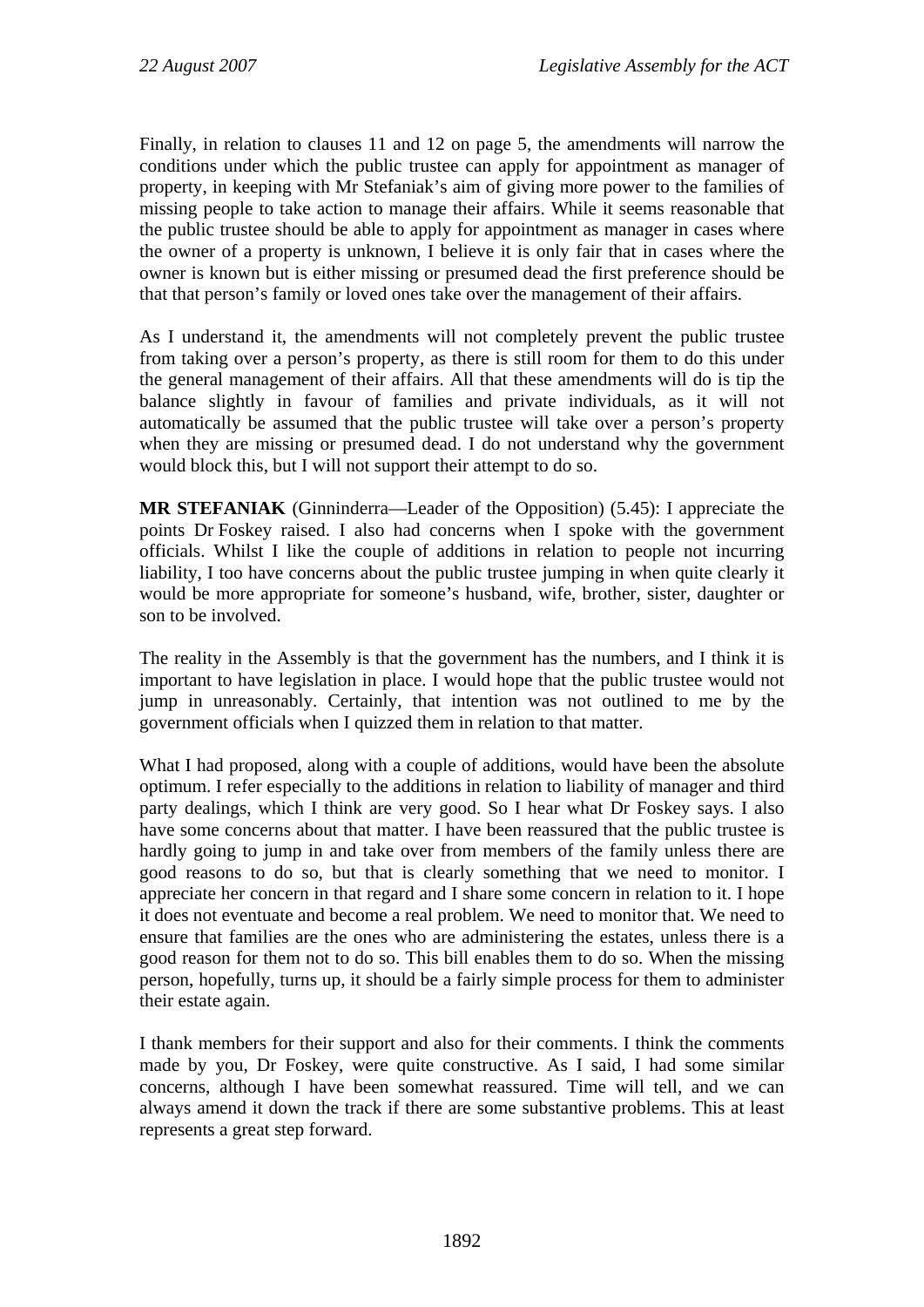Finally, in relation to clauses 11 and 12 on page 5, the amendments will narrow the conditions under which the public trustee can apply for appointment as manager of property, in keeping with Mr Stefaniak's aim of giving more power to the families of missing people to take action to manage their affairs. While it seems reasonable that the public trustee should be able to apply for appointment as manager in cases where the owner of a property is unknown, I believe it is only fair that in cases where the owner is known but is either missing or presumed dead the first preference should be that that person's family or loved ones take over the management of their affairs.

As I understand it, the amendments will not completely prevent the public trustee from taking over a person's property, as there is still room for them to do this under the general management of their affairs. All that these amendments will do is tip the balance slightly in favour of families and private individuals, as it will not automatically be assumed that the public trustee will take over a person's property when they are missing or presumed dead. I do not understand why the government would block this, but I will not support their attempt to do so.

**MR STEFANIAK** (Ginninderra—Leader of the Opposition) (5.45): I appreciate the points Dr Foskey raised. I also had concerns when I spoke with the government officials. Whilst I like the couple of additions in relation to people not incurring liability, I too have concerns about the public trustee jumping in when quite clearly it would be more appropriate for someone's husband, wife, brother, sister, daughter or son to be involved.

The reality in the Assembly is that the government has the numbers, and I think it is important to have legislation in place. I would hope that the public trustee would not jump in unreasonably. Certainly, that intention was not outlined to me by the government officials when I quizzed them in relation to that matter.

What I had proposed, along with a couple of additions, would have been the absolute optimum. I refer especially to the additions in relation to liability of manager and third party dealings, which I think are very good. So I hear what Dr Foskey says. I also have some concerns about that matter. I have been reassured that the public trustee is hardly going to jump in and take over from members of the family unless there are good reasons to do so, but that is clearly something that we need to monitor. I appreciate her concern in that regard and I share some concern in relation to it. I hope it does not eventuate and become a real problem. We need to monitor that. We need to ensure that families are the ones who are administering the estates, unless there is a good reason for them not to do so. This bill enables them to do so. When the missing person, hopefully, turns up, it should be a fairly simple process for them to administer their estate again.

I thank members for their support and also for their comments. I think the comments made by you, Dr Foskey, were quite constructive. As I said, I had some similar concerns, although I have been somewhat reassured. Time will tell, and we can always amend it down the track if there are some substantive problems. This at least represents a great step forward.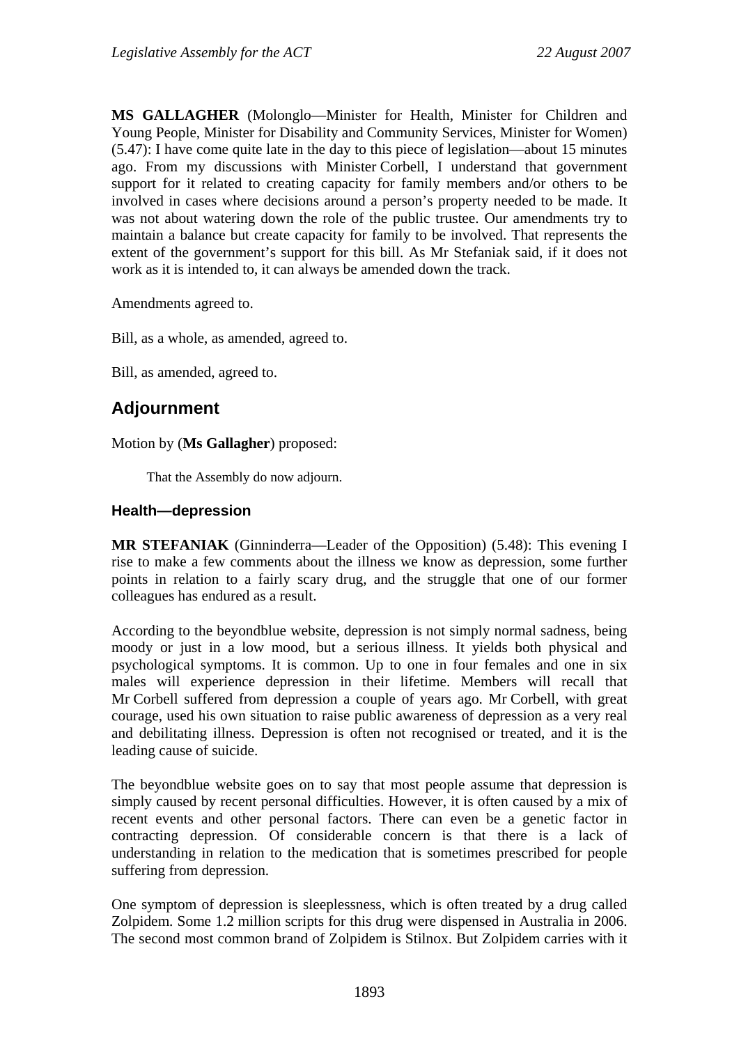**MS GALLAGHER** (Molonglo—Minister for Health, Minister for Children and Young People, Minister for Disability and Community Services, Minister for Women) (5.47): I have come quite late in the day to this piece of legislation—about 15 minutes ago. From my discussions with Minister Corbell, I understand that government support for it related to creating capacity for family members and/or others to be involved in cases where decisions around a person's property needed to be made. It was not about watering down the role of the public trustee. Our amendments try to maintain a balance but create capacity for family to be involved. That represents the extent of the government's support for this bill. As Mr Stefaniak said, if it does not work as it is intended to, it can always be amended down the track.

Amendments agreed to.

Bill, as a whole, as amended, agreed to.

Bill, as amended, agreed to.

## Adjournment

Motion by (**Ms Gallagher**) proposed:

> That the Assembly do now adjourn.

### Health—depression

**MR STEFANIAK** (Ginninderra—Leader of the Opposition) (5.48): This evening I rise to make a few comments about the illness we know as depression, some further points in relation to a fairly scary drug, and the struggle that one of our former colleagues has endured as a result.

According to the beyondblue website, depression is not simply normal sadness, being moody or just in a low mood, but a serious illness. It yields both physical and psychological symptoms. It is common. Up to one in four females and one in six males will experience depression in their lifetime. Members will recall that Mr Corbell suffered from depression a couple of years ago. Mr Corbell, with great courage, used his own situation to raise public awareness of depression as a very real and debilitating illness. Depression is often not recognised or treated, and it is the leading cause of suicide.

The beyondblue website goes on to say that most people assume that depression is simply caused by recent personal difficulties. However, it is often caused by a mix of recent events and other personal factors. There can even be a genetic factor in contracting depression. Of considerable concern is that there is a lack of understanding in relation to the medication that is sometimes prescribed for people suffering from depression.

One symptom of depression is sleeplessness, which is often treated by a drug called Zolpidem. Some 1.2 million scripts for this drug were dispensed in Australia in 2006. The second most common brand of Zolpidem is Stilnox. But Zolpidem carries with it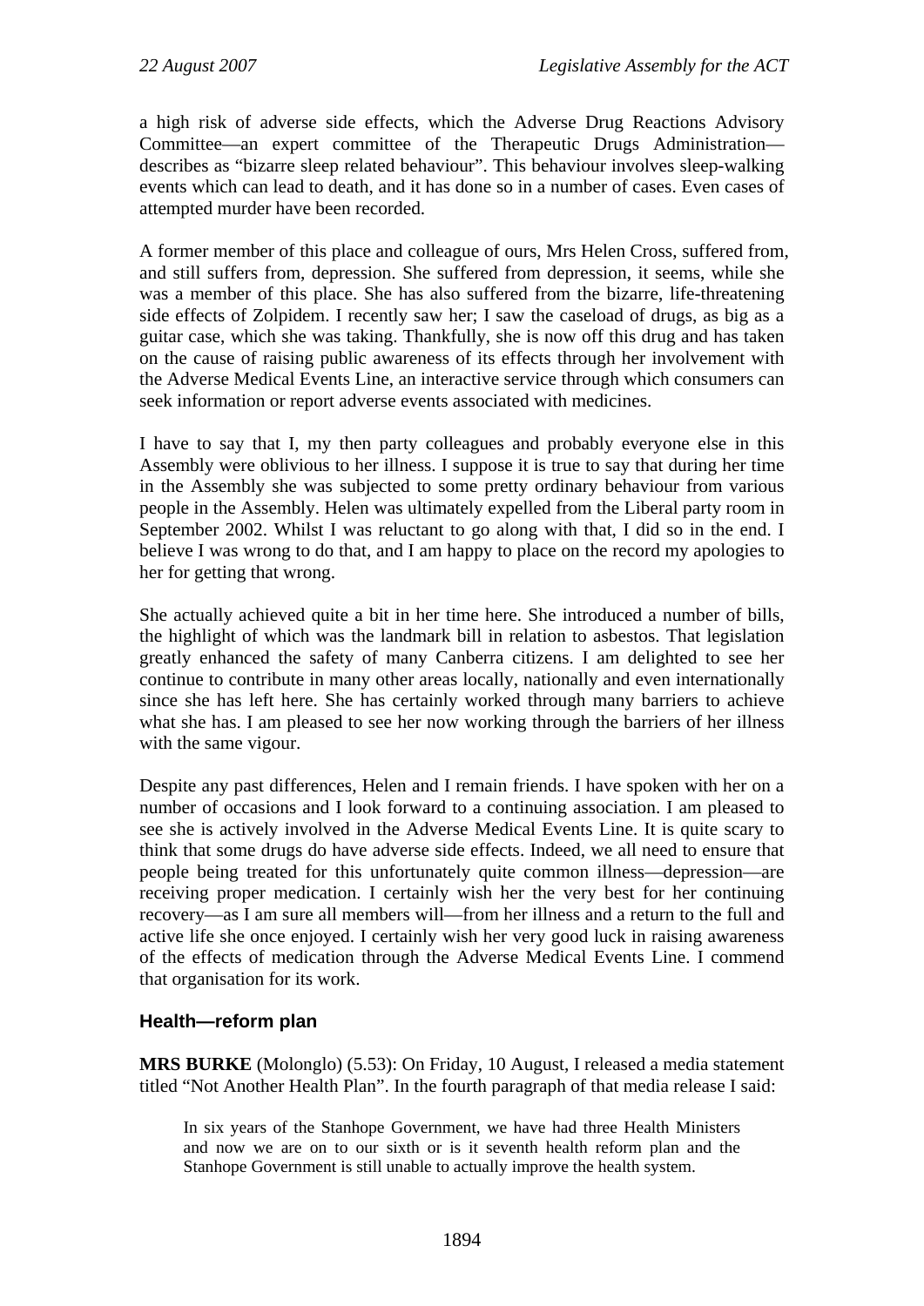a high risk of adverse side effects, which the Adverse Drug Reactions Advisory Committee—an expert committee of the Therapeutic Drugs Administration—describes as "bizarre sleep related behaviour". This behaviour involves sleep-walking events which can lead to death, and it has done so in a number of cases. Even cases of attempted murder have been recorded.

A former member of this place and colleague of ours, Mrs Helen Cross, suffered from, and still suffers from, depression. She suffered from depression, it seems, while she was a member of this place. She has also suffered from the bizarre, life-threatening side effects of Zolpidem. I recently saw her; I saw the caseload of drugs, as big as a guitar case, which she was taking. Thankfully, she is now off this drug and has taken on the cause of raising public awareness of its effects through her involvement with the Adverse Medical Events Line, an interactive service through which consumers can seek information or report adverse events associated with medicines.

I have to say that I, my then party colleagues and probably everyone else in this Assembly were oblivious to her illness. I suppose it is true to say that during her time in the Assembly she was subjected to some pretty ordinary behaviour from various people in the Assembly. Helen was ultimately expelled from the Liberal party room in September 2002. Whilst I was reluctant to go along with that, I did so in the end. I believe I was wrong to do that, and I am happy to place on the record my apologies to her for getting that wrong.

She actually achieved quite a bit in her time here. She introduced a number of bills, the highlight of which was the landmark bill in relation to asbestos. That legislation greatly enhanced the safety of many Canberra citizens. I am delighted to see her continue to contribute in many other areas locally, nationally and even internationally since she has left here. She has certainly worked through many barriers to achieve what she has. I am pleased to see her now working through the barriers of her illness with the same vigour.

Despite any past differences, Helen and I remain friends. I have spoken with her on a number of occasions and I look forward to a continuing association. I am pleased to see she is actively involved in the Adverse Medical Events Line. It is quite scary to think that some drugs do have adverse side effects. Indeed, we all need to ensure that people being treated for this unfortunately quite common illness—depression—are receiving proper medication. I certainly wish her the very best for her continuing recovery—as I am sure all members will—from her illness and a return to the full and active life she once enjoyed. I certainly wish her very good luck in raising awareness of the effects of medication through the Adverse Medical Events Line. I commend that organisation for its work.

### Health—reform plan

**MRS BURKE** (Molonglo) (5.53): On Friday, 10 August, I released a media statement titled "Not Another Health Plan". In the fourth paragraph of that media release I said:

> In six years of the Stanhope Government, we have had three Health Ministers and now we are on to our sixth or is it seventh health reform plan and the Stanhope Government is still unable to actually improve the health system.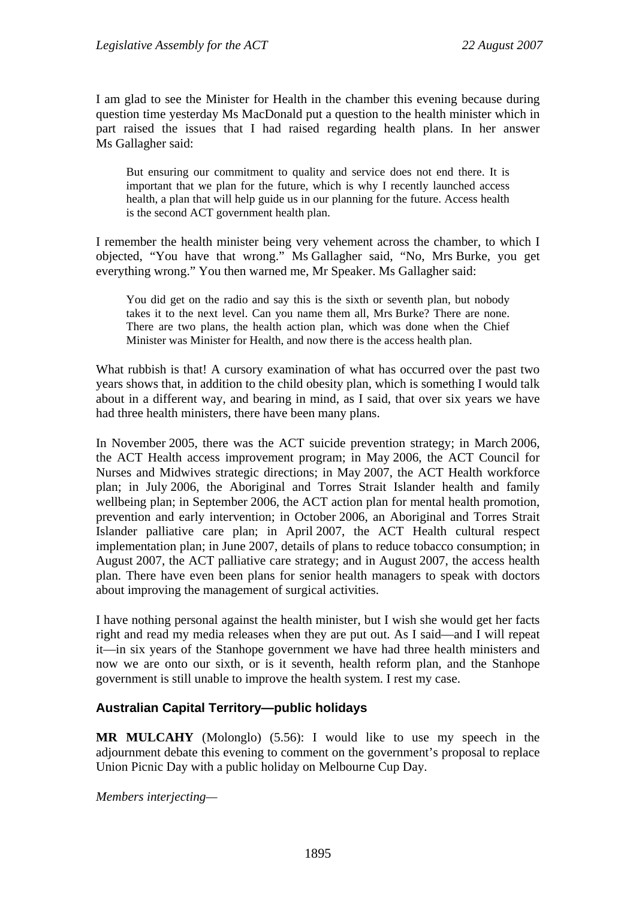I am glad to see the Minister for Health in the chamber this evening because during question time yesterday Ms MacDonald put a question to the health minister which in part raised the issues that I had raised regarding health plans. In her answer Ms Gallagher said:

> But ensuring our commitment to quality and service does not end there. It is important that we plan for the future, which is why I recently launched access health, a plan that will help guide us in our planning for the future. Access health is the second ACT government health plan.

I remember the health minister being very vehement across the chamber, to which I objected, "You have that wrong." Ms Gallagher said, "No, Mrs Burke, you get everything wrong." You then warned me, Mr Speaker. Ms Gallagher said:

> You did get on the radio and say this is the sixth or seventh plan, but nobody takes it to the next level. Can you name them all, Mrs Burke? There are none. There are two plans, the health action plan, which was done when the Chief Minister was Minister for Health, and now there is the access health plan.

What rubbish is that! A cursory examination of what has occurred over the past two years shows that, in addition to the child obesity plan, which is something I would talk about in a different way, and bearing in mind, as I said, that over six years we have had three health ministers, there have been many plans.

In November 2005, there was the ACT suicide prevention strategy; in March 2006, the ACT Health access improvement program; in May 2006, the ACT Council for Nurses and Midwives strategic directions; in May 2007, the ACT Health workforce plan; in July 2006, the Aboriginal and Torres Strait Islander health and family wellbeing plan; in September 2006, the ACT action plan for mental health promotion, prevention and early intervention; in October 2006, an Aboriginal and Torres Strait Islander palliative care plan; in April 2007, the ACT Health cultural respect implementation plan; in June 2007, details of plans to reduce tobacco consumption; in August 2007, the ACT palliative care strategy; and in August 2007, the access health plan. There have even been plans for senior health managers to speak with doctors about improving the management of surgical activities.

I have nothing personal against the health minister, but I wish she would get her facts right and read my media releases when they are put out. As I said—and I will repeat it—in six years of the Stanhope government we have had three health ministers and now we are onto our sixth, or is it seventh, health reform plan, and the Stanhope government is still unable to improve the health system. I rest my case.

### Australian Capital Territory—public holidays

**MR MULCAHY** (Molonglo) (5.56): I would like to use my speech in the adjournment debate this evening to comment on the government's proposal to replace Union Picnic Day with a public holiday on Melbourne Cup Day.

*Members interjecting—*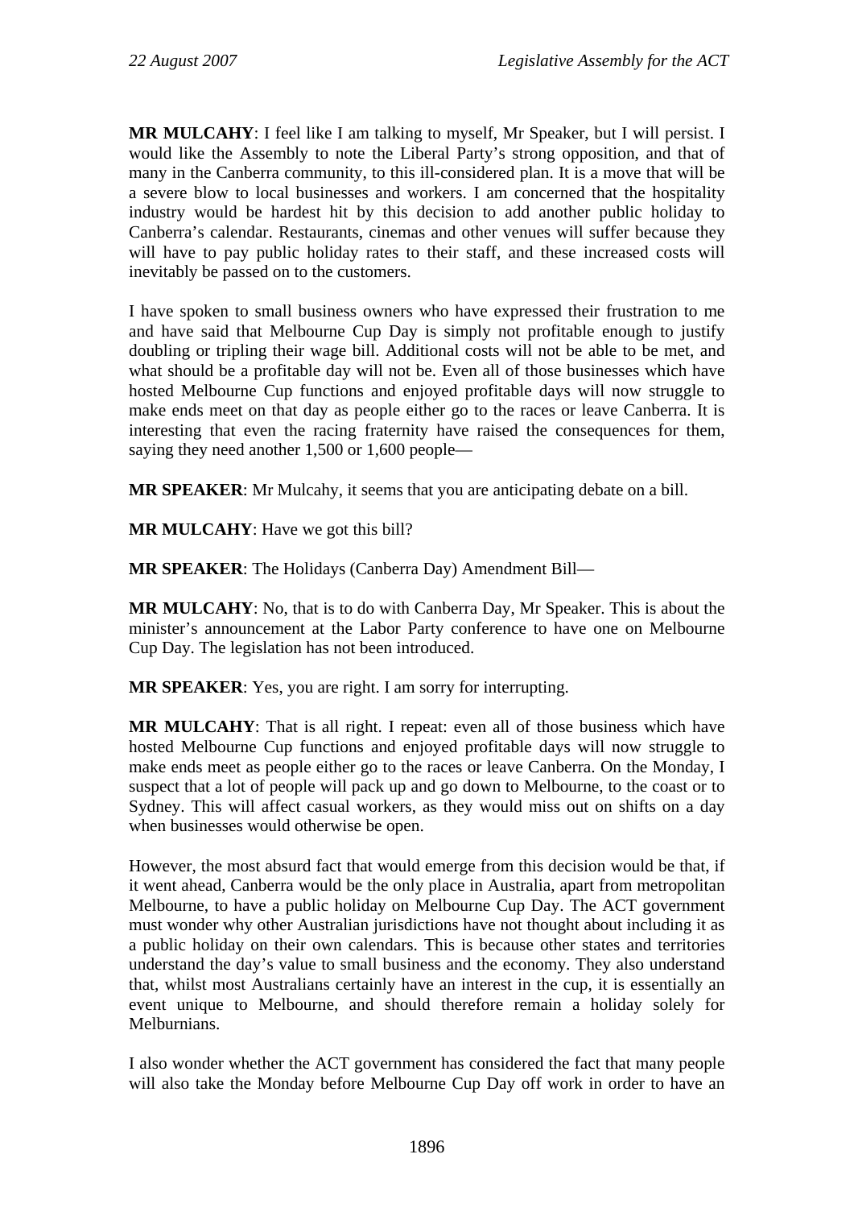**MR MULCAHY**: I feel like I am talking to myself, Mr Speaker, but I will persist. I would like the Assembly to note the Liberal Party's strong opposition, and that of many in the Canberra community, to this ill-considered plan. It is a move that will be a severe blow to local businesses and workers. I am concerned that the hospitality industry would be hardest hit by this decision to add another public holiday to Canberra's calendar. Restaurants, cinemas and other venues will suffer because they will have to pay public holiday rates to their staff, and these increased costs will inevitably be passed on to the customers.

I have spoken to small business owners who have expressed their frustration to me and have said that Melbourne Cup Day is simply not profitable enough to justify doubling or tripling their wage bill. Additional costs will not be able to be met, and what should be a profitable day will not be. Even all of those businesses which have hosted Melbourne Cup functions and enjoyed profitable days will now struggle to make ends meet on that day as people either go to the races or leave Canberra. It is interesting that even the racing fraternity have raised the consequences for them, saying they need another 1,500 or 1,600 people—

**MR SPEAKER**: Mr Mulcahy, it seems that you are anticipating debate on a bill.

**MR MULCAHY**: Have we got this bill?

**MR SPEAKER**: The Holidays (Canberra Day) Amendment Bill—

**MR MULCAHY**: No, that is to do with Canberra Day, Mr Speaker. This is about the minister's announcement at the Labor Party conference to have one on Melbourne Cup Day. The legislation has not been introduced.

**MR SPEAKER**: Yes, you are right. I am sorry for interrupting.

**MR MULCAHY**: That is all right. I repeat: even all of those business which have hosted Melbourne Cup functions and enjoyed profitable days will now struggle to make ends meet as people either go to the races or leave Canberra. On the Monday, I suspect that a lot of people will pack up and go down to Melbourne, to the coast or to Sydney. This will affect casual workers, as they would miss out on shifts on a day when businesses would otherwise be open.

However, the most absurd fact that would emerge from this decision would be that, if it went ahead, Canberra would be the only place in Australia, apart from metropolitan Melbourne, to have a public holiday on Melbourne Cup Day. The ACT government must wonder why other Australian jurisdictions have not thought about including it as a public holiday on their own calendars. This is because other states and territories understand the day's value to small business and the economy. They also understand that, whilst most Australians certainly have an interest in the cup, it is essentially an event unique to Melbourne, and should therefore remain a holiday solely for Melburnians.

I also wonder whether the ACT government has considered the fact that many people will also take the Monday before Melbourne Cup Day off work in order to have an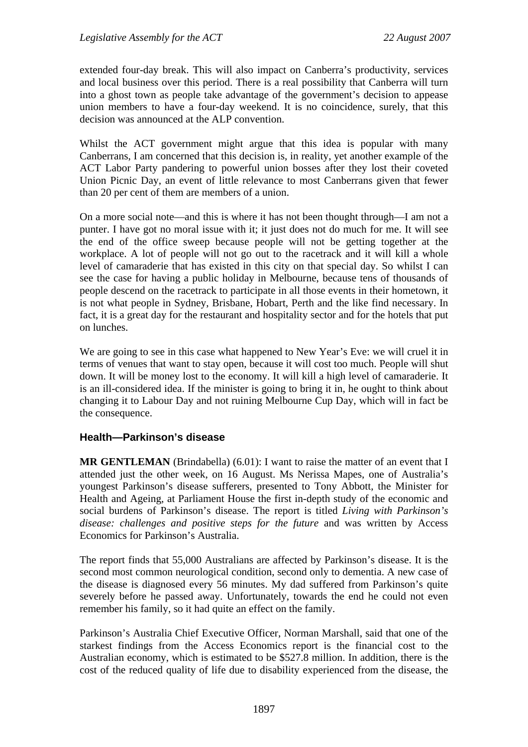extended four-day break. This will also impact on Canberra's productivity, services and local business over this period. There is a real possibility that Canberra will turn into a ghost town as people take advantage of the government's decision to appease union members to have a four-day weekend. It is no coincidence, surely, that this decision was announced at the ALP convention.

Whilst the ACT government might argue that this idea is popular with many Canberrans, I am concerned that this decision is, in reality, yet another example of the ACT Labor Party pandering to powerful union bosses after they lost their coveted Union Picnic Day, an event of little relevance to most Canberrans given that fewer than 20 per cent of them are members of a union.

On a more social note—and this is where it has not been thought through—I am not a punter. I have got no moral issue with it; it just does not do much for me. It will see the end of the office sweep because people will not be getting together at the workplace. A lot of people will not go out to the racetrack and it will kill a whole level of camaraderie that has existed in this city on that special day. So whilst I can see the case for having a public holiday in Melbourne, because tens of thousands of people descend on the racetrack to participate in all those events in their hometown, it is not what people in Sydney, Brisbane, Hobart, Perth and the like find necessary. In fact, it is a great day for the restaurant and hospitality sector and for the hotels that put on lunches.

We are going to see in this case what happened to New Year's Eve: we will cruel it in terms of venues that want to stay open, because it will cost too much. People will shut down. It will be money lost to the economy. It will kill a high level of camaraderie. It is an ill-considered idea. If the minister is going to bring it in, he ought to think about changing it to Labour Day and not ruining Melbourne Cup Day, which will in fact be the consequence.

### Health—Parkinson's disease

**MR GENTLEMAN** (Brindabella) (6.01): I want to raise the matter of an event that I attended just the other week, on 16 August. Ms Nerissa Mapes, one of Australia's youngest Parkinson's disease sufferers, presented to Tony Abbott, the Minister for Health and Ageing, at Parliament House the first in-depth study of the economic and social burdens of Parkinson's disease. The report is titled *Living with Parkinson's disease: challenges and positive steps for the future* and was written by Access Economics for Parkinson's Australia.

The report finds that 55,000 Australians are affected by Parkinson's disease. It is the second most common neurological condition, second only to dementia. A new case of the disease is diagnosed every 56 minutes. My dad suffered from Parkinson's quite severely before he passed away. Unfortunately, towards the end he could not even remember his family, so it had quite an effect on the family.

Parkinson's Australia Chief Executive Officer, Norman Marshall, said that one of the starkest findings from the Access Economics report is the financial cost to the Australian economy, which is estimated to be $527.8 million. In addition, there is the cost of the reduced quality of life due to disability experienced from the disease, the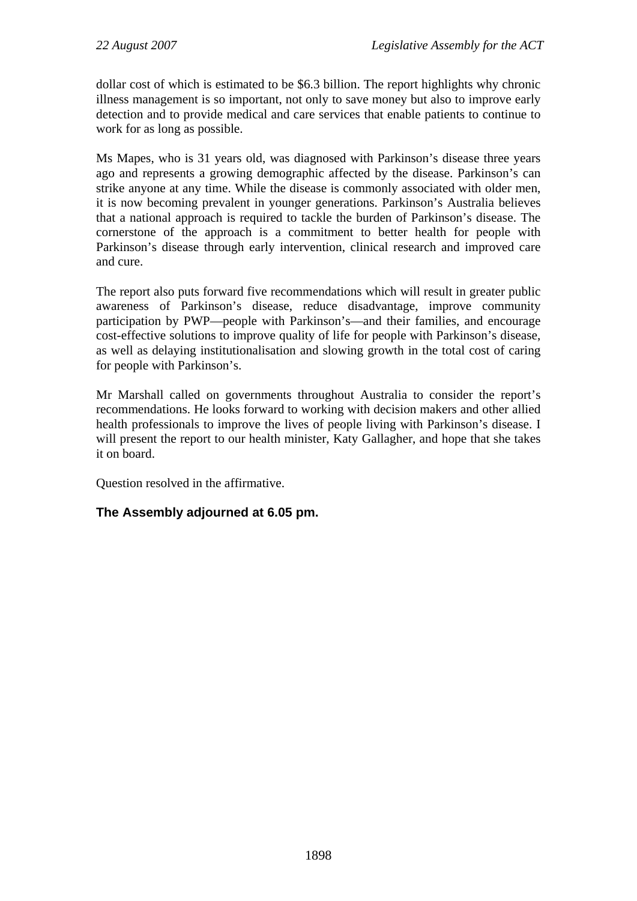dollar cost of which is estimated to be $6.3 billion. The report highlights why chronic illness management is so important, not only to save money but also to improve early detection and to provide medical and care services that enable patients to continue to work for as long as possible.

Ms Mapes, who is 31 years old, was diagnosed with Parkinson's disease three years ago and represents a growing demographic affected by the disease. Parkinson's can strike anyone at any time. While the disease is commonly associated with older men, it is now becoming prevalent in younger generations. Parkinson's Australia believes that a national approach is required to tackle the burden of Parkinson's disease. The cornerstone of the approach is a commitment to better health for people with Parkinson's disease through early intervention, clinical research and improved care and cure.

The report also puts forward five recommendations which will result in greater public awareness of Parkinson's disease, reduce disadvantage, improve community participation by PWP—people with Parkinson's—and their families, and encourage cost-effective solutions to improve quality of life for people with Parkinson's disease, as well as delaying institutionalisation and slowing growth in the total cost of caring for people with Parkinson's.

Mr Marshall called on governments throughout Australia to consider the report's recommendations. He looks forward to working with decision makers and other allied health professionals to improve the lives of people living with Parkinson's disease. I will present the report to our health minister, Katy Gallagher, and hope that she takes it on board.

Question resolved in the affirmative.

**The Assembly adjourned at 6.05 pm.**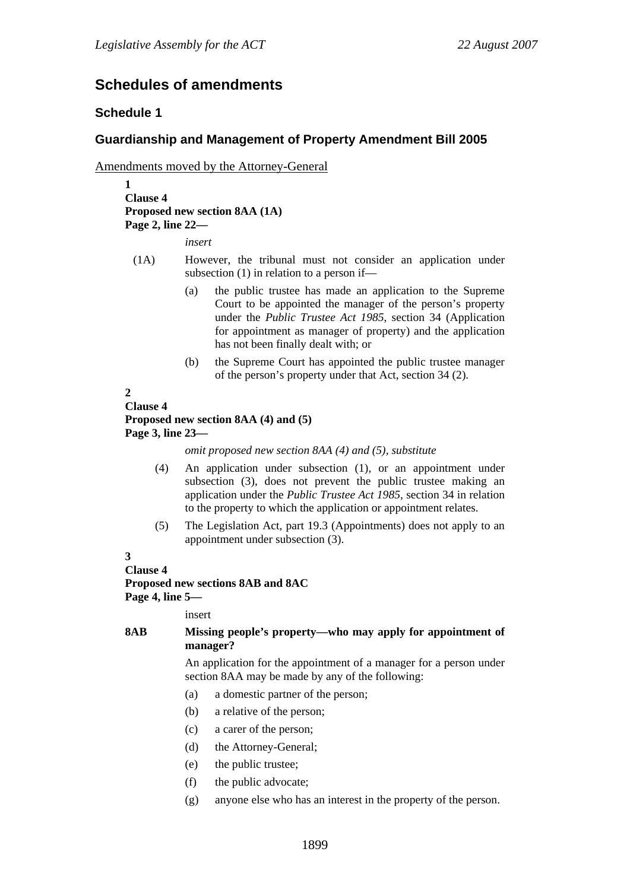# Schedules of amendments

## Schedule 1

## Guardianship and Management of Property Amendment Bill 2005

Amendments moved by the Attorney-General

**1**
**Clause 4**
**Proposed new section 8AA (1A)**
**Page 2, line 22—**

*insert*

(1A) However, the tribunal must not consider an application under subsection (1) in relation to a person if—

(a) the public trustee has made an application to the Supreme Court to be appointed the manager of the person's property under the *Public Trustee Act 1985*, section 34 (Application for appointment as manager of property) and the application has not been finally dealt with; or

(b) the Supreme Court has appointed the public trustee manager of the person's property under that Act, section 34 (2).

**2**
**Clause 4**
**Proposed new section 8AA (4) and (5)**
**Page 3, line 23—**

*omit proposed new section 8AA (4) and (5), substitute*

(4) An application under subsection (1), or an appointment under subsection (3), does not prevent the public trustee making an application under the *Public Trustee Act 1985*, section 34 in relation to the property to which the application or appointment relates.

(5) The Legislation Act, part 19.3 (Appointments) does not apply to an appointment under subsection (3).

**3**
**Clause 4**
**Proposed new sections 8AB and 8AC**
**Page 4, line 5—**

insert

**8AB Missing people's property—who may apply for appointment of manager?**

An application for the appointment of a manager for a person under section 8AA may be made by any of the following:

(a) a domestic partner of the person;

(b) a relative of the person;

(c) a carer of the person;

(d) the Attorney-General;

(e) the public trustee;

(f) the public advocate;

(g) anyone else who has an interest in the property of the person.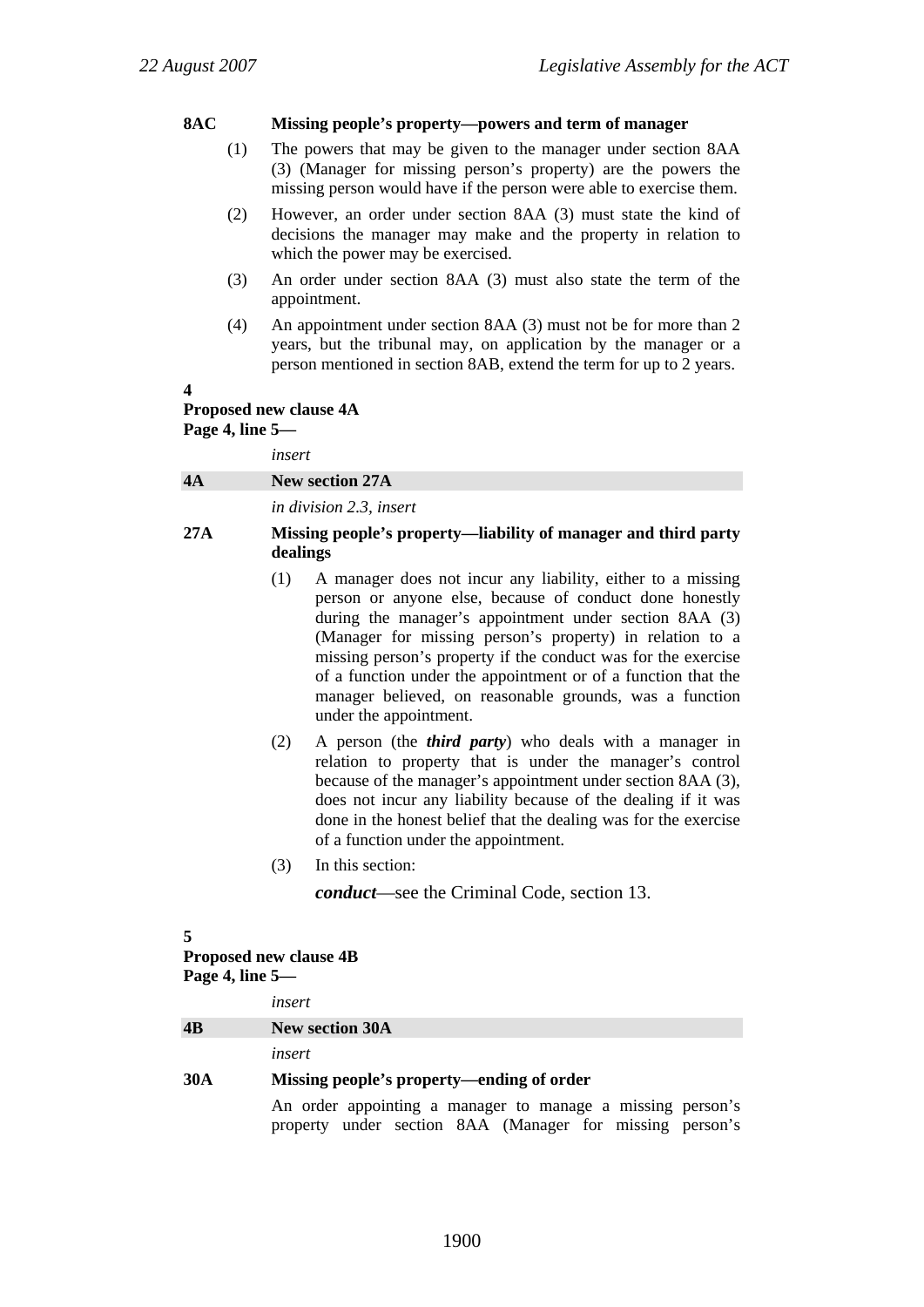**8AC Missing people's property—powers and term of manager**

(1) The powers that may be given to the manager under section 8AA (3) (Manager for missing person's property) are the powers the missing person would have if the person were able to exercise them.

(2) However, an order under section 8AA (3) must state the kind of decisions the manager may make and the property in relation to which the power may be exercised.

(3) An order under section 8AA (3) must also state the term of the appointment.

(4) An appointment under section 8AA (3) must not be for more than 2 years, but the tribunal may, on application by the manager or a person mentioned in section 8AB, extend the term for up to 2 years.

**4**
**Proposed new clause 4A**
**Page 4, line 5—**

*insert*

**4A New section 27A**

*in division 2.3, insert*

**27A Missing people's property—liability of manager and third party dealings**

(1) A manager does not incur any liability, either to a missing person or anyone else, because of conduct done honestly during the manager's appointment under section 8AA (3) (Manager for missing person's property) in relation to a missing person's property if the conduct was for the exercise of a function under the appointment or of a function that the manager believed, on reasonable grounds, was a function under the appointment.

(2) A person (the ***third party***) who deals with a manager in relation to property that is under the manager's control because of the manager's appointment under section 8AA (3), does not incur any liability because of the dealing if it was done in the honest belief that the dealing was for the exercise of a function under the appointment.

(3) In this section:

***conduct***—see the Criminal Code, section 13.

**5**
**Proposed new clause 4B**
**Page 4, line 5—**

*insert*

**4B New section 30A**

*insert*

**30A Missing people's property—ending of order**

An order appointing a manager to manage a missing person's property under section 8AA (Manager for missing person's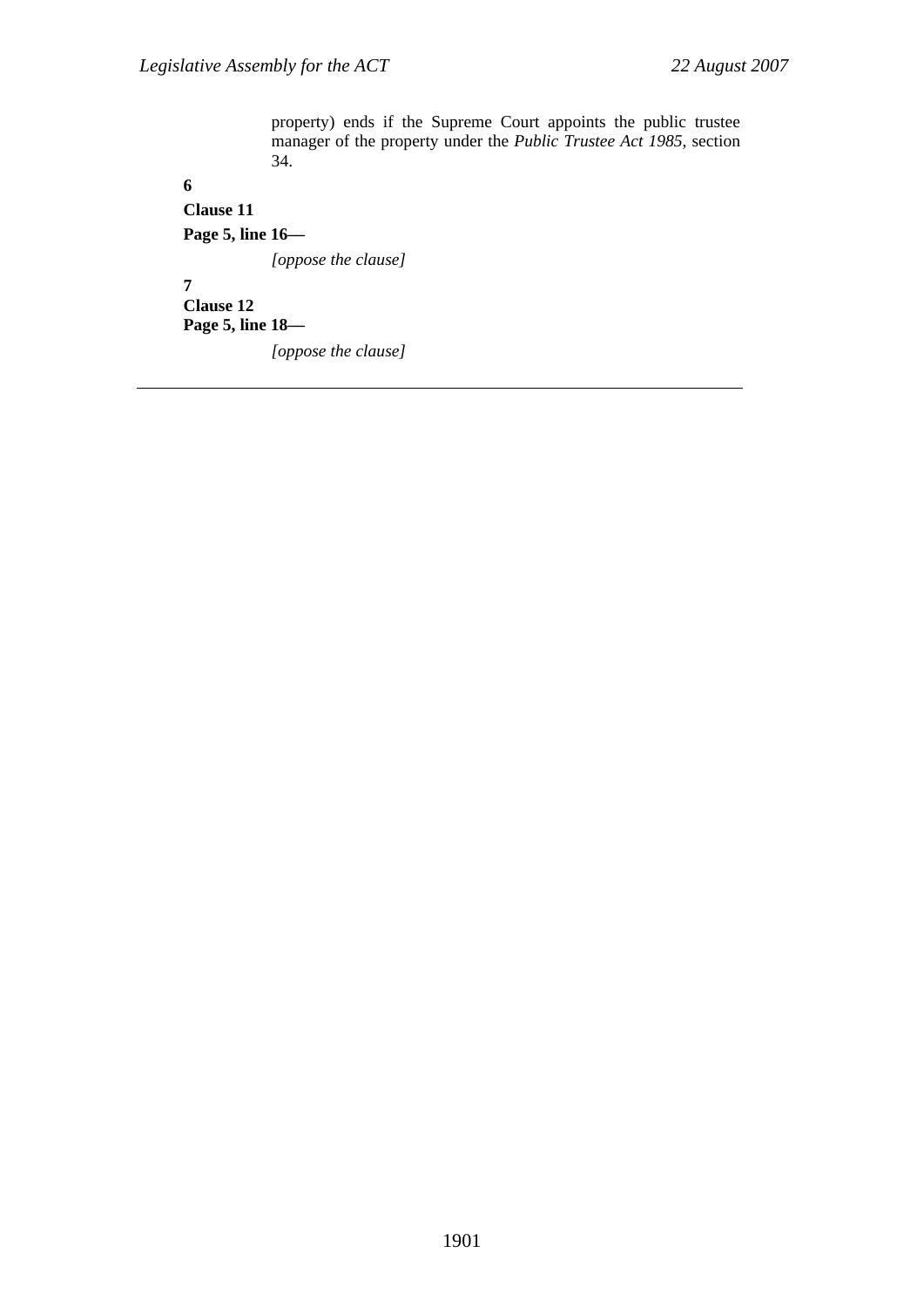property) ends if the Supreme Court appoints the public trustee manager of the property under the *Public Trustee Act 1985*, section 34.

**6**

**Clause 11**

**Page 5, line 16—**

*[oppose the clause]*

**7**

**Clause 12**

**Page 5, line 18—**

*[oppose the clause]*